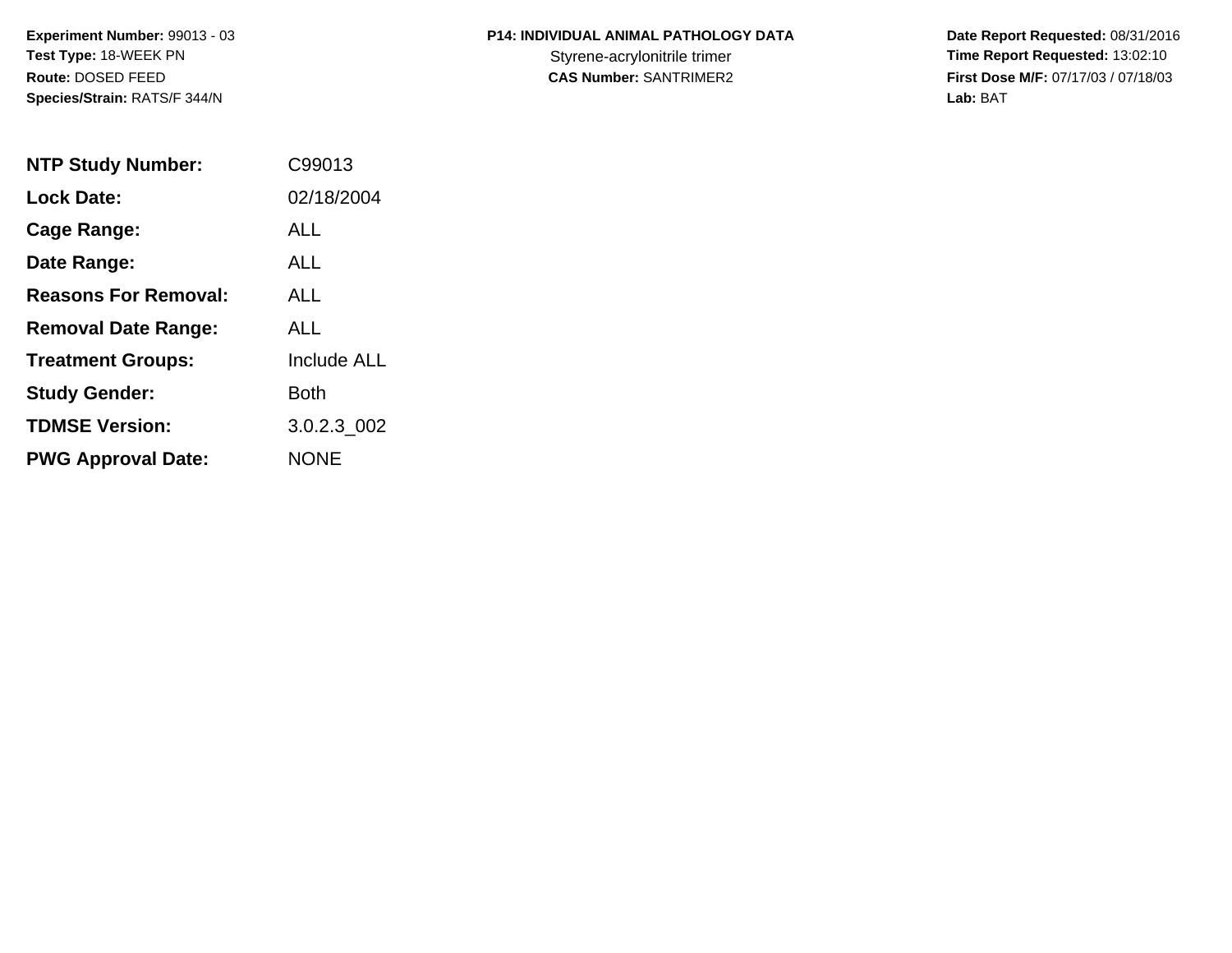**Experiment Number:** 99013 - 03
**Test Type:** 18-WEEK PN
**Route:** DOSED FEED
**Species/Strain:** RATS/F 344/N

**P14: INDIVIDUAL ANIMAL PATHOLOGY DATA**
Styrene-acrylonitrile trimer
**CAS Number:** SANTRIMER2

**Date Report Requested:** 08/31/2016
**Time Report Requested:** 13:02:10
**First Dose M/F:** 07/17/03 / 07/18/03
**Lab:** BAT

| | |
|---|---|
| **NTP Study Number:** | C99013 |
| **Lock Date:** | 02/18/2004 |
| **Cage Range:** | ALL |
| **Date Range:** | ALL |
| **Reasons For Removal:** | ALL |
| **Removal Date Range:** | ALL |
| **Treatment Groups:** | Include ALL |
| **Study Gender:** | Both |
| **TDMSE Version:** | 3.0.2.3_002 |
| **PWG Approval Date:** | NONE |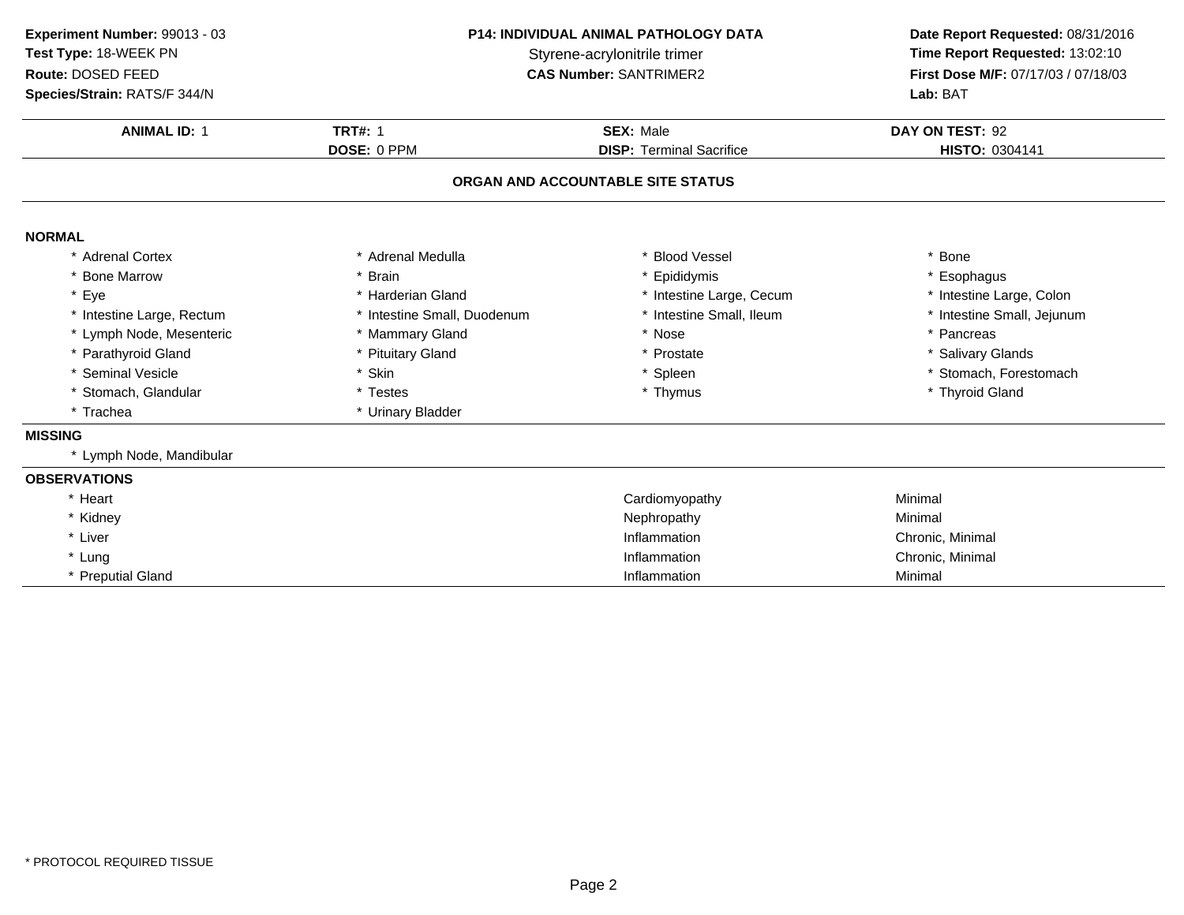**Experiment Number:** 99013 - 03
**Test Type:** 18-WEEK PN
**Route:** DOSED FEED
**Species/Strain:** RATS/F 344/N

**P14: INDIVIDUAL ANIMAL PATHOLOGY DATA**
Styrene-acrylonitrile trimer
**CAS Number:** SANTRIMER2

**Date Report Requested:** 08/31/2016
**Time Report Requested:** 13:02:10
**First Dose M/F:** 07/17/03 / 07/18/03
**Lab:** BAT

| **ANIMAL ID:** 1 | **TRT#:** 1 | **SEX:** Male | **DAY ON TEST:** 92 |
|---|---|---|---|
| | **DOSE:** 0 PPM | **DISP:** Terminal Sacrifice | **HISTO:** 0304141 |

## ORGAN AND ACCOUNTABLE SITE STATUS

**NORMAL**

| | | | |
|---|---|---|---|
| * Adrenal Cortex | * Adrenal Medulla | * Blood Vessel | * Bone |
| * Bone Marrow | * Brain | * Epididymis | * Esophagus |
| * Eye | * Harderian Gland | * Intestine Large, Cecum | * Intestine Large, Colon |
| * Intestine Large, Rectum | * Intestine Small, Duodenum | * Intestine Small, Ileum | * Intestine Small, Jejunum |
| * Lymph Node, Mesenteric | * Mammary Gland | * Nose | * Pancreas |
| * Parathyroid Gland | * Pituitary Gland | * Prostate | * Salivary Glands |
| * Seminal Vesicle | * Skin | * Spleen | * Stomach, Forestomach |
| * Stomach, Glandular | * Testes | * Thymus | * Thyroid Gland |
| * Trachea | * Urinary Bladder | | |

**MISSING**

* Lymph Node, Mandibular

**OBSERVATIONS**

| | | |
|---|---|---|
| * Heart | Cardiomyopathy | Minimal |
| * Kidney | Nephropathy | Minimal |
| * Liver | Inflammation | Chronic, Minimal |
| * Lung | Inflammation | Chronic, Minimal |
| * Preputial Gland | Inflammation | Minimal |

\* PROTOCOL REQUIRED TISSUE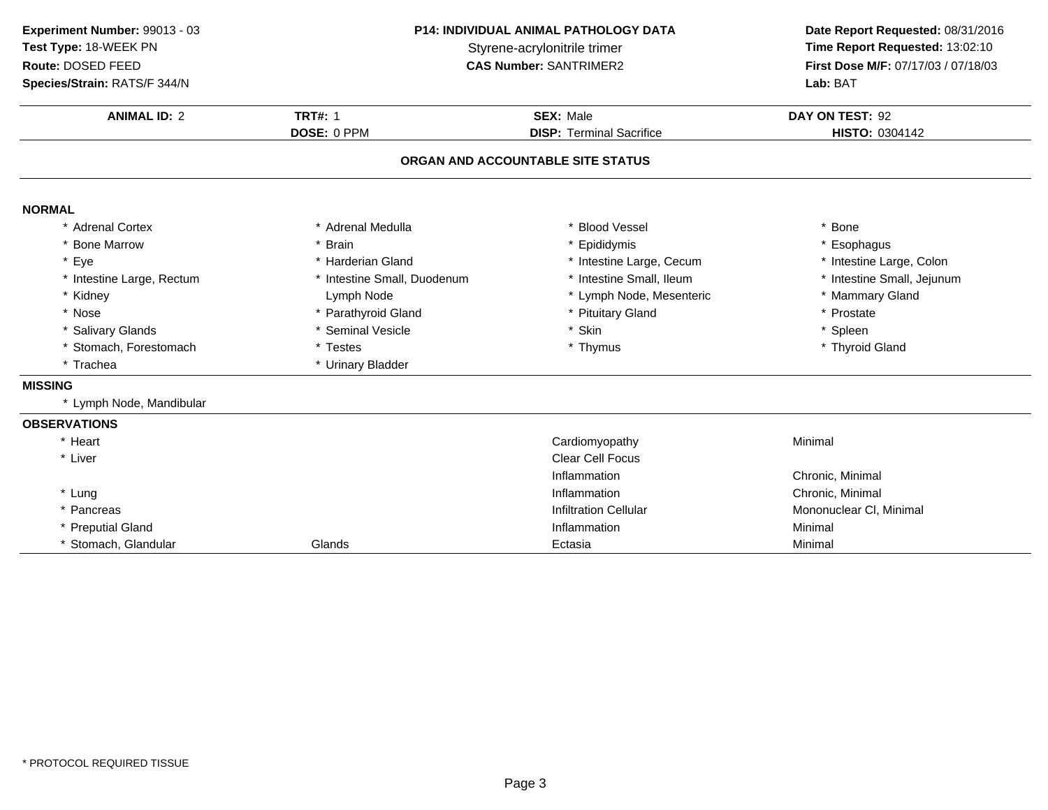**Experiment Number:** 99013 - 03
**Test Type:** 18-WEEK PN
**Route:** DOSED FEED
**Species/Strain:** RATS/F 344/N

**P14: INDIVIDUAL ANIMAL PATHOLOGY DATA**
Styrene-acrylonitrile trimer
**CAS Number:** SANTRIMER2

**Date Report Requested:** 08/31/2016
**Time Report Requested:** 13:02:10
**First Dose M/F:** 07/17/03 / 07/18/03
**Lab:** BAT

| **ANIMAL ID:** 2 | **TRT#:** 1 | **SEX:** Male | **DAY ON TEST:** 92 |
|---|---|---|---|
| | **DOSE:** 0 PPM | **DISP:** Terminal Sacrifice | **HISTO:** 0304142 |

## ORGAN AND ACCOUNTABLE SITE STATUS

### NORMAL

| | | | |
|---|---|---|---|
| * Adrenal Cortex | * Adrenal Medulla | * Blood Vessel | * Bone |
| * Bone Marrow | * Brain | * Epididymis | * Esophagus |
| * Eye | * Harderian Gland | * Intestine Large, Cecum | * Intestine Large, Colon |
| * Intestine Large, Rectum | * Intestine Small, Duodenum | * Intestine Small, Ileum | * Intestine Small, Jejunum |
| * Kidney | Lymph Node | * Lymph Node, Mesenteric | * Mammary Gland |
| * Nose | * Parathyroid Gland | * Pituitary Gland | * Prostate |
| * Salivary Glands | * Seminal Vesicle | * Skin | * Spleen |
| * Stomach, Forestomach | * Testes | * Thymus | * Thyroid Gland |
| * Trachea | * Urinary Bladder | | |

### MISSING

* Lymph Node, Mandibular

### OBSERVATIONS

| | | | |
|---|---|---|---|
| * Heart | | Cardiomyopathy | Minimal |
| * Liver | | Clear Cell Focus | |
| | | Inflammation | Chronic, Minimal |
| * Lung | | Inflammation | Chronic, Minimal |
| * Pancreas | | Infiltration Cellular | Mononuclear Cl, Minimal |
| * Preputial Gland | | Inflammation | Minimal |
| * Stomach, Glandular | Glands | Ectasia | Minimal |

* PROTOCOL REQUIRED TISSUE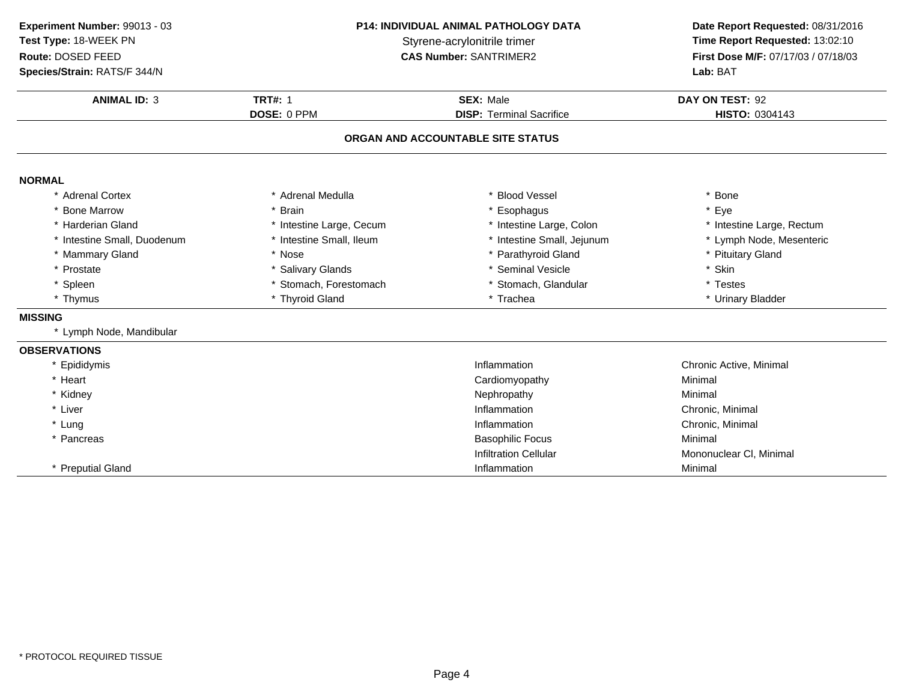**Experiment Number:** 99013 - 03
**Test Type:** 18-WEEK PN
**Route:** DOSED FEED
**Species/Strain:** RATS/F 344/N

**P14: INDIVIDUAL ANIMAL PATHOLOGY DATA**
Styrene-acrylonitrile trimer
**CAS Number:** SANTRIMER2

**Date Report Requested:** 08/31/2016
**Time Report Requested:** 13:02:10
**First Dose M/F:** 07/17/03 / 07/18/03
**Lab:** BAT

| **ANIMAL ID:** 3 | **TRT#:** 1 | **SEX:** Male | **DAY ON TEST:** 92 |
|---|---|---|---|
| | **DOSE:** 0 PPM | **DISP:** Terminal Sacrifice | **HISTO:** 0304143 |

## ORGAN AND ACCOUNTABLE SITE STATUS

### NORMAL

| | | | |
|---|---|---|---|
| * Adrenal Cortex | * Adrenal Medulla | * Blood Vessel | * Bone |
| * Bone Marrow | * Brain | * Esophagus | * Eye |
| * Harderian Gland | * Intestine Large, Cecum | * Intestine Large, Colon | * Intestine Large, Rectum |
| * Intestine Small, Duodenum | * Intestine Small, Ileum | * Intestine Small, Jejunum | * Lymph Node, Mesenteric |
| * Mammary Gland | * Nose | * Parathyroid Gland | * Pituitary Gland |
| * Prostate | * Salivary Glands | * Seminal Vesicle | * Skin |
| * Spleen | * Stomach, Forestomach | * Stomach, Glandular | * Testes |
| * Thymus | * Thyroid Gland | * Trachea | * Urinary Bladder |

### MISSING

* Lymph Node, Mandibular

### OBSERVATIONS

| | | |
|---|---|---|
| * Epididymis | Inflammation | Chronic Active, Minimal |
| * Heart | Cardiomyopathy | Minimal |
| * Kidney | Nephropathy | Minimal |
| * Liver | Inflammation | Chronic, Minimal |
| * Lung | Inflammation | Chronic, Minimal |
| * Pancreas | Basophilic Focus | Minimal |
| | Infiltration Cellular | Mononuclear Cl, Minimal |
| * Preputial Gland | Inflammation | Minimal |

* PROTOCOL REQUIRED TISSUE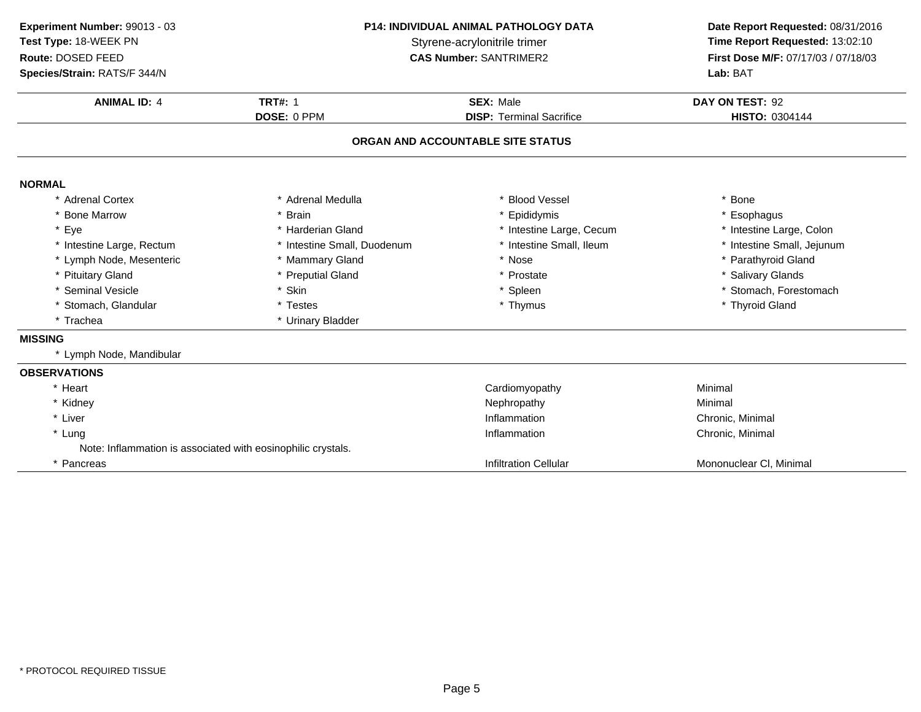**Experiment Number:** 99013 - 03
**Test Type:** 18-WEEK PN
**Route:** DOSED FEED
**Species/Strain:** RATS/F 344/N

**P14: INDIVIDUAL ANIMAL PATHOLOGY DATA**
Styrene-acrylonitrile trimer
**CAS Number:** SANTRIMER2

**Date Report Requested:** 08/31/2016
**Time Report Requested:** 13:02:10
**First Dose M/F:** 07/17/03 / 07/18/03
**Lab:** BAT

| **ANIMAL ID:** 4 | **TRT#:** 1 | **SEX:** Male | **DAY ON TEST:** 92 |
|---|---|---|---|
| | **DOSE:** 0 PPM | **DISP:** Terminal Sacrifice | **HISTO:** 0304144 |

## ORGAN AND ACCOUNTABLE SITE STATUS

### NORMAL

| | | | |
|---|---|---|---|
| * Adrenal Cortex | * Adrenal Medulla | * Blood Vessel | * Bone |
| * Bone Marrow | * Brain | * Epididymis | * Esophagus |
| * Eye | * Harderian Gland | * Intestine Large, Cecum | * Intestine Large, Colon |
| * Intestine Large, Rectum | * Intestine Small, Duodenum | * Intestine Small, Ileum | * Intestine Small, Jejunum |
| * Lymph Node, Mesenteric | * Mammary Gland | * Nose | * Parathyroid Gland |
| * Pituitary Gland | * Preputial Gland | * Prostate | * Salivary Glands |
| * Seminal Vesicle | * Skin | * Spleen | * Stomach, Forestomach |
| * Stomach, Glandular | * Testes | * Thymus | * Thyroid Gland |
| * Trachea | * Urinary Bladder | | |

### MISSING

* Lymph Node, Mandibular

### OBSERVATIONS

| | | |
|---|---|---|
| * Heart | Cardiomyopathy | Minimal |
| * Kidney | Nephropathy | Minimal |
| * Liver | Inflammation | Chronic, Minimal |
| * Lung | Inflammation | Chronic, Minimal |
| Note: Inflammation is associated with eosinophilic crystals. | | |
| * Pancreas | Infiltration Cellular | Mononuclear Cl, Minimal |

* PROTOCOL REQUIRED TISSUE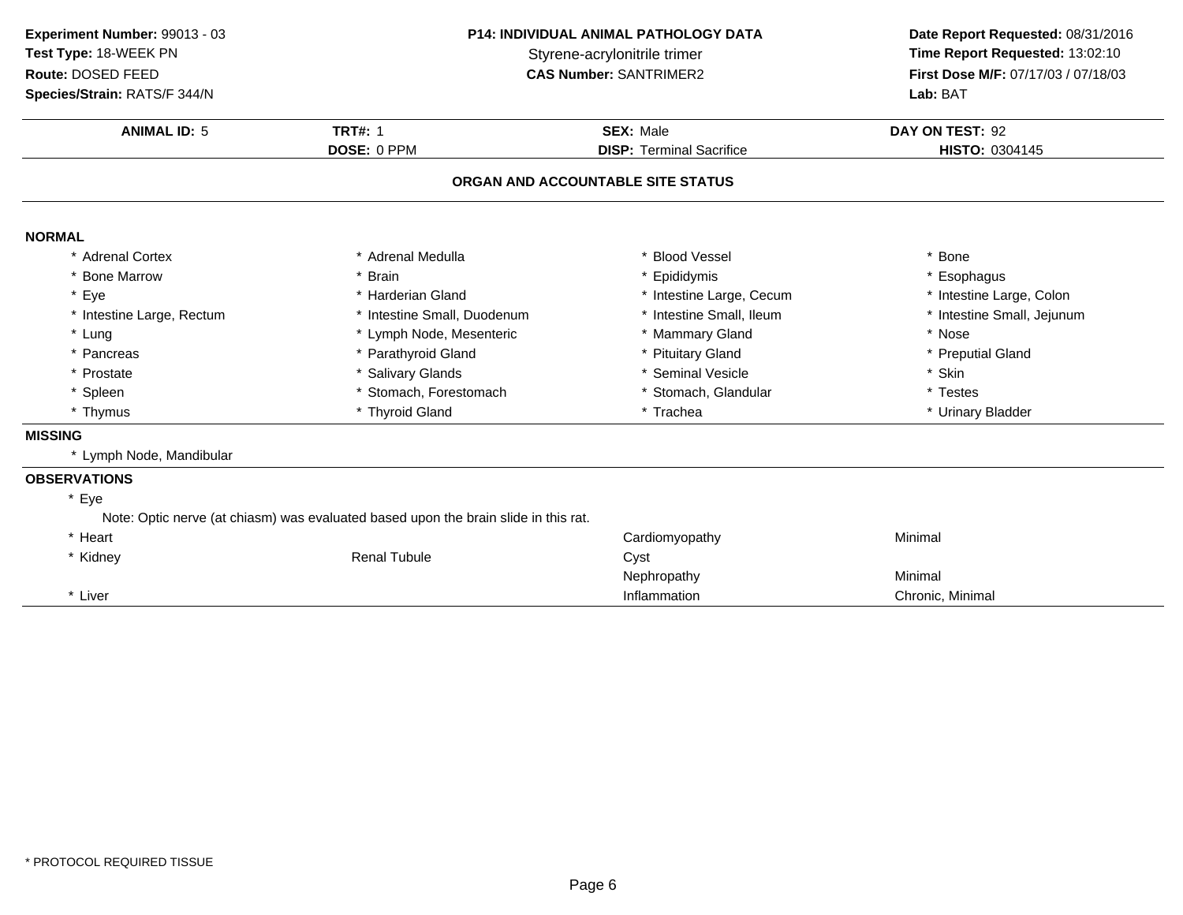**Experiment Number:** 99013 - 03
**Test Type:** 18-WEEK PN
**Route:** DOSED FEED
**Species/Strain:** RATS/F 344/N

**P14: INDIVIDUAL ANIMAL PATHOLOGY DATA**
Styrene-acrylonitrile trimer
**CAS Number:** SANTRIMER2

**Date Report Requested:** 08/31/2016
**Time Report Requested:** 13:02:10
**First Dose M/F:** 07/17/03 / 07/18/03
**Lab:** BAT

| **ANIMAL ID:** 5 | **TRT#:** 1 | **SEX:** Male | **DAY ON TEST:** 92 |
|---|---|---|---|
| | **DOSE:** 0 PPM | **DISP:** Terminal Sacrifice | **HISTO:** 0304145 |

## ORGAN AND ACCOUNTABLE SITE STATUS

### NORMAL

| | | | |
|---|---|---|---|
| * Adrenal Cortex | * Adrenal Medulla | * Blood Vessel | * Bone |
| * Bone Marrow | * Brain | * Epididymis | * Esophagus |
| * Eye | * Harderian Gland | * Intestine Large, Cecum | * Intestine Large, Colon |
| * Intestine Large, Rectum | * Intestine Small, Duodenum | * Intestine Small, Ileum | * Intestine Small, Jejunum |
| * Lung | * Lymph Node, Mesenteric | * Mammary Gland | * Nose |
| * Pancreas | * Parathyroid Gland | * Pituitary Gland | * Preputial Gland |
| * Prostate | * Salivary Glands | * Seminal Vesicle | * Skin |
| * Spleen | * Stomach, Forestomach | * Stomach, Glandular | * Testes |
| * Thymus | * Thyroid Gland | * Trachea | * Urinary Bladder |

### MISSING

* Lymph Node, Mandibular

### OBSERVATIONS

* Eye
  Note: Optic nerve (at chiasm) was evaluated based upon the brain slide in this rat.

| | | | |
|---|---|---|---|
| * Heart | | Cardiomyopathy | Minimal |
| * Kidney | Renal Tubule | Cyst | |
| | | Nephropathy | Minimal |
| * Liver | | Inflammation | Chronic, Minimal |

* PROTOCOL REQUIRED TISSUE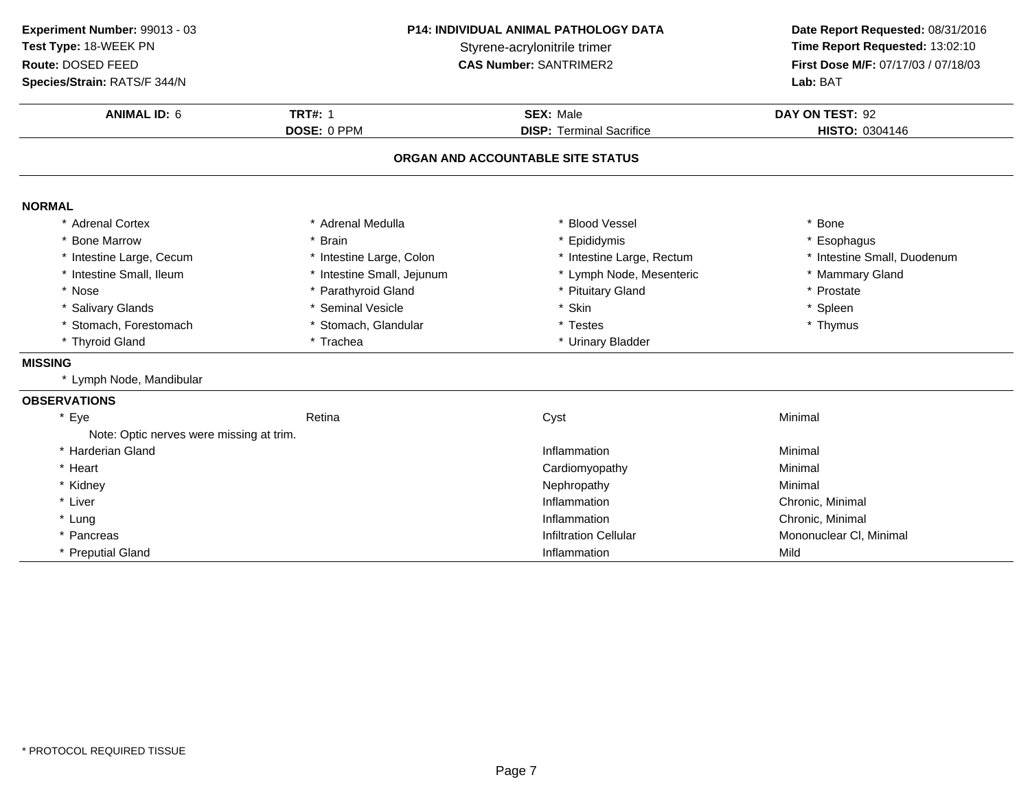**Experiment Number:** 99013 - 03
**Test Type:** 18-WEEK PN
**Route:** DOSED FEED
**Species/Strain:** RATS/F 344/N

**P14: INDIVIDUAL ANIMAL PATHOLOGY DATA**
Styrene-acrylonitrile trimer
**CAS Number:** SANTRIMER2

**Date Report Requested:** 08/31/2016
**Time Report Requested:** 13:02:10
**First Dose M/F:** 07/17/03 / 07/18/03
**Lab:** BAT

| **ANIMAL ID:** 6 | **TRT#:** 1 | **SEX:** Male | **DAY ON TEST:** 92 |
|---|---|---|---|
| | **DOSE:** 0 PPM | **DISP:** Terminal Sacrifice | **HISTO:** 0304146 |

## ORGAN AND ACCOUNTABLE SITE STATUS

**NORMAL**

| | | | |
|---|---|---|---|
| * Adrenal Cortex | * Adrenal Medulla | * Blood Vessel | * Bone |
| * Bone Marrow | * Brain | * Epididymis | * Esophagus |
| * Intestine Large, Cecum | * Intestine Large, Colon | * Intestine Large, Rectum | * Intestine Small, Duodenum |
| * Intestine Small, Ileum | * Intestine Small, Jejunum | * Lymph Node, Mesenteric | * Mammary Gland |
| * Nose | * Parathyroid Gland | * Pituitary Gland | * Prostate |
| * Salivary Glands | * Seminal Vesicle | * Skin | * Spleen |
| * Stomach, Forestomach | * Stomach, Glandular | * Testes | * Thymus |
| * Thyroid Gland | * Trachea | * Urinary Bladder | |

**MISSING**

* Lymph Node, Mandibular

**OBSERVATIONS**

| | | | |
|---|---|---|---|
| * Eye | Retina | Cyst | Minimal |
| Note: Optic nerves were missing at trim. | | | |
| * Harderian Gland | | Inflammation | Minimal |
| * Heart | | Cardiomyopathy | Minimal |
| * Kidney | | Nephropathy | Minimal |
| * Liver | | Inflammation | Chronic, Minimal |
| * Lung | | Inflammation | Chronic, Minimal |
| * Pancreas | | Infiltration Cellular | Mononuclear Cl, Minimal |
| * Preputial Gland | | Inflammation | Mild |

* PROTOCOL REQUIRED TISSUE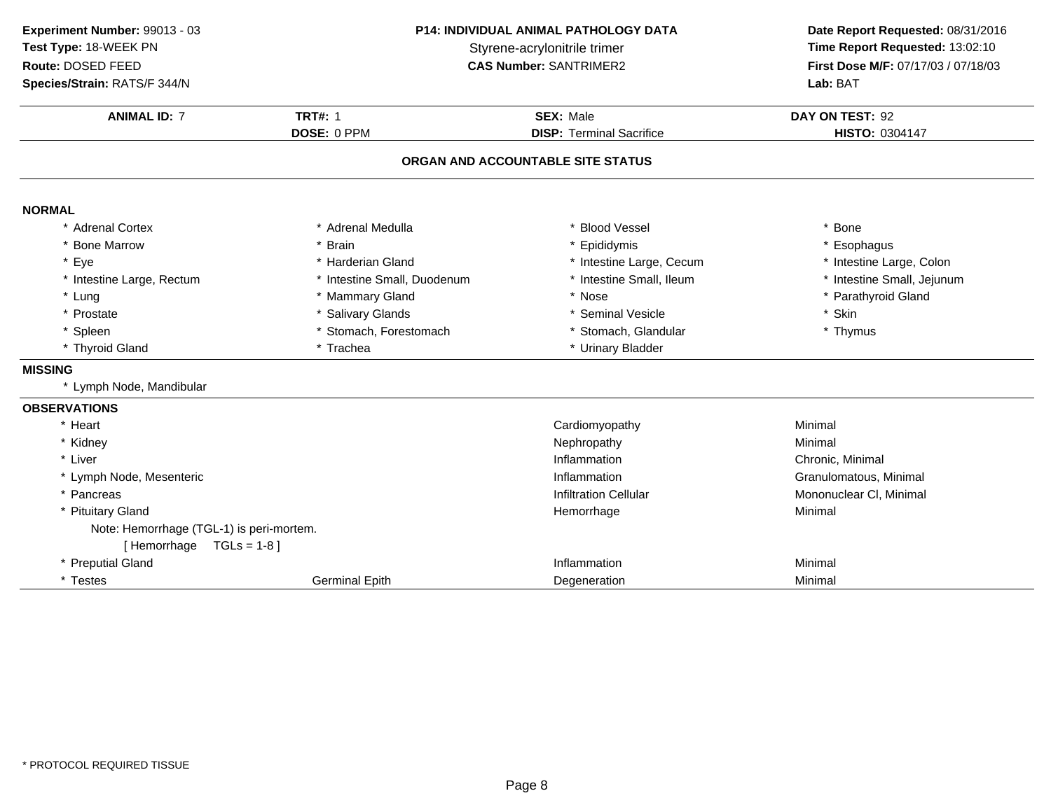**Experiment Number:** 99013 - 03
**Test Type:** 18-WEEK PN
**Route:** DOSED FEED
**Species/Strain:** RATS/F 344/N

**P14: INDIVIDUAL ANIMAL PATHOLOGY DATA**
Styrene-acrylonitrile trimer
**CAS Number:** SANTRIMER2

**Date Report Requested:** 08/31/2016
**Time Report Requested:** 13:02:10
**First Dose M/F:** 07/17/03 / 07/18/03
**Lab:** BAT

| **ANIMAL ID:** 7 | **TRT#:** 1 | **SEX:** Male | **DAY ON TEST:** 92 |
|---|---|---|---|
| | **DOSE:** 0 PPM | **DISP:** Terminal Sacrifice | **HISTO:** 0304147 |

## ORGAN AND ACCOUNTABLE SITE STATUS

### NORMAL

| | | | |
|---|---|---|---|
| * Adrenal Cortex | * Adrenal Medulla | * Blood Vessel | * Bone |
| * Bone Marrow | * Brain | * Epididymis | * Esophagus |
| * Eye | * Harderian Gland | * Intestine Large, Cecum | * Intestine Large, Colon |
| * Intestine Large, Rectum | * Intestine Small, Duodenum | * Intestine Small, Ileum | * Intestine Small, Jejunum |
| * Lung | * Mammary Gland | * Nose | * Parathyroid Gland |
| * Prostate | * Salivary Glands | * Seminal Vesicle | * Skin |
| * Spleen | * Stomach, Forestomach | * Stomach, Glandular | * Thymus |
| * Thyroid Gland | * Trachea | * Urinary Bladder | |

### MISSING

* Lymph Node, Mandibular

### OBSERVATIONS

| | | | |
|---|---|---|---|
| * Heart | | Cardiomyopathy | Minimal |
| * Kidney | | Nephropathy | Minimal |
| * Liver | | Inflammation | Chronic, Minimal |
| * Lymph Node, Mesenteric | | Inflammation | Granulomatous, Minimal |
| * Pancreas | | Infiltration Cellular | Mononuclear Cl, Minimal |
| * Pituitary Gland | | Hemorrhage | Minimal |
| Note: Hemorrhage (TGL-1) is peri-mortem. [ Hemorrhage TGLs = 1-8 ] | | | |
| * Preputial Gland | | Inflammation | Minimal |
| * Testes | Germinal Epith | Degeneration | Minimal |

* PROTOCOL REQUIRED TISSUE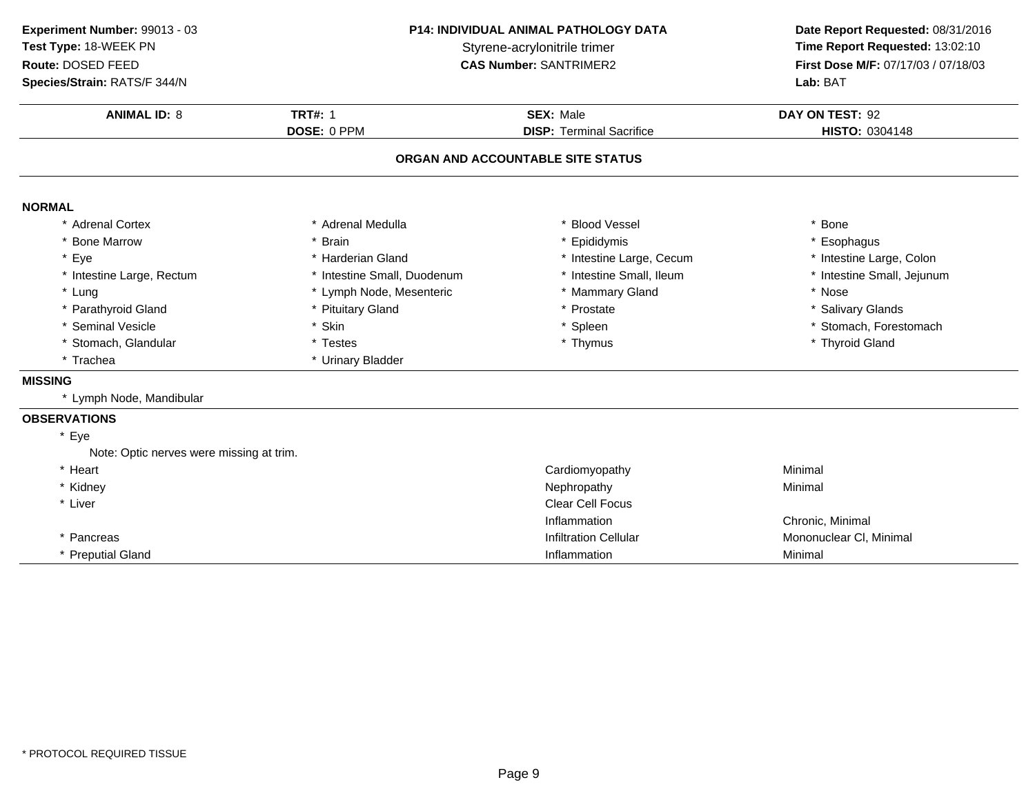**Experiment Number:** 99013 - 03
**Test Type:** 18-WEEK PN
**Route:** DOSED FEED
**Species/Strain:** RATS/F 344/N

**P14: INDIVIDUAL ANIMAL PATHOLOGY DATA**
Styrene-acrylonitrile trimer
**CAS Number:** SANTRIMER2

**Date Report Requested:** 08/31/2016
**Time Report Requested:** 13:02:10
**First Dose M/F:** 07/17/03 / 07/18/03
**Lab:** BAT

| **ANIMAL ID:** 8 | **TRT#:** 1 | **SEX:** Male | **DAY ON TEST:** 92 |
|---|---|---|---|
| | **DOSE:** 0 PPM | **DISP:** Terminal Sacrifice | **HISTO:** 0304148 |

## ORGAN AND ACCOUNTABLE SITE STATUS

### NORMAL

| | | | |
|---|---|---|---|
| * Adrenal Cortex | * Adrenal Medulla | * Blood Vessel | * Bone |
| * Bone Marrow | * Brain | * Epididymis | * Esophagus |
| * Eye | * Harderian Gland | * Intestine Large, Cecum | * Intestine Large, Colon |
| * Intestine Large, Rectum | * Intestine Small, Duodenum | * Intestine Small, Ileum | * Intestine Small, Jejunum |
| * Lung | * Lymph Node, Mesenteric | * Mammary Gland | * Nose |
| * Parathyroid Gland | * Pituitary Gland | * Prostate | * Salivary Glands |
| * Seminal Vesicle | * Skin | * Spleen | * Stomach, Forestomach |
| * Stomach, Glandular | * Testes | * Thymus | * Thyroid Gland |
| * Trachea | * Urinary Bladder | | |

### MISSING

* Lymph Node, Mandibular

### OBSERVATIONS

* Eye
  Note: Optic nerves were missing at trim.

| Organ | Observation | Severity |
|---|---|---|
| * Heart | Cardiomyopathy | Minimal |
| * Kidney | Nephropathy | Minimal |
| * Liver | Clear Cell Focus | |
| | Inflammation | Chronic, Minimal |
| * Pancreas | Infiltration Cellular | Mononuclear Cl, Minimal |
| * Preputial Gland | Inflammation | Minimal |

* PROTOCOL REQUIRED TISSUE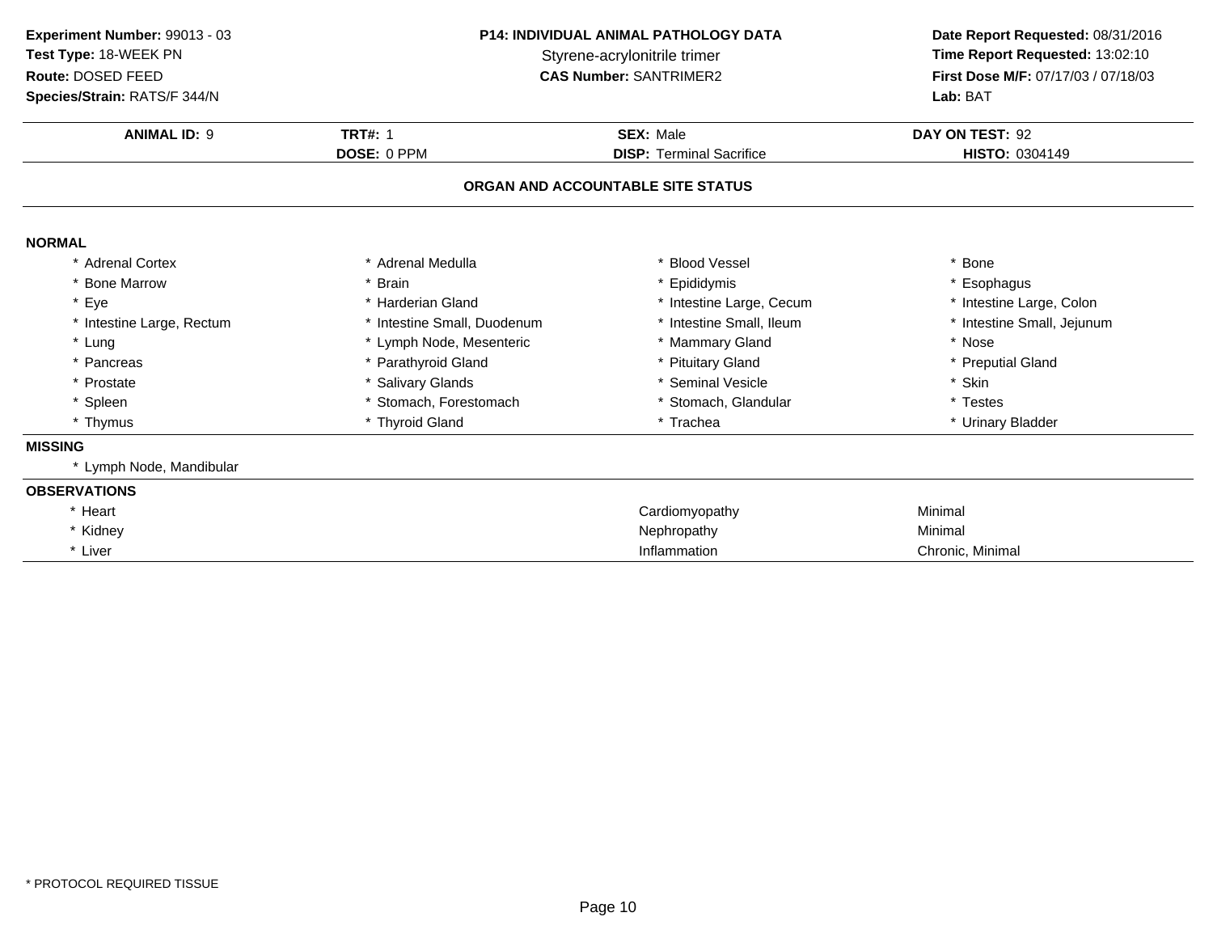**Experiment Number:** 99013 - 03
**Test Type:** 18-WEEK PN
**Route:** DOSED FEED
**Species/Strain:** RATS/F 344/N

**P14: INDIVIDUAL ANIMAL PATHOLOGY DATA**
Styrene-acrylonitrile trimer
**CAS Number:** SANTRIMER2

**Date Report Requested:** 08/31/2016
**Time Report Requested:** 13:02:10
**First Dose M/F:** 07/17/03 / 07/18/03
**Lab:** BAT

| **ANIMAL ID:** 9 | **TRT#:** 1 | **SEX:** Male | **DAY ON TEST:** 92 |
|---|---|---|---|
| | **DOSE:** 0 PPM | **DISP:** Terminal Sacrifice | **HISTO:** 0304149 |

## ORGAN AND ACCOUNTABLE SITE STATUS

**NORMAL**

| | | | |
|---|---|---|---|
| * Adrenal Cortex | * Adrenal Medulla | * Blood Vessel | * Bone |
| * Bone Marrow | * Brain | * Epididymis | * Esophagus |
| * Eye | * Harderian Gland | * Intestine Large, Cecum | * Intestine Large, Colon |
| * Intestine Large, Rectum | * Intestine Small, Duodenum | * Intestine Small, Ileum | * Intestine Small, Jejunum |
| * Lung | * Lymph Node, Mesenteric | * Mammary Gland | * Nose |
| * Pancreas | * Parathyroid Gland | * Pituitary Gland | * Preputial Gland |
| * Prostate | * Salivary Glands | * Seminal Vesicle | * Skin |
| * Spleen | * Stomach, Forestomach | * Stomach, Glandular | * Testes |
| * Thymus | * Thyroid Gland | * Trachea | * Urinary Bladder |

**MISSING**

* Lymph Node, Mandibular

**OBSERVATIONS**

| | | |
|---|---|---|
| * Heart | Cardiomyopathy | Minimal |
| * Kidney | Nephropathy | Minimal |
| * Liver | Inflammation | Chronic, Minimal |

* PROTOCOL REQUIRED TISSUE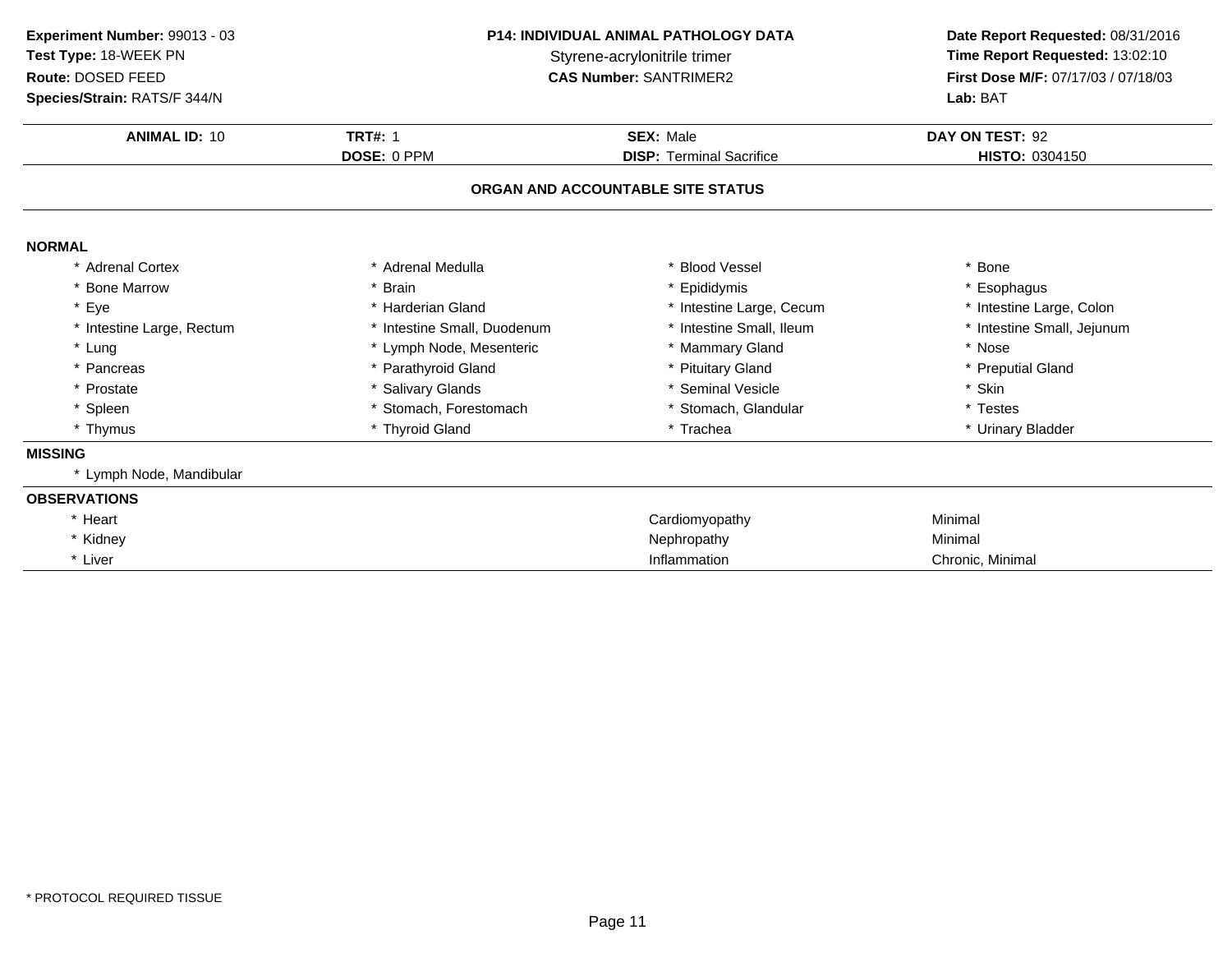**Experiment Number:** 99013 - 03
**Test Type:** 18-WEEK PN
**Route:** DOSED FEED
**Species/Strain:** RATS/F 344/N

**P14: INDIVIDUAL ANIMAL PATHOLOGY DATA**
Styrene-acrylonitrile trimer
**CAS Number:** SANTRIMER2

**Date Report Requested:** 08/31/2016
**Time Report Requested:** 13:02:10
**First Dose M/F:** 07/17/03 / 07/18/03
**Lab:** BAT

| **ANIMAL ID:** 10 | **TRT#:** 1 | **SEX:** Male | **DAY ON TEST:** 92 |
|---|---|---|---|
| | **DOSE:** 0 PPM | **DISP:** Terminal Sacrifice | **HISTO:** 0304150 |

## ORGAN AND ACCOUNTABLE SITE STATUS

### NORMAL

| | | | |
|---|---|---|---|
| * Adrenal Cortex | * Adrenal Medulla | * Blood Vessel | * Bone |
| * Bone Marrow | * Brain | * Epididymis | * Esophagus |
| * Eye | * Harderian Gland | * Intestine Large, Cecum | * Intestine Large, Colon |
| * Intestine Large, Rectum | * Intestine Small, Duodenum | * Intestine Small, Ileum | * Intestine Small, Jejunum |
| * Lung | * Lymph Node, Mesenteric | * Mammary Gland | * Nose |
| * Pancreas | * Parathyroid Gland | * Pituitary Gland | * Preputial Gland |
| * Prostate | * Salivary Glands | * Seminal Vesicle | * Skin |
| * Spleen | * Stomach, Forestomach | * Stomach, Glandular | * Testes |
| * Thymus | * Thyroid Gland | * Trachea | * Urinary Bladder |

### MISSING

* Lymph Node, Mandibular

### OBSERVATIONS

| | | |
|---|---|---|
| * Heart | Cardiomyopathy | Minimal |
| * Kidney | Nephropathy | Minimal |
| * Liver | Inflammation | Chronic, Minimal |

\* PROTOCOL REQUIRED TISSUE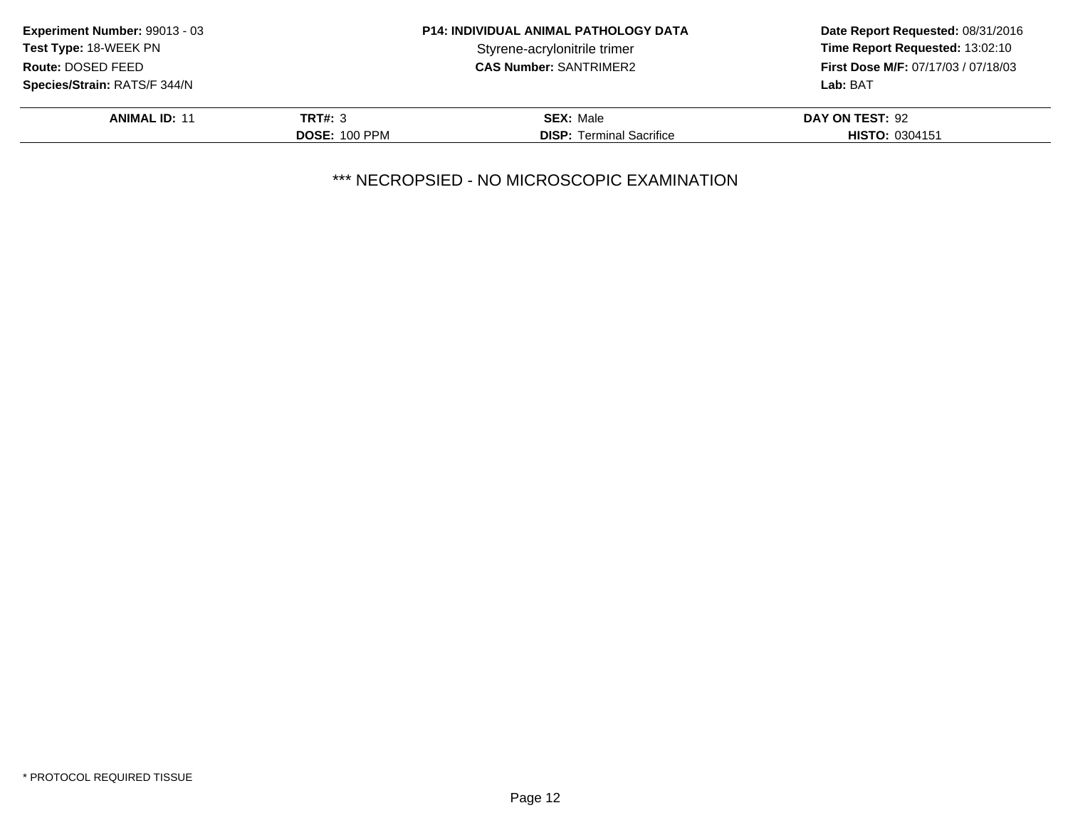**Experiment Number:** 99013 - 03
**Test Type:** 18-WEEK PN
**Route:** DOSED FEED
**Species/Strain:** RATS/F 344/N

**P14: INDIVIDUAL ANIMAL PATHOLOGY DATA**
Styrene-acrylonitrile trimer
**CAS Number:** SANTRIMER2

**Date Report Requested:** 08/31/2016
**Time Report Requested:** 13:02:10
**First Dose M/F:** 07/17/03 / 07/18/03
**Lab:** BAT

| **ANIMAL ID:** 11 | **TRT#:** 3 | **SEX:** Male | **DAY ON TEST:** 92 |
|---|---|---|---|
| | **DOSE:** 100 PPM | **DISP:** Terminal Sacrifice | **HISTO:** 0304151 |

*** NECROPSIED - NO MICROSCOPIC EXAMINATION

* PROTOCOL REQUIRED TISSUE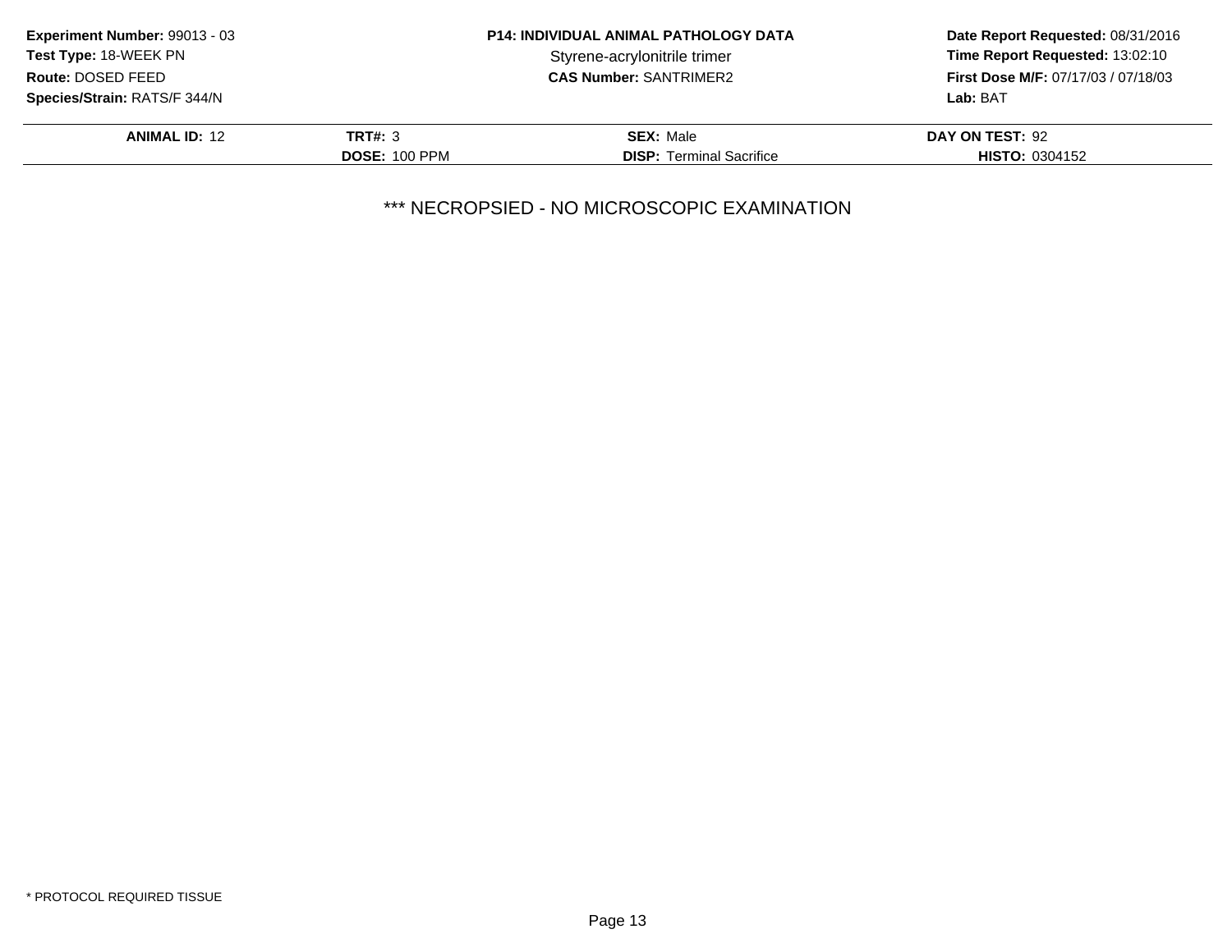**Experiment Number:** 99013 - 03
**Test Type:** 18-WEEK PN
**Route:** DOSED FEED
**Species/Strain:** RATS/F 344/N

**P14: INDIVIDUAL ANIMAL PATHOLOGY DATA**
Styrene-acrylonitrile trimer
**CAS Number:** SANTRIMER2

**Date Report Requested:** 08/31/2016
**Time Report Requested:** 13:02:10
**First Dose M/F:** 07/17/03 / 07/18/03
**Lab:** BAT

| **ANIMAL ID:** 12 | **TRT#:** 3 | **SEX:** Male | **DAY ON TEST:** 92 |
|---|---|---|---|
| | **DOSE:** 100 PPM | **DISP:** Terminal Sacrifice | **HISTO:** 0304152 |

*** NECROPSIED - NO MICROSCOPIC EXAMINATION

* PROTOCOL REQUIRED TISSUE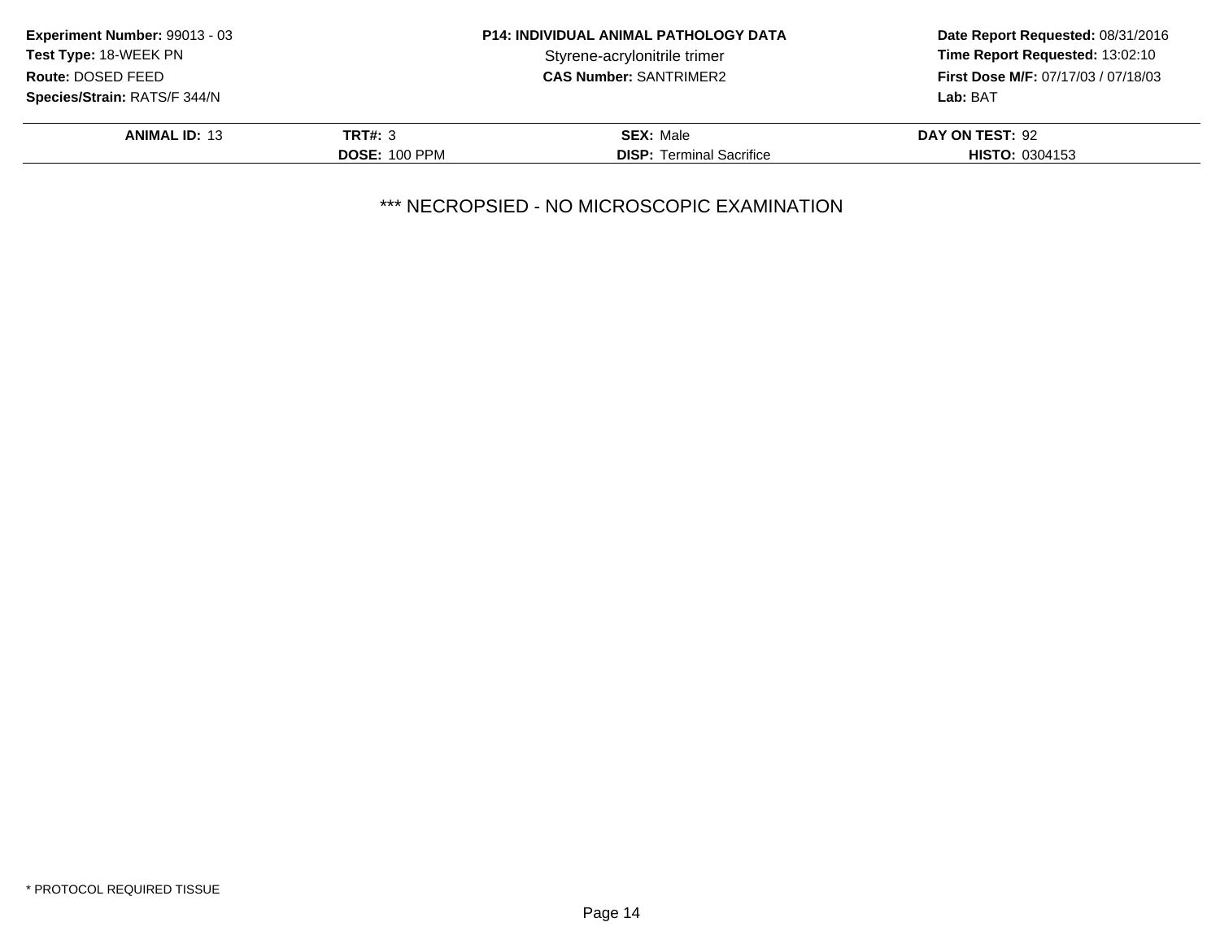**Experiment Number:** 99013 - 03
**Test Type:** 18-WEEK PN
**Route:** DOSED FEED
**Species/Strain:** RATS/F 344/N

**P14: INDIVIDUAL ANIMAL PATHOLOGY DATA**
Styrene-acrylonitrile trimer
**CAS Number:** SANTRIMER2

**Date Report Requested:** 08/31/2016
**Time Report Requested:** 13:02:10
**First Dose M/F:** 07/17/03 / 07/18/03
**Lab:** BAT

| **ANIMAL ID:** 13 | **TRT#:** 3 | **SEX:** Male | **DAY ON TEST:** 92 |
|---|---|---|---|
| | **DOSE:** 100 PPM | **DISP:** Terminal Sacrifice | **HISTO:** 0304153 |

*** NECROPSIED - NO MICROSCOPIC EXAMINATION

* PROTOCOL REQUIRED TISSUE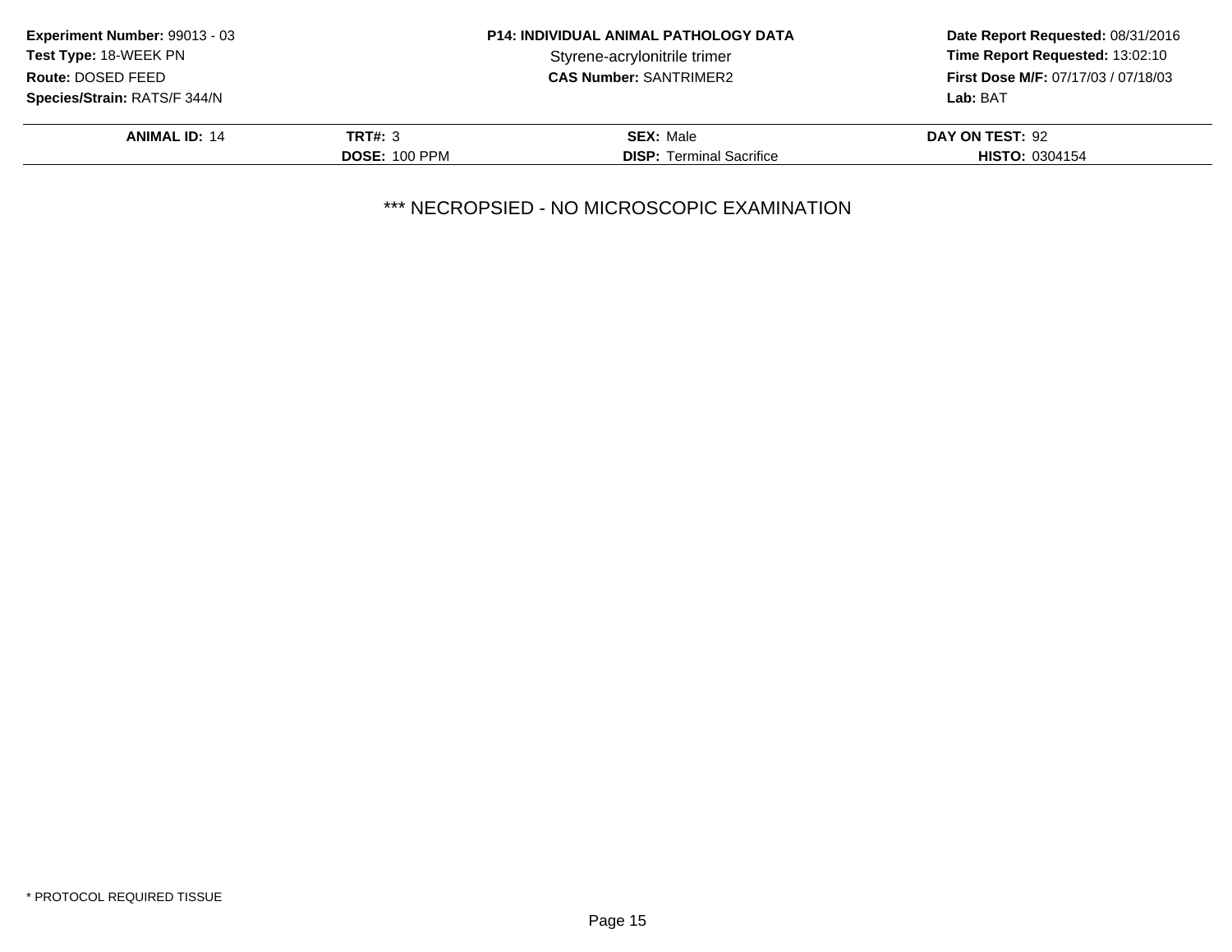| ANIMAL ID: 14 | TRT#: 3 | SEX: Male | DAY ON TEST: 92 |
|---|---|---|---|
| | DOSE: 100 PPM | DISP: Terminal Sacrifice | HISTO: 0304154 |

*** NECROPSIED - NO MICROSCOPIC EXAMINATION

* PROTOCOL REQUIRED TISSUE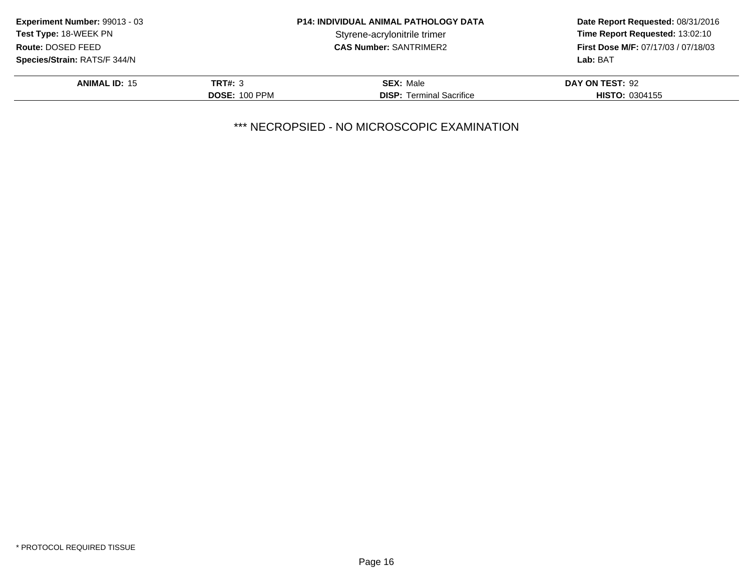| Experiment Number: 99013 - 03 | P14: INDIVIDUAL ANIMAL PATHOLOGY DATA | Date Report Requested: 08/31/2016 |
|---|---|---|
| Test Type: 18-WEEK PN | Styrene-acrylonitrile trimer | Time Report Requested: 13:02:10 |
| Route: DOSED FEED | CAS Number: SANTRIMER2 | First Dose M/F: 07/17/03 / 07/18/03 |
| Species/Strain: RATS/F 344/N | | Lab: BAT |

| ANIMAL ID: 15 | TRT#: 3 | SEX: Male | DAY ON TEST: 92 |
|---|---|---|---|
| | DOSE: 100 PPM | DISP: Terminal Sacrifice | HISTO: 0304155 |

*** NECROPSIED - NO MICROSCOPIC EXAMINATION

* PROTOCOL REQUIRED TISSUE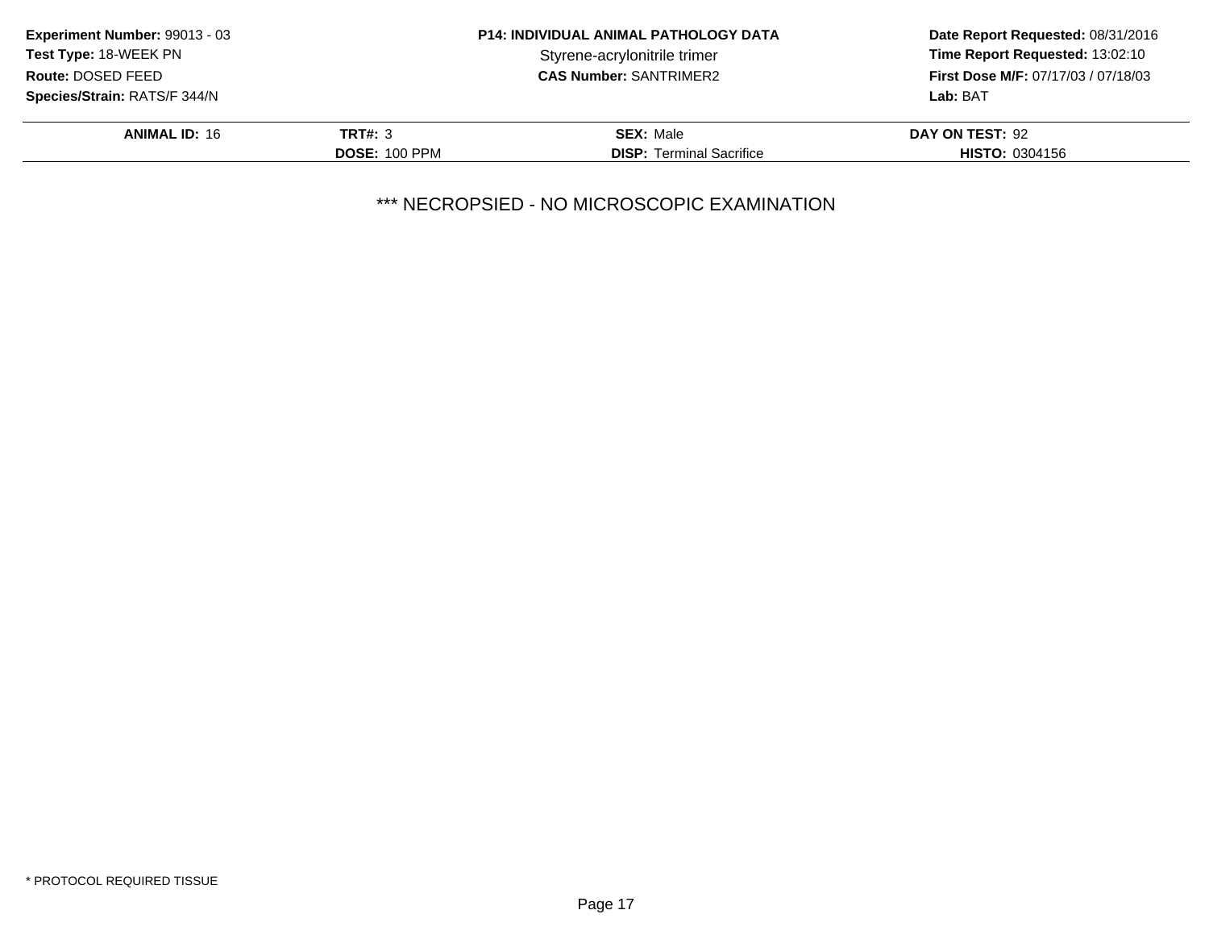**Experiment Number:** 99013 - 03
**Test Type:** 18-WEEK PN
**Route:** DOSED FEED
**Species/Strain:** RATS/F 344/N

**P14: INDIVIDUAL ANIMAL PATHOLOGY DATA**
Styrene-acrylonitrile trimer
**CAS Number:** SANTRIMER2

**Date Report Requested:** 08/31/2016
**Time Report Requested:** 13:02:10
**First Dose M/F:** 07/17/03 / 07/18/03
**Lab:** BAT

| **ANIMAL ID:** 16 | **TRT#:** 3 | **SEX:** Male | **DAY ON TEST:** 92 |
|---|---|---|---|
| | **DOSE:** 100 PPM | **DISP:** Terminal Sacrifice | **HISTO:** 0304156 |

*** NECROPSIED - NO MICROSCOPIC EXAMINATION

* PROTOCOL REQUIRED TISSUE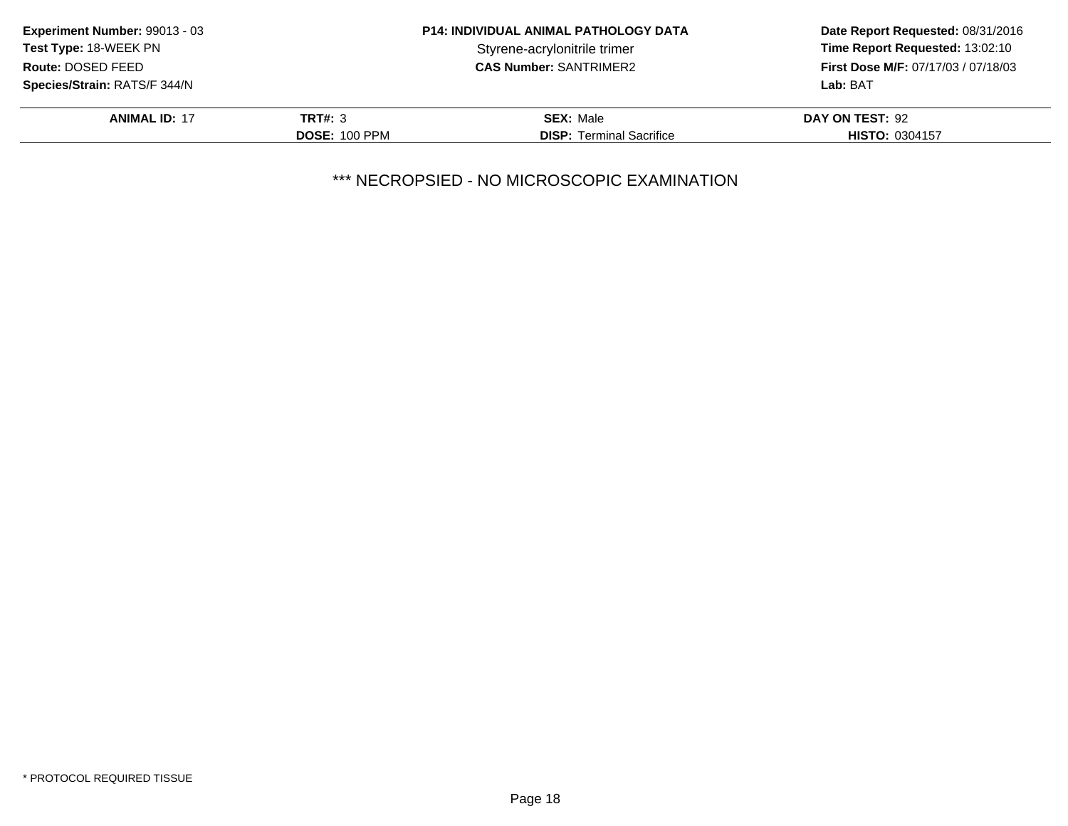**Experiment Number:** 99013 - 03
**Test Type:** 18-WEEK PN
**Route:** DOSED FEED
**Species/Strain:** RATS/F 344/N

**P14: INDIVIDUAL ANIMAL PATHOLOGY DATA**
Styrene-acrylonitrile trimer
**CAS Number:** SANTRIMER2

**Date Report Requested:** 08/31/2016
**Time Report Requested:** 13:02:10
**First Dose M/F:** 07/17/03 / 07/18/03
**Lab:** BAT

| | | | |
|---|---|---|---|
| **ANIMAL ID:** 17 | **TRT#:** 3 | **SEX:** Male | **DAY ON TEST:** 92 |
| | **DOSE:** 100 PPM | **DISP:** Terminal Sacrifice | **HISTO:** 0304157 |

*** NECROPSIED - NO MICROSCOPIC EXAMINATION

* PROTOCOL REQUIRED TISSUE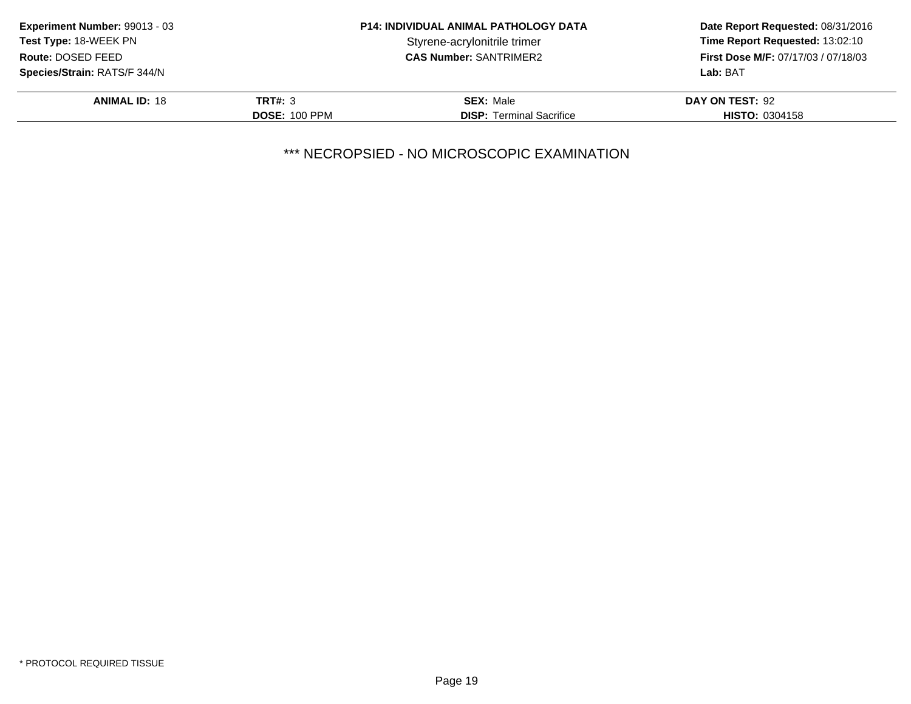**Experiment Number:** 99013 - 03
**Test Type:** 18-WEEK PN
**Route:** DOSED FEED
**Species/Strain:** RATS/F 344/N

**P14: INDIVIDUAL ANIMAL PATHOLOGY DATA**
Styrene-acrylonitrile trimer
**CAS Number:** SANTRIMER2

**Date Report Requested:** 08/31/2016
**Time Report Requested:** 13:02:10
**First Dose M/F:** 07/17/03 / 07/18/03
**Lab:** BAT

| **ANIMAL ID:** 18 | **TRT#:** 3 | **SEX:** Male | **DAY ON TEST:** 92 |
|---|---|---|---|
| | **DOSE:** 100 PPM | **DISP:** Terminal Sacrifice | **HISTO:** 0304158 |

*** NECROPSIED - NO MICROSCOPIC EXAMINATION

* PROTOCOL REQUIRED TISSUE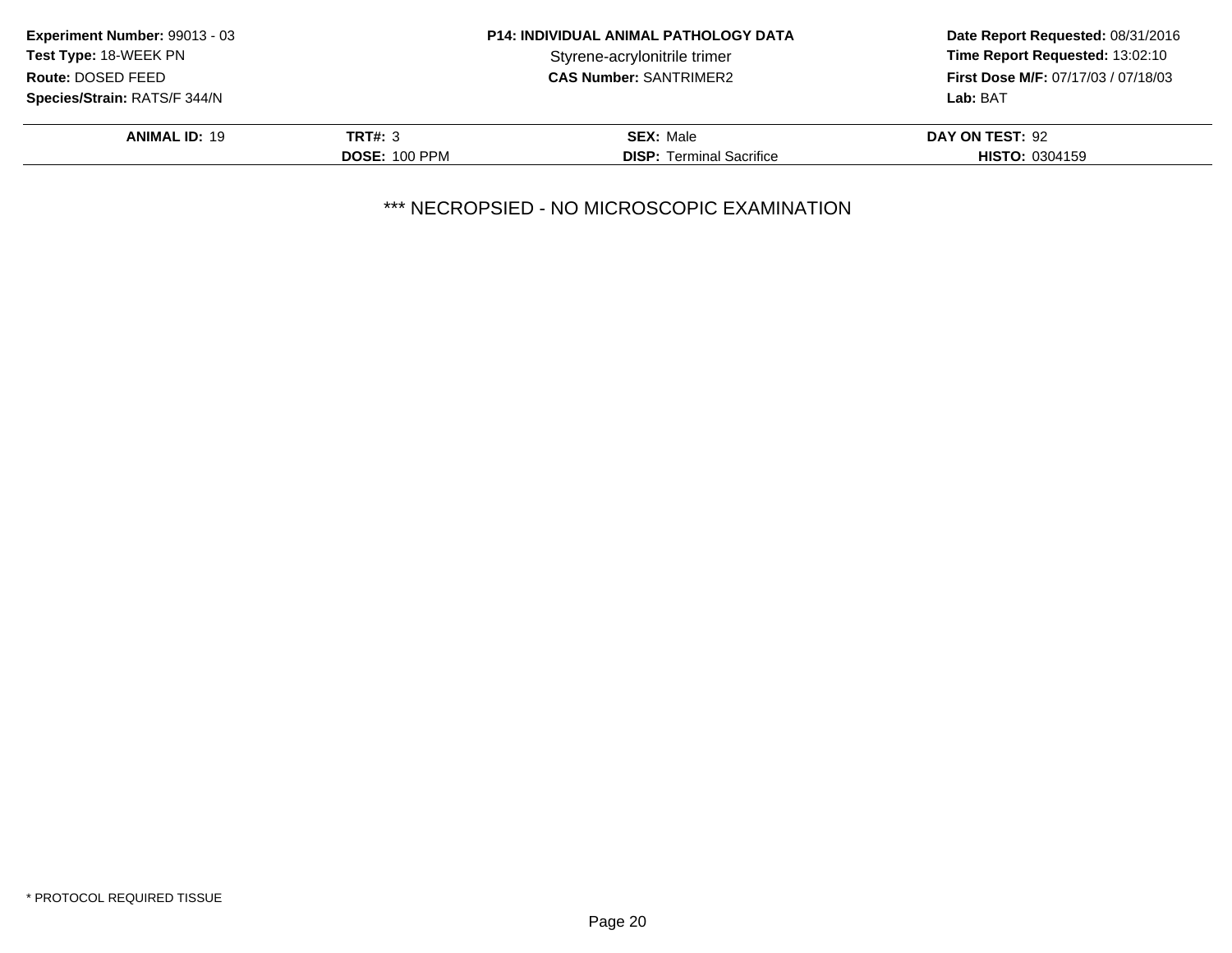**Experiment Number:** 99013 - 03
**Test Type:** 18-WEEK PN
**Route:** DOSED FEED
**Species/Strain:** RATS/F 344/N

**P14: INDIVIDUAL ANIMAL PATHOLOGY DATA**
Styrene-acrylonitrile trimer
**CAS Number:** SANTRIMER2

**Date Report Requested:** 08/31/2016
**Time Report Requested:** 13:02:10
**First Dose M/F:** 07/17/03 / 07/18/03
**Lab:** BAT

| **ANIMAL ID:** 19 | **TRT#:** 3 | **SEX:** Male | **DAY ON TEST:** 92 |
|---|---|---|---|
| | **DOSE:** 100 PPM | **DISP:** Terminal Sacrifice | **HISTO:** 0304159 |

*** NECROPSIED - NO MICROSCOPIC EXAMINATION

* PROTOCOL REQUIRED TISSUE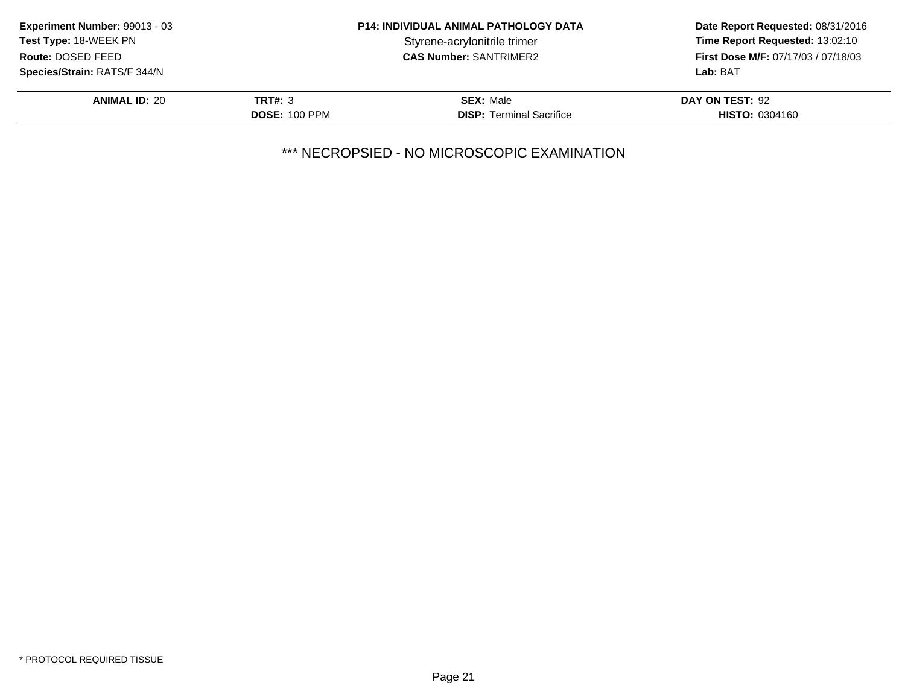**Experiment Number:** 99013 - 03
**Test Type:** 18-WEEK PN
**Route:** DOSED FEED
**Species/Strain:** RATS/F 344/N

**P14: INDIVIDUAL ANIMAL PATHOLOGY DATA**
Styrene-acrylonitrile trimer
**CAS Number:** SANTRIMER2

**Date Report Requested:** 08/31/2016
**Time Report Requested:** 13:02:10
**First Dose M/F:** 07/17/03 / 07/18/03
**Lab:** BAT

| **ANIMAL ID:** 20 | **TRT#:** 3 | **SEX:** Male | **DAY ON TEST:** 92 |
|---|---|---|---|
| | **DOSE:** 100 PPM | **DISP:** Terminal Sacrifice | **HISTO:** 0304160 |

*** NECROPSIED - NO MICROSCOPIC EXAMINATION

* PROTOCOL REQUIRED TISSUE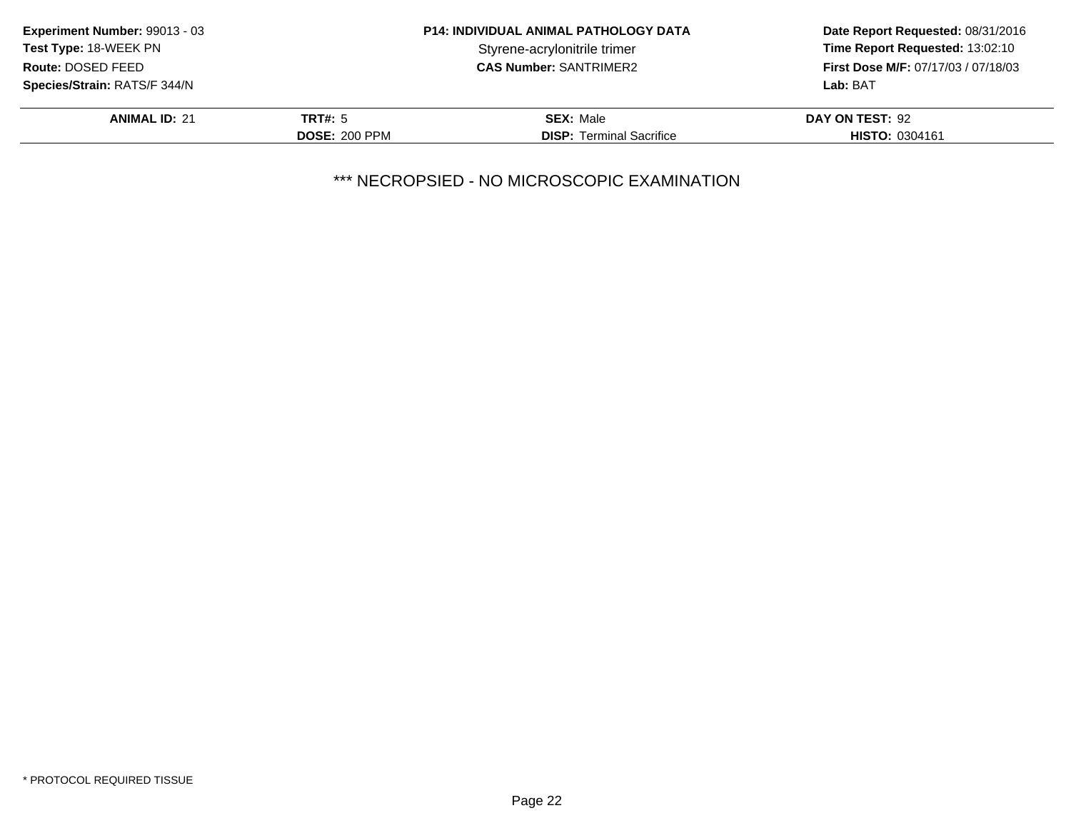**Experiment Number:** 99013 - 03
**Test Type:** 18-WEEK PN
**Route:** DOSED FEED
**Species/Strain:** RATS/F 344/N

**P14: INDIVIDUAL ANIMAL PATHOLOGY DATA**
Styrene-acrylonitrile trimer
**CAS Number:** SANTRIMER2

**Date Report Requested:** 08/31/2016
**Time Report Requested:** 13:02:10
**First Dose M/F:** 07/17/03 / 07/18/03
**Lab:** BAT

| **ANIMAL ID:** 21 | **TRT#:** 5 | **SEX:** Male | **DAY ON TEST:** 92 |
|---|---|---|---|
| | **DOSE:** 200 PPM | **DISP:** Terminal Sacrifice | **HISTO:** 0304161 |

*** NECROPSIED - NO MICROSCOPIC EXAMINATION

* PROTOCOL REQUIRED TISSUE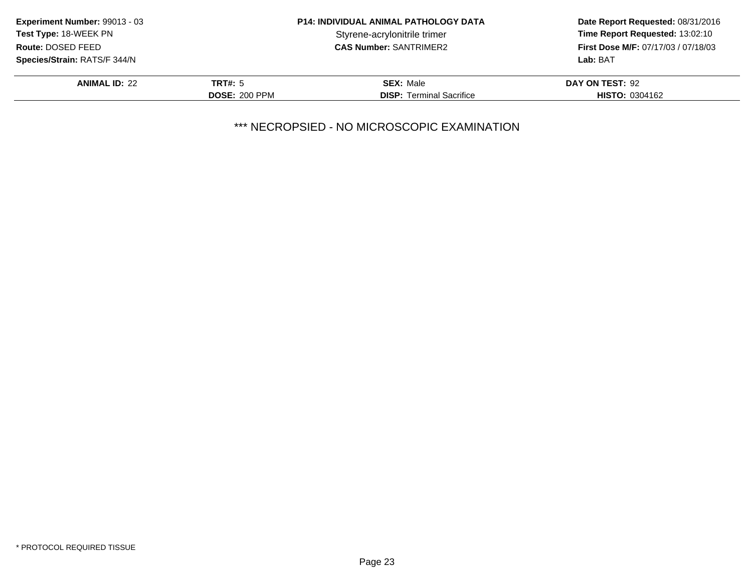**Experiment Number:** 99013 - 03
**Test Type:** 18-WEEK PN
**Route:** DOSED FEED
**Species/Strain:** RATS/F 344/N

**P14: INDIVIDUAL ANIMAL PATHOLOGY DATA**
Styrene-acrylonitrile trimer
**CAS Number:** SANTRIMER2

**Date Report Requested:** 08/31/2016
**Time Report Requested:** 13:02:10
**First Dose M/F:** 07/17/03 / 07/18/03
**Lab:** BAT

| **ANIMAL ID:** 22 | **TRT#:** 5 | **SEX:** Male | **DAY ON TEST:** 92 |
|---|---|---|---|
| | **DOSE:** 200 PPM | **DISP:** Terminal Sacrifice | **HISTO:** 0304162 |

*** NECROPSIED - NO MICROSCOPIC EXAMINATION

* PROTOCOL REQUIRED TISSUE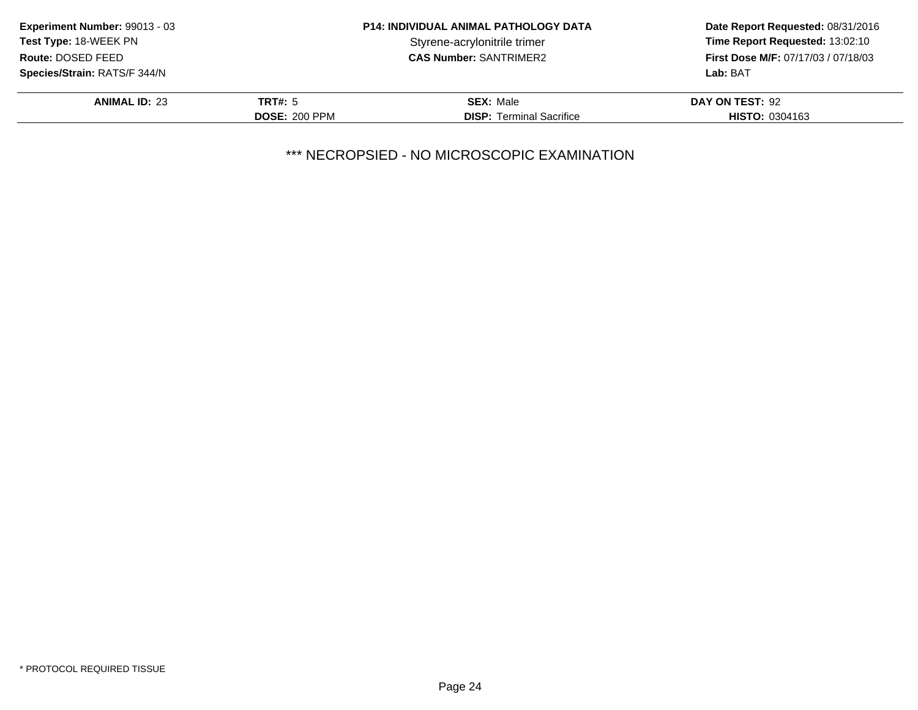**Experiment Number:** 99013 - 03
**Test Type:** 18-WEEK PN
**Route:** DOSED FEED
**Species/Strain:** RATS/F 344/N

**P14: INDIVIDUAL ANIMAL PATHOLOGY DATA**
Styrene-acrylonitrile trimer
**CAS Number:** SANTRIMER2

**Date Report Requested:** 08/31/2016
**Time Report Requested:** 13:02:10
**First Dose M/F:** 07/17/03 / 07/18/03
**Lab:** BAT

| | | | |
|---|---|---|---|
| **ANIMAL ID:** 23 | **TRT#:** 5 | **SEX:** Male | **DAY ON TEST:** 92 |
| | **DOSE:** 200 PPM | **DISP:** Terminal Sacrifice | **HISTO:** 0304163 |

*** NECROPSIED - NO MICROSCOPIC EXAMINATION

* PROTOCOL REQUIRED TISSUE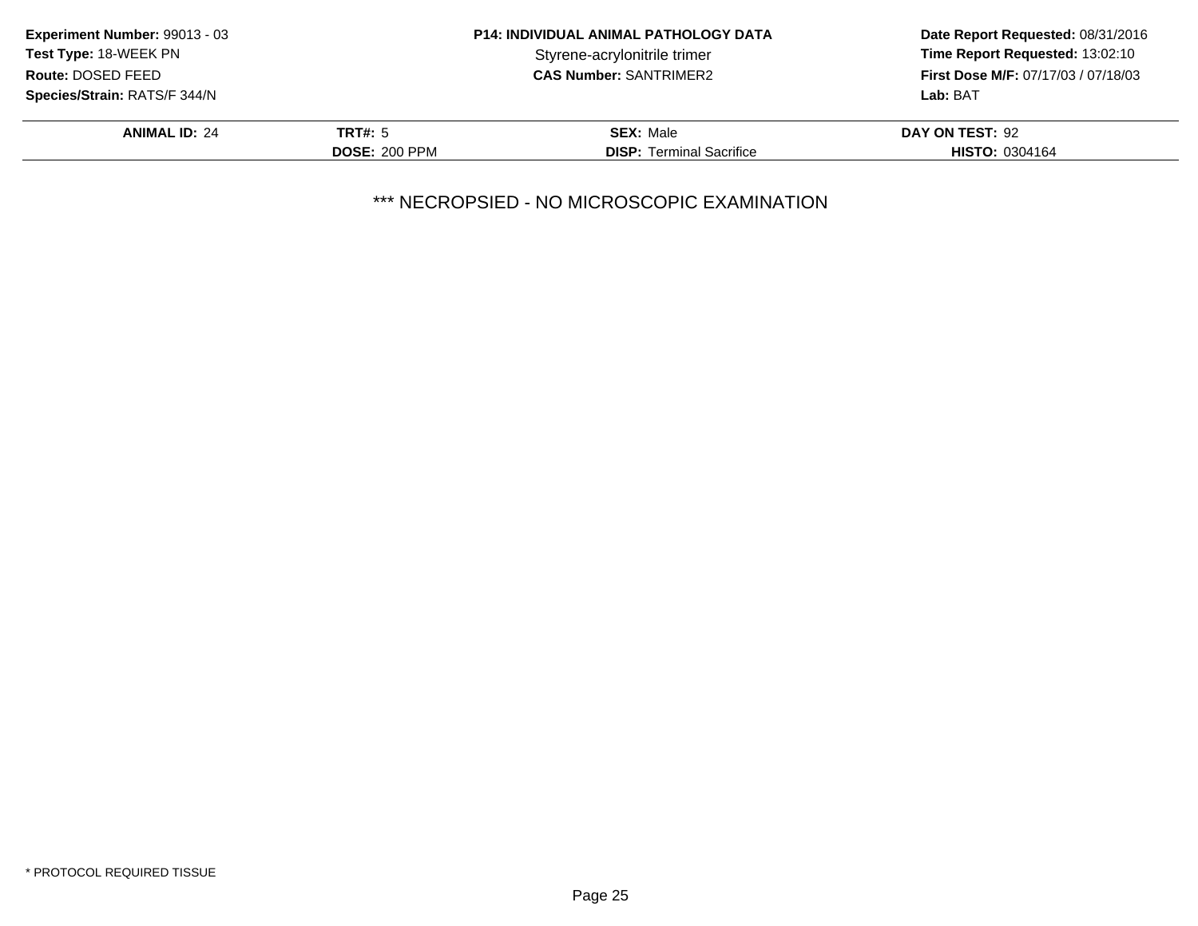**Experiment Number:** 99013 - 03
**Test Type:** 18-WEEK PN
**Route:** DOSED FEED
**Species/Strain:** RATS/F 344/N

**P14: INDIVIDUAL ANIMAL PATHOLOGY DATA**
Styrene-acrylonitrile trimer
**CAS Number:** SANTRIMER2

**Date Report Requested:** 08/31/2016
**Time Report Requested:** 13:02:10
**First Dose M/F:** 07/17/03 / 07/18/03
**Lab:** BAT

| **ANIMAL ID:** 24 | **TRT#:** 5 | **SEX:** Male | **DAY ON TEST:** 92 |
|---|---|---|---|
| | **DOSE:** 200 PPM | **DISP:** Terminal Sacrifice | **HISTO:** 0304164 |

*** NECROPSIED - NO MICROSCOPIC EXAMINATION

* PROTOCOL REQUIRED TISSUE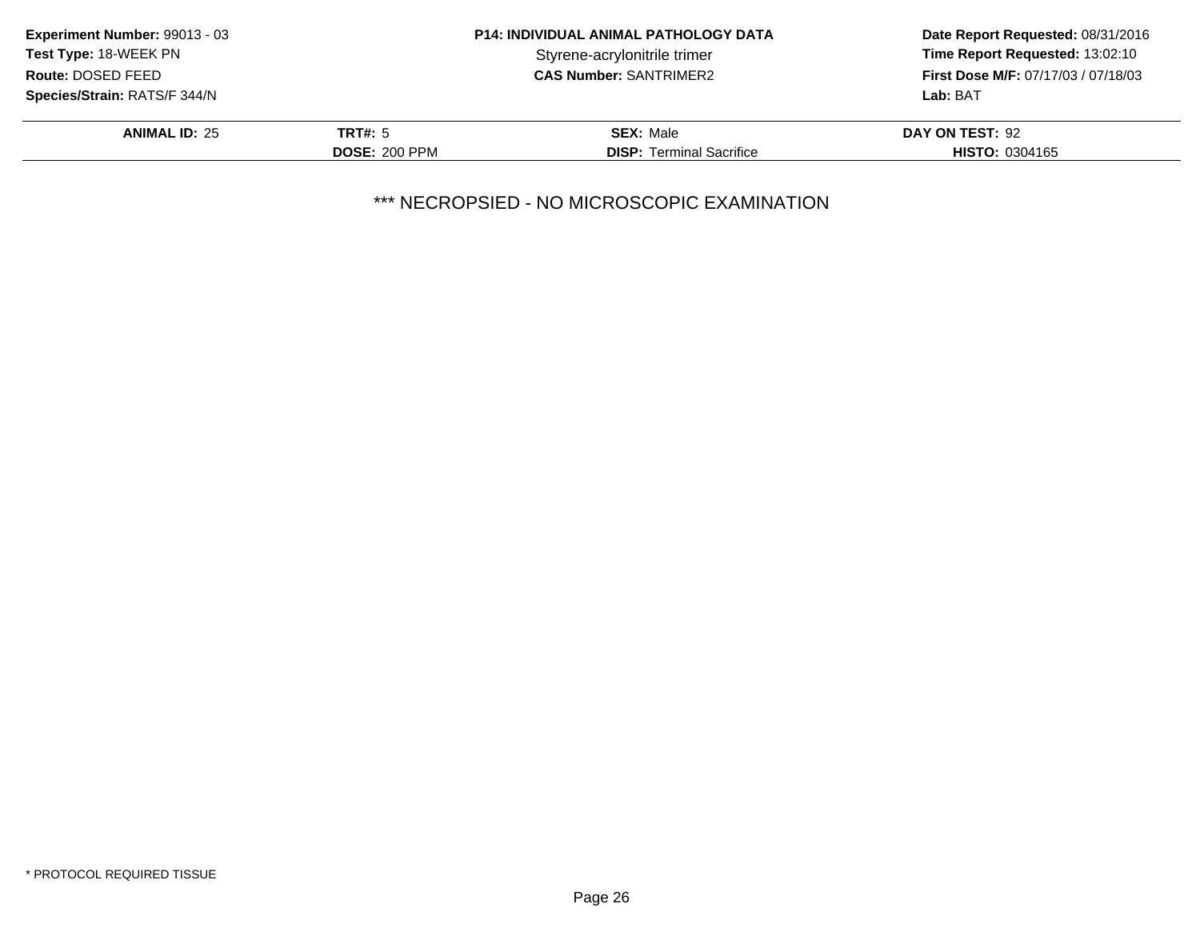**Experiment Number:** 99013 - 03
**Test Type:** 18-WEEK PN
**Route:** DOSED FEED
**Species/Strain:** RATS/F 344/N

**P14: INDIVIDUAL ANIMAL PATHOLOGY DATA**
Styrene-acrylonitrile trimer
**CAS Number:** SANTRIMER2

**Date Report Requested:** 08/31/2016
**Time Report Requested:** 13:02:10
**First Dose M/F:** 07/17/03 / 07/18/03
**Lab:** BAT

| **ANIMAL ID:** 25 | **TRT#:** 5 | **SEX:** Male | **DAY ON TEST:** 92 |
|---|---|---|---|
| | **DOSE:** 200 PPM | **DISP:** Terminal Sacrifice | **HISTO:** 0304165 |

*** NECROPSIED - NO MICROSCOPIC EXAMINATION

* PROTOCOL REQUIRED TISSUE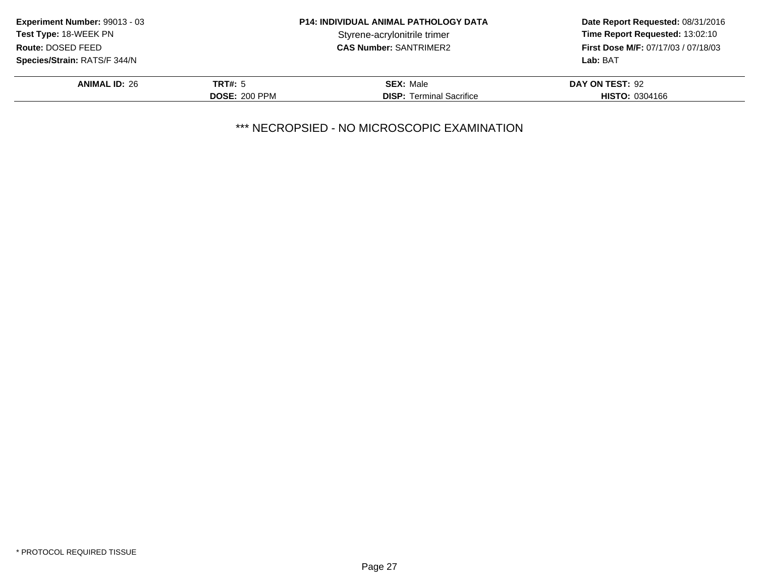**Experiment Number:** 99013 - 03
**Test Type:** 18-WEEK PN
**Route:** DOSED FEED
**Species/Strain:** RATS/F 344/N

**P14: INDIVIDUAL ANIMAL PATHOLOGY DATA**
Styrene-acrylonitrile trimer
**CAS Number:** SANTRIMER2

**Date Report Requested:** 08/31/2016
**Time Report Requested:** 13:02:10
**First Dose M/F:** 07/17/03 / 07/18/03
**Lab:** BAT

| **ANIMAL ID:** 26 | **TRT#:** 5 | **SEX:** Male | **DAY ON TEST:** 92 |
|---|---|---|---|
| | **DOSE:** 200 PPM | **DISP:** Terminal Sacrifice | **HISTO:** 0304166 |

*** NECROPSIED - NO MICROSCOPIC EXAMINATION

* PROTOCOL REQUIRED TISSUE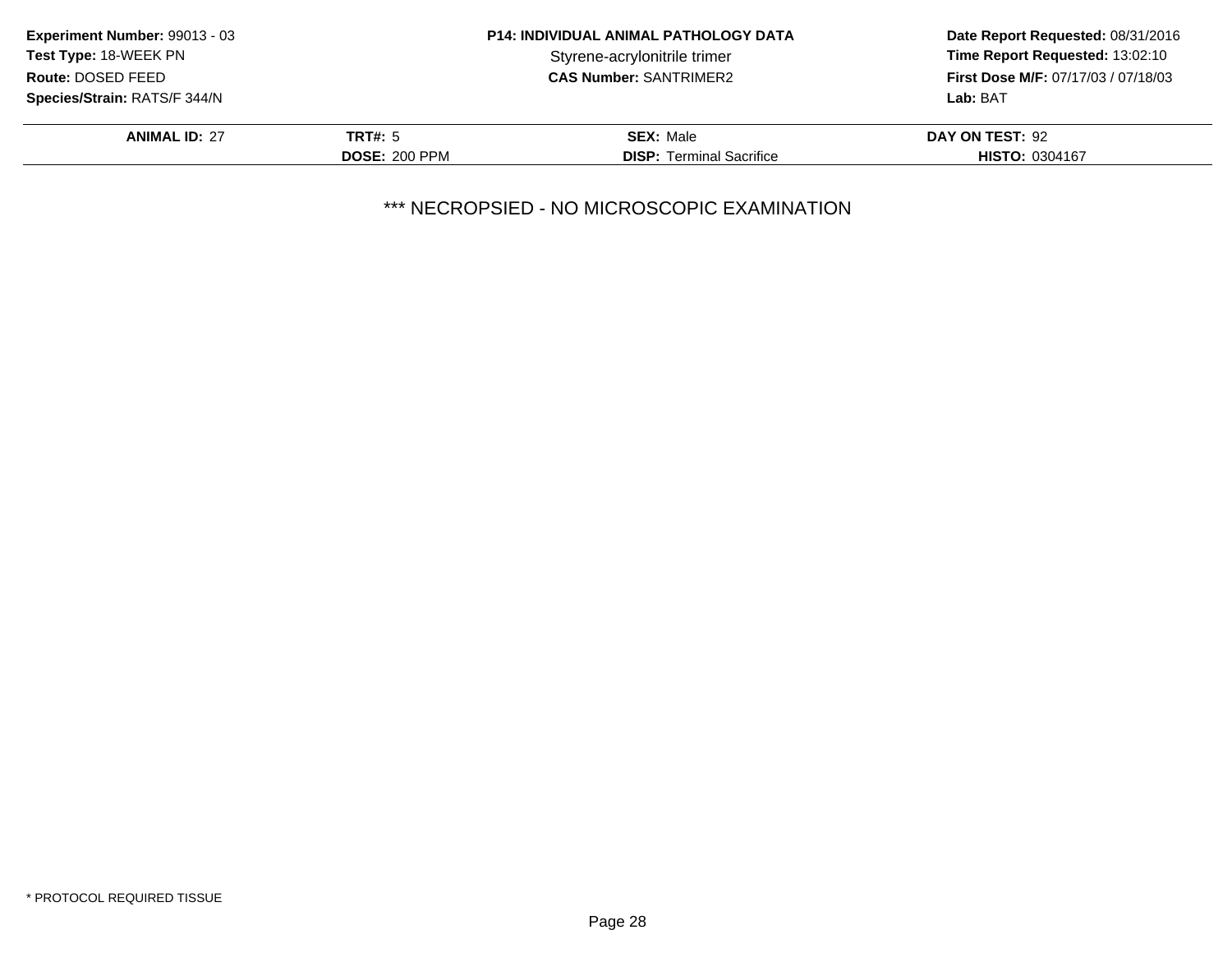**Experiment Number:** 99013 - 03
**Test Type:** 18-WEEK PN
**Route:** DOSED FEED
**Species/Strain:** RATS/F 344/N

**P14: INDIVIDUAL ANIMAL PATHOLOGY DATA**
Styrene-acrylonitrile trimer
**CAS Number:** SANTRIMER2

**Date Report Requested:** 08/31/2016
**Time Report Requested:** 13:02:10
**First Dose M/F:** 07/17/03 / 07/18/03
**Lab:** BAT

| **ANIMAL ID:** 27 | **TRT#:** 5 | **SEX:** Male | **DAY ON TEST:** 92 |
|---|---|---|---|
| | **DOSE:** 200 PPM | **DISP:** Terminal Sacrifice | **HISTO:** 0304167 |

*** NECROPSIED - NO MICROSCOPIC EXAMINATION

* PROTOCOL REQUIRED TISSUE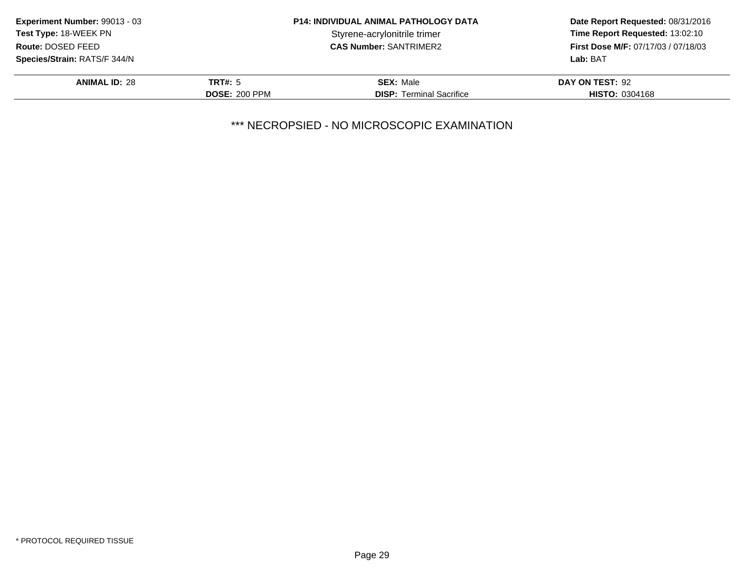**Experiment Number:** 99013 - 03
**Test Type:** 18-WEEK PN
**Route:** DOSED FEED
**Species/Strain:** RATS/F 344/N

**P14: INDIVIDUAL ANIMAL PATHOLOGY DATA**
Styrene-acrylonitrile trimer
**CAS Number:** SANTRIMER2

**Date Report Requested:** 08/31/2016
**Time Report Requested:** 13:02:10
**First Dose M/F:** 07/17/03 / 07/18/03
**Lab:** BAT

| **ANIMAL ID:** 28 | **TRT#:** 5 | **SEX:** Male | **DAY ON TEST:** 92 |
|---|---|---|---|
| | **DOSE:** 200 PPM | **DISP:** Terminal Sacrifice | **HISTO:** 0304168 |

*** NECROPSIED - NO MICROSCOPIC EXAMINATION

* PROTOCOL REQUIRED TISSUE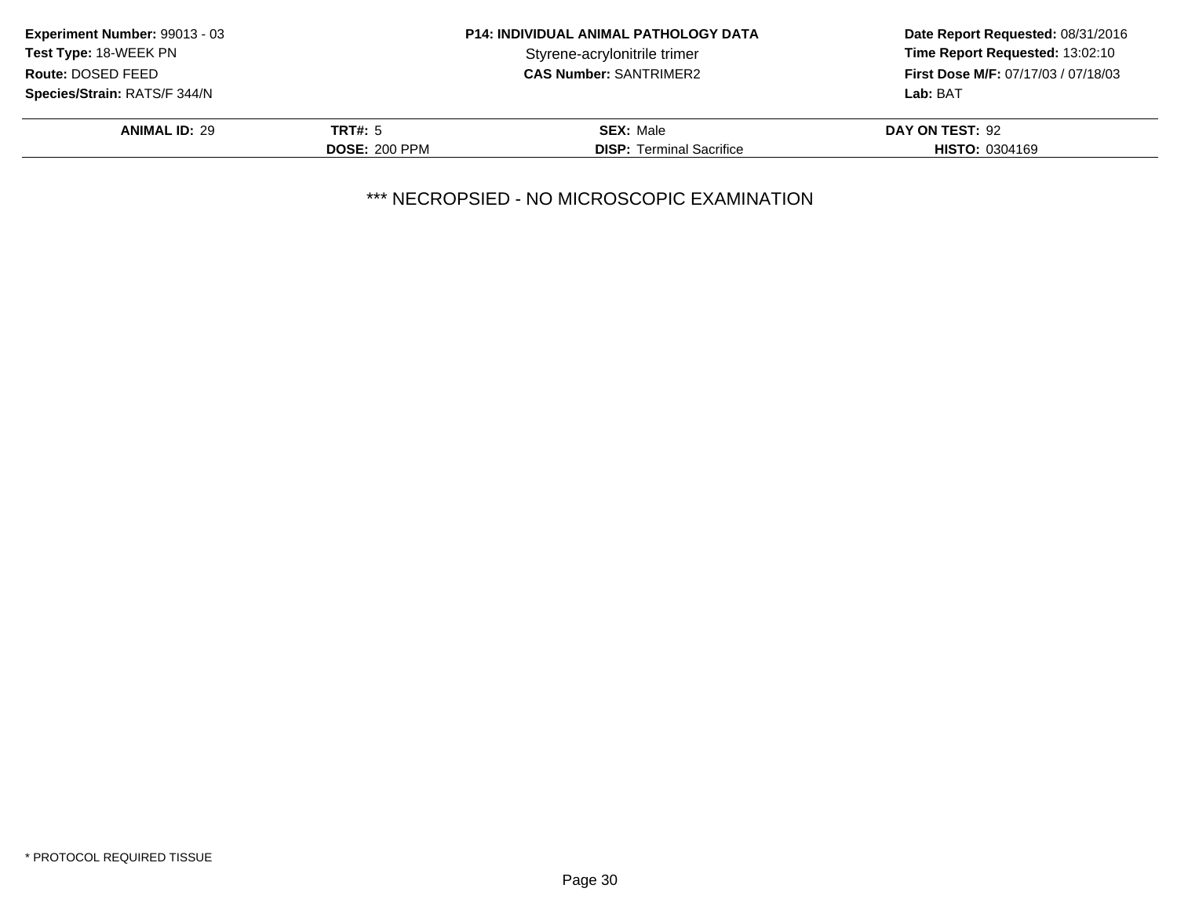**Experiment Number:** 99013 - 03
**Test Type:** 18-WEEK PN
**Route:** DOSED FEED
**Species/Strain:** RATS/F 344/N

**P14: INDIVIDUAL ANIMAL PATHOLOGY DATA**
Styrene-acrylonitrile trimer
**CAS Number:** SANTRIMER2

**Date Report Requested:** 08/31/2016
**Time Report Requested:** 13:02:10
**First Dose M/F:** 07/17/03 / 07/18/03
**Lab:** BAT

| **ANIMAL ID:** 29 | **TRT#:** 5 | **SEX:** Male | **DAY ON TEST:** 92 |
|---|---|---|---|
| | **DOSE:** 200 PPM | **DISP:** Terminal Sacrifice | **HISTO:** 0304169 |

*** NECROPSIED - NO MICROSCOPIC EXAMINATION

* PROTOCOL REQUIRED TISSUE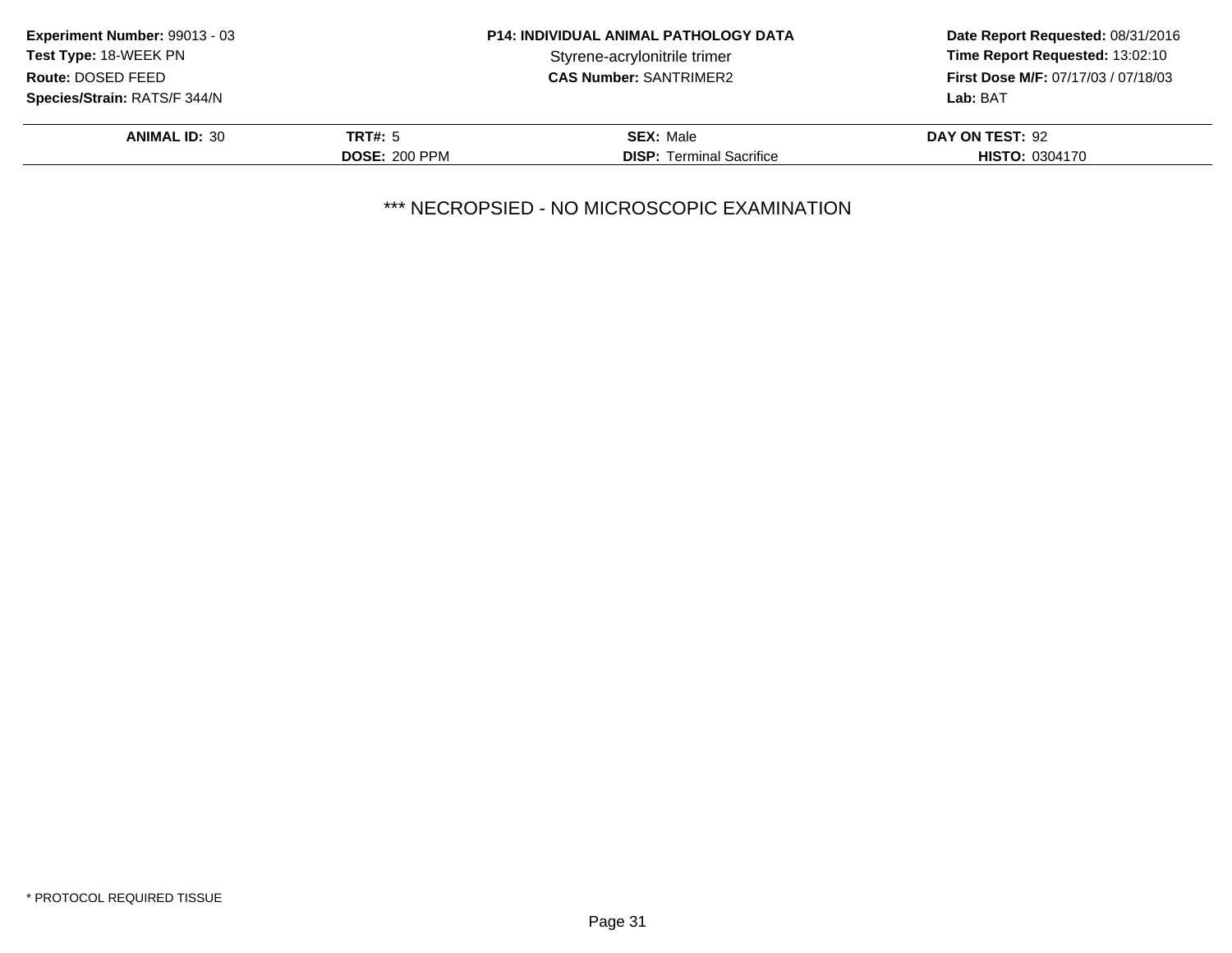**Experiment Number:** 99013 - 03
**Test Type:** 18-WEEK PN
**Route:** DOSED FEED
**Species/Strain:** RATS/F 344/N

**P14: INDIVIDUAL ANIMAL PATHOLOGY DATA**
Styrene-acrylonitrile trimer
**CAS Number:** SANTRIMER2

**Date Report Requested:** 08/31/2016
**Time Report Requested:** 13:02:10
**First Dose M/F:** 07/17/03 / 07/18/03
**Lab:** BAT

| **ANIMAL ID:** 30 | **TRT#:** 5 | **SEX:** Male | **DAY ON TEST:** 92 |
|---|---|---|---|
| | **DOSE:** 200 PPM | **DISP:** Terminal Sacrifice | **HISTO:** 0304170 |

*** NECROPSIED - NO MICROSCOPIC EXAMINATION

* PROTOCOL REQUIRED TISSUE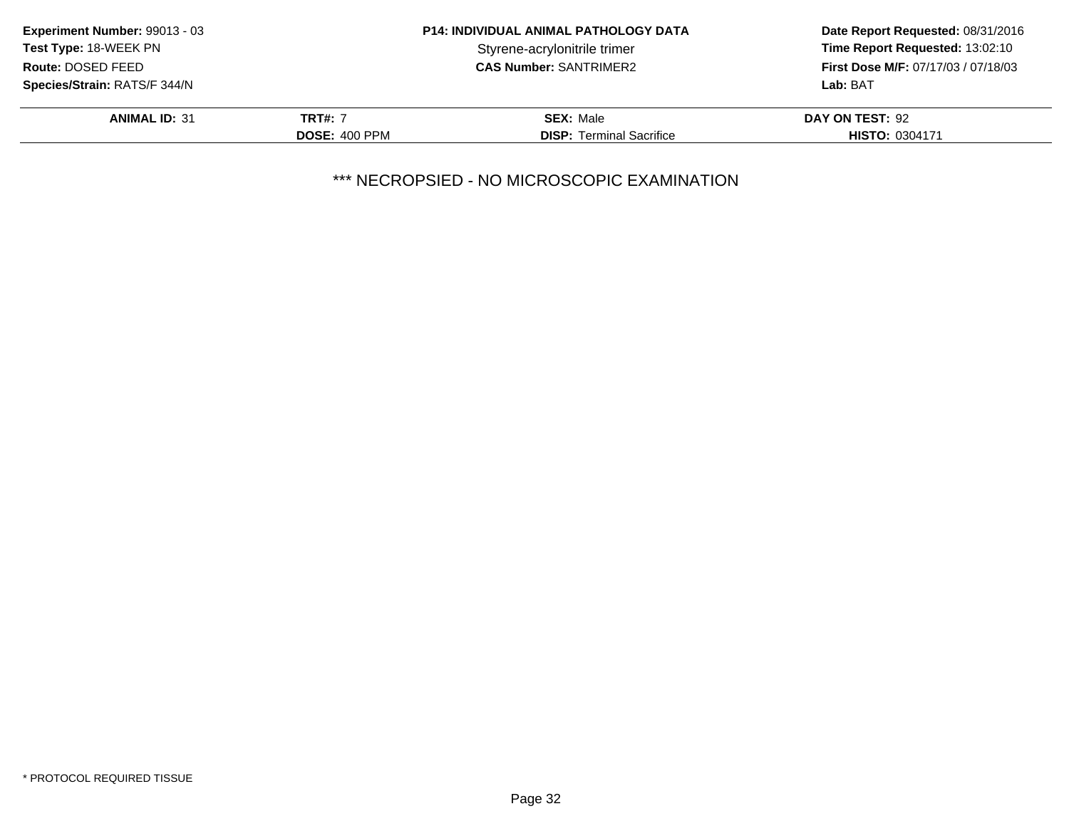**Experiment Number:** 99013 - 03
**Test Type:** 18-WEEK PN
**Route:** DOSED FEED
**Species/Strain:** RATS/F 344/N

**P14: INDIVIDUAL ANIMAL PATHOLOGY DATA**
Styrene-acrylonitrile trimer
**CAS Number:** SANTRIMER2

**Date Report Requested:** 08/31/2016
**Time Report Requested:** 13:02:10
**First Dose M/F:** 07/17/03 / 07/18/03
**Lab:** BAT

| **ANIMAL ID:** 31 | **TRT#:** 7 | **SEX:** Male | **DAY ON TEST:** 92 |
|---|---|---|---|
| | **DOSE:** 400 PPM | **DISP:** Terminal Sacrifice | **HISTO:** 0304171 |

*** NECROPSIED - NO MICROSCOPIC EXAMINATION

* PROTOCOL REQUIRED TISSUE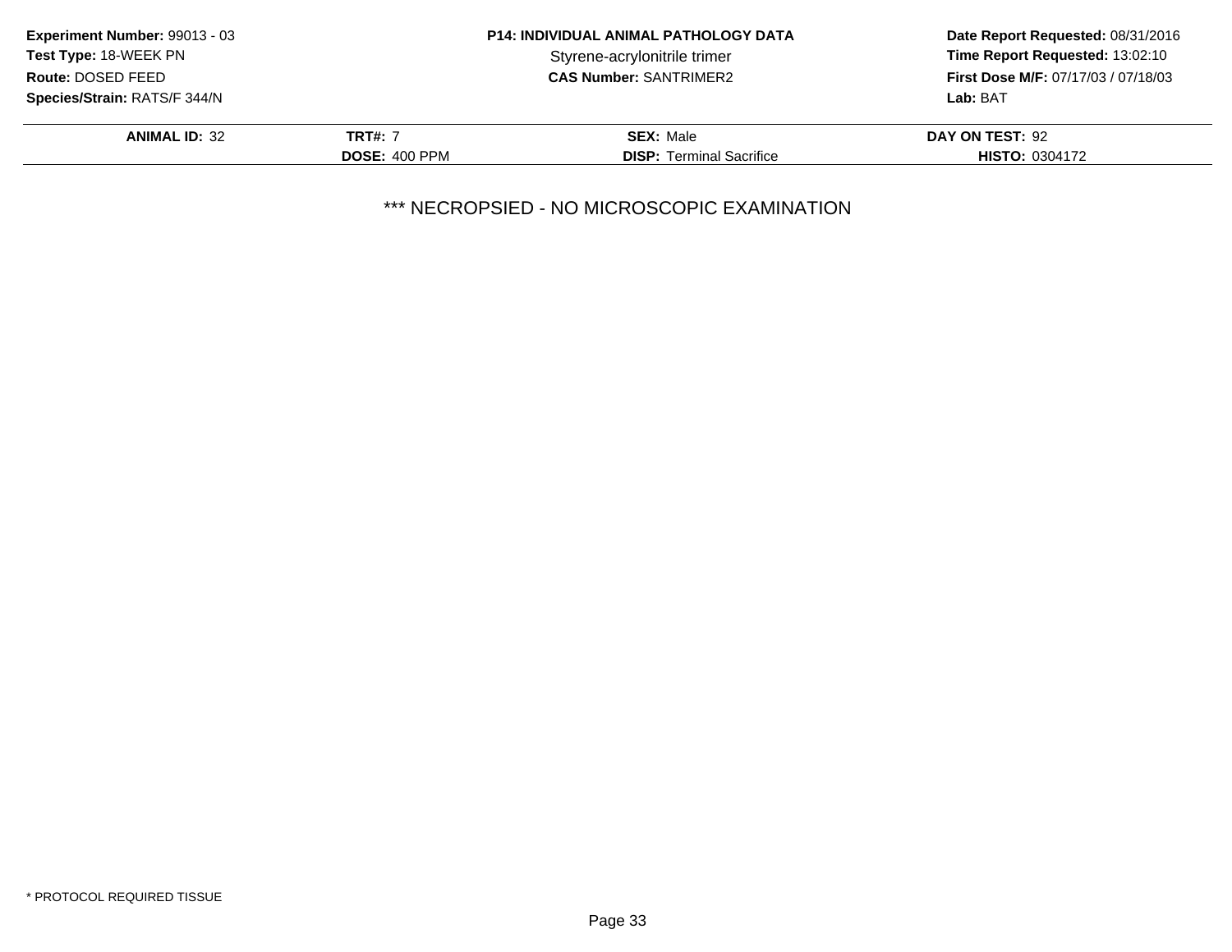**Experiment Number:** 99013 - 03
**Test Type:** 18-WEEK PN
**Route:** DOSED FEED
**Species/Strain:** RATS/F 344/N

**P14: INDIVIDUAL ANIMAL PATHOLOGY DATA**
Styrene-acrylonitrile trimer
**CAS Number:** SANTRIMER2

**Date Report Requested:** 08/31/2016
**Time Report Requested:** 13:02:10
**First Dose M/F:** 07/17/03 / 07/18/03
**Lab:** BAT

| **ANIMAL ID:** 32 | **TRT#:** 7 | **SEX:** Male | **DAY ON TEST:** 92 |
|---|---|---|---|
| | **DOSE:** 400 PPM | **DISP:** Terminal Sacrifice | **HISTO:** 0304172 |

*** NECROPSIED - NO MICROSCOPIC EXAMINATION

* PROTOCOL REQUIRED TISSUE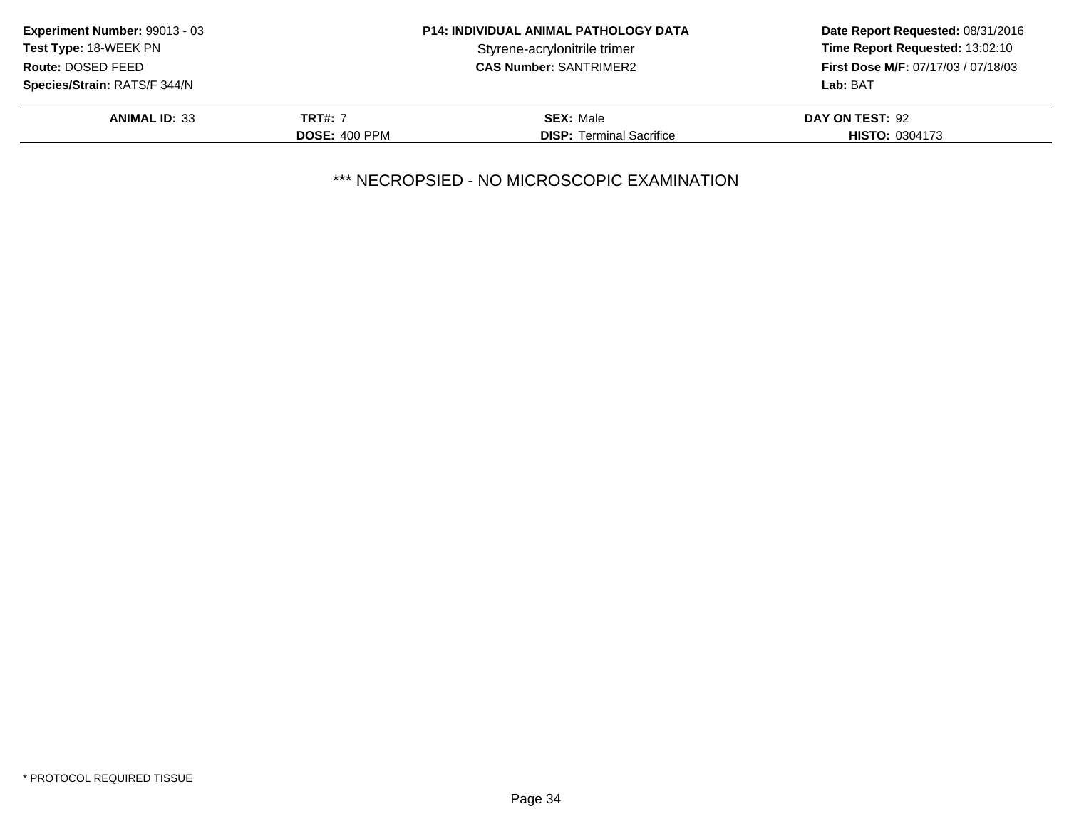**Experiment Number:** 99013 - 03
**Test Type:** 18-WEEK PN
**Route:** DOSED FEED
**Species/Strain:** RATS/F 344/N

**P14: INDIVIDUAL ANIMAL PATHOLOGY DATA**
Styrene-acrylonitrile trimer
**CAS Number:** SANTRIMER2

**Date Report Requested:** 08/31/2016
**Time Report Requested:** 13:02:10
**First Dose M/F:** 07/17/03 / 07/18/03
**Lab:** BAT

| **ANIMAL ID:** 33 | **TRT#:** 7 | **SEX:** Male | **DAY ON TEST:** 92 |
|---|---|---|---|
| | **DOSE:** 400 PPM | **DISP:** Terminal Sacrifice | **HISTO:** 0304173 |

*** NECROPSIED - NO MICROSCOPIC EXAMINATION

* PROTOCOL REQUIRED TISSUE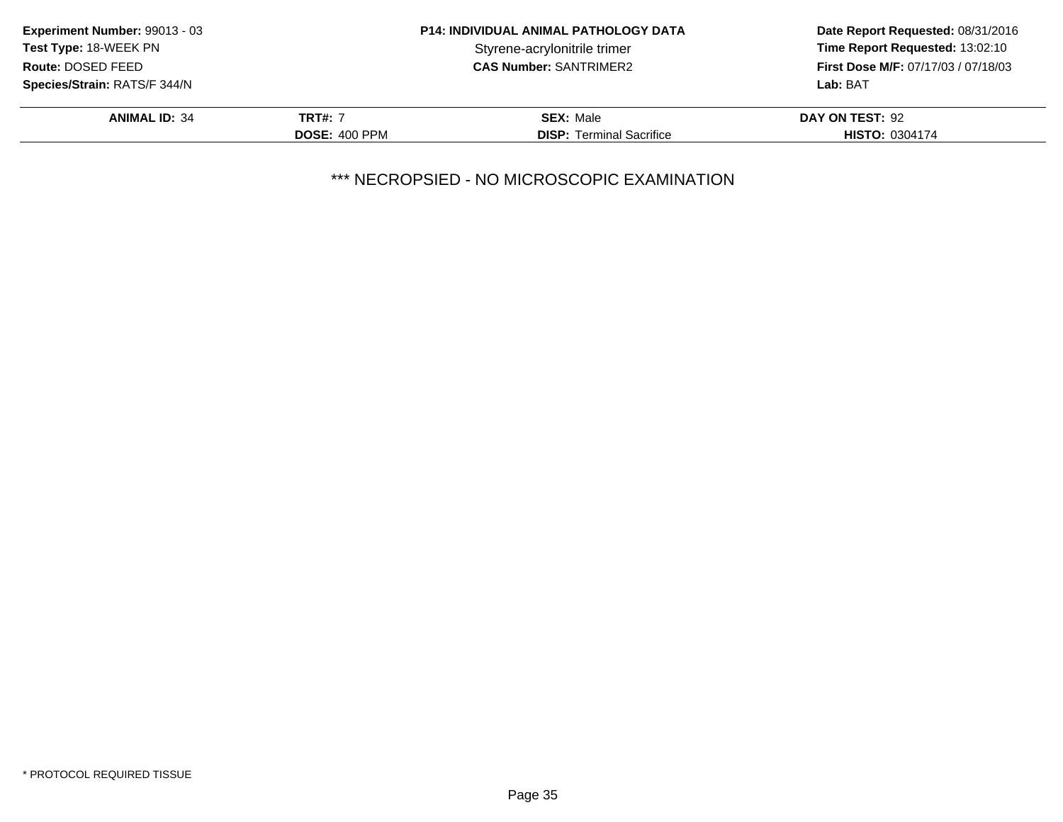**Experiment Number:** 99013 - 03
**Test Type:** 18-WEEK PN
**Route:** DOSED FEED
**Species/Strain:** RATS/F 344/N

**P14: INDIVIDUAL ANIMAL PATHOLOGY DATA**
Styrene-acrylonitrile trimer
**CAS Number:** SANTRIMER2

**Date Report Requested:** 08/31/2016
**Time Report Requested:** 13:02:10
**First Dose M/F:** 07/17/03 / 07/18/03
**Lab:** BAT

| **ANIMAL ID:** 34 | **TRT#:** 7 | **SEX:** Male | **DAY ON TEST:** 92 |
|---|---|---|---|
| | **DOSE:** 400 PPM | **DISP:** Terminal Sacrifice | **HISTO:** 0304174 |

*** NECROPSIED - NO MICROSCOPIC EXAMINATION

* PROTOCOL REQUIRED TISSUE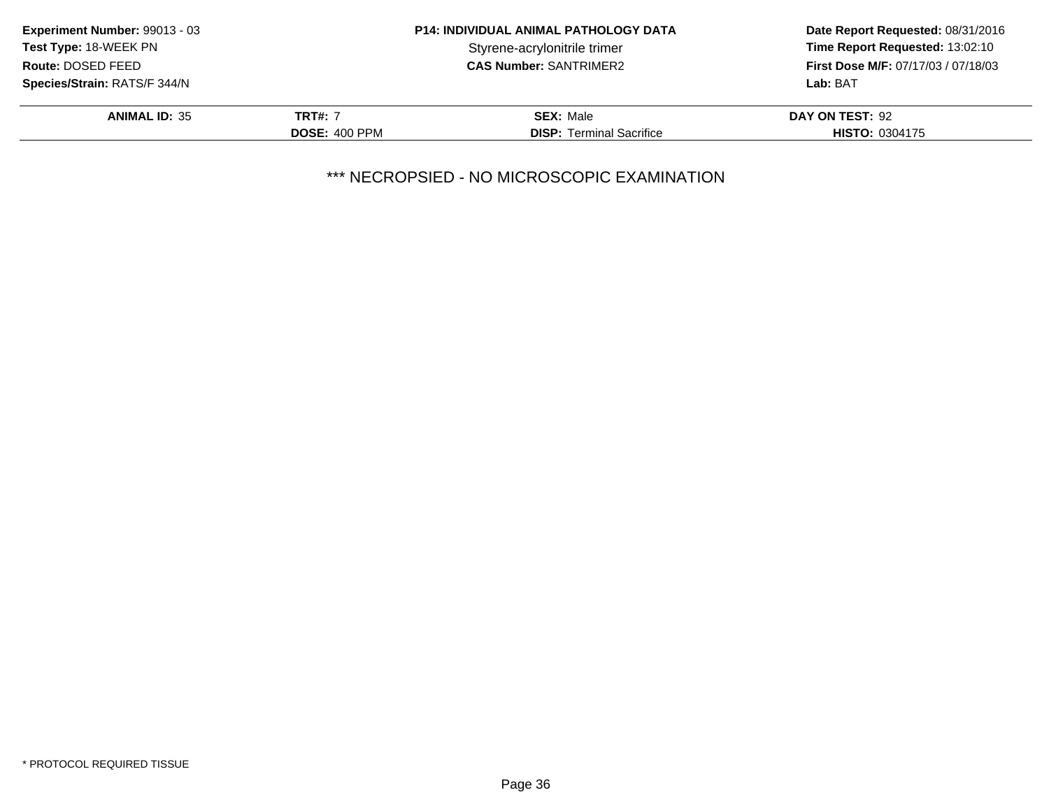**Experiment Number:** 99013 - 03
**Test Type:** 18-WEEK PN
**Route:** DOSED FEED
**Species/Strain:** RATS/F 344/N

**P14: INDIVIDUAL ANIMAL PATHOLOGY DATA**
Styrene-acrylonitrile trimer
**CAS Number:** SANTRIMER2

**Date Report Requested:** 08/31/2016
**Time Report Requested:** 13:02:10
**First Dose M/F:** 07/17/03 / 07/18/03
**Lab:** BAT

| **ANIMAL ID:** 35 | **TRT#:** 7 | **SEX:** Male | **DAY ON TEST:** 92 |
|---|---|---|---|
| | **DOSE:** 400 PPM | **DISP:** Terminal Sacrifice | **HISTO:** 0304175 |

*** NECROPSIED - NO MICROSCOPIC EXAMINATION

* PROTOCOL REQUIRED TISSUE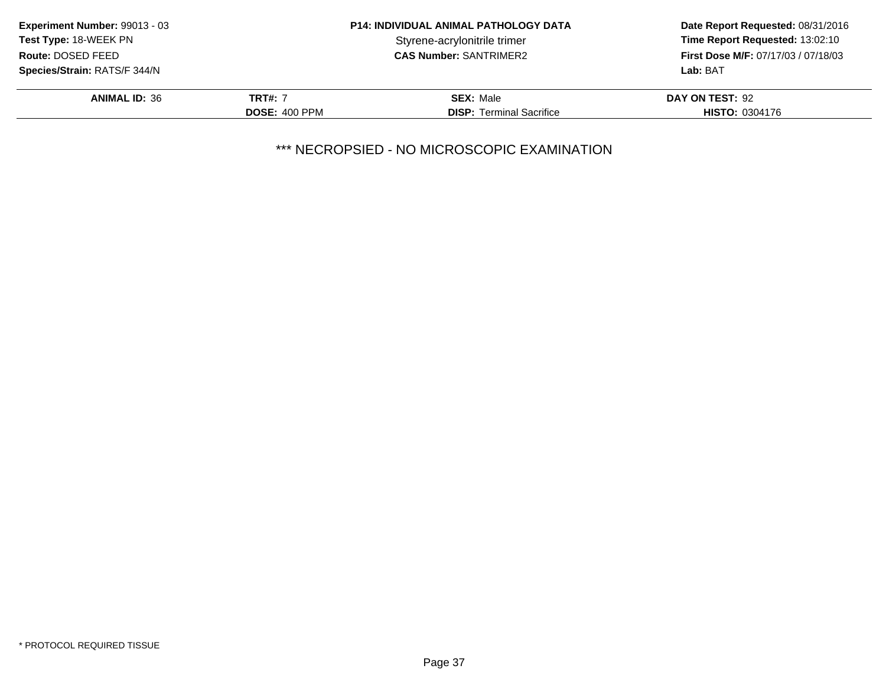**Experiment Number:** 99013 - 03
**Test Type:** 18-WEEK PN
**Route:** DOSED FEED
**Species/Strain:** RATS/F 344/N

**P14: INDIVIDUAL ANIMAL PATHOLOGY DATA**
Styrene-acrylonitrile trimer
**CAS Number:** SANTRIMER2

**Date Report Requested:** 08/31/2016
**Time Report Requested:** 13:02:10
**First Dose M/F:** 07/17/03 / 07/18/03
**Lab:** BAT

| **ANIMAL ID:** 36 | **TRT#:** 7 | **SEX:** Male | **DAY ON TEST:** 92 |
|---|---|---|---|
| | **DOSE:** 400 PPM | **DISP:** Terminal Sacrifice | **HISTO:** 0304176 |

*** NECROPSIED - NO MICROSCOPIC EXAMINATION

* PROTOCOL REQUIRED TISSUE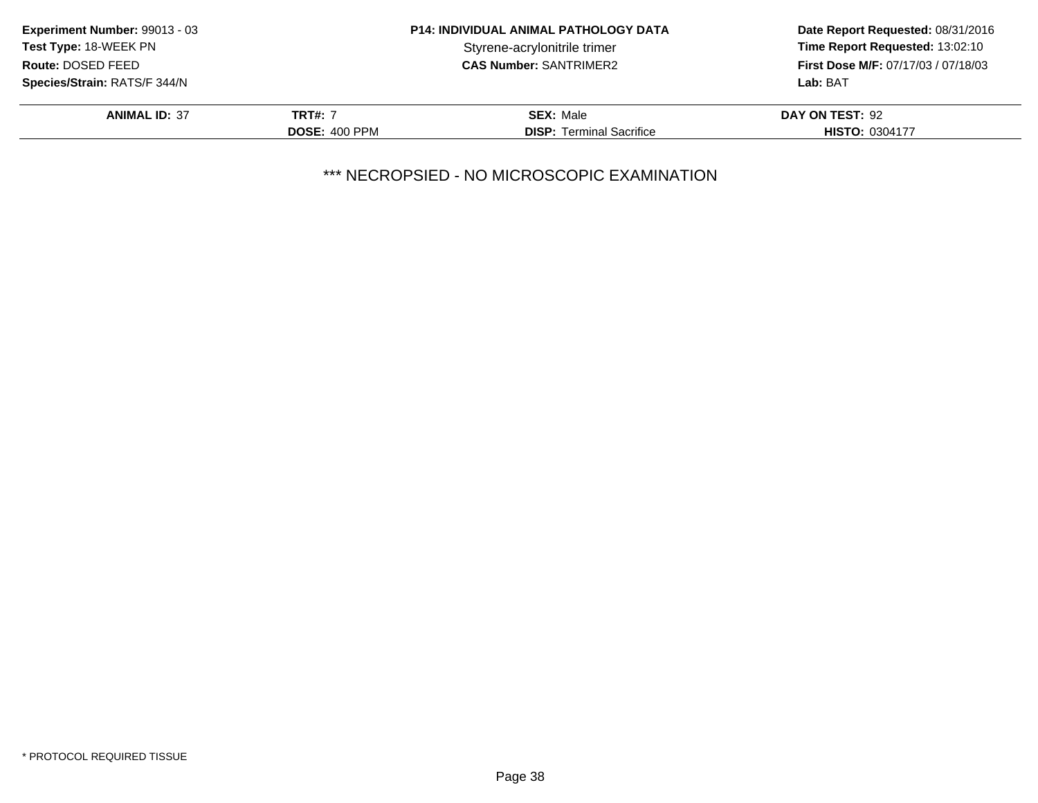**Experiment Number:** 99013 - 03
**Test Type:** 18-WEEK PN
**Route:** DOSED FEED
**Species/Strain:** RATS/F 344/N

**P14: INDIVIDUAL ANIMAL PATHOLOGY DATA**
Styrene-acrylonitrile trimer
**CAS Number:** SANTRIMER2

**Date Report Requested:** 08/31/2016
**Time Report Requested:** 13:02:10
**First Dose M/F:** 07/17/03 / 07/18/03
**Lab:** BAT

| **ANIMAL ID:** 37 | **TRT#:** 7 | **SEX:** Male | **DAY ON TEST:** 92 |
|---|---|---|---|
| | **DOSE:** 400 PPM | **DISP:** Terminal Sacrifice | **HISTO:** 0304177 |

*** NECROPSIED - NO MICROSCOPIC EXAMINATION

* PROTOCOL REQUIRED TISSUE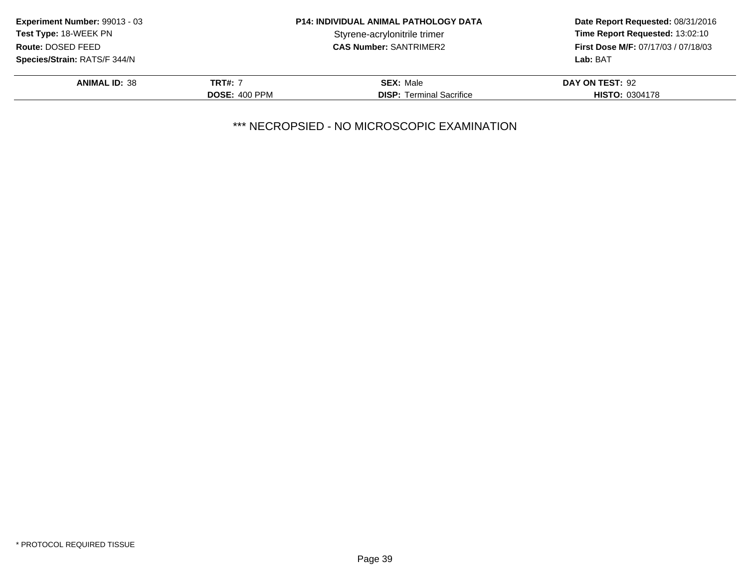**Experiment Number:** 99013 - 03
**Test Type:** 18-WEEK PN
**Route:** DOSED FEED
**Species/Strain:** RATS/F 344/N

**P14: INDIVIDUAL ANIMAL PATHOLOGY DATA**
Styrene-acrylonitrile trimer
**CAS Number:** SANTRIMER2

**Date Report Requested:** 08/31/2016
**Time Report Requested:** 13:02:10
**First Dose M/F:** 07/17/03 / 07/18/03
**Lab:** BAT

| **ANIMAL ID:** 38 | **TRT#:** 7 | **SEX:** Male | **DAY ON TEST:** 92 |
|---|---|---|---|
| | **DOSE:** 400 PPM | **DISP:** Terminal Sacrifice | **HISTO:** 0304178 |

*** NECROPSIED - NO MICROSCOPIC EXAMINATION

* PROTOCOL REQUIRED TISSUE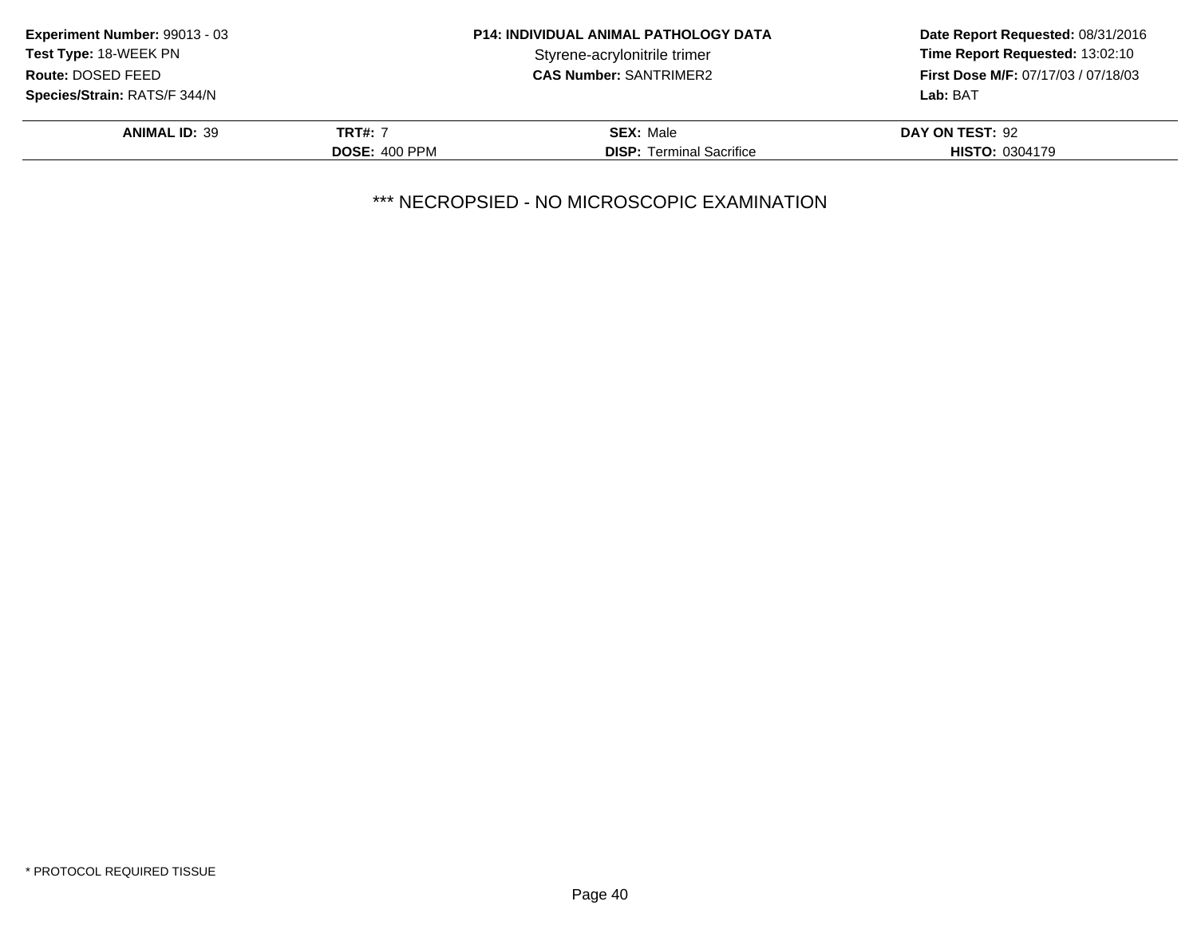**Experiment Number:** 99013 - 03
**Test Type:** 18-WEEK PN
**Route:** DOSED FEED
**Species/Strain:** RATS/F 344/N

**P14: INDIVIDUAL ANIMAL PATHOLOGY DATA**
Styrene-acrylonitrile trimer
**CAS Number:** SANTRIMER2

**Date Report Requested:** 08/31/2016
**Time Report Requested:** 13:02:10
**First Dose M/F:** 07/17/03 / 07/18/03
**Lab:** BAT

| **ANIMAL ID:** 39 | **TRT#:** 7 | **SEX:** Male | **DAY ON TEST:** 92 |
|---|---|---|---|
| | **DOSE:** 400 PPM | **DISP:** Terminal Sacrifice | **HISTO:** 0304179 |

*** NECROPSIED - NO MICROSCOPIC EXAMINATION

* PROTOCOL REQUIRED TISSUE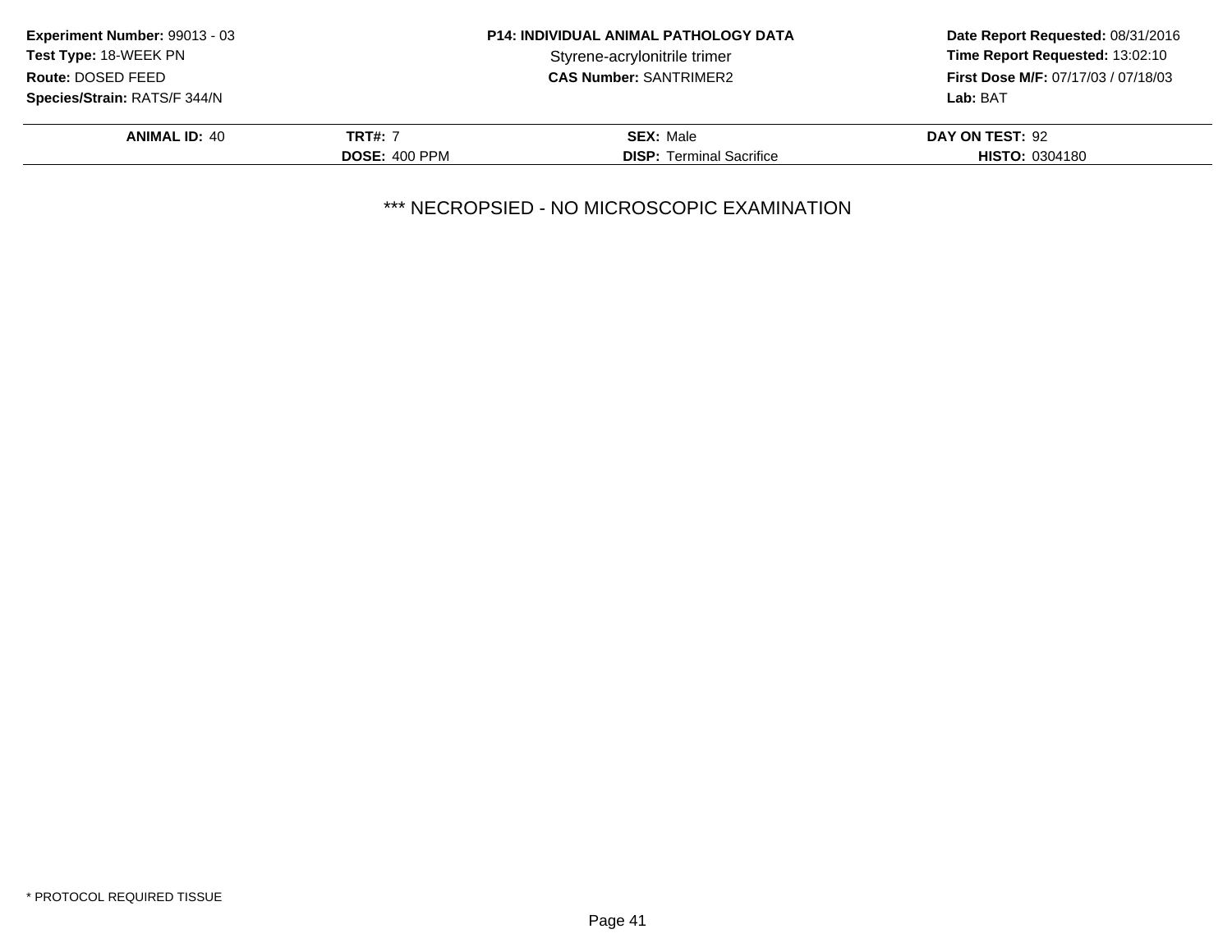**Experiment Number:** 99013 - 03
**Test Type:** 18-WEEK PN
**Route:** DOSED FEED
**Species/Strain:** RATS/F 344/N

**P14: INDIVIDUAL ANIMAL PATHOLOGY DATA**
Styrene-acrylonitrile trimer
**CAS Number:** SANTRIMER2

**Date Report Requested:** 08/31/2016
**Time Report Requested:** 13:02:10
**First Dose M/F:** 07/17/03 / 07/18/03
**Lab:** BAT

| **ANIMAL ID:** 40 | **TRT#:** 7 | **SEX:** Male | **DAY ON TEST:** 92 |
|---|---|---|---|
| | **DOSE:** 400 PPM | **DISP:** Terminal Sacrifice | **HISTO:** 0304180 |

*** NECROPSIED - NO MICROSCOPIC EXAMINATION

* PROTOCOL REQUIRED TISSUE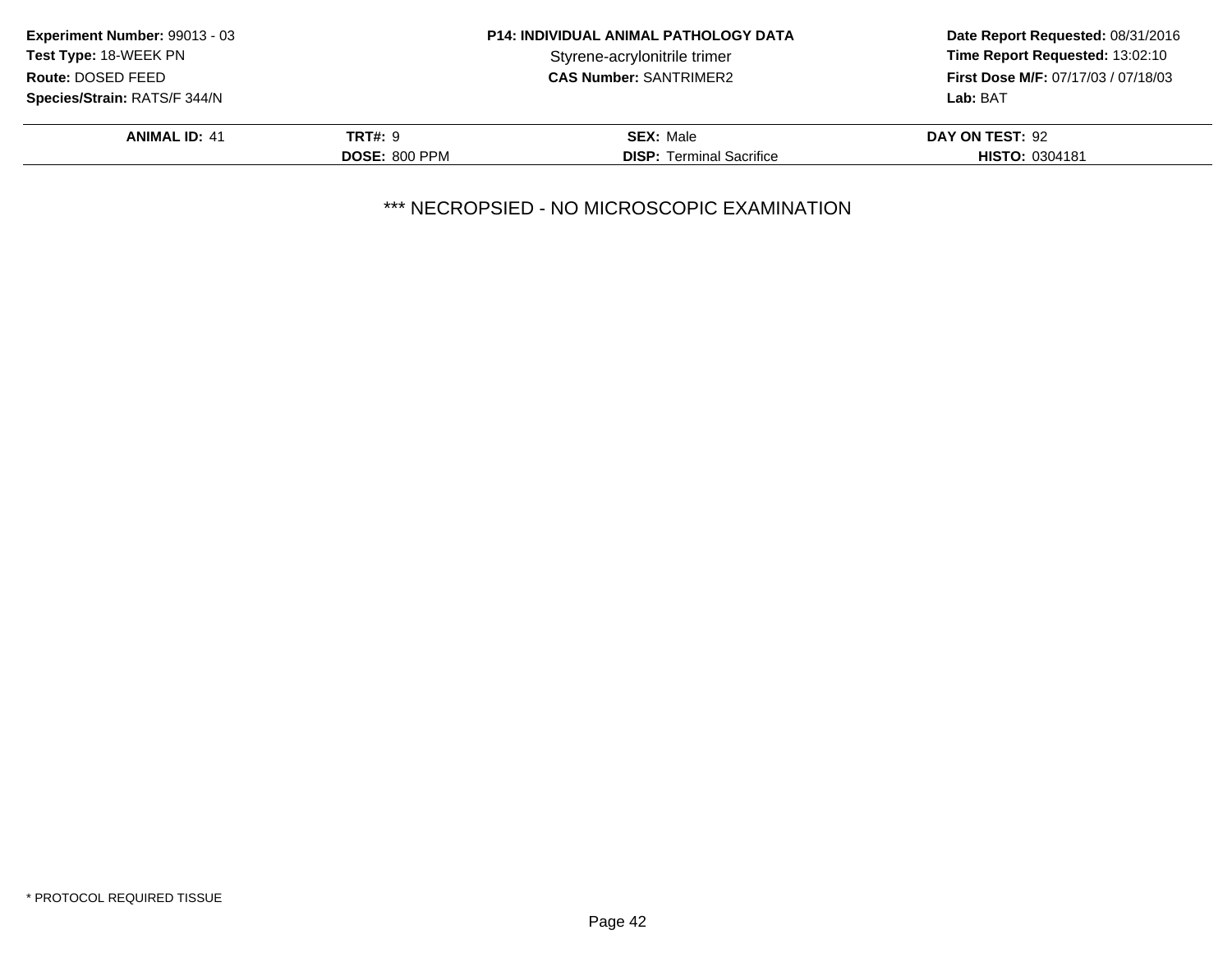**Experiment Number:** 99013 - 03
**Test Type:** 18-WEEK PN
**Route:** DOSED FEED
**Species/Strain:** RATS/F 344/N

**P14: INDIVIDUAL ANIMAL PATHOLOGY DATA**
Styrene-acrylonitrile trimer
**CAS Number:** SANTRIMER2

**Date Report Requested:** 08/31/2016
**Time Report Requested:** 13:02:10
**First Dose M/F:** 07/17/03 / 07/18/03
**Lab:** BAT

| **ANIMAL ID:** 41 | **TRT#:** 9 | **SEX:** Male | **DAY ON TEST:** 92 |
|---|---|---|---|
| | **DOSE:** 800 PPM | **DISP:** Terminal Sacrifice | **HISTO:** 0304181 |

*** NECROPSIED - NO MICROSCOPIC EXAMINATION

* PROTOCOL REQUIRED TISSUE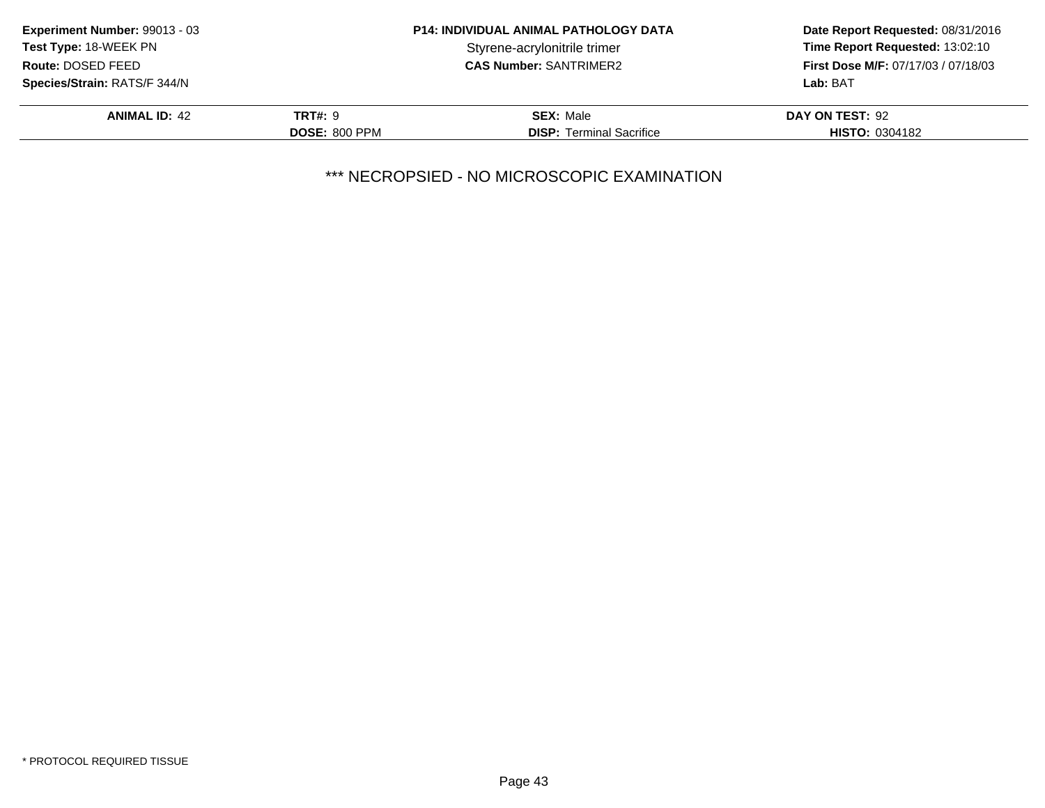**Experiment Number:** 99013 - 03
**Test Type:** 18-WEEK PN
**Route:** DOSED FEED
**Species/Strain:** RATS/F 344/N

**P14: INDIVIDUAL ANIMAL PATHOLOGY DATA**
Styrene-acrylonitrile trimer
**CAS Number:** SANTRIMER2

**Date Report Requested:** 08/31/2016
**Time Report Requested:** 13:02:10
**First Dose M/F:** 07/17/03 / 07/18/03
**Lab:** BAT

| **ANIMAL ID:** 42 | **TRT#:** 9 | **SEX:** Male | **DAY ON TEST:** 92 |
|---|---|---|---|
| | **DOSE:** 800 PPM | **DISP:** Terminal Sacrifice | **HISTO:** 0304182 |

*** NECROPSIED - NO MICROSCOPIC EXAMINATION

* PROTOCOL REQUIRED TISSUE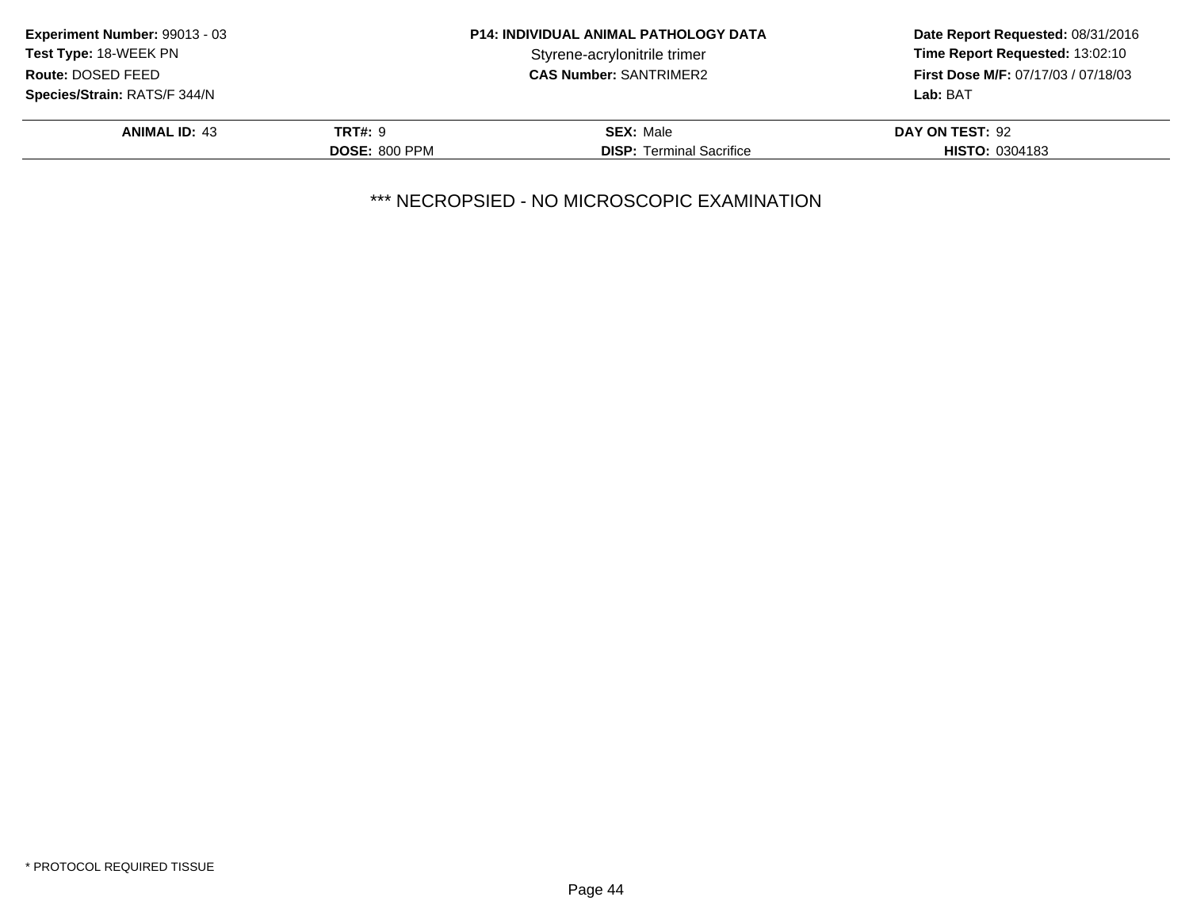**Experiment Number:** 99013 - 03
**Test Type:** 18-WEEK PN
**Route:** DOSED FEED
**Species/Strain:** RATS/F 344/N

**P14: INDIVIDUAL ANIMAL PATHOLOGY DATA**
Styrene-acrylonitrile trimer
**CAS Number:** SANTRIMER2

**Date Report Requested:** 08/31/2016
**Time Report Requested:** 13:02:10
**First Dose M/F:** 07/17/03 / 07/18/03
**Lab:** BAT

| **ANIMAL ID:** 43 | **TRT#:** 9 | **SEX:** Male | **DAY ON TEST:** 92 |
|---|---|---|---|
| | **DOSE:** 800 PPM | **DISP:** Terminal Sacrifice | **HISTO:** 0304183 |

*** NECROPSIED - NO MICROSCOPIC EXAMINATION

* PROTOCOL REQUIRED TISSUE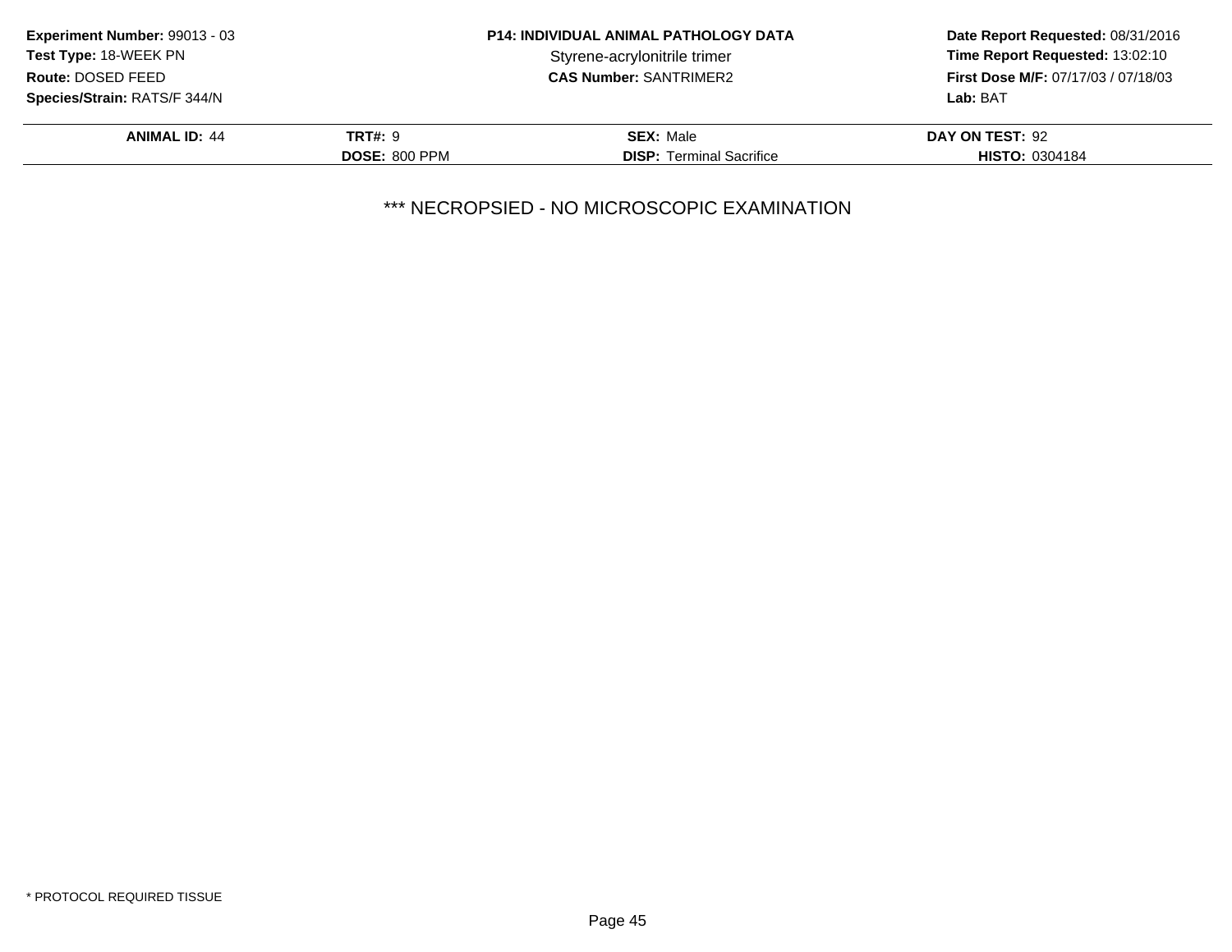**Experiment Number:** 99013 - 03
**Test Type:** 18-WEEK PN
**Route:** DOSED FEED
**Species/Strain:** RATS/F 344/N

**P14: INDIVIDUAL ANIMAL PATHOLOGY DATA**
Styrene-acrylonitrile trimer
**CAS Number:** SANTRIMER2

**Date Report Requested:** 08/31/2016
**Time Report Requested:** 13:02:10
**First Dose M/F:** 07/17/03 / 07/18/03
**Lab:** BAT

| **ANIMAL ID:** 44 | **TRT#:** 9 | **SEX:** Male | **DAY ON TEST:** 92 |
|---|---|---|---|
| | **DOSE:** 800 PPM | **DISP:** Terminal Sacrifice | **HISTO:** 0304184 |

*** NECROPSIED - NO MICROSCOPIC EXAMINATION

* PROTOCOL REQUIRED TISSUE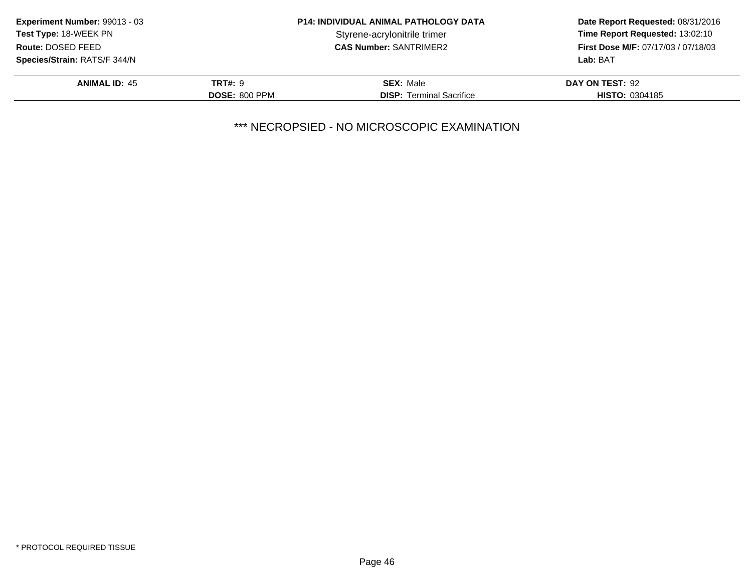**Experiment Number:** 99013 - 03
**Test Type:** 18-WEEK PN
**Route:** DOSED FEED
**Species/Strain:** RATS/F 344/N

**P14: INDIVIDUAL ANIMAL PATHOLOGY DATA**
Styrene-acrylonitrile trimer
**CAS Number:** SANTRIMER2

**Date Report Requested:** 08/31/2016
**Time Report Requested:** 13:02:10
**First Dose M/F:** 07/17/03 / 07/18/03
**Lab:** BAT

| **ANIMAL ID:** 45 | **TRT#:** 9 | **SEX:** Male | **DAY ON TEST:** 92 |
|---|---|---|---|
| | **DOSE:** 800 PPM | **DISP:** Terminal Sacrifice | **HISTO:** 0304185 |

*** NECROPSIED - NO MICROSCOPIC EXAMINATION

* PROTOCOL REQUIRED TISSUE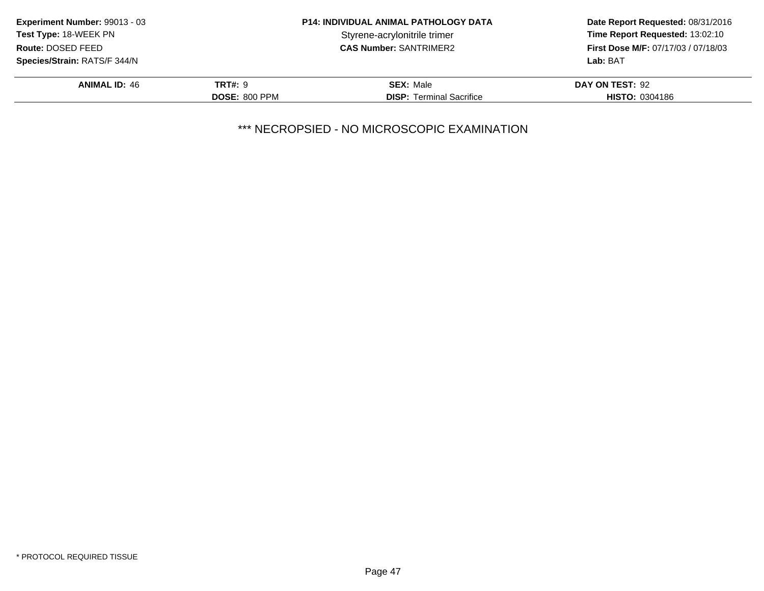**Experiment Number:** 99013 - 03
**Test Type:** 18-WEEK PN
**Route:** DOSED FEED
**Species/Strain:** RATS/F 344/N

**P14: INDIVIDUAL ANIMAL PATHOLOGY DATA**
Styrene-acrylonitrile trimer
**CAS Number:** SANTRIMER2

**Date Report Requested:** 08/31/2016
**Time Report Requested:** 13:02:10
**First Dose M/F:** 07/17/03 / 07/18/03
**Lab:** BAT

| **ANIMAL ID:** 46 | **TRT#:** 9 | **SEX:** Male | **DAY ON TEST:** 92 |
|---|---|---|---|
| | **DOSE:** 800 PPM | **DISP:** Terminal Sacrifice | **HISTO:** 0304186 |

*** NECROPSIED - NO MICROSCOPIC EXAMINATION

* PROTOCOL REQUIRED TISSUE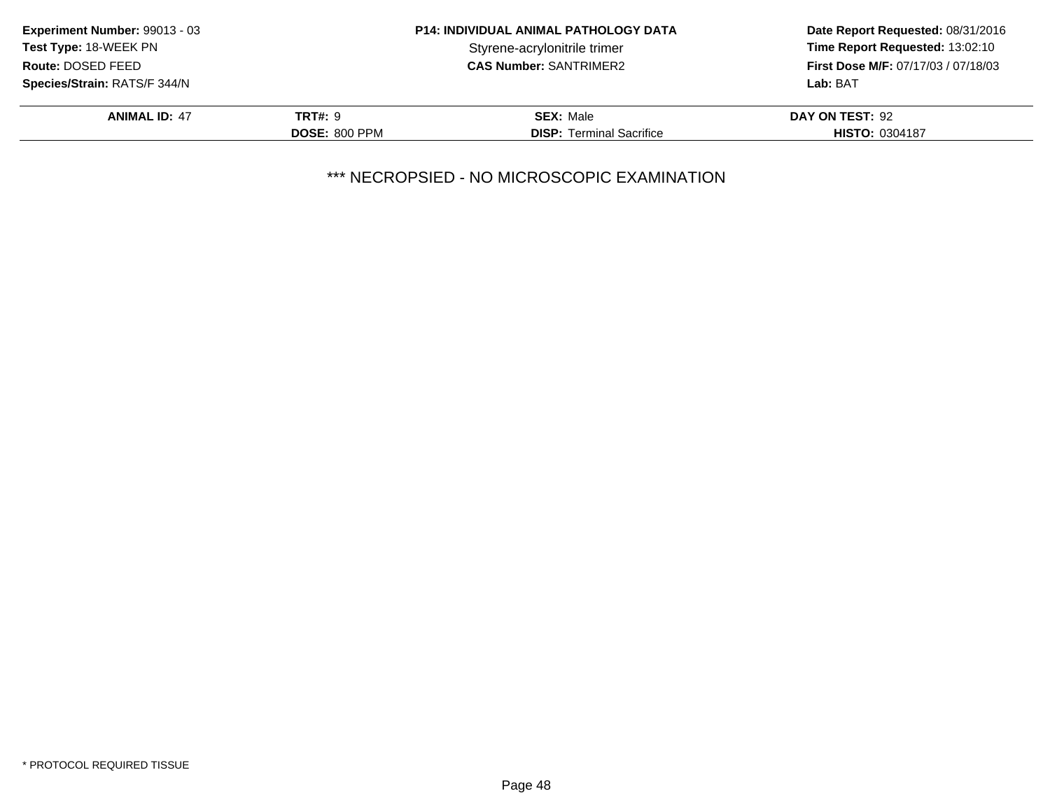**Experiment Number:** 99013 - 03
**Test Type:** 18-WEEK PN
**Route:** DOSED FEED
**Species/Strain:** RATS/F 344/N

**P14: INDIVIDUAL ANIMAL PATHOLOGY DATA**
Styrene-acrylonitrile trimer
**CAS Number:** SANTRIMER2

**Date Report Requested:** 08/31/2016
**Time Report Requested:** 13:02:10
**First Dose M/F:** 07/17/03 / 07/18/03
**Lab:** BAT

| **ANIMAL ID:** 47 | **TRT#:** 9 | **SEX:** Male | **DAY ON TEST:** 92 |
|---|---|---|---|
| | **DOSE:** 800 PPM | **DISP:** Terminal Sacrifice | **HISTO:** 0304187 |

*** NECROPSIED - NO MICROSCOPIC EXAMINATION

* PROTOCOL REQUIRED TISSUE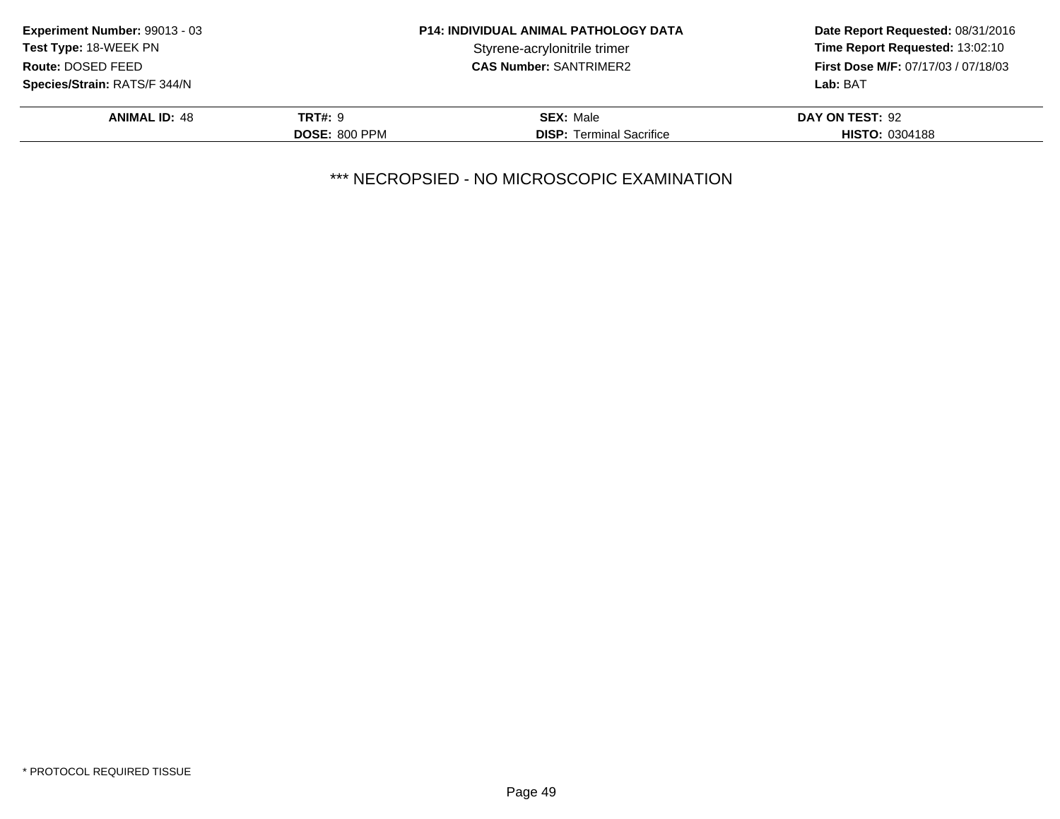**Experiment Number:** 99013 - 03
**Test Type:** 18-WEEK PN
**Route:** DOSED FEED
**Species/Strain:** RATS/F 344/N

**P14: INDIVIDUAL ANIMAL PATHOLOGY DATA**
Styrene-acrylonitrile trimer
**CAS Number:** SANTRIMER2

**Date Report Requested:** 08/31/2016
**Time Report Requested:** 13:02:10
**First Dose M/F:** 07/17/03 / 07/18/03
**Lab:** BAT

| **ANIMAL ID:** 48 | **TRT#:** 9 | **SEX:** Male | **DAY ON TEST:** 92 |
|---|---|---|---|
| | **DOSE:** 800 PPM | **DISP:** Terminal Sacrifice | **HISTO:** 0304188 |

*** NECROPSIED - NO MICROSCOPIC EXAMINATION

* PROTOCOL REQUIRED TISSUE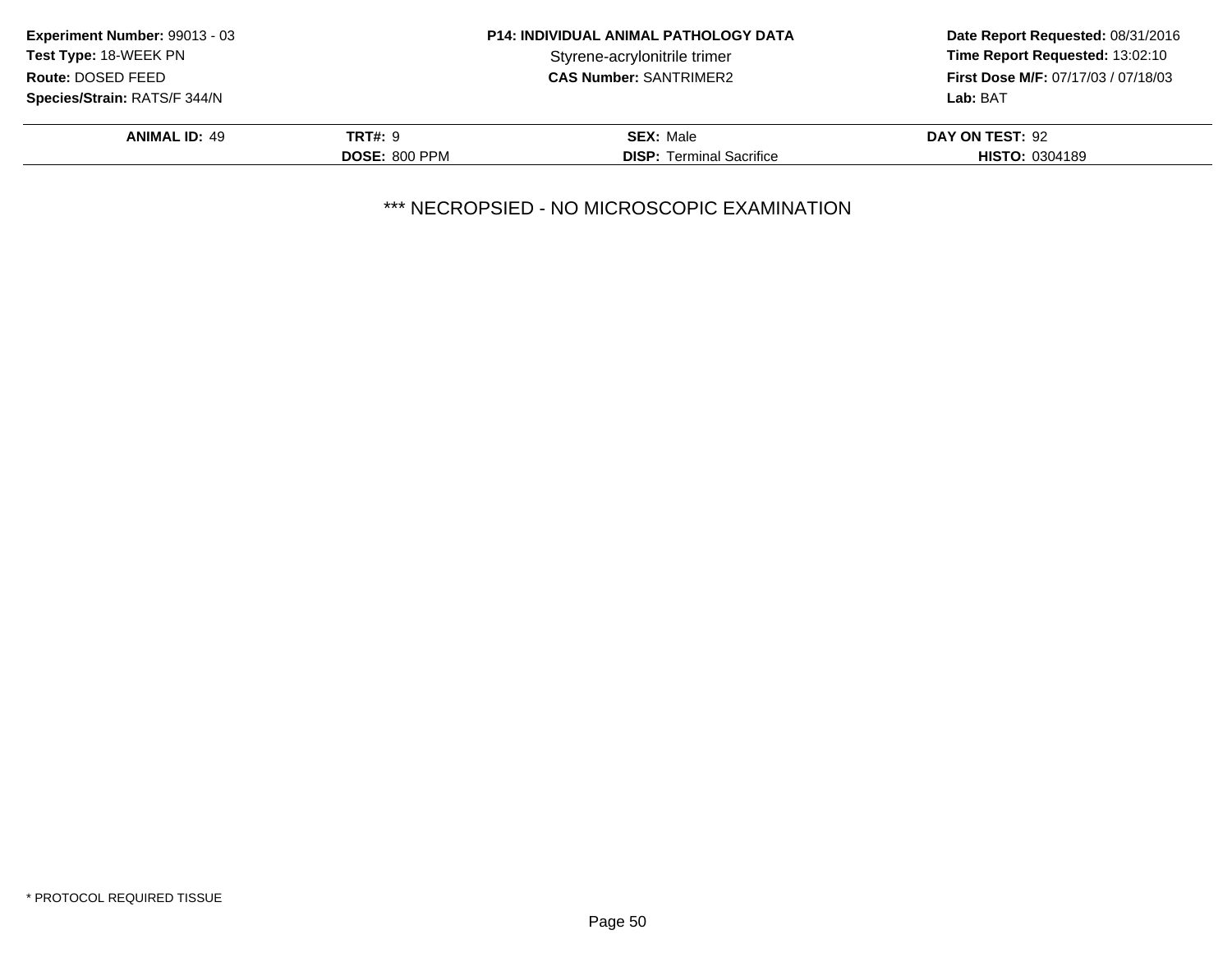**Experiment Number:** 99013 - 03
**Test Type:** 18-WEEK PN
**Route:** DOSED FEED
**Species/Strain:** RATS/F 344/N

**P14: INDIVIDUAL ANIMAL PATHOLOGY DATA**
Styrene-acrylonitrile trimer
**CAS Number:** SANTRIMER2

**Date Report Requested:** 08/31/2016
**Time Report Requested:** 13:02:10
**First Dose M/F:** 07/17/03 / 07/18/03
**Lab:** BAT

| **ANIMAL ID:** 49 | **TRT#:** 9 | **SEX:** Male | **DAY ON TEST:** 92 |
|---|---|---|---|
| | **DOSE:** 800 PPM | **DISP:** Terminal Sacrifice | **HISTO:** 0304189 |

*** NECROPSIED - NO MICROSCOPIC EXAMINATION

* PROTOCOL REQUIRED TISSUE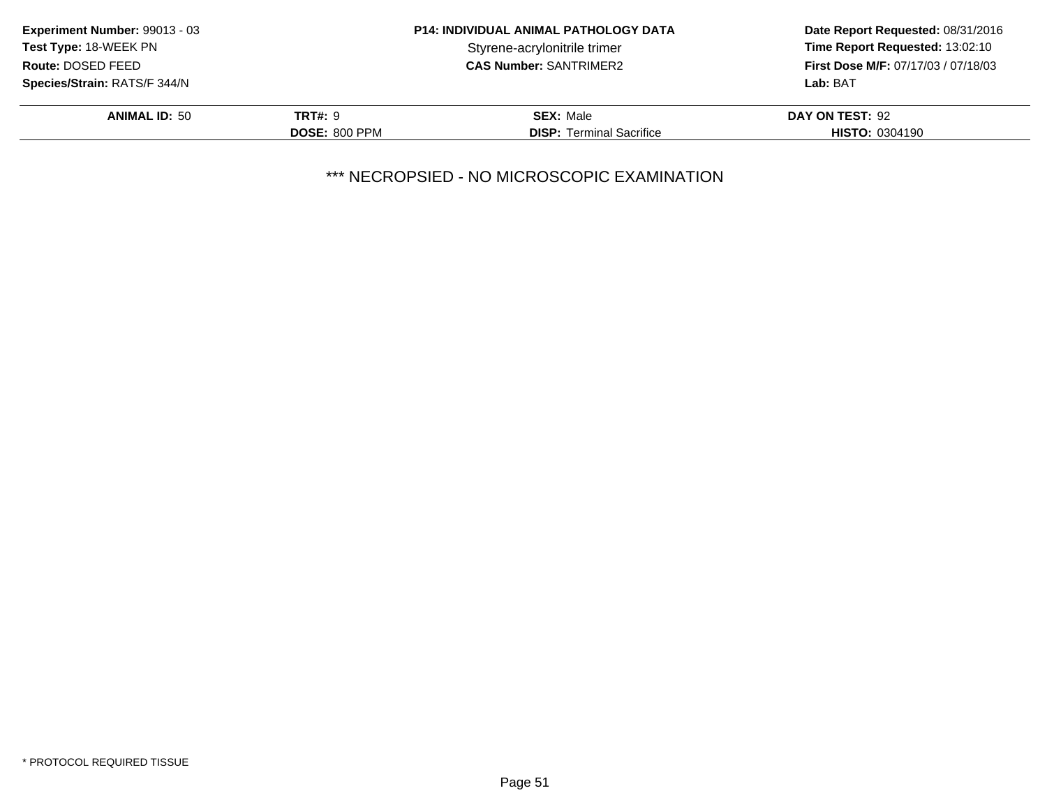**Experiment Number:** 99013 - 03
**Test Type:** 18-WEEK PN
**Route:** DOSED FEED
**Species/Strain:** RATS/F 344/N

**P14: INDIVIDUAL ANIMAL PATHOLOGY DATA**
Styrene-acrylonitrile trimer
**CAS Number:** SANTRIMER2

**Date Report Requested:** 08/31/2016
**Time Report Requested:** 13:02:10
**First Dose M/F:** 07/17/03 / 07/18/03
**Lab:** BAT

| **ANIMAL ID:** 50 | **TRT#:** 9 | **SEX:** Male | **DAY ON TEST:** 92 |
|---|---|---|---|
| | **DOSE:** 800 PPM | **DISP:** Terminal Sacrifice | **HISTO:** 0304190 |

*** NECROPSIED - NO MICROSCOPIC EXAMINATION

* PROTOCOL REQUIRED TISSUE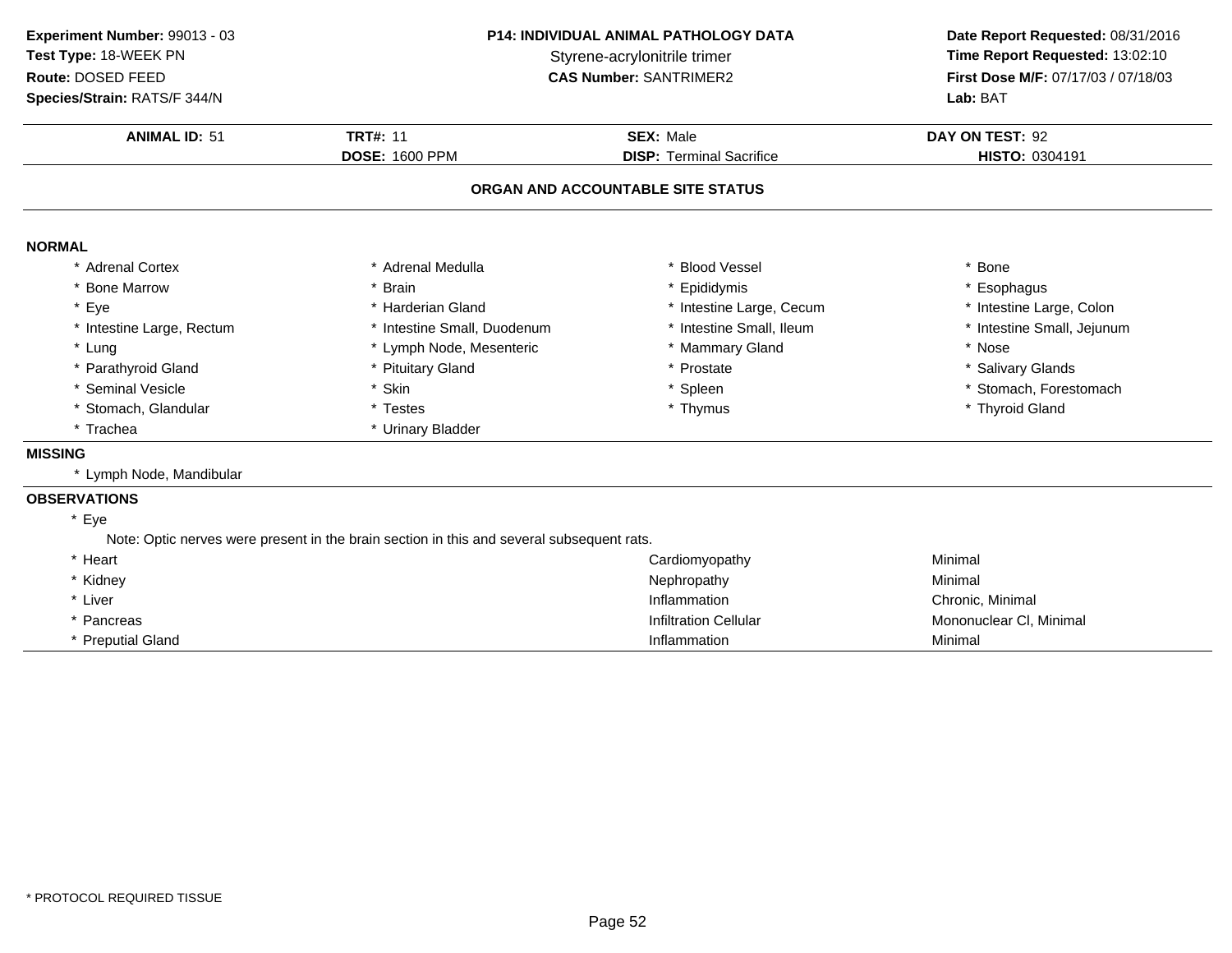**Experiment Number:** 99013 - 03
**Test Type:** 18-WEEK PN
**Route:** DOSED FEED
**Species/Strain:** RATS/F 344/N

**P14: INDIVIDUAL ANIMAL PATHOLOGY DATA**
Styrene-acrylonitrile trimer
**CAS Number:** SANTRIMER2

**Date Report Requested:** 08/31/2016
**Time Report Requested:** 13:02:10
**First Dose M/F:** 07/17/03 / 07/18/03
**Lab:** BAT

| **ANIMAL ID:** 51 | **TRT#:** 11 | **SEX:** Male | **DAY ON TEST:** 92 |
|---|---|---|---|
| | **DOSE:** 1600 PPM | **DISP:** Terminal Sacrifice | **HISTO:** 0304191 |

## ORGAN AND ACCOUNTABLE SITE STATUS

### NORMAL

| | | | |
|---|---|---|---|
| * Adrenal Cortex | * Adrenal Medulla | * Blood Vessel | * Bone |
| * Bone Marrow | * Brain | * Epididymis | * Esophagus |
| * Eye | * Harderian Gland | * Intestine Large, Cecum | * Intestine Large, Colon |
| * Intestine Large, Rectum | * Intestine Small, Duodenum | * Intestine Small, Ileum | * Intestine Small, Jejunum |
| * Lung | * Lymph Node, Mesenteric | * Mammary Gland | * Nose |
| * Parathyroid Gland | * Pituitary Gland | * Prostate | * Salivary Glands |
| * Seminal Vesicle | * Skin | * Spleen | * Stomach, Forestomach |
| * Stomach, Glandular | * Testes | * Thymus | * Thyroid Gland |
| * Trachea | * Urinary Bladder | | |

### MISSING

* Lymph Node, Mandibular

### OBSERVATIONS

* Eye

  Note: Optic nerves were present in the brain section in this and several subsequent rats.

| | | |
|---|---|---|
| * Heart | Cardiomyopathy | Minimal |
| * Kidney | Nephropathy | Minimal |
| * Liver | Inflammation | Chronic, Minimal |
| * Pancreas | Infiltration Cellular | Mononuclear Cl, Minimal |
| * Preputial Gland | Inflammation | Minimal |

* PROTOCOL REQUIRED TISSUE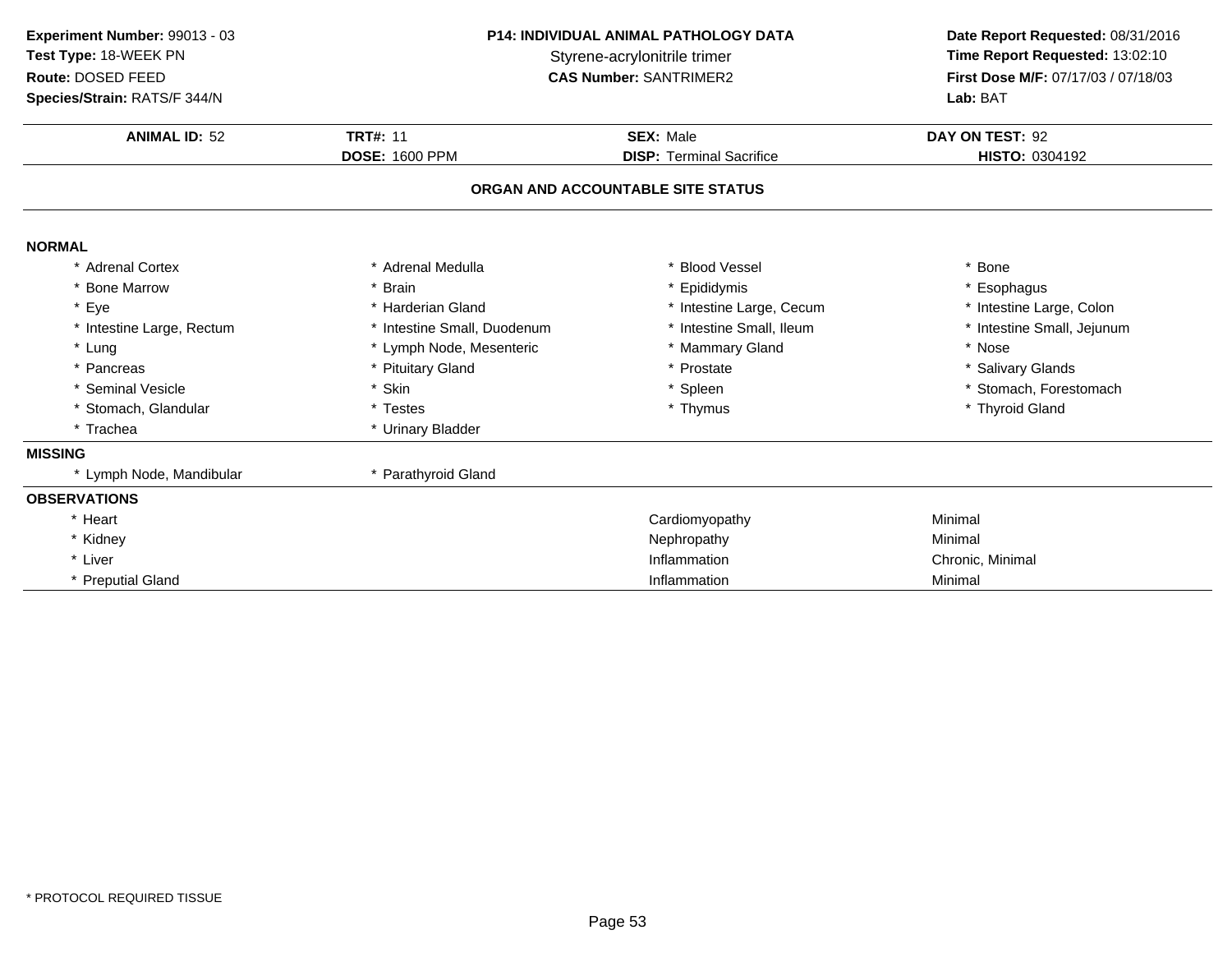**Experiment Number:** 99013 - 03
**Test Type:** 18-WEEK PN
**Route:** DOSED FEED
**Species/Strain:** RATS/F 344/N

**P14: INDIVIDUAL ANIMAL PATHOLOGY DATA**
Styrene-acrylonitrile trimer
**CAS Number:** SANTRIMER2

**Date Report Requested:** 08/31/2016
**Time Report Requested:** 13:02:10
**First Dose M/F:** 07/17/03 / 07/18/03
**Lab:** BAT

| **ANIMAL ID:** 52 | **TRT#:** 11 | **SEX:** Male | **DAY ON TEST:** 92 |
|---|---|---|---|
| | **DOSE:** 1600 PPM | **DISP:** Terminal Sacrifice | **HISTO:** 0304192 |

## ORGAN AND ACCOUNTABLE SITE STATUS

**NORMAL**

| | | | |
|---|---|---|---|
| * Adrenal Cortex | * Adrenal Medulla | * Blood Vessel | * Bone |
| * Bone Marrow | * Brain | * Epididymis | * Esophagus |
| * Eye | * Harderian Gland | * Intestine Large, Cecum | * Intestine Large, Colon |
| * Intestine Large, Rectum | * Intestine Small, Duodenum | * Intestine Small, Ileum | * Intestine Small, Jejunum |
| * Lung | * Lymph Node, Mesenteric | * Mammary Gland | * Nose |
| * Pancreas | * Pituitary Gland | * Prostate | * Salivary Glands |
| * Seminal Vesicle | * Skin | * Spleen | * Stomach, Forestomach |
| * Stomach, Glandular | * Testes | * Thymus | * Thyroid Gland |
| * Trachea | * Urinary Bladder | | |

**MISSING**

| | |
|---|---|
| * Lymph Node, Mandibular | * Parathyroid Gland |

**OBSERVATIONS**

| | | |
|---|---|---|
| * Heart | Cardiomyopathy | Minimal |
| * Kidney | Nephropathy | Minimal |
| * Liver | Inflammation | Chronic, Minimal |
| * Preputial Gland | Inflammation | Minimal |

* PROTOCOL REQUIRED TISSUE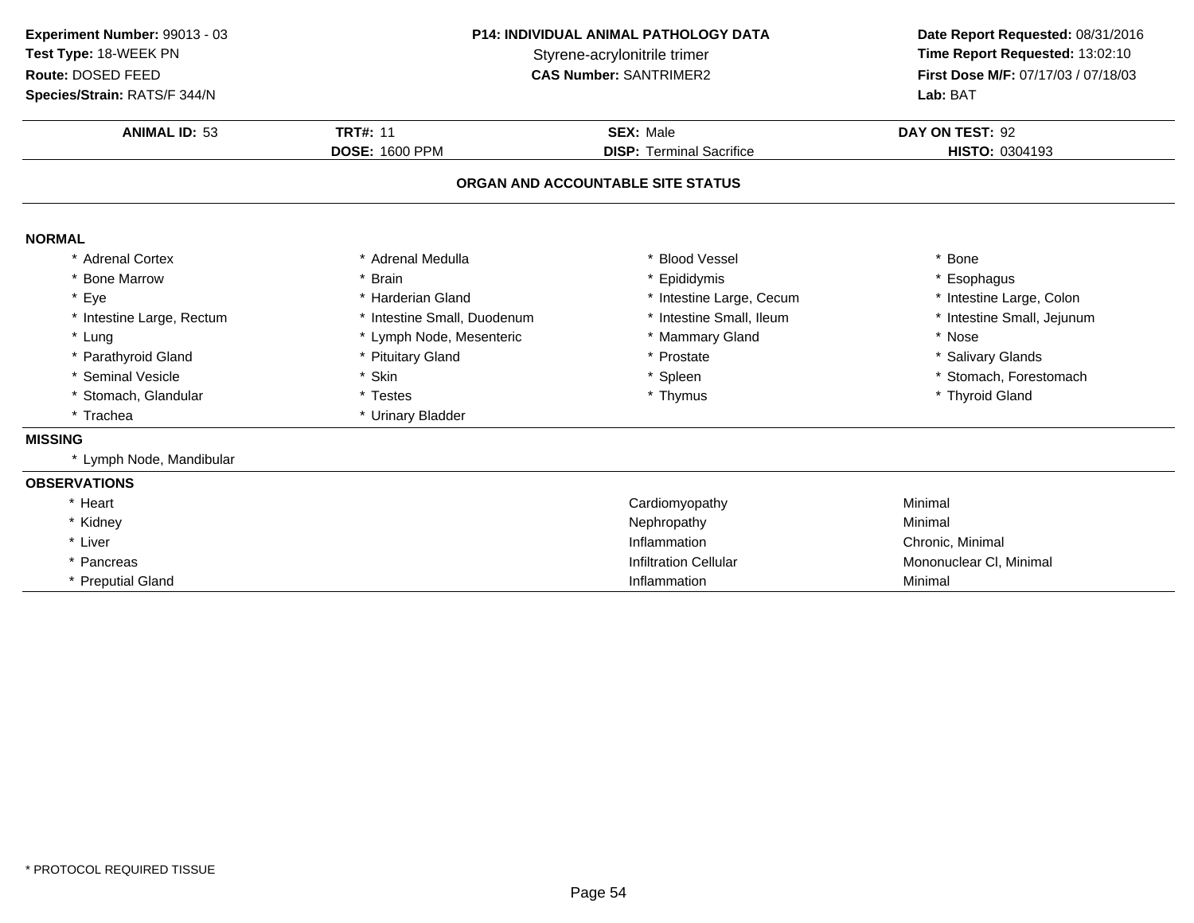**Experiment Number:** 99013 - 03
**Test Type:** 18-WEEK PN
**Route:** DOSED FEED
**Species/Strain:** RATS/F 344/N

**P14: INDIVIDUAL ANIMAL PATHOLOGY DATA**
Styrene-acrylonitrile trimer
**CAS Number:** SANTRIMER2

**Date Report Requested:** 08/31/2016
**Time Report Requested:** 13:02:10
**First Dose M/F:** 07/17/03 / 07/18/03
**Lab:** BAT

| **ANIMAL ID:** 53 | **TRT#:** 11 | **SEX:** Male | **DAY ON TEST:** 92 |
|---|---|---|---|
| | **DOSE:** 1600 PPM | **DISP:** Terminal Sacrifice | **HISTO:** 0304193 |

## ORGAN AND ACCOUNTABLE SITE STATUS

**NORMAL**

| | | | |
|---|---|---|---|
| * Adrenal Cortex | * Adrenal Medulla | * Blood Vessel | * Bone |
| * Bone Marrow | * Brain | * Epididymis | * Esophagus |
| * Eye | * Harderian Gland | * Intestine Large, Cecum | * Intestine Large, Colon |
| * Intestine Large, Rectum | * Intestine Small, Duodenum | * Intestine Small, Ileum | * Intestine Small, Jejunum |
| * Lung | * Lymph Node, Mesenteric | * Mammary Gland | * Nose |
| * Parathyroid Gland | * Pituitary Gland | * Prostate | * Salivary Glands |
| * Seminal Vesicle | * Skin | * Spleen | * Stomach, Forestomach |
| * Stomach, Glandular | * Testes | * Thymus | * Thyroid Gland |
| * Trachea | * Urinary Bladder | | |

**MISSING**

* Lymph Node, Mandibular

**OBSERVATIONS**

| | | |
|---|---|---|
| * Heart | Cardiomyopathy | Minimal |
| * Kidney | Nephropathy | Minimal |
| * Liver | Inflammation | Chronic, Minimal |
| * Pancreas | Infiltration Cellular | Mononuclear Cl, Minimal |
| * Preputial Gland | Inflammation | Minimal |

* PROTOCOL REQUIRED TISSUE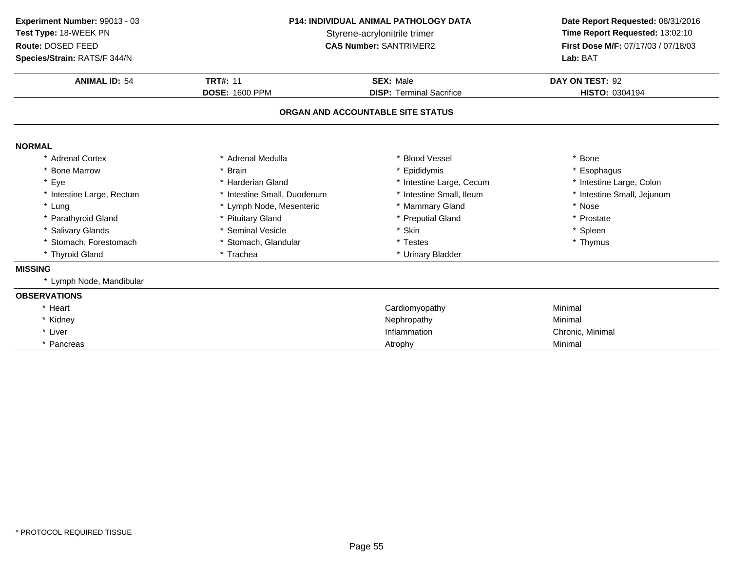**Experiment Number:** 99013 - 03
**Test Type:** 18-WEEK PN
**Route:** DOSED FEED
**Species/Strain:** RATS/F 344/N

**P14: INDIVIDUAL ANIMAL PATHOLOGY DATA**
Styrene-acrylonitrile trimer
**CAS Number:** SANTRIMER2

**Date Report Requested:** 08/31/2016
**Time Report Requested:** 13:02:10
**First Dose M/F:** 07/17/03 / 07/18/03
**Lab:** BAT

| **ANIMAL ID:** 54 | **TRT#:** 11 | **SEX:** Male | **DAY ON TEST:** 92 |
|---|---|---|---|
| | **DOSE:** 1600 PPM | **DISP:** Terminal Sacrifice | **HISTO:** 0304194 |

## ORGAN AND ACCOUNTABLE SITE STATUS

### NORMAL

| | | | |
|---|---|---|---|
| * Adrenal Cortex | * Adrenal Medulla | * Blood Vessel | * Bone |
| * Bone Marrow | * Brain | * Epididymis | * Esophagus |
| * Eye | * Harderian Gland | * Intestine Large, Cecum | * Intestine Large, Colon |
| * Intestine Large, Rectum | * Intestine Small, Duodenum | * Intestine Small, Ileum | * Intestine Small, Jejunum |
| * Lung | * Lymph Node, Mesenteric | * Mammary Gland | * Nose |
| * Parathyroid Gland | * Pituitary Gland | * Preputial Gland | * Prostate |
| * Salivary Glands | * Seminal Vesicle | * Skin | * Spleen |
| * Stomach, Forestomach | * Stomach, Glandular | * Testes | * Thymus |
| * Thyroid Gland | * Trachea | * Urinary Bladder | |

### MISSING

* Lymph Node, Mandibular

### OBSERVATIONS

| | | |
|---|---|---|
| * Heart | Cardiomyopathy | Minimal |
| * Kidney | Nephropathy | Minimal |
| * Liver | Inflammation | Chronic, Minimal |
| * Pancreas | Atrophy | Minimal |

* PROTOCOL REQUIRED TISSUE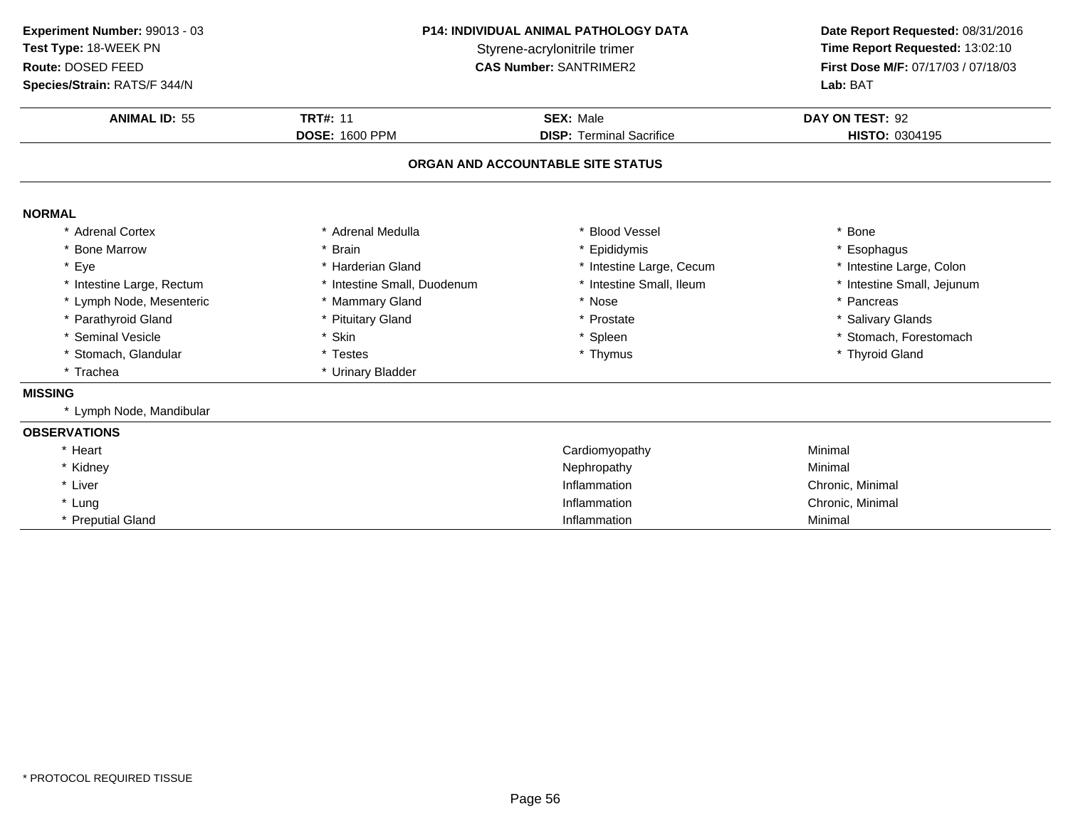**Experiment Number:** 99013 - 03
**Test Type:** 18-WEEK PN
**Route:** DOSED FEED
**Species/Strain:** RATS/F 344/N

**P14: INDIVIDUAL ANIMAL PATHOLOGY DATA**
Styrene-acrylonitrile trimer
**CAS Number:** SANTRIMER2

**Date Report Requested:** 08/31/2016
**Time Report Requested:** 13:02:10
**First Dose M/F:** 07/17/03 / 07/18/03
**Lab:** BAT

| **ANIMAL ID:** 55 | **TRT#:** 11 | **SEX:** Male | **DAY ON TEST:** 92 |
|---|---|---|---|
| | **DOSE:** 1600 PPM | **DISP:** Terminal Sacrifice | **HISTO:** 0304195 |

## ORGAN AND ACCOUNTABLE SITE STATUS

### NORMAL

| | | | |
|---|---|---|---|
| * Adrenal Cortex | * Adrenal Medulla | * Blood Vessel | * Bone |
| * Bone Marrow | * Brain | * Epididymis | * Esophagus |
| * Eye | * Harderian Gland | * Intestine Large, Cecum | * Intestine Large, Colon |
| * Intestine Large, Rectum | * Intestine Small, Duodenum | * Intestine Small, Ileum | * Intestine Small, Jejunum |
| * Lymph Node, Mesenteric | * Mammary Gland | * Nose | * Pancreas |
| * Parathyroid Gland | * Pituitary Gland | * Prostate | * Salivary Glands |
| * Seminal Vesicle | * Skin | * Spleen | * Stomach, Forestomach |
| * Stomach, Glandular | * Testes | * Thymus | * Thyroid Gland |
| * Trachea | * Urinary Bladder | | |

### MISSING

* Lymph Node, Mandibular

### OBSERVATIONS

| | | |
|---|---|---|
| * Heart | Cardiomyopathy | Minimal |
| * Kidney | Nephropathy | Minimal |
| * Liver | Inflammation | Chronic, Minimal |
| * Lung | Inflammation | Chronic, Minimal |
| * Preputial Gland | Inflammation | Minimal |

* PROTOCOL REQUIRED TISSUE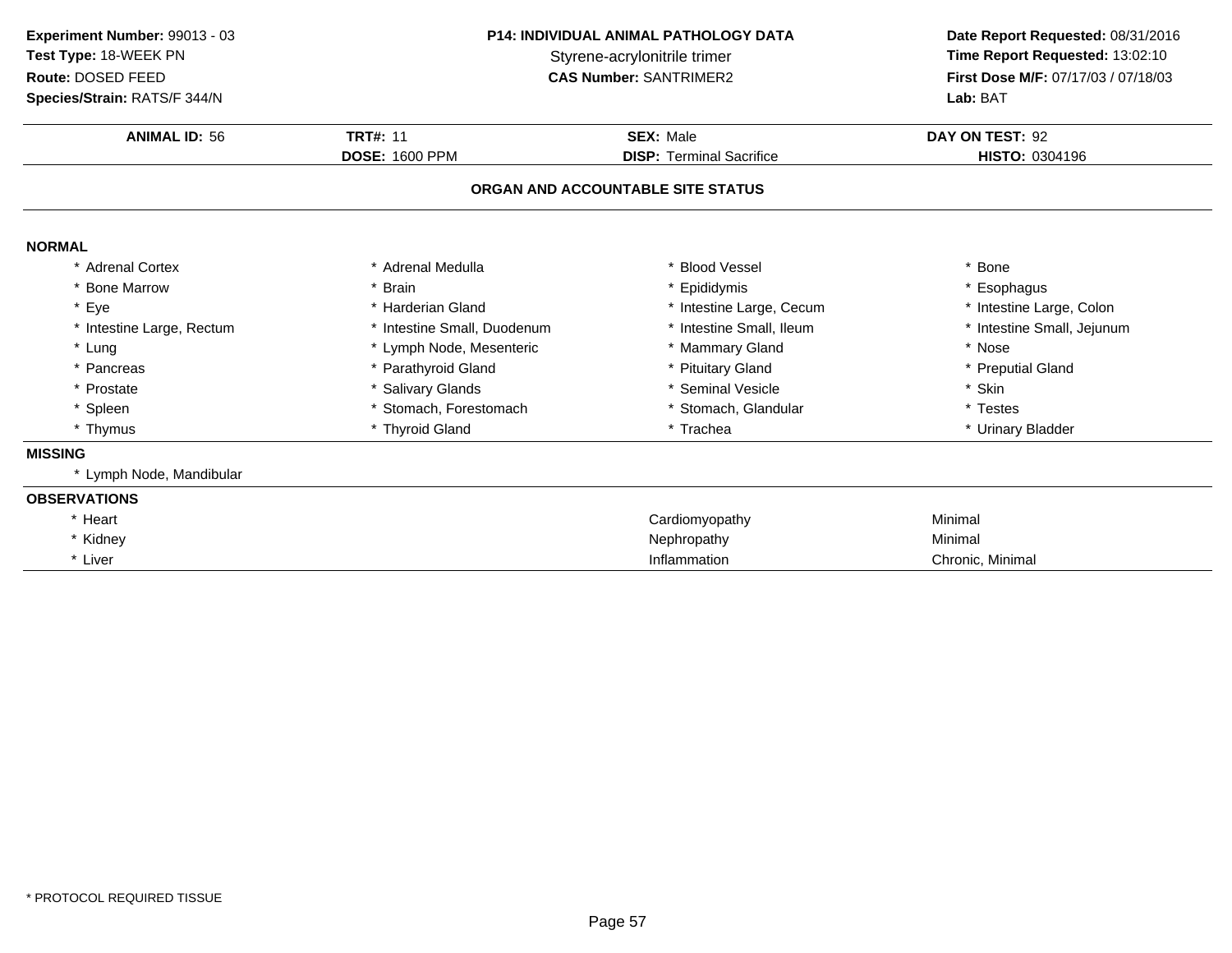**Experiment Number:** 99013 - 03
**Test Type:** 18-WEEK PN
**Route:** DOSED FEED
**Species/Strain:** RATS/F 344/N

**P14: INDIVIDUAL ANIMAL PATHOLOGY DATA**
Styrene-acrylonitrile trimer
**CAS Number:** SANTRIMER2

**Date Report Requested:** 08/31/2016
**Time Report Requested:** 13:02:10
**First Dose M/F:** 07/17/03 / 07/18/03
**Lab:** BAT

| **ANIMAL ID:** 56 | **TRT#:** 11 | **SEX:** Male | **DAY ON TEST:** 92 |
|---|---|---|---|
| | **DOSE:** 1600 PPM | **DISP:** Terminal Sacrifice | **HISTO:** 0304196 |

## ORGAN AND ACCOUNTABLE SITE STATUS

### NORMAL

| | | | |
|---|---|---|---|
| * Adrenal Cortex | * Adrenal Medulla | * Blood Vessel | * Bone |
| * Bone Marrow | * Brain | * Epididymis | * Esophagus |
| * Eye | * Harderian Gland | * Intestine Large, Cecum | * Intestine Large, Colon |
| * Intestine Large, Rectum | * Intestine Small, Duodenum | * Intestine Small, Ileum | * Intestine Small, Jejunum |
| * Lung | * Lymph Node, Mesenteric | * Mammary Gland | * Nose |
| * Pancreas | * Parathyroid Gland | * Pituitary Gland | * Preputial Gland |
| * Prostate | * Salivary Glands | * Seminal Vesicle | * Skin |
| * Spleen | * Stomach, Forestomach | * Stomach, Glandular | * Testes |
| * Thymus | * Thyroid Gland | * Trachea | * Urinary Bladder |

### MISSING

* Lymph Node, Mandibular

### OBSERVATIONS

| | | |
|---|---|---|
| * Heart | Cardiomyopathy | Minimal |
| * Kidney | Nephropathy | Minimal |
| * Liver | Inflammation | Chronic, Minimal |

* PROTOCOL REQUIRED TISSUE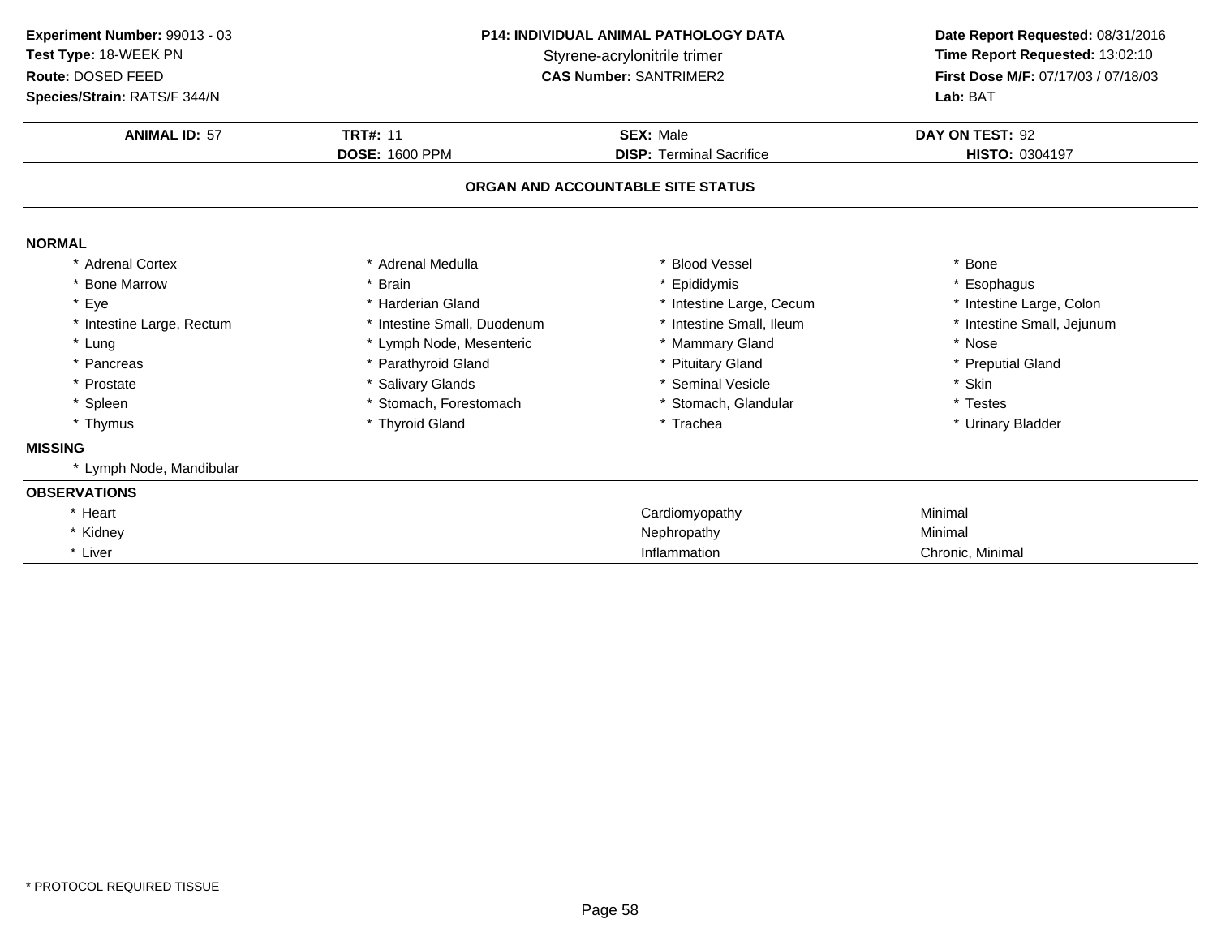**Experiment Number:** 99013 - 03
**Test Type:** 18-WEEK PN
**Route:** DOSED FEED
**Species/Strain:** RATS/F 344/N

**P14: INDIVIDUAL ANIMAL PATHOLOGY DATA**
Styrene-acrylonitrile trimer
**CAS Number:** SANTRIMER2

**Date Report Requested:** 08/31/2016
**Time Report Requested:** 13:02:10
**First Dose M/F:** 07/17/03 / 07/18/03
**Lab:** BAT

| **ANIMAL ID:** 57 | **TRT#:** 11 | **SEX:** Male | **DAY ON TEST:** 92 |
|---|---|---|---|
| | **DOSE:** 1600 PPM | **DISP:** Terminal Sacrifice | **HISTO:** 0304197 |

## ORGAN AND ACCOUNTABLE SITE STATUS

### NORMAL

| | | | |
|---|---|---|---|
| * Adrenal Cortex | * Adrenal Medulla | * Blood Vessel | * Bone |
| * Bone Marrow | * Brain | * Epididymis | * Esophagus |
| * Eye | * Harderian Gland | * Intestine Large, Cecum | * Intestine Large, Colon |
| * Intestine Large, Rectum | * Intestine Small, Duodenum | * Intestine Small, Ileum | * Intestine Small, Jejunum |
| * Lung | * Lymph Node, Mesenteric | * Mammary Gland | * Nose |
| * Pancreas | * Parathyroid Gland | * Pituitary Gland | * Preputial Gland |
| * Prostate | * Salivary Glands | * Seminal Vesicle | * Skin |
| * Spleen | * Stomach, Forestomach | * Stomach, Glandular | * Testes |
| * Thymus | * Thyroid Gland | * Trachea | * Urinary Bladder |

### MISSING

* Lymph Node, Mandibular

### OBSERVATIONS

| | | |
|---|---|---|
| * Heart | Cardiomyopathy | Minimal |
| * Kidney | Nephropathy | Minimal |
| * Liver | Inflammation | Chronic, Minimal |

* PROTOCOL REQUIRED TISSUE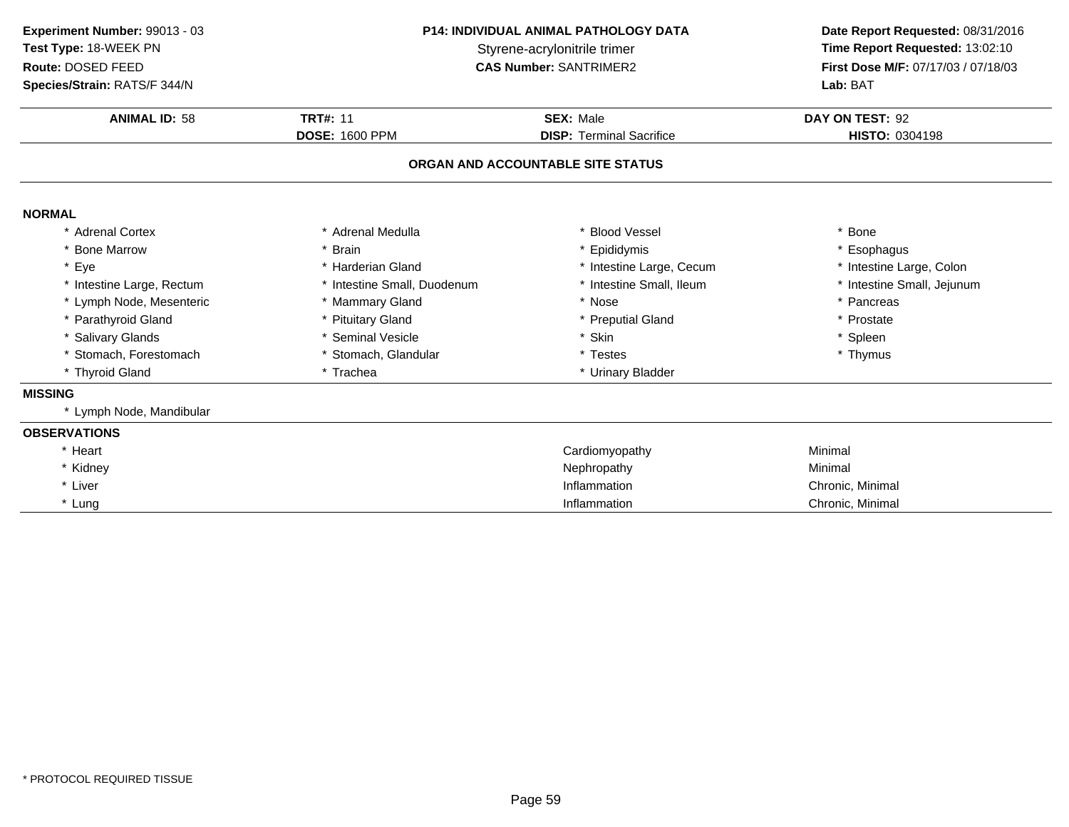**Experiment Number:** 99013 - 03
**Test Type:** 18-WEEK PN
**Route:** DOSED FEED
**Species/Strain:** RATS/F 344/N

**P14: INDIVIDUAL ANIMAL PATHOLOGY DATA**
Styrene-acrylonitrile trimer
**CAS Number:** SANTRIMER2

**Date Report Requested:** 08/31/2016
**Time Report Requested:** 13:02:10
**First Dose M/F:** 07/17/03 / 07/18/03
**Lab:** BAT

| **ANIMAL ID:** 58 | **TRT#:** 11 | **SEX:** Male | **DAY ON TEST:** 92 |
|---|---|---|---|
| | **DOSE:** 1600 PPM | **DISP:** Terminal Sacrifice | **HISTO:** 0304198 |

## ORGAN AND ACCOUNTABLE SITE STATUS

### NORMAL

| | | | |
|---|---|---|---|
| * Adrenal Cortex | * Adrenal Medulla | * Blood Vessel | * Bone |
| * Bone Marrow | * Brain | * Epididymis | * Esophagus |
| * Eye | * Harderian Gland | * Intestine Large, Cecum | * Intestine Large, Colon |
| * Intestine Large, Rectum | * Intestine Small, Duodenum | * Intestine Small, Ileum | * Intestine Small, Jejunum |
| * Lymph Node, Mesenteric | * Mammary Gland | * Nose | * Pancreas |
| * Parathyroid Gland | * Pituitary Gland | * Preputial Gland | * Prostate |
| * Salivary Glands | * Seminal Vesicle | * Skin | * Spleen |
| * Stomach, Forestomach | * Stomach, Glandular | * Testes | * Thymus |
| * Thyroid Gland | * Trachea | * Urinary Bladder | |

### MISSING

* Lymph Node, Mandibular

### OBSERVATIONS

| | | |
|---|---|---|
| * Heart | Cardiomyopathy | Minimal |
| * Kidney | Nephropathy | Minimal |
| * Liver | Inflammation | Chronic, Minimal |
| * Lung | Inflammation | Chronic, Minimal |

* PROTOCOL REQUIRED TISSUE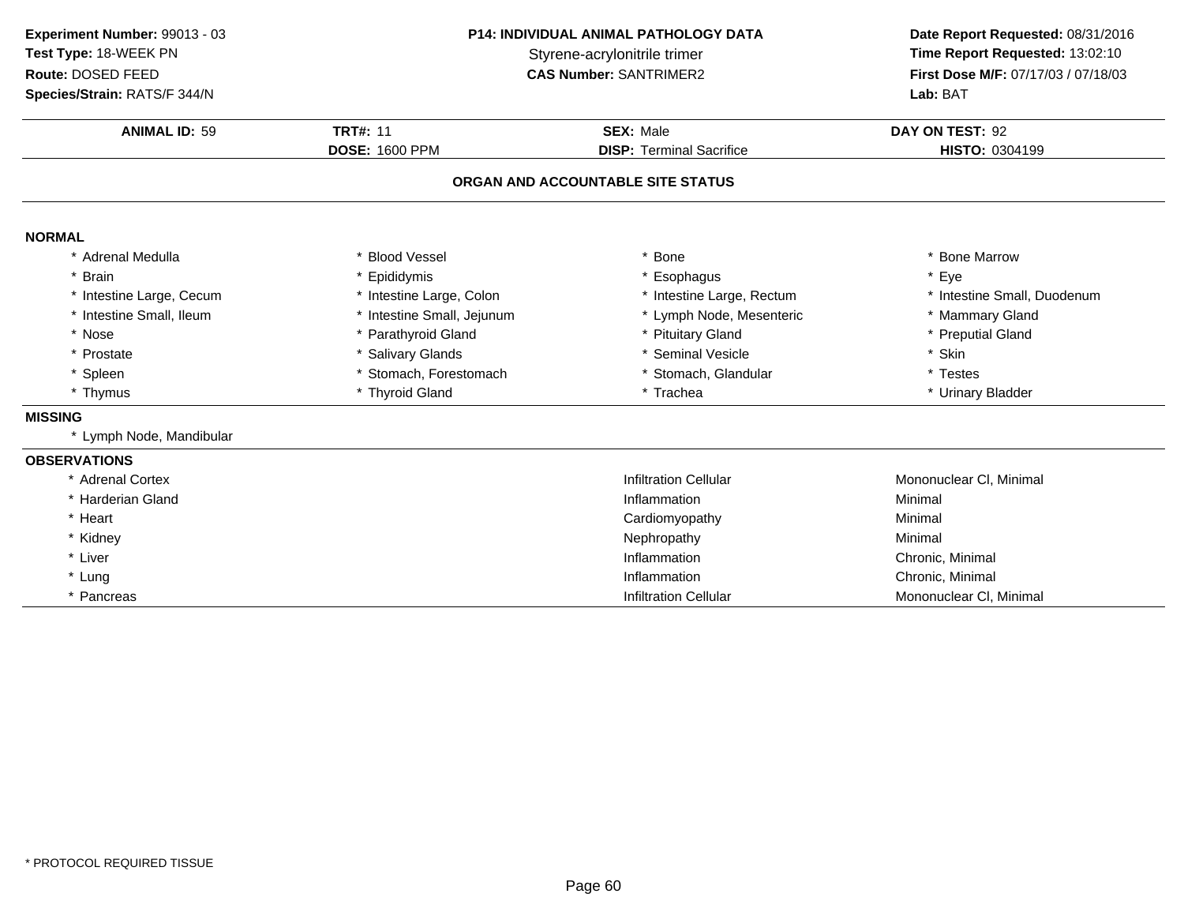**Experiment Number:** 99013 - 03
**Test Type:** 18-WEEK PN
**Route:** DOSED FEED
**Species/Strain:** RATS/F 344/N

**P14: INDIVIDUAL ANIMAL PATHOLOGY DATA**
Styrene-acrylonitrile trimer
**CAS Number:** SANTRIMER2

**Date Report Requested:** 08/31/2016
**Time Report Requested:** 13:02:10
**First Dose M/F:** 07/17/03 / 07/18/03
**Lab:** BAT

| **ANIMAL ID:** 59 | **TRT#:** 11 | **SEX:** Male | **DAY ON TEST:** 92 |
|---|---|---|---|
| | **DOSE:** 1600 PPM | **DISP:** Terminal Sacrifice | **HISTO:** 0304199 |

## ORGAN AND ACCOUNTABLE SITE STATUS

### NORMAL

| | | | |
|---|---|---|---|
| * Adrenal Medulla | * Blood Vessel | * Bone | * Bone Marrow |
| * Brain | * Epididymis | * Esophagus | * Eye |
| * Intestine Large, Cecum | * Intestine Large, Colon | * Intestine Large, Rectum | * Intestine Small, Duodenum |
| * Intestine Small, Ileum | * Intestine Small, Jejunum | * Lymph Node, Mesenteric | * Mammary Gland |
| * Nose | * Parathyroid Gland | * Pituitary Gland | * Preputial Gland |
| * Prostate | * Salivary Glands | * Seminal Vesicle | * Skin |
| * Spleen | * Stomach, Forestomach | * Stomach, Glandular | * Testes |
| * Thymus | * Thyroid Gland | * Trachea | * Urinary Bladder |

### MISSING

* Lymph Node, Mandibular

### OBSERVATIONS

| | | |
|---|---|---|
| * Adrenal Cortex | Infiltration Cellular | Mononuclear Cl, Minimal |
| * Harderian Gland | Inflammation | Minimal |
| * Heart | Cardiomyopathy | Minimal |
| * Kidney | Nephropathy | Minimal |
| * Liver | Inflammation | Chronic, Minimal |
| * Lung | Inflammation | Chronic, Minimal |
| * Pancreas | Infiltration Cellular | Mononuclear Cl, Minimal |

* PROTOCOL REQUIRED TISSUE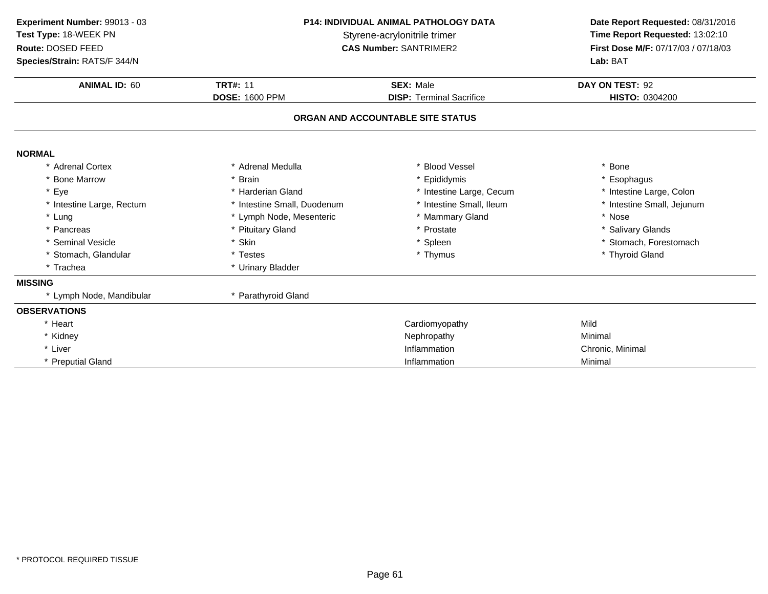**Experiment Number:** 99013 - 03
**Test Type:** 18-WEEK PN
**Route:** DOSED FEED
**Species/Strain:** RATS/F 344/N

**P14: INDIVIDUAL ANIMAL PATHOLOGY DATA**
Styrene-acrylonitrile trimer
**CAS Number:** SANTRIMER2

**Date Report Requested:** 08/31/2016
**Time Report Requested:** 13:02:10
**First Dose M/F:** 07/17/03 / 07/18/03
**Lab:** BAT

| **ANIMAL ID:** 60 | **TRT#:** 11 | **SEX:** Male | **DAY ON TEST:** 92 |
|---|---|---|---|
| | **DOSE:** 1600 PPM | **DISP:** Terminal Sacrifice | **HISTO:** 0304200 |

## ORGAN AND ACCOUNTABLE SITE STATUS

### NORMAL

| | | | |
|---|---|---|---|
| * Adrenal Cortex | * Adrenal Medulla | * Blood Vessel | * Bone |
| * Bone Marrow | * Brain | * Epididymis | * Esophagus |
| * Eye | * Harderian Gland | * Intestine Large, Cecum | * Intestine Large, Colon |
| * Intestine Large, Rectum | * Intestine Small, Duodenum | * Intestine Small, Ileum | * Intestine Small, Jejunum |
| * Lung | * Lymph Node, Mesenteric | * Mammary Gland | * Nose |
| * Pancreas | * Pituitary Gland | * Prostate | * Salivary Glands |
| * Seminal Vesicle | * Skin | * Spleen | * Stomach, Forestomach |
| * Stomach, Glandular | * Testes | * Thymus | * Thyroid Gland |
| * Trachea | * Urinary Bladder | | |

### MISSING

| | |
|---|---|
| * Lymph Node, Mandibular | * Parathyroid Gland |

### OBSERVATIONS

| | | |
|---|---|---|
| * Heart | Cardiomyopathy | Mild |
| * Kidney | Nephropathy | Minimal |
| * Liver | Inflammation | Chronic, Minimal |
| * Preputial Gland | Inflammation | Minimal |

* PROTOCOL REQUIRED TISSUE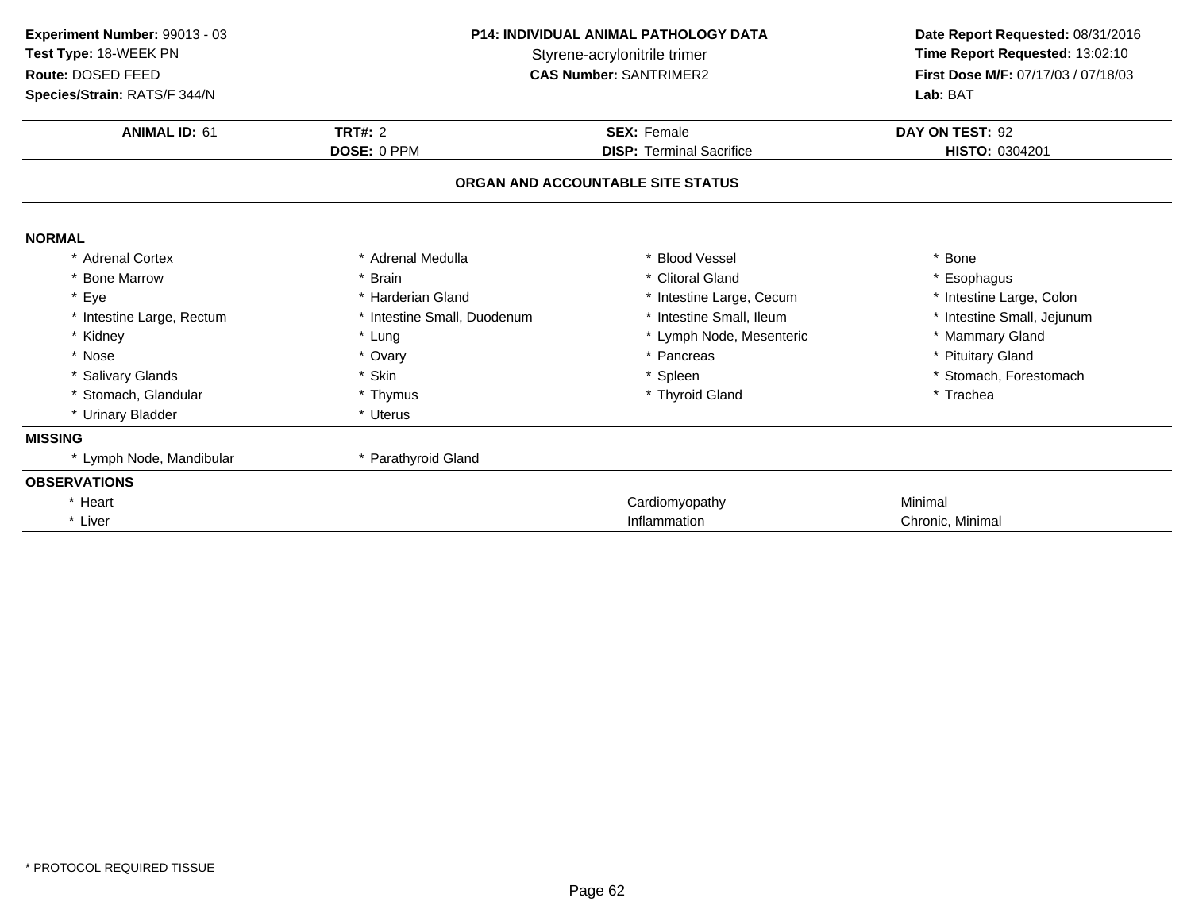**Experiment Number:** 99013 - 03
**Test Type:** 18-WEEK PN
**Route:** DOSED FEED
**Species/Strain:** RATS/F 344/N

**P14: INDIVIDUAL ANIMAL PATHOLOGY DATA**
Styrene-acrylonitrile trimer
**CAS Number:** SANTRIMER2

**Date Report Requested:** 08/31/2016
**Time Report Requested:** 13:02:10
**First Dose M/F:** 07/17/03 / 07/18/03
**Lab:** BAT

| **ANIMAL ID:** 61 | **TRT#:** 2 | **SEX:** Female | **DAY ON TEST:** 92 |
|---|---|---|---|
| | **DOSE:** 0 PPM | **DISP:** Terminal Sacrifice | **HISTO:** 0304201 |

## ORGAN AND ACCOUNTABLE SITE STATUS

**NORMAL**

| | | | |
|---|---|---|---|
| * Adrenal Cortex | * Adrenal Medulla | * Blood Vessel | * Bone |
| * Bone Marrow | * Brain | * Clitoral Gland | * Esophagus |
| * Eye | * Harderian Gland | * Intestine Large, Cecum | * Intestine Large, Colon |
| * Intestine Large, Rectum | * Intestine Small, Duodenum | * Intestine Small, Ileum | * Intestine Small, Jejunum |
| * Kidney | * Lung | * Lymph Node, Mesenteric | * Mammary Gland |
| * Nose | * Ovary | * Pancreas | * Pituitary Gland |
| * Salivary Glands | * Skin | * Spleen | * Stomach, Forestomach |
| * Stomach, Glandular | * Thymus | * Thyroid Gland | * Trachea |
| * Urinary Bladder | * Uterus | | |

**MISSING**

| | |
|---|---|
| * Lymph Node, Mandibular | * Parathyroid Gland |

**OBSERVATIONS**

| | | |
|---|---|---|
| * Heart | Cardiomyopathy | Minimal |
| * Liver | Inflammation | Chronic, Minimal |

* PROTOCOL REQUIRED TISSUE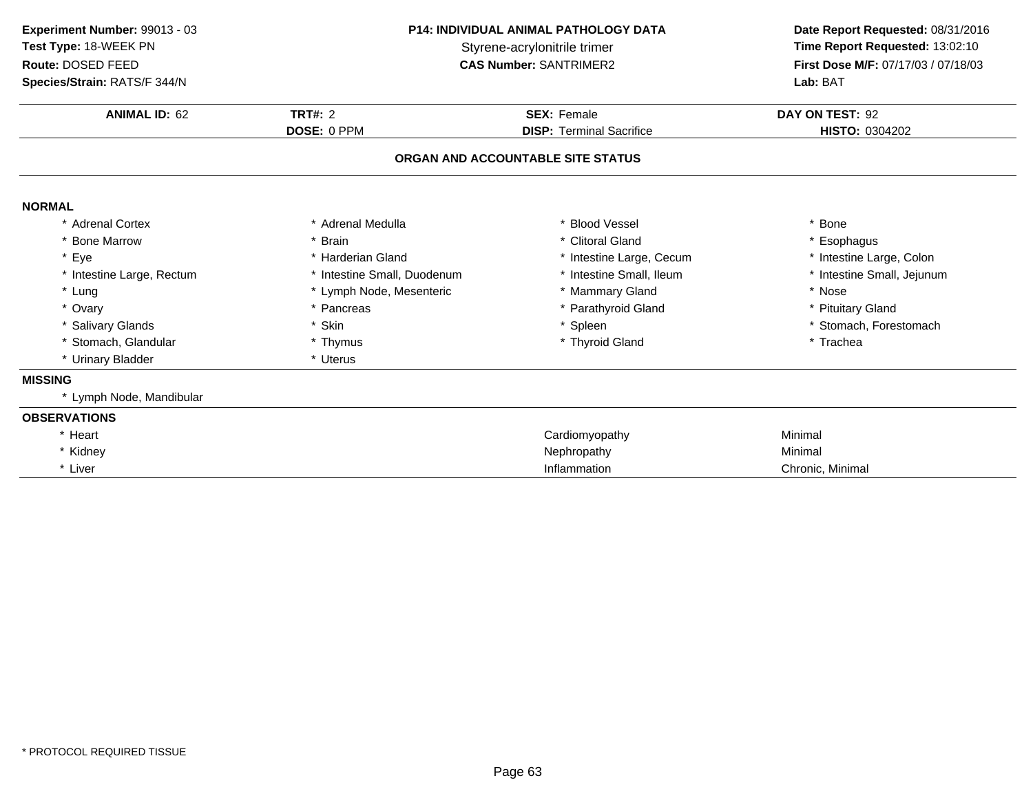**Experiment Number:** 99013 - 03
**Test Type:** 18-WEEK PN
**Route:** DOSED FEED
**Species/Strain:** RATS/F 344/N

**P14: INDIVIDUAL ANIMAL PATHOLOGY DATA**
Styrene-acrylonitrile trimer
**CAS Number:** SANTRIMER2

**Date Report Requested:** 08/31/2016
**Time Report Requested:** 13:02:10
**First Dose M/F:** 07/17/03 / 07/18/03
**Lab:** BAT

| **ANIMAL ID:** 62 | **TRT#:** 2 | **SEX:** Female | **DAY ON TEST:** 92 |
|---|---|---|---|
| | **DOSE:** 0 PPM | **DISP:** Terminal Sacrifice | **HISTO:** 0304202 |

## ORGAN AND ACCOUNTABLE SITE STATUS

**NORMAL**

| | | | |
|---|---|---|---|
| * Adrenal Cortex | * Adrenal Medulla | * Blood Vessel | * Bone |
| * Bone Marrow | * Brain | * Clitoral Gland | * Esophagus |
| * Eye | * Harderian Gland | * Intestine Large, Cecum | * Intestine Large, Colon |
| * Intestine Large, Rectum | * Intestine Small, Duodenum | * Intestine Small, Ileum | * Intestine Small, Jejunum |
| * Lung | * Lymph Node, Mesenteric | * Mammary Gland | * Nose |
| * Ovary | * Pancreas | * Parathyroid Gland | * Pituitary Gland |
| * Salivary Glands | * Skin | * Spleen | * Stomach, Forestomach |
| * Stomach, Glandular | * Thymus | * Thyroid Gland | * Trachea |
| * Urinary Bladder | * Uterus | | |

**MISSING**

* Lymph Node, Mandibular

**OBSERVATIONS**

| | | |
|---|---|---|
| * Heart | Cardiomyopathy | Minimal |
| * Kidney | Nephropathy | Minimal |
| * Liver | Inflammation | Chronic, Minimal |

* PROTOCOL REQUIRED TISSUE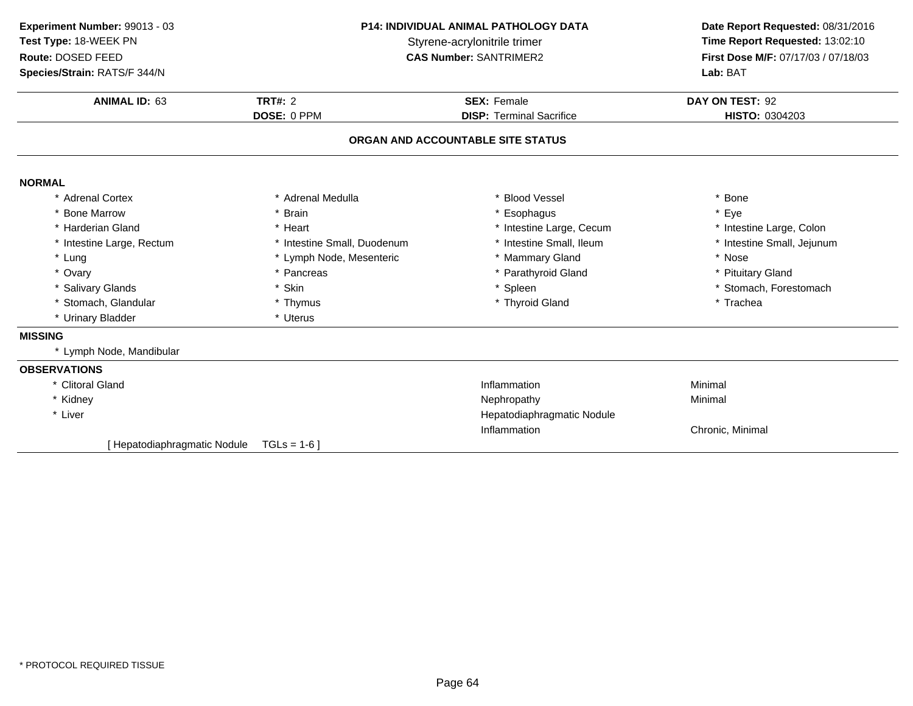**Experiment Number:** 99013 - 03
**Test Type:** 18-WEEK PN
**Route:** DOSED FEED
**Species/Strain:** RATS/F 344/N

**P14: INDIVIDUAL ANIMAL PATHOLOGY DATA**
Styrene-acrylonitrile trimer
**CAS Number:** SANTRIMER2

**Date Report Requested:** 08/31/2016
**Time Report Requested:** 13:02:10
**First Dose M/F:** 07/17/03 / 07/18/03
**Lab:** BAT

| **ANIMAL ID:** 63 | **TRT#:** 2 | **SEX:** Female | **DAY ON TEST:** 92 |
|---|---|---|---|
| | **DOSE:** 0 PPM | **DISP:** Terminal Sacrifice | **HISTO:** 0304203 |

## ORGAN AND ACCOUNTABLE SITE STATUS

### NORMAL

| | | | |
|---|---|---|---|
| * Adrenal Cortex | * Adrenal Medulla | * Blood Vessel | * Bone |
| * Bone Marrow | * Brain | * Esophagus | * Eye |
| * Harderian Gland | * Heart | * Intestine Large, Cecum | * Intestine Large, Colon |
| * Intestine Large, Rectum | * Intestine Small, Duodenum | * Intestine Small, Ileum | * Intestine Small, Jejunum |
| * Lung | * Lymph Node, Mesenteric | * Mammary Gland | * Nose |
| * Ovary | * Pancreas | * Parathyroid Gland | * Pituitary Gland |
| * Salivary Glands | * Skin | * Spleen | * Stomach, Forestomach |
| * Stomach, Glandular | * Thymus | * Thyroid Gland | * Trachea |
| * Urinary Bladder | * Uterus | | |

### MISSING

* Lymph Node, Mandibular

### OBSERVATIONS

| | | |
|---|---|---|
| * Clitoral Gland | Inflammation | Minimal |
| * Kidney | Nephropathy | Minimal |
| * Liver | Hepatodiaphragmatic Nodule | |
| | Inflammation | Chronic, Minimal |

[ Hepatodiaphragmatic Nodule TGLs = 1-6 ]

* PROTOCOL REQUIRED TISSUE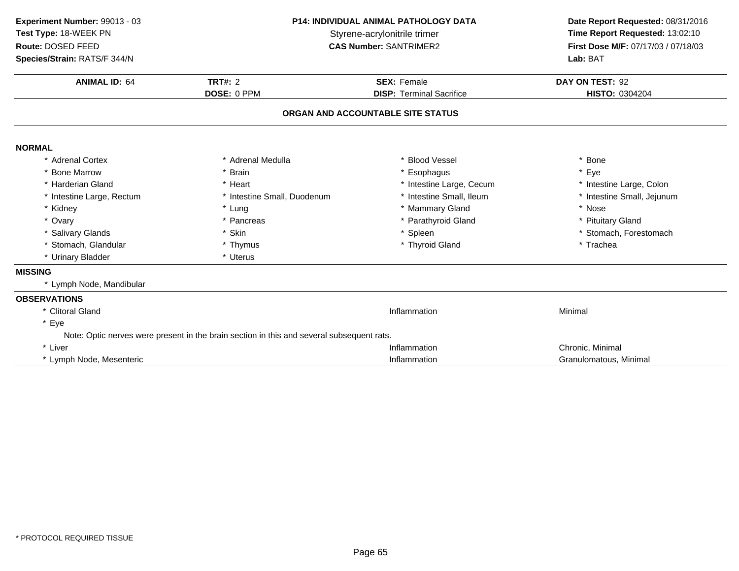**Experiment Number:** 99013 - 03
**Test Type:** 18-WEEK PN
**Route:** DOSED FEED
**Species/Strain:** RATS/F 344/N

**P14: INDIVIDUAL ANIMAL PATHOLOGY DATA**
Styrene-acrylonitrile trimer
**CAS Number:** SANTRIMER2

**Date Report Requested:** 08/31/2016
**Time Report Requested:** 13:02:10
**First Dose M/F:** 07/17/03 / 07/18/03
**Lab:** BAT

| **ANIMAL ID:** 64 | **TRT#:** 2 | **SEX:** Female | **DAY ON TEST:** 92 |
|---|---|---|---|
| | **DOSE:** 0 PPM | **DISP:** Terminal Sacrifice | **HISTO:** 0304204 |

## ORGAN AND ACCOUNTABLE SITE STATUS

### NORMAL

| | | | |
|---|---|---|---|
| * Adrenal Cortex | * Adrenal Medulla | * Blood Vessel | * Bone |
| * Bone Marrow | * Brain | * Esophagus | * Eye |
| * Harderian Gland | * Heart | * Intestine Large, Cecum | * Intestine Large, Colon |
| * Intestine Large, Rectum | * Intestine Small, Duodenum | * Intestine Small, Ileum | * Intestine Small, Jejunum |
| * Kidney | * Lung | * Mammary Gland | * Nose |
| * Ovary | * Pancreas | * Parathyroid Gland | * Pituitary Gland |
| * Salivary Glands | * Skin | * Spleen | * Stomach, Forestomach |
| * Stomach, Glandular | * Thymus | * Thyroid Gland | * Trachea |
| * Urinary Bladder | * Uterus | | |

### MISSING

* Lymph Node, Mandibular

### OBSERVATIONS

| | | |
|---|---|---|
| * Clitoral Gland | Inflammation | Minimal |
| * Eye | | |
| Note: Optic nerves were present in the brain section in this and several subsequent rats. | | |
| * Liver | Inflammation | Chronic, Minimal |
| * Lymph Node, Mesenteric | Inflammation | Granulomatous, Minimal |

* PROTOCOL REQUIRED TISSUE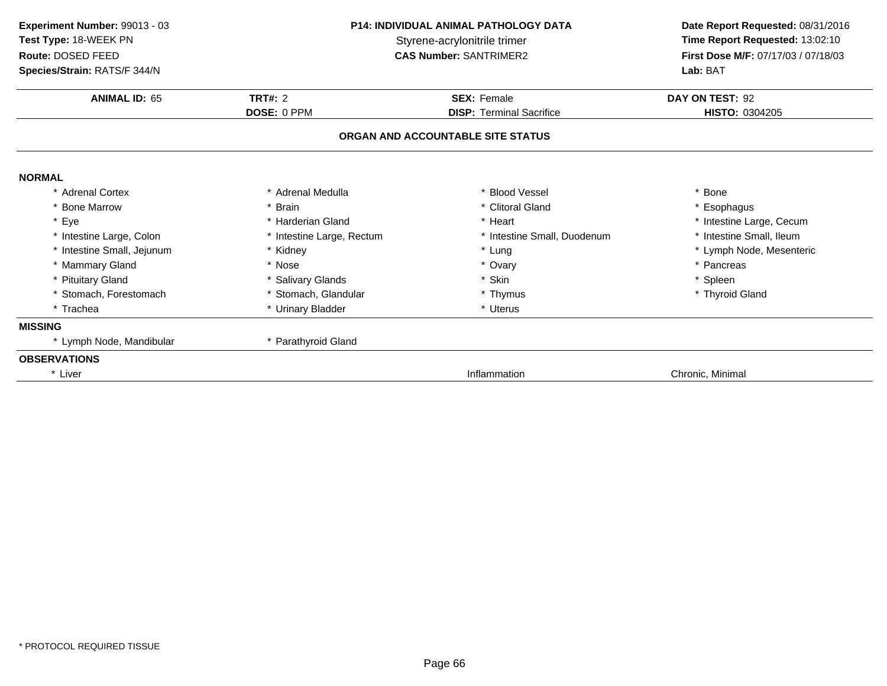**Experiment Number:** 99013 - 03
**Test Type:** 18-WEEK PN
**Route:** DOSED FEED
**Species/Strain:** RATS/F 344/N

**P14: INDIVIDUAL ANIMAL PATHOLOGY DATA**
Styrene-acrylonitrile trimer
**CAS Number:** SANTRIMER2

**Date Report Requested:** 08/31/2016
**Time Report Requested:** 13:02:10
**First Dose M/F:** 07/17/03 / 07/18/03
**Lab:** BAT

| **ANIMAL ID:** 65 | **TRT#:** 2 | **SEX:** Female | **DAY ON TEST:** 92 |
|---|---|---|---|
| | **DOSE:** 0 PPM | **DISP:** Terminal Sacrifice | **HISTO:** 0304205 |

## ORGAN AND ACCOUNTABLE SITE STATUS

**NORMAL**

| | | | |
|---|---|---|---|
| * Adrenal Cortex | * Adrenal Medulla | * Blood Vessel | * Bone |
| * Bone Marrow | * Brain | * Clitoral Gland | * Esophagus |
| * Eye | * Harderian Gland | * Heart | * Intestine Large, Cecum |
| * Intestine Large, Colon | * Intestine Large, Rectum | * Intestine Small, Duodenum | * Intestine Small, Ileum |
| * Intestine Small, Jejunum | * Kidney | * Lung | * Lymph Node, Mesenteric |
| * Mammary Gland | * Nose | * Ovary | * Pancreas |
| * Pituitary Gland | * Salivary Glands | * Skin | * Spleen |
| * Stomach, Forestomach | * Stomach, Glandular | * Thymus | * Thyroid Gland |
| * Trachea | * Urinary Bladder | * Uterus | |

**MISSING**

| | |
|---|---|
| * Lymph Node, Mandibular | * Parathyroid Gland |

**OBSERVATIONS**

| | | |
|---|---|---|
| * Liver | Inflammation | Chronic, Minimal |

* PROTOCOL REQUIRED TISSUE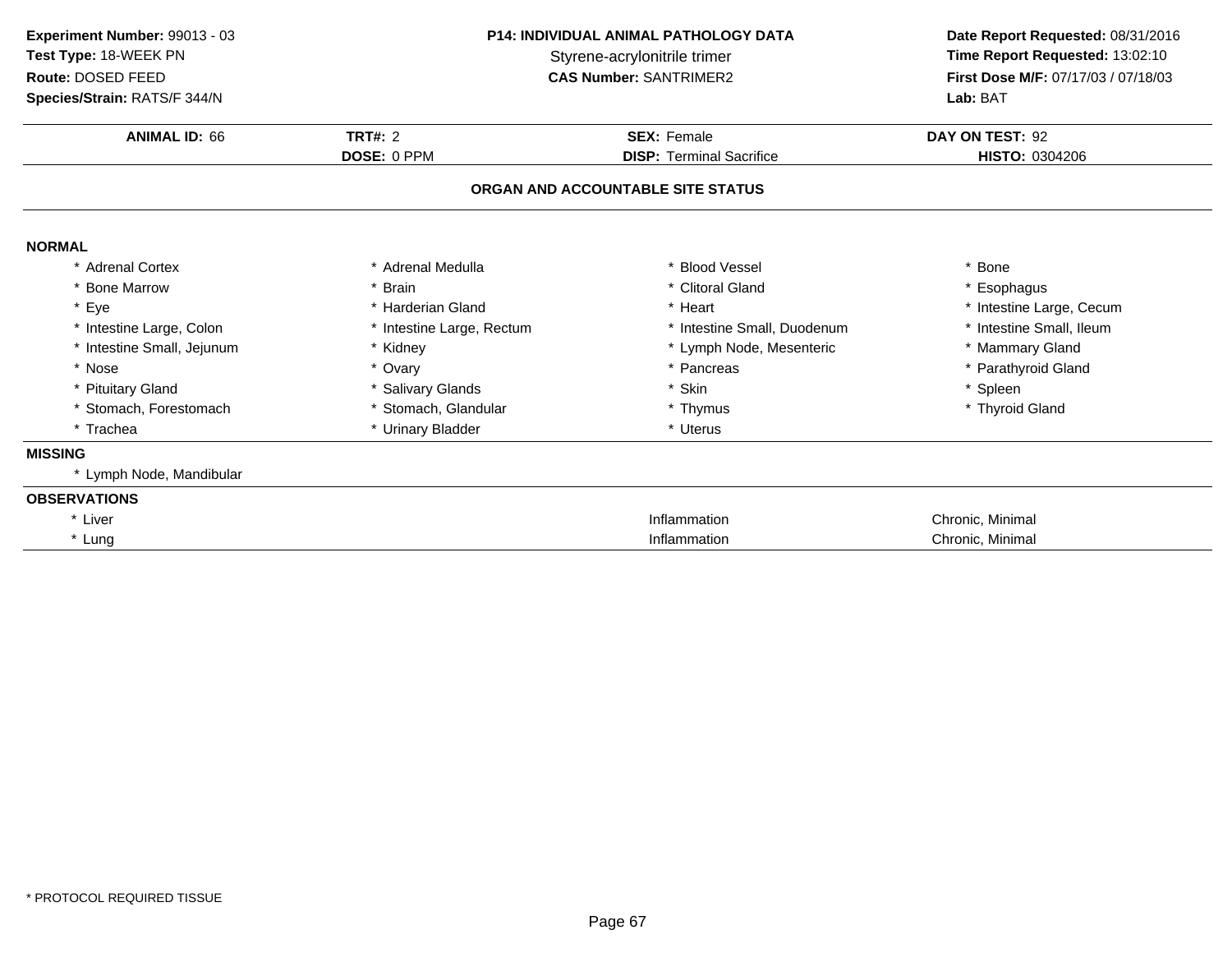**Experiment Number:** 99013 - 03
**Test Type:** 18-WEEK PN
**Route:** DOSED FEED
**Species/Strain:** RATS/F 344/N

**P14: INDIVIDUAL ANIMAL PATHOLOGY DATA**
Styrene-acrylonitrile trimer
**CAS Number:** SANTRIMER2

**Date Report Requested:** 08/31/2016
**Time Report Requested:** 13:02:10
**First Dose M/F:** 07/17/03 / 07/18/03
**Lab:** BAT

| **ANIMAL ID:** 66 | **TRT#:** 2 | **SEX:** Female | **DAY ON TEST:** 92 |
|---|---|---|---|
| | **DOSE:** 0 PPM | **DISP:** Terminal Sacrifice | **HISTO:** 0304206 |

## ORGAN AND ACCOUNTABLE SITE STATUS

**NORMAL**

| | | | |
|---|---|---|---|
| * Adrenal Cortex | * Adrenal Medulla | * Blood Vessel | * Bone |
| * Bone Marrow | * Brain | * Clitoral Gland | * Esophagus |
| * Eye | * Harderian Gland | * Heart | * Intestine Large, Cecum |
| * Intestine Large, Colon | * Intestine Large, Rectum | * Intestine Small, Duodenum | * Intestine Small, Ileum |
| * Intestine Small, Jejunum | * Kidney | * Lymph Node, Mesenteric | * Mammary Gland |
| * Nose | * Ovary | * Pancreas | * Parathyroid Gland |
| * Pituitary Gland | * Salivary Glands | * Skin | * Spleen |
| * Stomach, Forestomach | * Stomach, Glandular | * Thymus | * Thyroid Gland |
| * Trachea | * Urinary Bladder | * Uterus | |

**MISSING**

* Lymph Node, Mandibular

**OBSERVATIONS**

| | | |
|---|---|---|
| * Liver | Inflammation | Chronic, Minimal |
| * Lung | Inflammation | Chronic, Minimal |

* PROTOCOL REQUIRED TISSUE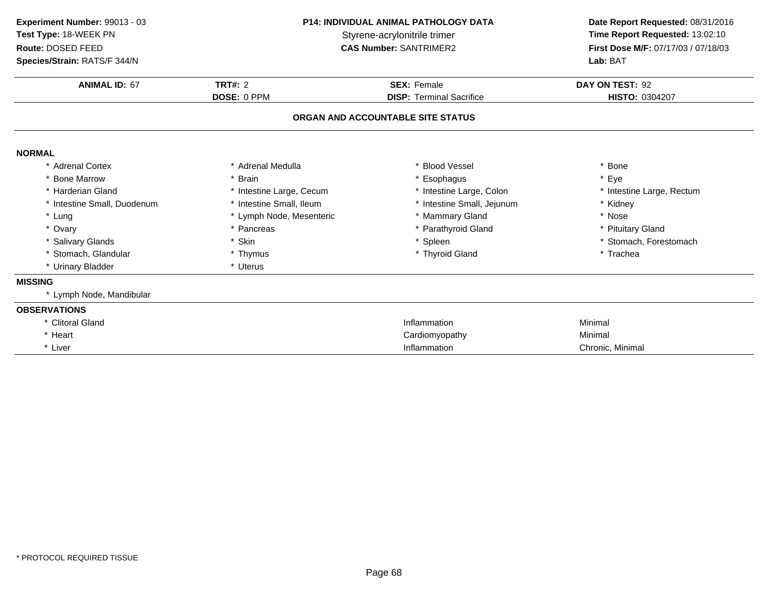**Experiment Number:** 99013 - 03
**Test Type:** 18-WEEK PN
**Route:** DOSED FEED
**Species/Strain:** RATS/F 344/N

**P14: INDIVIDUAL ANIMAL PATHOLOGY DATA**
Styrene-acrylonitrile trimer
**CAS Number:** SANTRIMER2

**Date Report Requested:** 08/31/2016
**Time Report Requested:** 13:02:10
**First Dose M/F:** 07/17/03 / 07/18/03
**Lab:** BAT

| **ANIMAL ID:** 67 | **TRT#:** 2 | **SEX:** Female | **DAY ON TEST:** 92 |
|---|---|---|---|
| | **DOSE:** 0 PPM | **DISP:** Terminal Sacrifice | **HISTO:** 0304207 |

## ORGAN AND ACCOUNTABLE SITE STATUS

### NORMAL

| | | | |
|---|---|---|---|
| * Adrenal Cortex | * Adrenal Medulla | * Blood Vessel | * Bone |
| * Bone Marrow | * Brain | * Esophagus | * Eye |
| * Harderian Gland | * Intestine Large, Cecum | * Intestine Large, Colon | * Intestine Large, Rectum |
| * Intestine Small, Duodenum | * Intestine Small, Ileum | * Intestine Small, Jejunum | * Kidney |
| * Lung | * Lymph Node, Mesenteric | * Mammary Gland | * Nose |
| * Ovary | * Pancreas | * Parathyroid Gland | * Pituitary Gland |
| * Salivary Glands | * Skin | * Spleen | * Stomach, Forestomach |
| * Stomach, Glandular | * Thymus | * Thyroid Gland | * Trachea |
| * Urinary Bladder | * Uterus | | |

### MISSING

* Lymph Node, Mandibular

### OBSERVATIONS

| | | |
|---|---|---|
| * Clitoral Gland | Inflammation | Minimal |
| * Heart | Cardiomyopathy | Minimal |
| * Liver | Inflammation | Chronic, Minimal |

* PROTOCOL REQUIRED TISSUE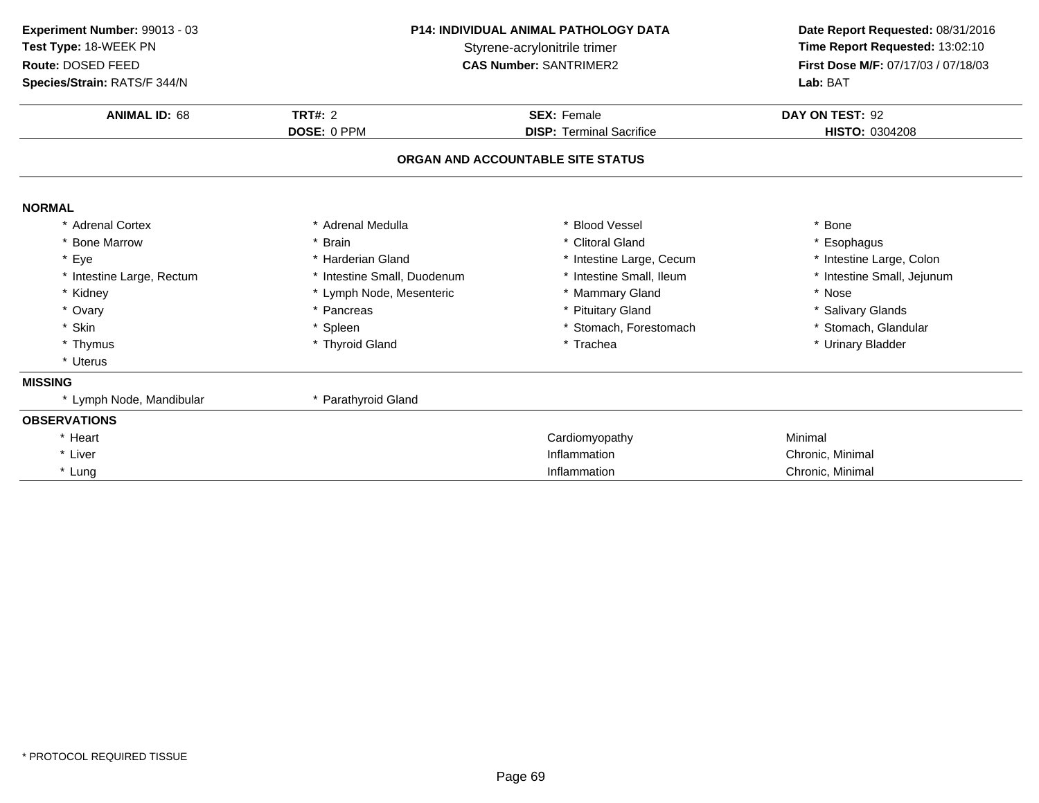**Experiment Number:** 99013 - 03
**Test Type:** 18-WEEK PN
**Route:** DOSED FEED
**Species/Strain:** RATS/F 344/N

**P14: INDIVIDUAL ANIMAL PATHOLOGY DATA**
Styrene-acrylonitrile trimer
**CAS Number:** SANTRIMER2

**Date Report Requested:** 08/31/2016
**Time Report Requested:** 13:02:10
**First Dose M/F:** 07/17/03 / 07/18/03
**Lab:** BAT

| **ANIMAL ID:** 68 | **TRT#:** 2 | **SEX:** Female | **DAY ON TEST:** 92 |
|---|---|---|---|
| | **DOSE:** 0 PPM | **DISP:** Terminal Sacrifice | **HISTO:** 0304208 |

**ORGAN AND ACCOUNTABLE SITE STATUS**

**NORMAL**

| | | | |
|---|---|---|---|
| * Adrenal Cortex | * Adrenal Medulla | * Blood Vessel | * Bone |
| * Bone Marrow | * Brain | * Clitoral Gland | * Esophagus |
| * Eye | * Harderian Gland | * Intestine Large, Cecum | * Intestine Large, Colon |
| * Intestine Large, Rectum | * Intestine Small, Duodenum | * Intestine Small, Ileum | * Intestine Small, Jejunum |
| * Kidney | * Lymph Node, Mesenteric | * Mammary Gland | * Nose |
| * Ovary | * Pancreas | * Pituitary Gland | * Salivary Glands |
| * Skin | * Spleen | * Stomach, Forestomach | * Stomach, Glandular |
| * Thymus | * Thyroid Gland | * Trachea | * Urinary Bladder |
| * Uterus | | | |

**MISSING**

| | |
|---|---|
| * Lymph Node, Mandibular | * Parathyroid Gland |

**OBSERVATIONS**

| | | |
|---|---|---|
| * Heart | Cardiomyopathy | Minimal |
| * Liver | Inflammation | Chronic, Minimal |
| * Lung | Inflammation | Chronic, Minimal |

* PROTOCOL REQUIRED TISSUE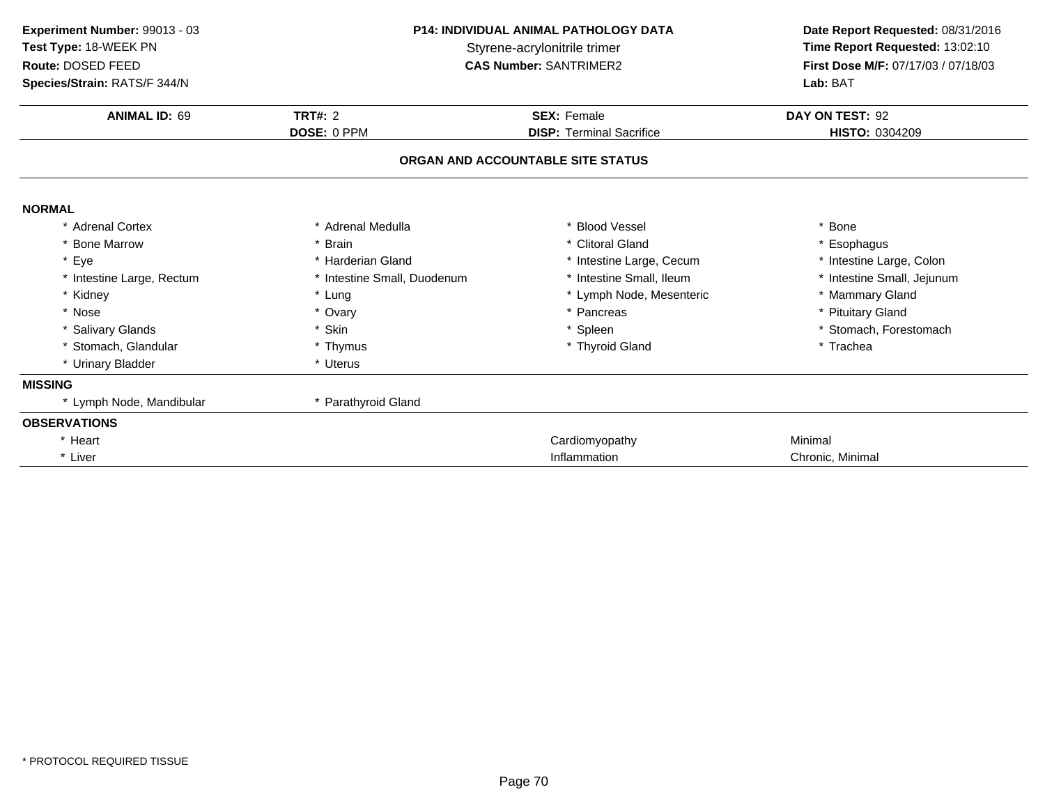**Experiment Number:** 99013 - 03
**Test Type:** 18-WEEK PN
**Route:** DOSED FEED
**Species/Strain:** RATS/F 344/N

**P14: INDIVIDUAL ANIMAL PATHOLOGY DATA**
Styrene-acrylonitrile trimer
**CAS Number:** SANTRIMER2

**Date Report Requested:** 08/31/2016
**Time Report Requested:** 13:02:10
**First Dose M/F:** 07/17/03 / 07/18/03
**Lab:** BAT

| **ANIMAL ID:** 69 | **TRT#:** 2 | **SEX:** Female | **DAY ON TEST:** 92 |
|---|---|---|---|
| | **DOSE:** 0 PPM | **DISP:** Terminal Sacrifice | **HISTO:** 0304209 |

## ORGAN AND ACCOUNTABLE SITE STATUS

### NORMAL

| | | | |
|---|---|---|---|
| * Adrenal Cortex | * Adrenal Medulla | * Blood Vessel | * Bone |
| * Bone Marrow | * Brain | * Clitoral Gland | * Esophagus |
| * Eye | * Harderian Gland | * Intestine Large, Cecum | * Intestine Large, Colon |
| * Intestine Large, Rectum | * Intestine Small, Duodenum | * Intestine Small, Ileum | * Intestine Small, Jejunum |
| * Kidney | * Lung | * Lymph Node, Mesenteric | * Mammary Gland |
| * Nose | * Ovary | * Pancreas | * Pituitary Gland |
| * Salivary Glands | * Skin | * Spleen | * Stomach, Forestomach |
| * Stomach, Glandular | * Thymus | * Thyroid Gland | * Trachea |
| * Urinary Bladder | * Uterus | | |

### MISSING

| | |
|---|---|
| * Lymph Node, Mandibular | * Parathyroid Gland |

### OBSERVATIONS

| | | |
|---|---|---|
| * Heart | Cardiomyopathy | Minimal |
| * Liver | Inflammation | Chronic, Minimal |

* PROTOCOL REQUIRED TISSUE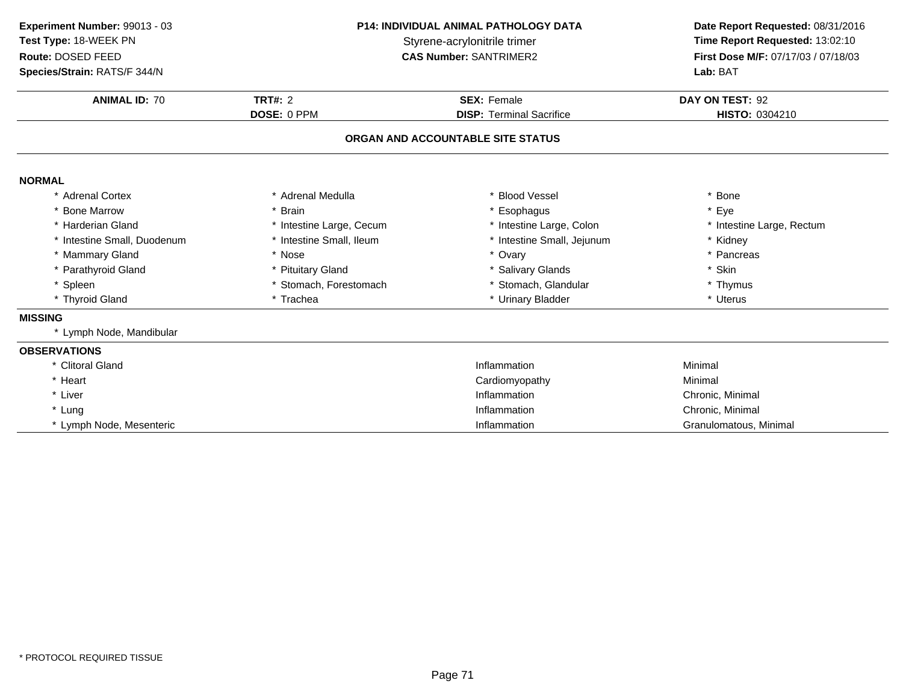**Experiment Number:** 99013 - 03
**Test Type:** 18-WEEK PN
**Route:** DOSED FEED
**Species/Strain:** RATS/F 344/N

**P14: INDIVIDUAL ANIMAL PATHOLOGY DATA**
Styrene-acrylonitrile trimer
**CAS Number:** SANTRIMER2

**Date Report Requested:** 08/31/2016
**Time Report Requested:** 13:02:10
**First Dose M/F:** 07/17/03 / 07/18/03
**Lab:** BAT

| **ANIMAL ID:** 70 | **TRT#:** 2 | **SEX:** Female | **DAY ON TEST:** 92 |
|---|---|---|---|
| | **DOSE:** 0 PPM | **DISP:** Terminal Sacrifice | **HISTO:** 0304210 |

## ORGAN AND ACCOUNTABLE SITE STATUS

**NORMAL**

| | | | |
|---|---|---|---|
| * Adrenal Cortex | * Adrenal Medulla | * Blood Vessel | * Bone |
| * Bone Marrow | * Brain | * Esophagus | * Eye |
| * Harderian Gland | * Intestine Large, Cecum | * Intestine Large, Colon | * Intestine Large, Rectum |
| * Intestine Small, Duodenum | * Intestine Small, Ileum | * Intestine Small, Jejunum | * Kidney |
| * Mammary Gland | * Nose | * Ovary | * Pancreas |
| * Parathyroid Gland | * Pituitary Gland | * Salivary Glands | * Skin |
| * Spleen | * Stomach, Forestomach | * Stomach, Glandular | * Thymus |
| * Thyroid Gland | * Trachea | * Urinary Bladder | * Uterus |

**MISSING**

* Lymph Node, Mandibular

**OBSERVATIONS**

| | | |
|---|---|---|
| * Clitoral Gland | Inflammation | Minimal |
| * Heart | Cardiomyopathy | Minimal |
| * Liver | Inflammation | Chronic, Minimal |
| * Lung | Inflammation | Chronic, Minimal |
| * Lymph Node, Mesenteric | Inflammation | Granulomatous, Minimal |

* PROTOCOL REQUIRED TISSUE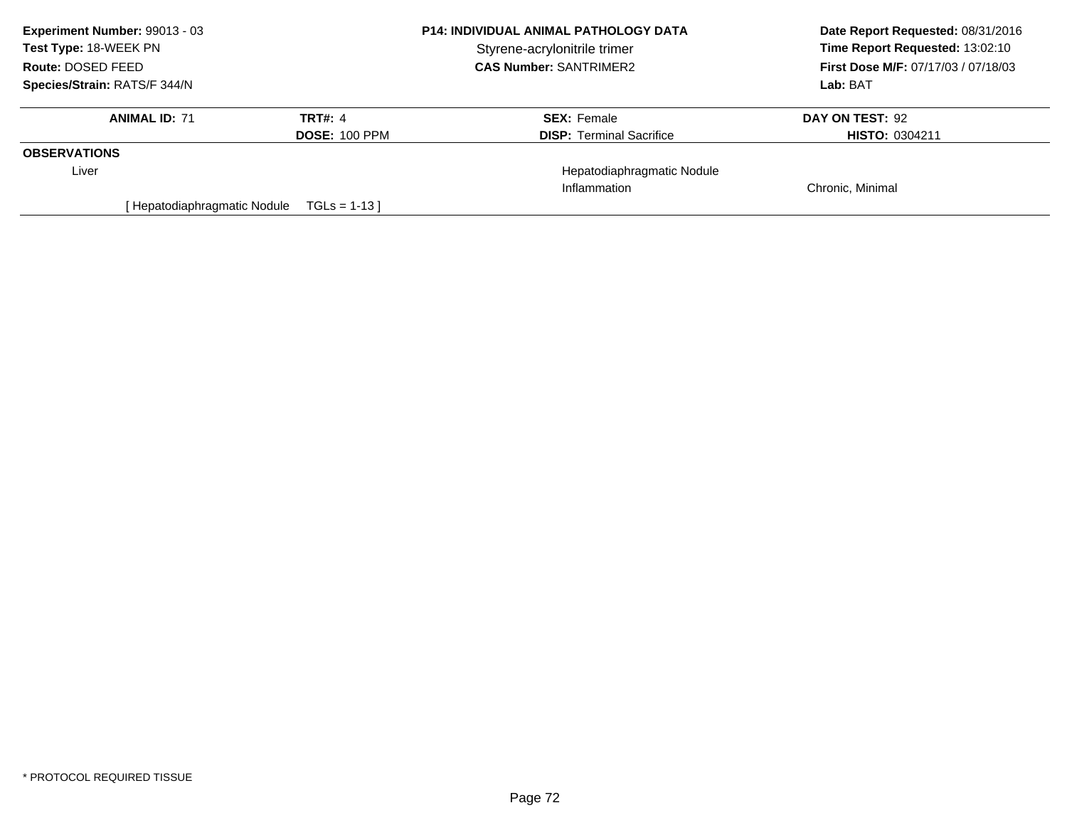**Experiment Number:** 99013 - 03
**Test Type:** 18-WEEK PN
**Route:** DOSED FEED
**Species/Strain:** RATS/F 344/N

**P14: INDIVIDUAL ANIMAL PATHOLOGY DATA**
Styrene-acrylonitrile trimer
**CAS Number:** SANTRIMER2

**Date Report Requested:** 08/31/2016
**Time Report Requested:** 13:02:10
**First Dose M/F:** 07/17/03 / 07/18/03
**Lab:** BAT

| **ANIMAL ID:** 71 | **TRT#:** 4 | **SEX:** Female | **DAY ON TEST:** 92 |
|---|---|---|---|
| | **DOSE:** 100 PPM | **DISP:** Terminal Sacrifice | **HISTO:** 0304211 |

**OBSERVATIONS**

| | | | |
|---|---|---|---|
| Liver | | Hepatodiaphragmatic Nodule | |
| | | Inflammation | Chronic, Minimal |
| [ Hepatodiaphragmatic Nodule | TGLs = 1-13 ] | | |

* PROTOCOL REQUIRED TISSUE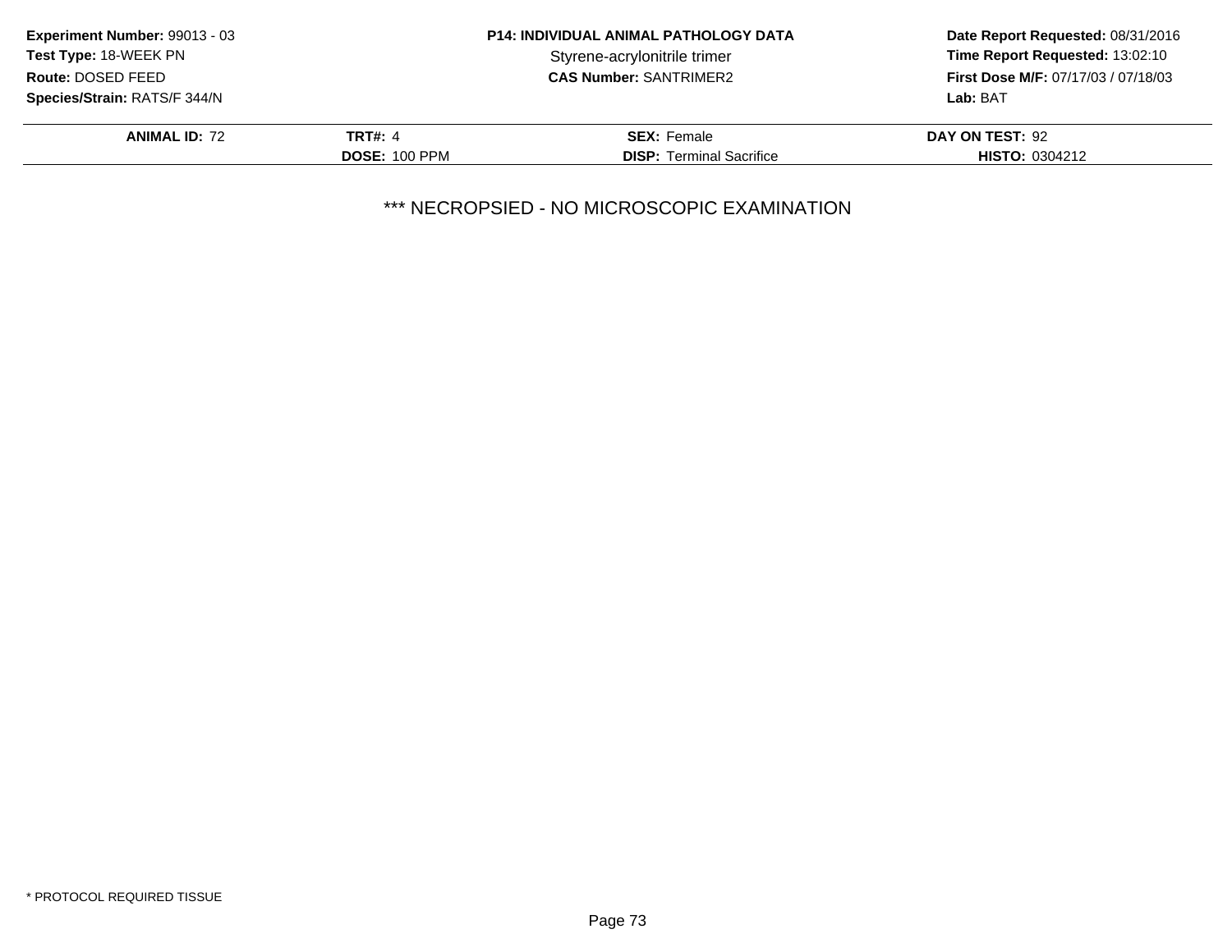**Experiment Number:** 99013 - 03
**Test Type:** 18-WEEK PN
**Route:** DOSED FEED
**Species/Strain:** RATS/F 344/N

**P14: INDIVIDUAL ANIMAL PATHOLOGY DATA**
Styrene-acrylonitrile trimer
**CAS Number:** SANTRIMER2

**Date Report Requested:** 08/31/2016
**Time Report Requested:** 13:02:10
**First Dose M/F:** 07/17/03 / 07/18/03
**Lab:** BAT

| **ANIMAL ID:** 72 | **TRT#:** 4 | **SEX:** Female | **DAY ON TEST:** 92 |
|---|---|---|---|
| | **DOSE:** 100 PPM | **DISP:** Terminal Sacrifice | **HISTO:** 0304212 |

*** NECROPSIED - NO MICROSCOPIC EXAMINATION

* PROTOCOL REQUIRED TISSUE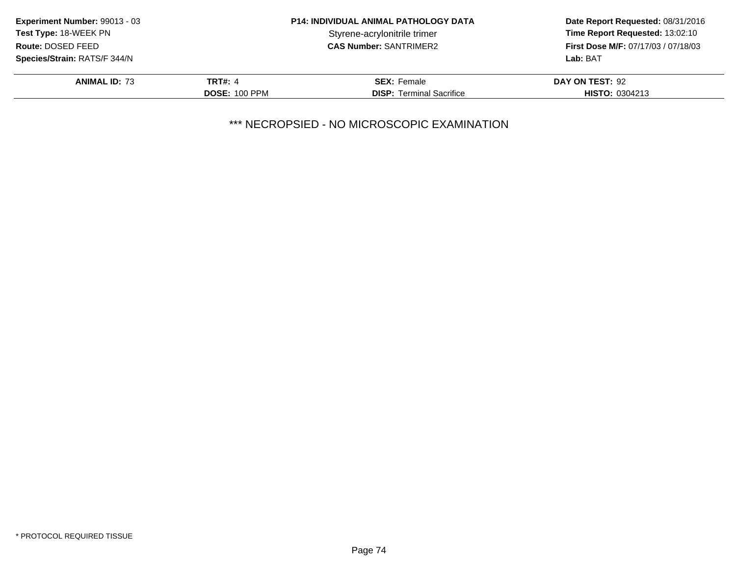**Experiment Number:** 99013 - 03
**Test Type:** 18-WEEK PN
**Route:** DOSED FEED
**Species/Strain:** RATS/F 344/N

**P14: INDIVIDUAL ANIMAL PATHOLOGY DATA**
Styrene-acrylonitrile trimer
**CAS Number:** SANTRIMER2

**Date Report Requested:** 08/31/2016
**Time Report Requested:** 13:02:10
**First Dose M/F:** 07/17/03 / 07/18/03
**Lab:** BAT

| **ANIMAL ID:** 73 | **TRT#:** 4 | **SEX:** Female | **DAY ON TEST:** 92 |
|---|---|---|---|
| | **DOSE:** 100 PPM | **DISP:** Terminal Sacrifice | **HISTO:** 0304213 |

*** NECROPSIED - NO MICROSCOPIC EXAMINATION

* PROTOCOL REQUIRED TISSUE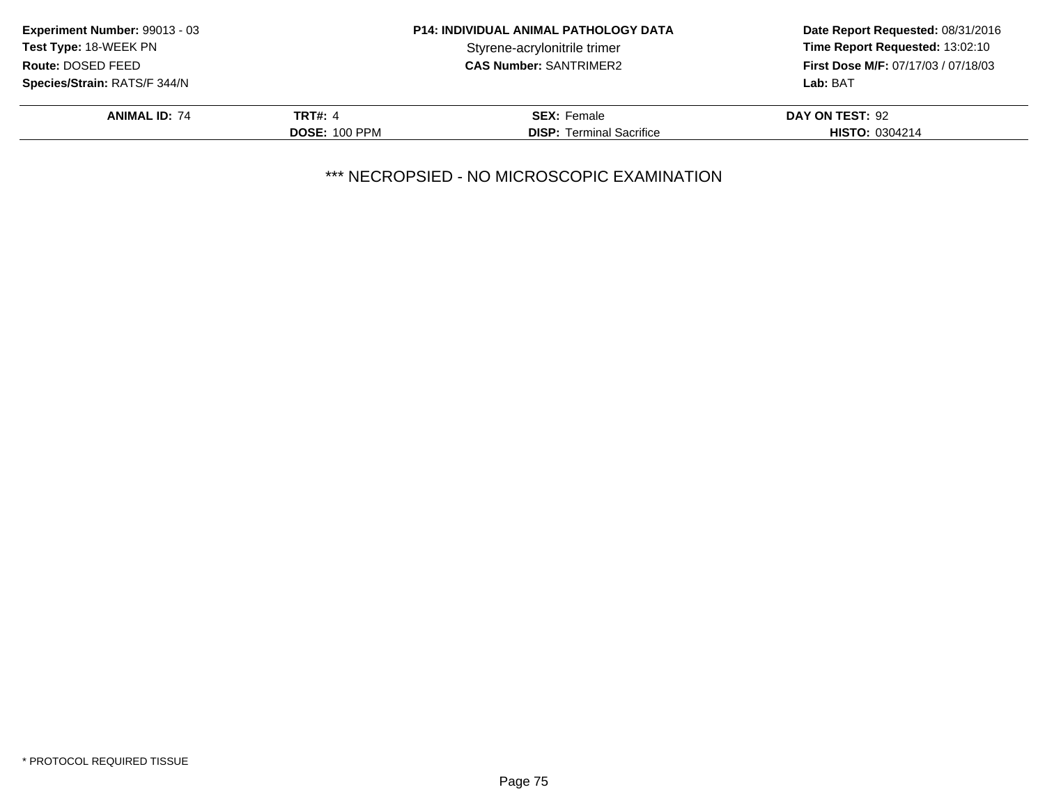| **ANIMAL ID:** 74 | **TRT#:** 4 | **SEX:** Female | **DAY ON TEST:** 92 |
|---|---|---|---|
| | **DOSE:** 100 PPM | **DISP:** Terminal Sacrifice | **HISTO:** 0304214 |

*** NECROPSIED - NO MICROSCOPIC EXAMINATION

* PROTOCOL REQUIRED TISSUE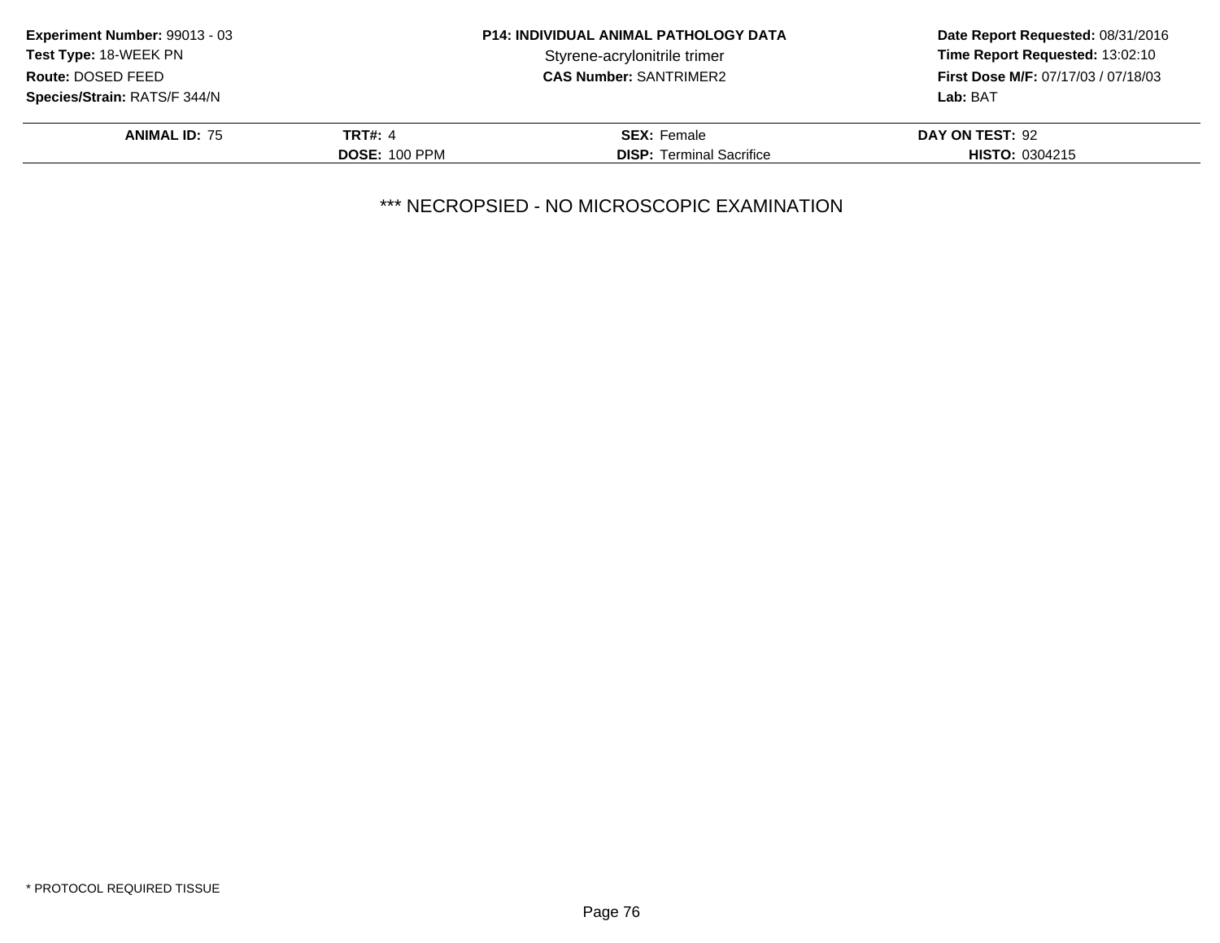**Experiment Number:** 99013 - 03
**Test Type:** 18-WEEK PN
**Route:** DOSED FEED
**Species/Strain:** RATS/F 344/N

**P14: INDIVIDUAL ANIMAL PATHOLOGY DATA**
Styrene-acrylonitrile trimer
**CAS Number:** SANTRIMER2

**Date Report Requested:** 08/31/2016
**Time Report Requested:** 13:02:10
**First Dose M/F:** 07/17/03 / 07/18/03
**Lab:** BAT

| **ANIMAL ID:** 75 | **TRT#:** 4 | **SEX:** Female | **DAY ON TEST:** 92 |
|---|---|---|---|
| | **DOSE:** 100 PPM | **DISP:** Terminal Sacrifice | **HISTO:** 0304215 |

*** NECROPSIED - NO MICROSCOPIC EXAMINATION

* PROTOCOL REQUIRED TISSUE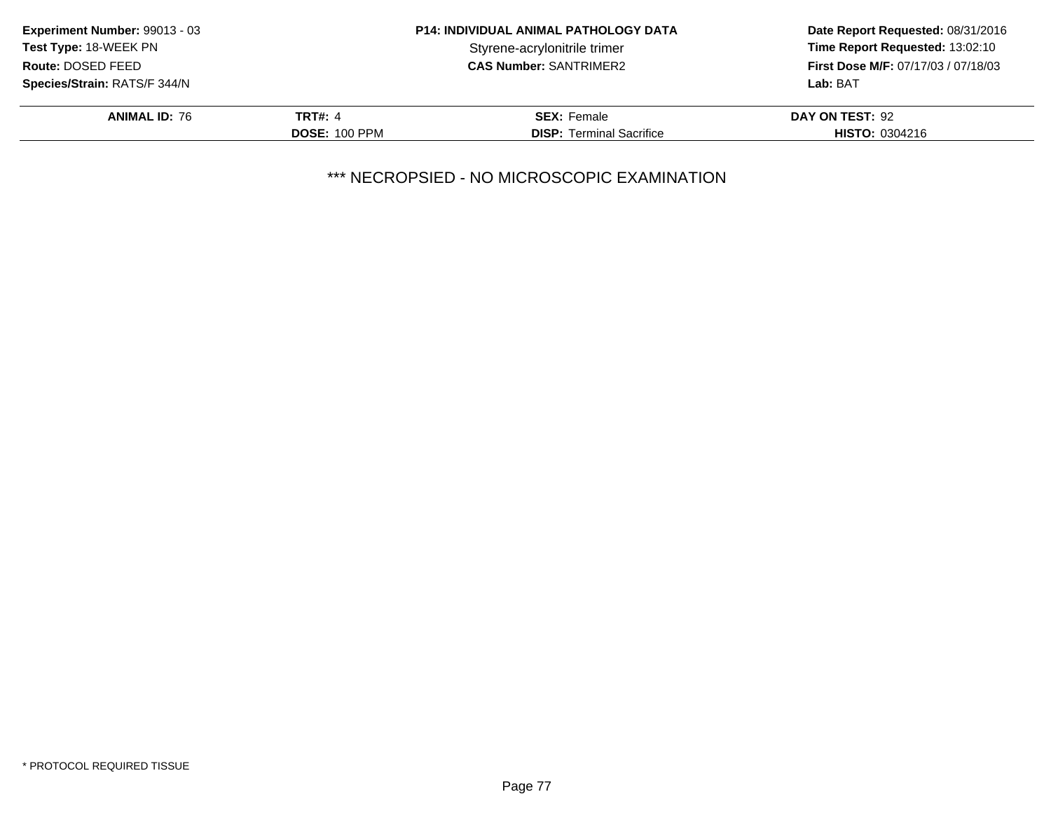| ANIMAL ID: 76 | TRT#: 4 | SEX: Female | DAY ON TEST: 92 |
|---|---|---|---|
| | DOSE: 100 PPM | DISP: Terminal Sacrifice | HISTO: 0304216 |

*** NECROPSIED - NO MICROSCOPIC EXAMINATION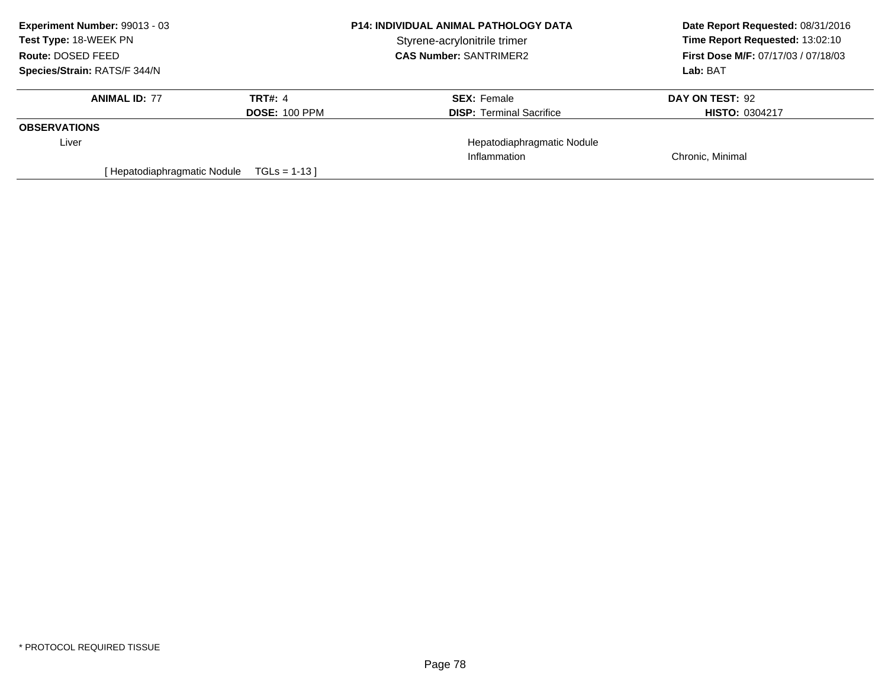**Experiment Number:** 99013 - 03
**Test Type:** 18-WEEK PN
**Route:** DOSED FEED
**Species/Strain:** RATS/F 344/N

**P14: INDIVIDUAL ANIMAL PATHOLOGY DATA**
Styrene-acrylonitrile trimer
**CAS Number:** SANTRIMER2

**Date Report Requested:** 08/31/2016
**Time Report Requested:** 13:02:10
**First Dose M/F:** 07/17/03 / 07/18/03
**Lab:** BAT

| **ANIMAL ID:** 77 | **TRT#:** 4 | **SEX:** Female | **DAY ON TEST:** 92 |
|---|---|---|---|
| | **DOSE:** 100 PPM | **DISP:** Terminal Sacrifice | **HISTO:** 0304217 |

**OBSERVATIONS**

| | | | |
|---|---|---|---|
| Liver | | Hepatodiaphragmatic Nodule | |
| | | Inflammation | Chronic, Minimal |

[ Hepatodiaphragmatic Nodule TGLs = 1-13 ]

* PROTOCOL REQUIRED TISSUE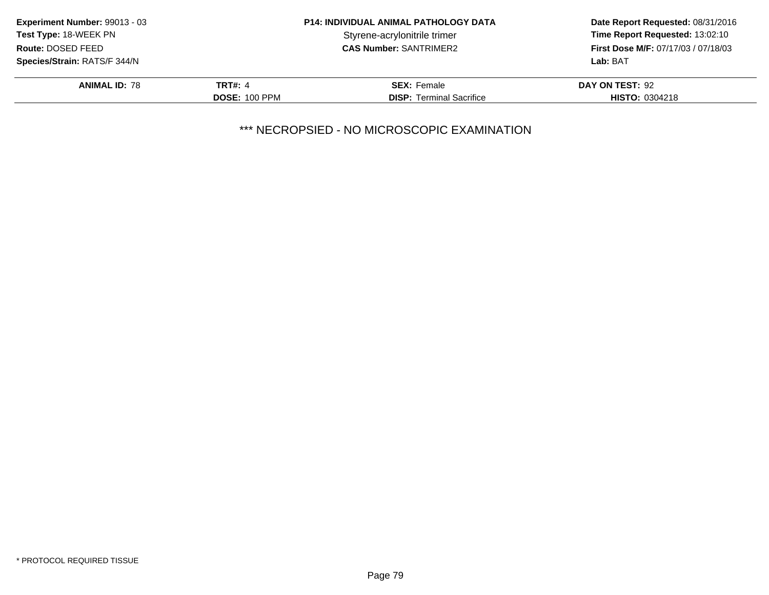**Experiment Number:** 99013 - 03
**Test Type:** 18-WEEK PN
**Route:** DOSED FEED
**Species/Strain:** RATS/F 344/N

**P14: INDIVIDUAL ANIMAL PATHOLOGY DATA**
Styrene-acrylonitrile trimer
**CAS Number:** SANTRIMER2

**Date Report Requested:** 08/31/2016
**Time Report Requested:** 13:02:10
**First Dose M/F:** 07/17/03 / 07/18/03
**Lab:** BAT

| **ANIMAL ID:** 78 | **TRT#:** 4 | **SEX:** Female | **DAY ON TEST:** 92 |
|---|---|---|---|
| | **DOSE:** 100 PPM | **DISP:** Terminal Sacrifice | **HISTO:** 0304218 |

*** NECROPSIED - NO MICROSCOPIC EXAMINATION

* PROTOCOL REQUIRED TISSUE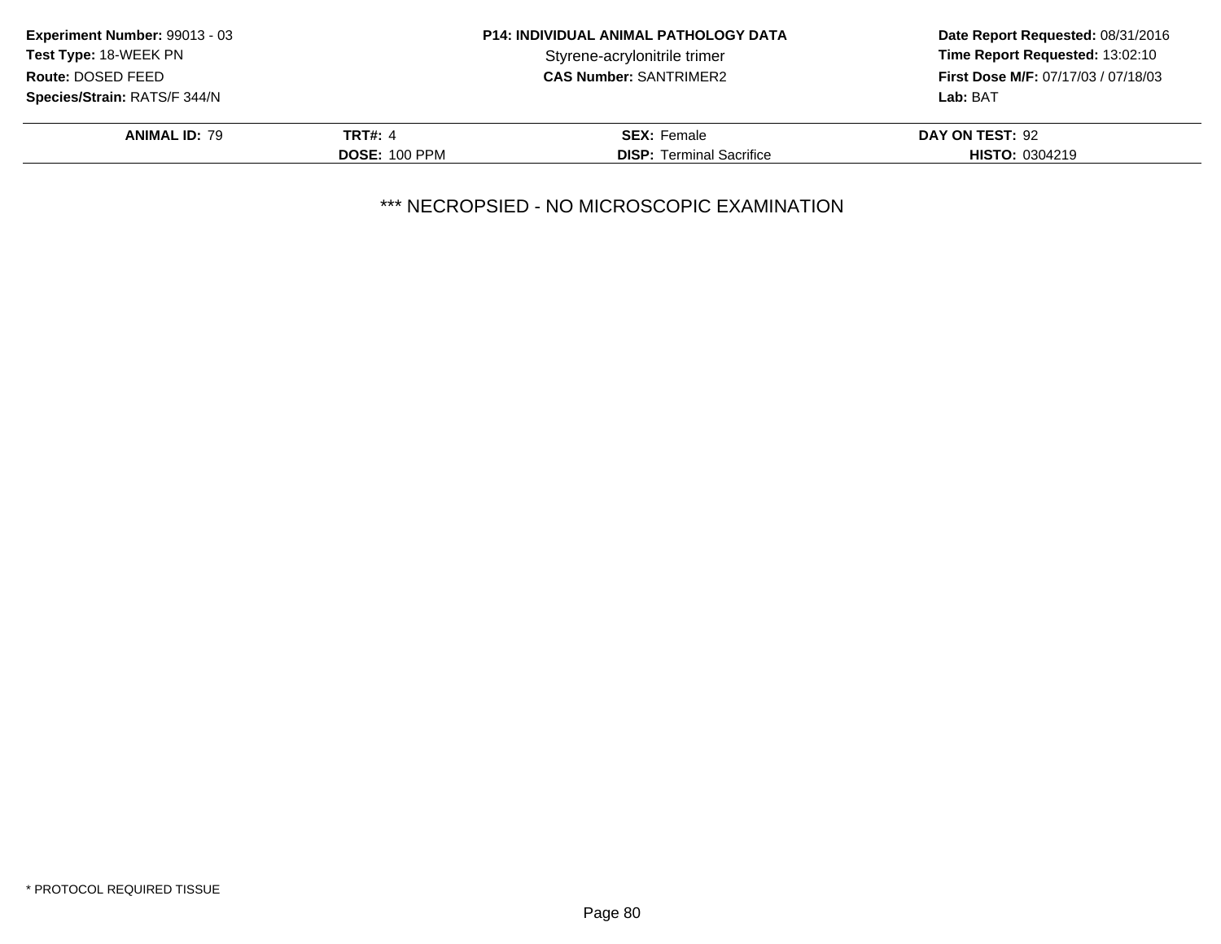**Experiment Number:** 99013 - 03
**Test Type:** 18-WEEK PN
**Route:** DOSED FEED
**Species/Strain:** RATS/F 344/N

**P14: INDIVIDUAL ANIMAL PATHOLOGY DATA**
Styrene-acrylonitrile trimer
**CAS Number:** SANTRIMER2

**Date Report Requested:** 08/31/2016
**Time Report Requested:** 13:02:10
**First Dose M/F:** 07/17/03 / 07/18/03
**Lab:** BAT

| **ANIMAL ID:** 79 | **TRT#:** 4 | **SEX:** Female | **DAY ON TEST:** 92 |
|---|---|---|---|
| | **DOSE:** 100 PPM | **DISP:** Terminal Sacrifice | **HISTO:** 0304219 |

*** NECROPSIED - NO MICROSCOPIC EXAMINATION

* PROTOCOL REQUIRED TISSUE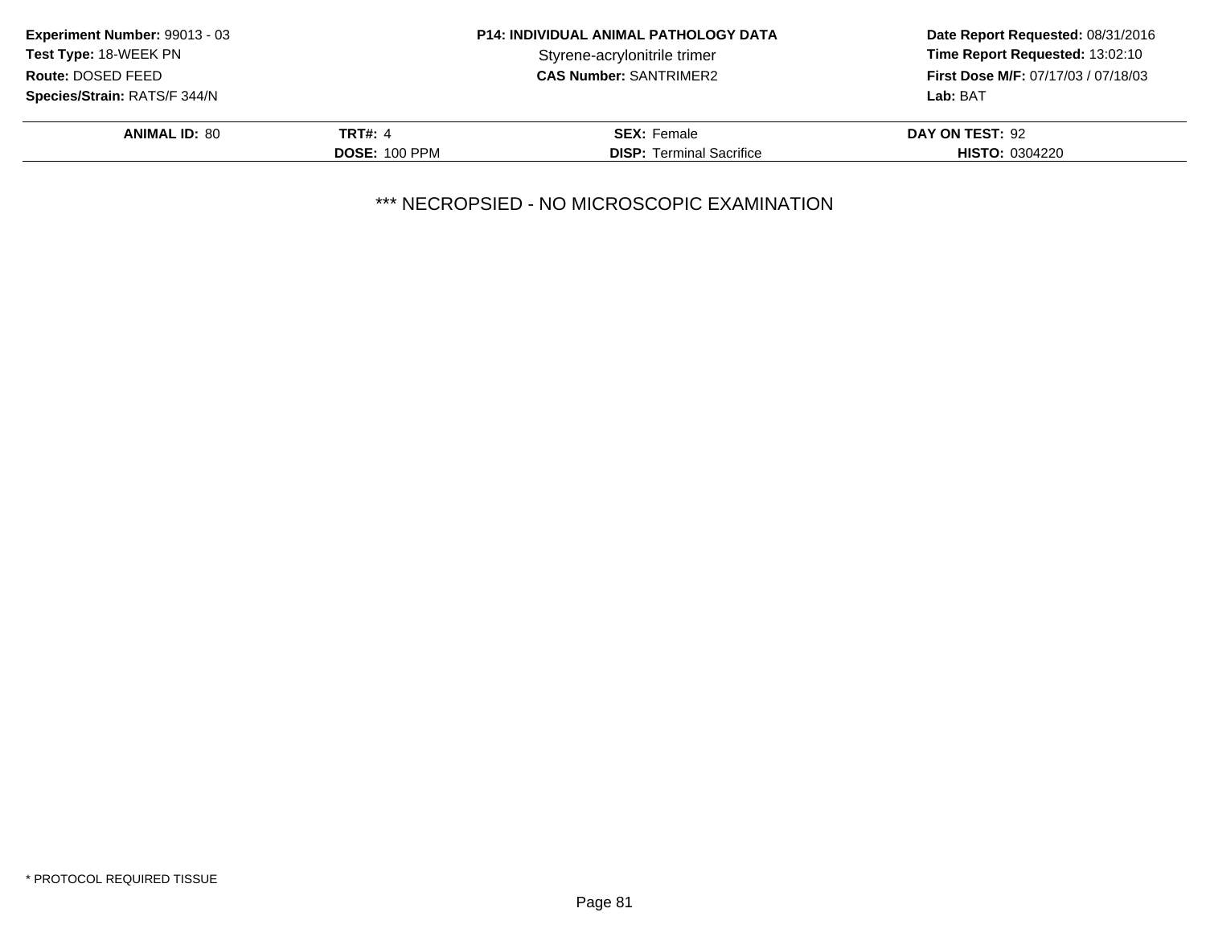**Experiment Number:** 99013 - 03
**Test Type:** 18-WEEK PN
**Route:** DOSED FEED
**Species/Strain:** RATS/F 344/N

**P14: INDIVIDUAL ANIMAL PATHOLOGY DATA**
Styrene-acrylonitrile trimer
**CAS Number:** SANTRIMER2

**Date Report Requested:** 08/31/2016
**Time Report Requested:** 13:02:10
**First Dose M/F:** 07/17/03 / 07/18/03
**Lab:** BAT

| **ANIMAL ID:** 80 | **TRT#:** 4 | **SEX:** Female | **DAY ON TEST:** 92 |
|---|---|---|---|
| | **DOSE:** 100 PPM | **DISP:** Terminal Sacrifice | **HISTO:** 0304220 |

*** NECROPSIED - NO MICROSCOPIC EXAMINATION

* PROTOCOL REQUIRED TISSUE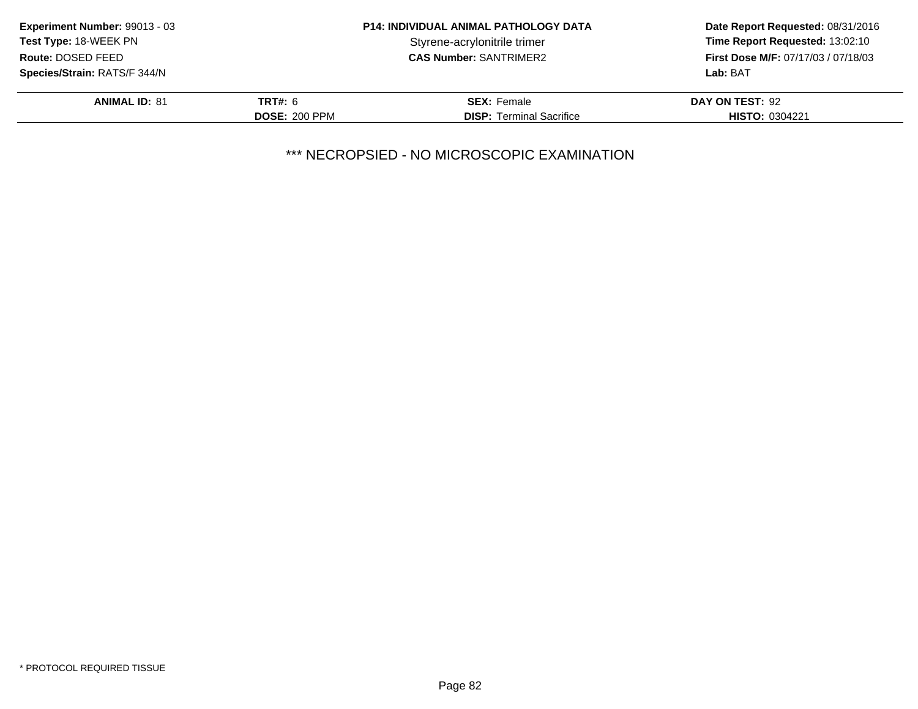| ANIMAL ID: 81 | TRT#: 6 | SEX: Female | DAY ON TEST: 92 |
|---|---|---|---|
| | DOSE: 200 PPM | DISP: Terminal Sacrifice | HISTO: 0304221 |

*** NECROPSIED - NO MICROSCOPIC EXAMINATION

* PROTOCOL REQUIRED TISSUE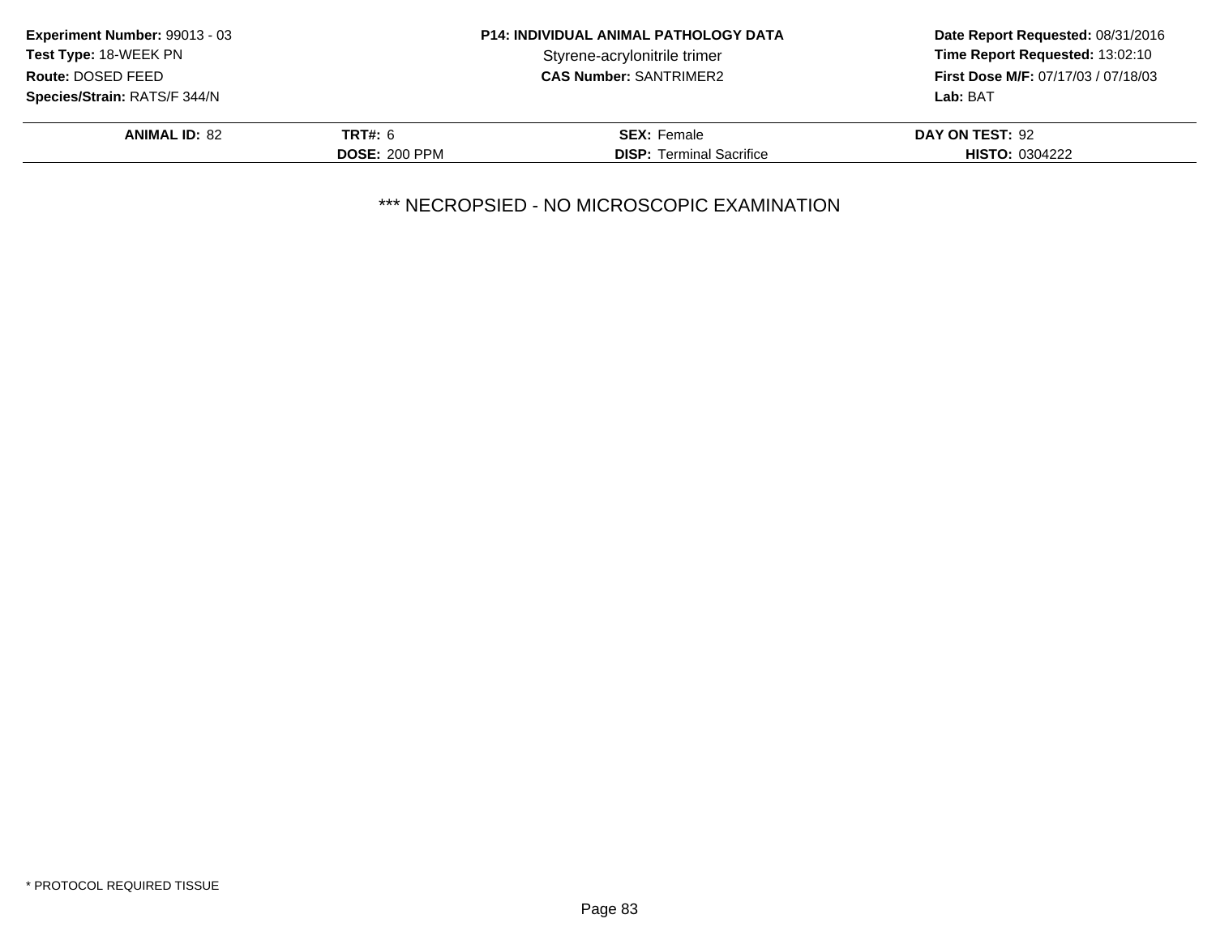**Experiment Number:** 99013 - 03
**Test Type:** 18-WEEK PN
**Route:** DOSED FEED
**Species/Strain:** RATS/F 344/N

**P14: INDIVIDUAL ANIMAL PATHOLOGY DATA**
Styrene-acrylonitrile trimer
**CAS Number:** SANTRIMER2

**Date Report Requested:** 08/31/2016
**Time Report Requested:** 13:02:10
**First Dose M/F:** 07/17/03 / 07/18/03
**Lab:** BAT

| **ANIMAL ID:** 82 | **TRT#:** 6 | **SEX:** Female | **DAY ON TEST:** 92 |
|---|---|---|---|
| | **DOSE:** 200 PPM | **DISP:** Terminal Sacrifice | **HISTO:** 0304222 |

*** NECROPSIED - NO MICROSCOPIC EXAMINATION

* PROTOCOL REQUIRED TISSUE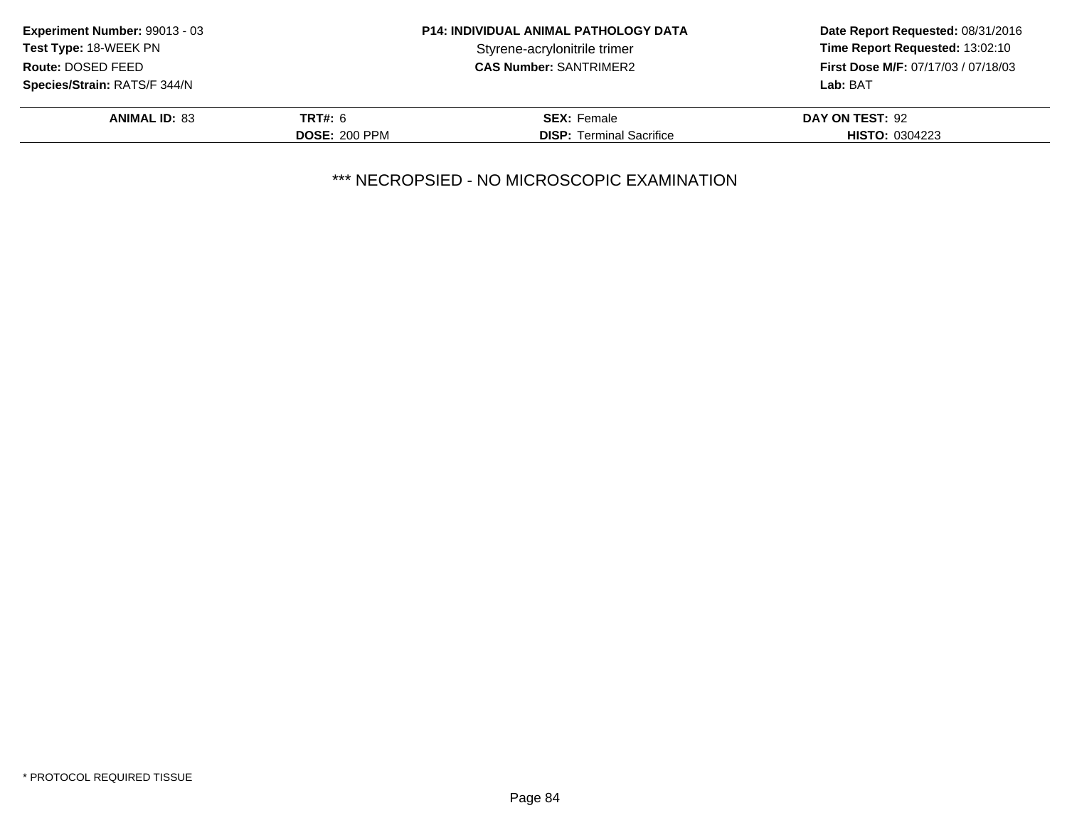**Experiment Number:** 99013 - 03
**Test Type:** 18-WEEK PN
**Route:** DOSED FEED
**Species/Strain:** RATS/F 344/N

**P14: INDIVIDUAL ANIMAL PATHOLOGY DATA**
Styrene-acrylonitrile trimer
**CAS Number:** SANTRIMER2

**Date Report Requested:** 08/31/2016
**Time Report Requested:** 13:02:10
**First Dose M/F:** 07/17/03 / 07/18/03
**Lab:** BAT

| **ANIMAL ID:** 83 | **TRT#:** 6 | **SEX:** Female | **DAY ON TEST:** 92 |
|---|---|---|---|
| | **DOSE:** 200 PPM | **DISP:** Terminal Sacrifice | **HISTO:** 0304223 |

*** NECROPSIED - NO MICROSCOPIC EXAMINATION

* PROTOCOL REQUIRED TISSUE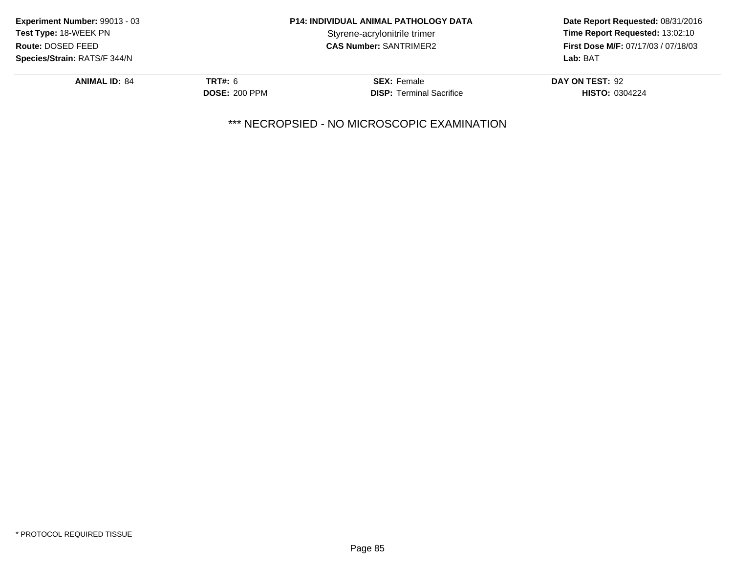**Experiment Number:** 99013 - 03
**Test Type:** 18-WEEK PN
**Route:** DOSED FEED
**Species/Strain:** RATS/F 344/N

**P14: INDIVIDUAL ANIMAL PATHOLOGY DATA**
Styrene-acrylonitrile trimer
**CAS Number:** SANTRIMER2

**Date Report Requested:** 08/31/2016
**Time Report Requested:** 13:02:10
**First Dose M/F:** 07/17/03 / 07/18/03
**Lab:** BAT

| **ANIMAL ID:** 84 | **TRT#:** 6 | **SEX:** Female | **DAY ON TEST:** 92 |
|---|---|---|---|
| | **DOSE:** 200 PPM | **DISP:** Terminal Sacrifice | **HISTO:** 0304224 |

*** NECROPSIED - NO MICROSCOPIC EXAMINATION

* PROTOCOL REQUIRED TISSUE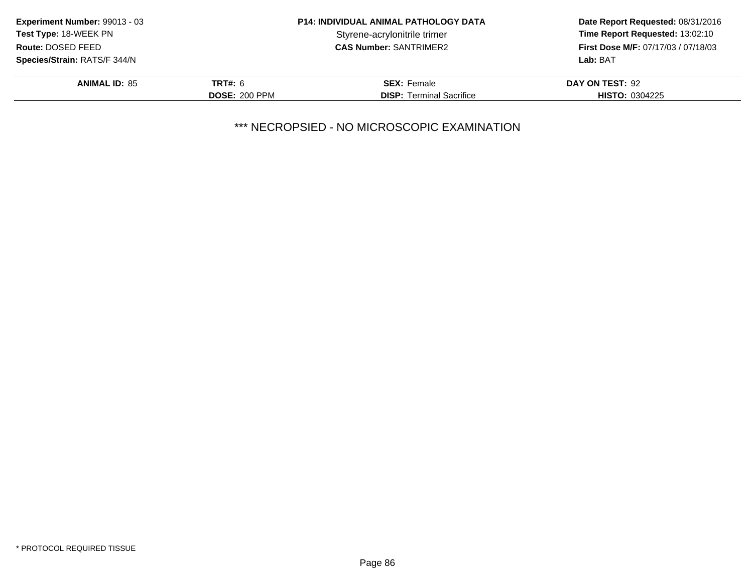| ANIMAL ID: 85 | TRT#: 6 | SEX: Female | DAY ON TEST: 92 |
| --- | --- | --- | --- |
| | DOSE: 200 PPM | DISP: Terminal Sacrifice | HISTO: 0304225 |

*** NECROPSIED - NO MICROSCOPIC EXAMINATION

* PROTOCOL REQUIRED TISSUE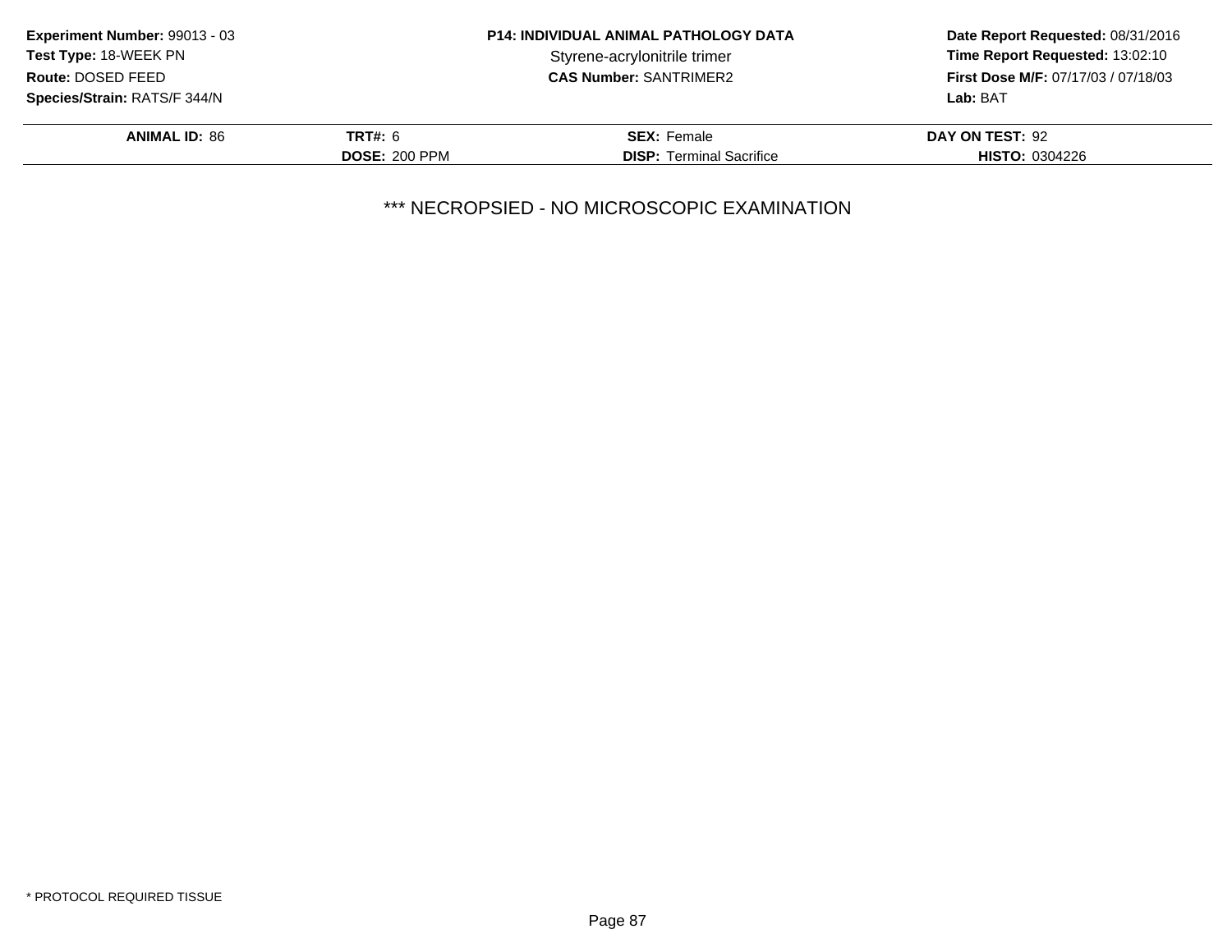**Experiment Number:** 99013 - 03
**Test Type:** 18-WEEK PN
**Route:** DOSED FEED
**Species/Strain:** RATS/F 344/N

**P14: INDIVIDUAL ANIMAL PATHOLOGY DATA**
Styrene-acrylonitrile trimer
**CAS Number:** SANTRIMER2

**Date Report Requested:** 08/31/2016
**Time Report Requested:** 13:02:10
**First Dose M/F:** 07/17/03 / 07/18/03
**Lab:** BAT

| | | | |
|---|---|---|---|
| **ANIMAL ID:** 86 | **TRT#:** 6 | **SEX:** Female | **DAY ON TEST:** 92 |
| | **DOSE:** 200 PPM | **DISP:** Terminal Sacrifice | **HISTO:** 0304226 |

*** NECROPSIED - NO MICROSCOPIC EXAMINATION

* PROTOCOL REQUIRED TISSUE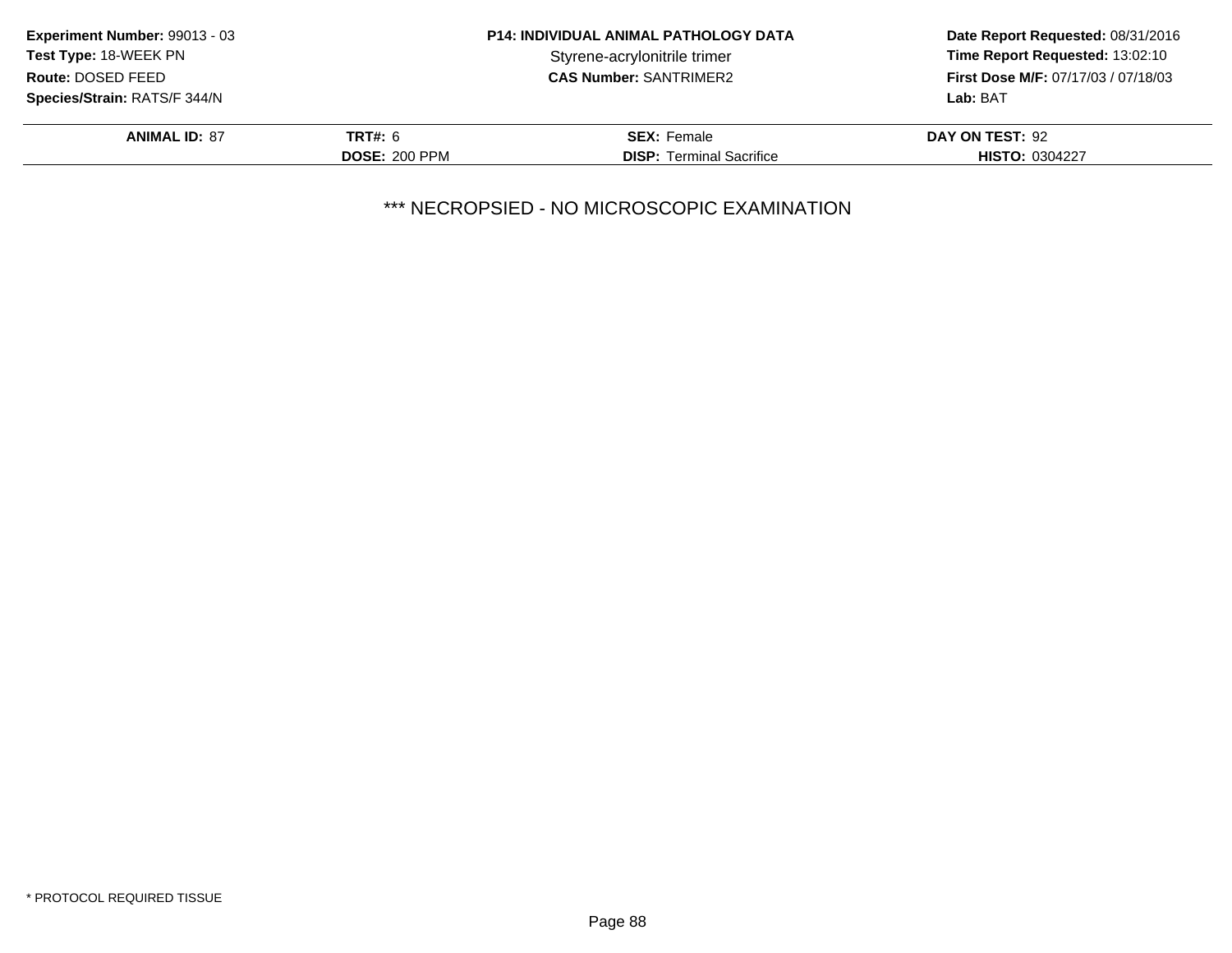**Experiment Number:** 99013 - 03
**Test Type:** 18-WEEK PN
**Route:** DOSED FEED
**Species/Strain:** RATS/F 344/N

**P14: INDIVIDUAL ANIMAL PATHOLOGY DATA**
Styrene-acrylonitrile trimer
**CAS Number:** SANTRIMER2

**Date Report Requested:** 08/31/2016
**Time Report Requested:** 13:02:10
**First Dose M/F:** 07/17/03 / 07/18/03
**Lab:** BAT

| **ANIMAL ID:** 87 | **TRT#:** 6 | **SEX:** Female | **DAY ON TEST:** 92 |
|---|---|---|---|
| | **DOSE:** 200 PPM | **DISP:** Terminal Sacrifice | **HISTO:** 0304227 |

*** NECROPSIED - NO MICROSCOPIC EXAMINATION

* PROTOCOL REQUIRED TISSUE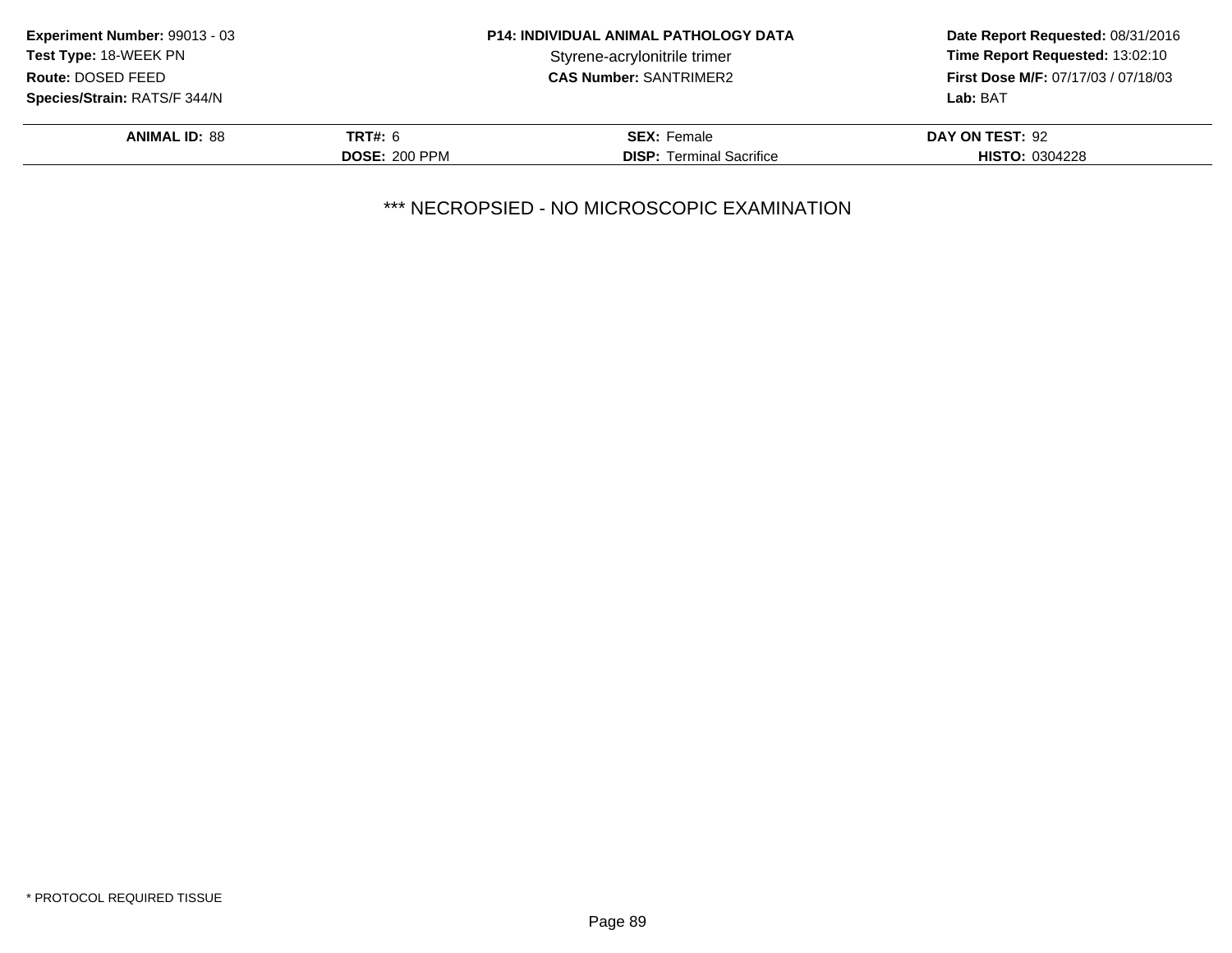| ANIMAL ID: 88 | TRT#: 6 | SEX: Female | DAY ON TEST: 92 |
|---|---|---|---|
| | DOSE: 200 PPM | DISP: Terminal Sacrifice | HISTO: 0304228 |

*** NECROPSIED - NO MICROSCOPIC EXAMINATION

* PROTOCOL REQUIRED TISSUE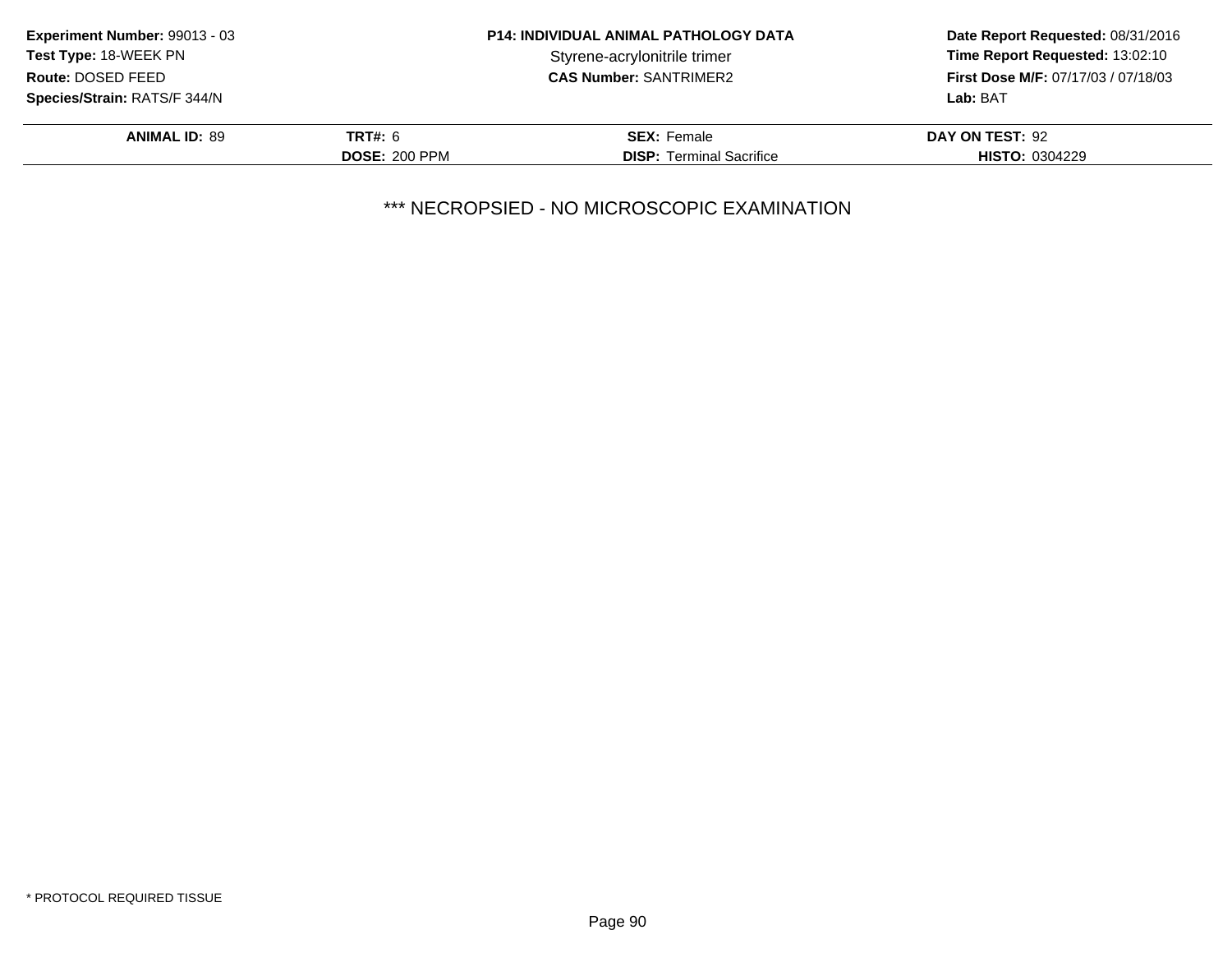**ANIMAL ID:** 89 | **TRT#:** 6 | **SEX:** Female | **DAY ON TEST:** 92
**DOSE:** 200 PPM | **DISP:** Terminal Sacrifice | **HISTO:** 0304229

*** NECROPSIED - NO MICROSCOPIC EXAMINATION

* PROTOCOL REQUIRED TISSUE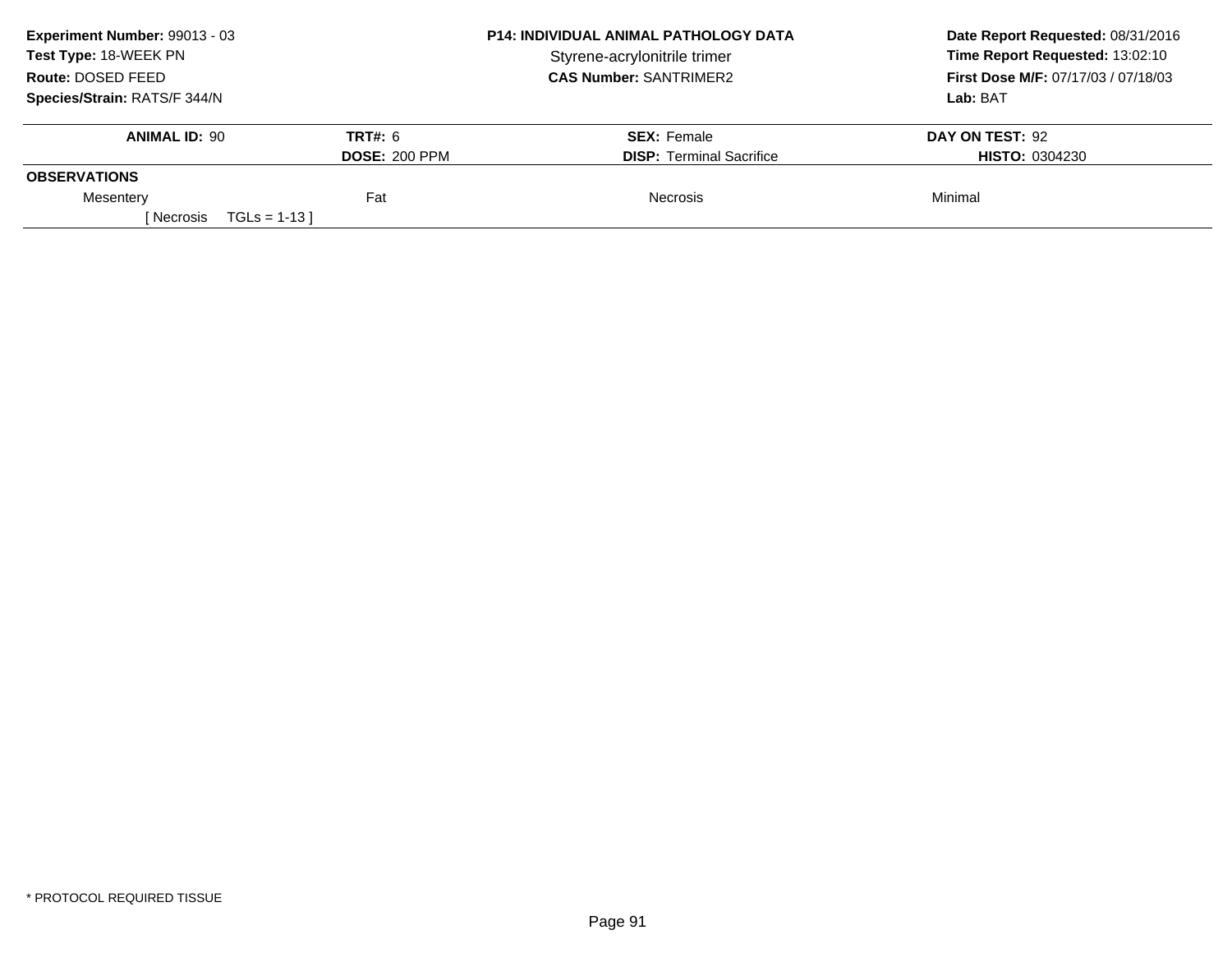**Experiment Number:** 99013 - 03
**Test Type:** 18-WEEK PN
**Route:** DOSED FEED
**Species/Strain:** RATS/F 344/N

**P14: INDIVIDUAL ANIMAL PATHOLOGY DATA**
Styrene-acrylonitrile trimer
**CAS Number:** SANTRIMER2

**Date Report Requested:** 08/31/2016
**Time Report Requested:** 13:02:10
**First Dose M/F:** 07/17/03 / 07/18/03
**Lab:** BAT

| **ANIMAL ID:** 90 | **TRT#:** 6<br>**DOSE:** 200 PPM | **SEX:** Female<br>**DISP:** Terminal Sacrifice | **DAY ON TEST:** 92<br>**HISTO:** 0304230 |
|---|---|---|---|
| **OBSERVATIONS** | | | |
| Mesentery | Fat | Necrosis | Minimal |
| [ Necrosis TGLs = 1-13 ] | | | |

\* PROTOCOL REQUIRED TISSUE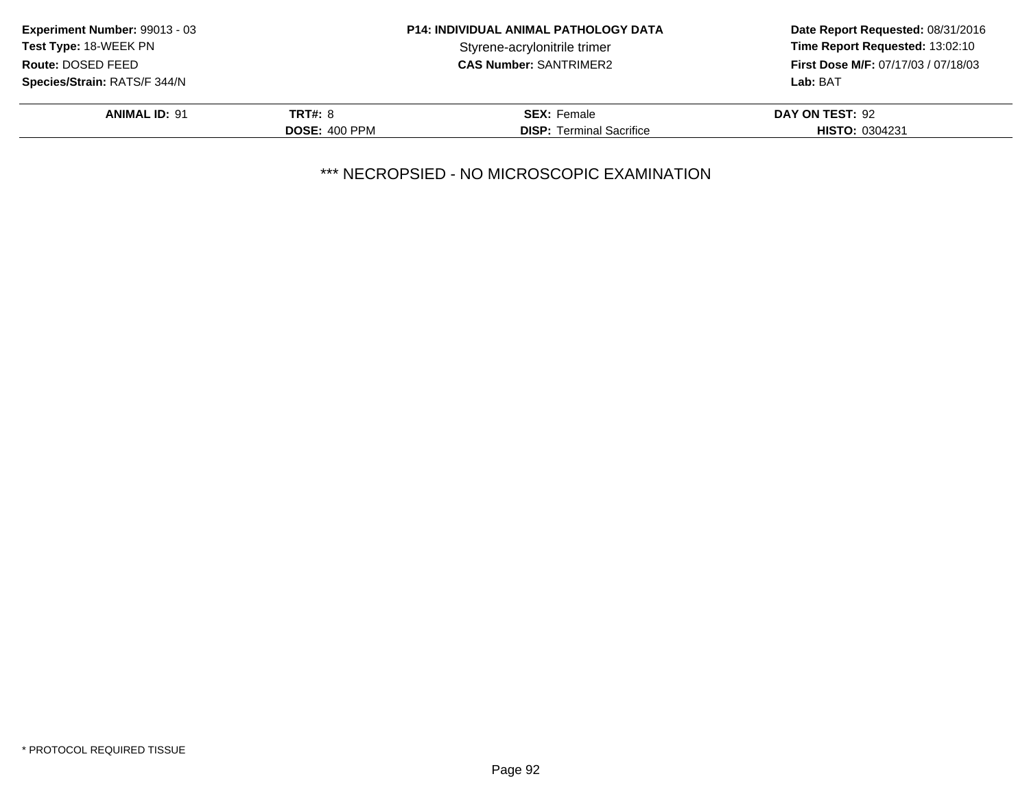**Experiment Number:** 99013 - 03
**Test Type:** 18-WEEK PN
**Route:** DOSED FEED
**Species/Strain:** RATS/F 344/N

**P14: INDIVIDUAL ANIMAL PATHOLOGY DATA**
Styrene-acrylonitrile trimer
**CAS Number:** SANTRIMER2

**Date Report Requested:** 08/31/2016
**Time Report Requested:** 13:02:10
**First Dose M/F:** 07/17/03 / 07/18/03
**Lab:** BAT

| **ANIMAL ID:** 91 | **TRT#:** 8 | **SEX:** Female | **DAY ON TEST:** 92 |
|---|---|---|---|
| | **DOSE:** 400 PPM | **DISP:** Terminal Sacrifice | **HISTO:** 0304231 |

*** NECROPSIED - NO MICROSCOPIC EXAMINATION

* PROTOCOL REQUIRED TISSUE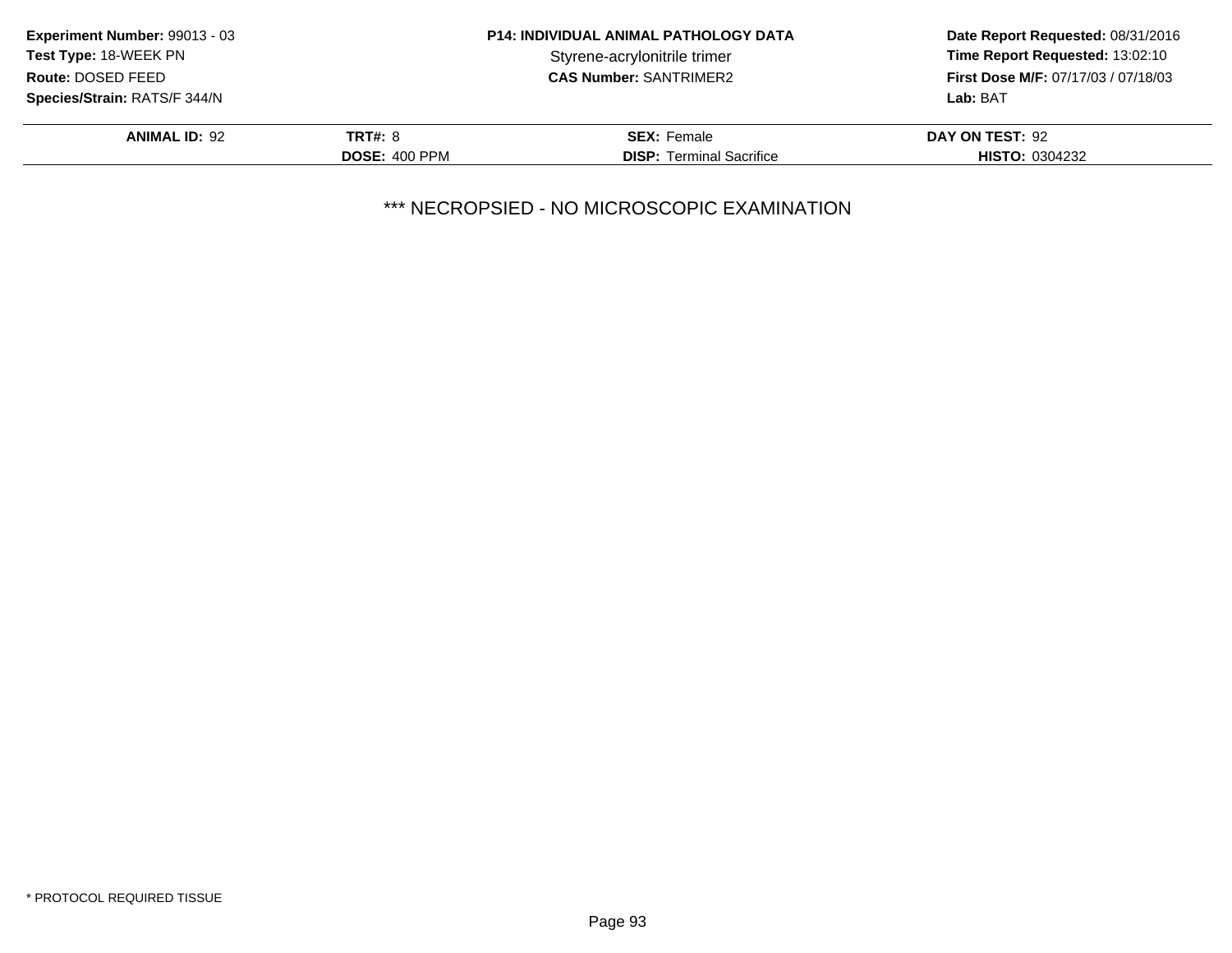**Experiment Number:** 99013 - 03
**Test Type:** 18-WEEK PN
**Route:** DOSED FEED
**Species/Strain:** RATS/F 344/N

**P14: INDIVIDUAL ANIMAL PATHOLOGY DATA**
Styrene-acrylonitrile trimer
**CAS Number:** SANTRIMER2

**Date Report Requested:** 08/31/2016
**Time Report Requested:** 13:02:10
**First Dose M/F:** 07/17/03 / 07/18/03
**Lab:** BAT

| **ANIMAL ID:** 92 | **TRT#:** 8 | **SEX:** Female | **DAY ON TEST:** 92 |
|---|---|---|---|
| | **DOSE:** 400 PPM | **DISP:** Terminal Sacrifice | **HISTO:** 0304232 |

*** NECROPSIED - NO MICROSCOPIC EXAMINATION

* PROTOCOL REQUIRED TISSUE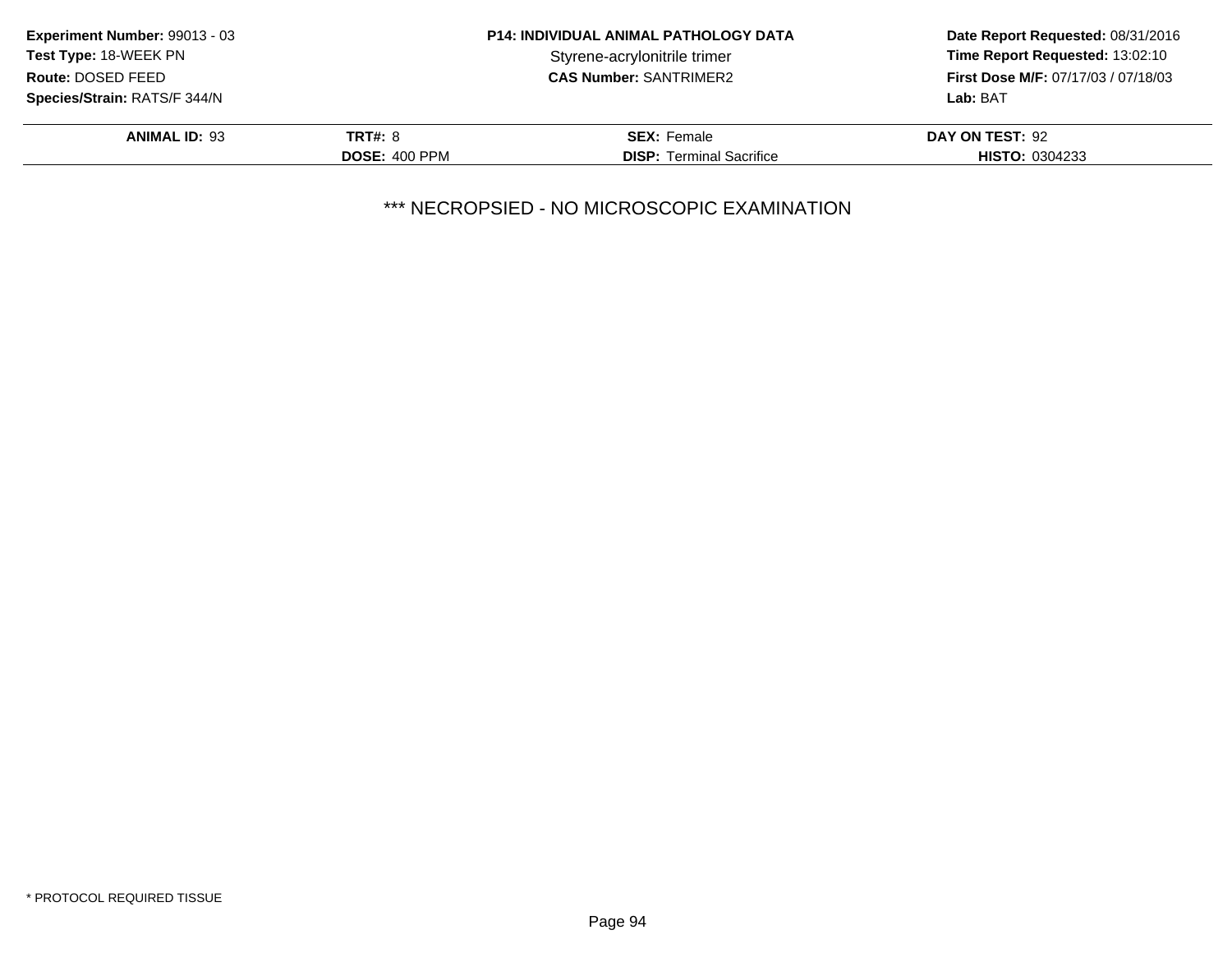**Experiment Number:** 99013 - 03
**Test Type:** 18-WEEK PN
**Route:** DOSED FEED
**Species/Strain:** RATS/F 344/N

**P14: INDIVIDUAL ANIMAL PATHOLOGY DATA**
Styrene-acrylonitrile trimer
**CAS Number:** SANTRIMER2

**Date Report Requested:** 08/31/2016
**Time Report Requested:** 13:02:10
**First Dose M/F:** 07/17/03 / 07/18/03
**Lab:** BAT

| **ANIMAL ID:** 93 | **TRT#:** 8 | **SEX:** Female | **DAY ON TEST:** 92 |
|---|---|---|---|
| | **DOSE:** 400 PPM | **DISP:** Terminal Sacrifice | **HISTO:** 0304233 |

*** NECROPSIED - NO MICROSCOPIC EXAMINATION

* PROTOCOL REQUIRED TISSUE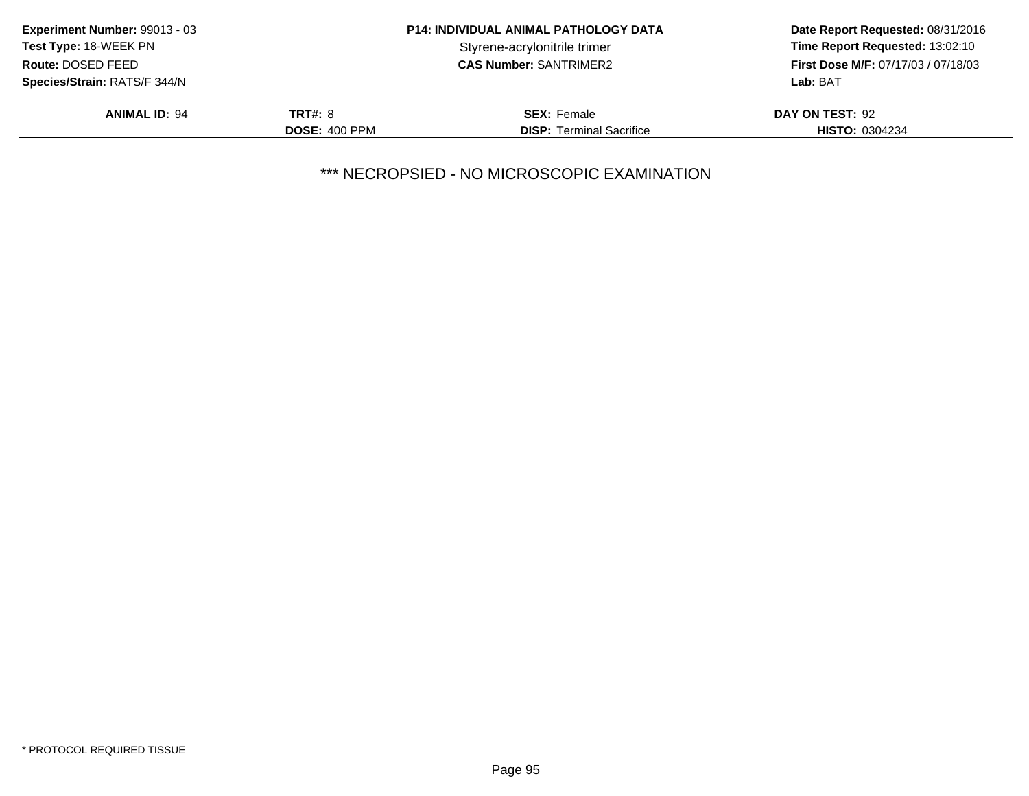**Experiment Number:** 99013 - 03
**Test Type:** 18-WEEK PN
**Route:** DOSED FEED
**Species/Strain:** RATS/F 344/N

**P14: INDIVIDUAL ANIMAL PATHOLOGY DATA**
Styrene-acrylonitrile trimer
**CAS Number:** SANTRIMER2

**Date Report Requested:** 08/31/2016
**Time Report Requested:** 13:02:10
**First Dose M/F:** 07/17/03 / 07/18/03
**Lab:** BAT

| **ANIMAL ID:** 94 | **TRT#:** 8 | **SEX:** Female | **DAY ON TEST:** 92 |
|---|---|---|---|
| | **DOSE:** 400 PPM | **DISP:** Terminal Sacrifice | **HISTO:** 0304234 |

*** NECROPSIED - NO MICROSCOPIC EXAMINATION

* PROTOCOL REQUIRED TISSUE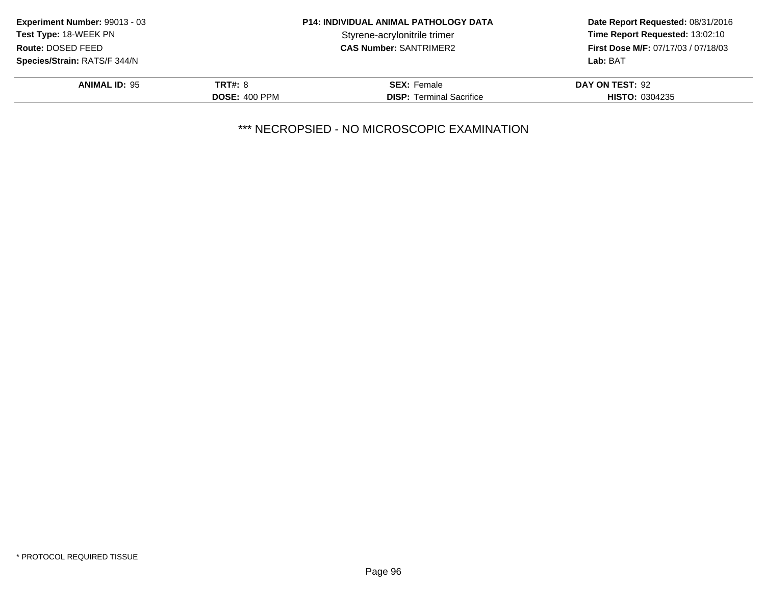**Experiment Number:** 99013 - 03
**Test Type:** 18-WEEK PN
**Route:** DOSED FEED
**Species/Strain:** RATS/F 344/N

**P14: INDIVIDUAL ANIMAL PATHOLOGY DATA**
Styrene-acrylonitrile trimer
**CAS Number:** SANTRIMER2

**Date Report Requested:** 08/31/2016
**Time Report Requested:** 13:02:10
**First Dose M/F:** 07/17/03 / 07/18/03
**Lab:** BAT

| **ANIMAL ID:** 95 | **TRT#:** 8 | **SEX:** Female | **DAY ON TEST:** 92 |
|---|---|---|---|
| | **DOSE:** 400 PPM | **DISP:** Terminal Sacrifice | **HISTO:** 0304235 |

*** NECROPSIED - NO MICROSCOPIC EXAMINATION

* PROTOCOL REQUIRED TISSUE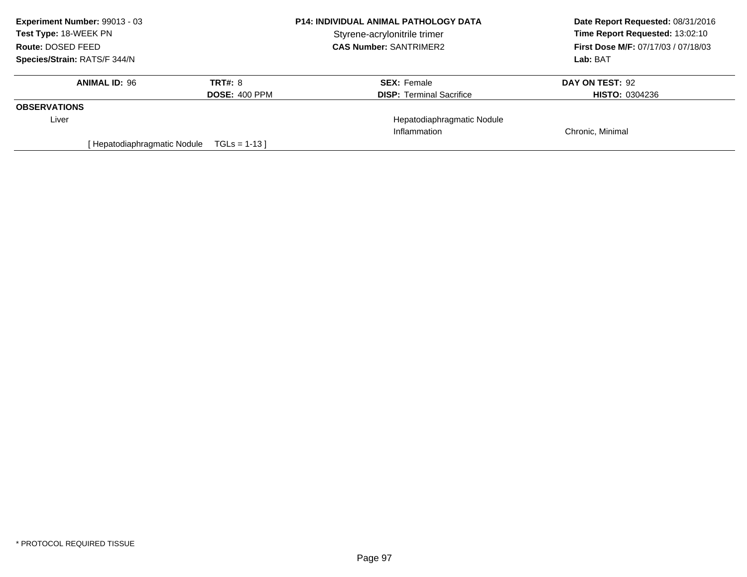**Experiment Number:** 99013 - 03
**Test Type:** 18-WEEK PN
**Route:** DOSED FEED
**Species/Strain:** RATS/F 344/N

**P14: INDIVIDUAL ANIMAL PATHOLOGY DATA**
Styrene-acrylonitrile trimer
**CAS Number:** SANTRIMER2

**Date Report Requested:** 08/31/2016
**Time Report Requested:** 13:02:10
**First Dose M/F:** 07/17/03 / 07/18/03
**Lab:** BAT

| **ANIMAL ID:** 96 | **TRT#:** 8 | **SEX:** Female | **DAY ON TEST:** 92 |
|---|---|---|---|
| | **DOSE:** 400 PPM | **DISP:** Terminal Sacrifice | **HISTO:** 0304236 |

**OBSERVATIONS**

| | | | |
|---|---|---|---|
| Liver | | Hepatodiaphragmatic Nodule | |
| | | Inflammation | Chronic, Minimal |

[ Hepatodiaphragmatic Nodule TGLs = 1-13 ]

* PROTOCOL REQUIRED TISSUE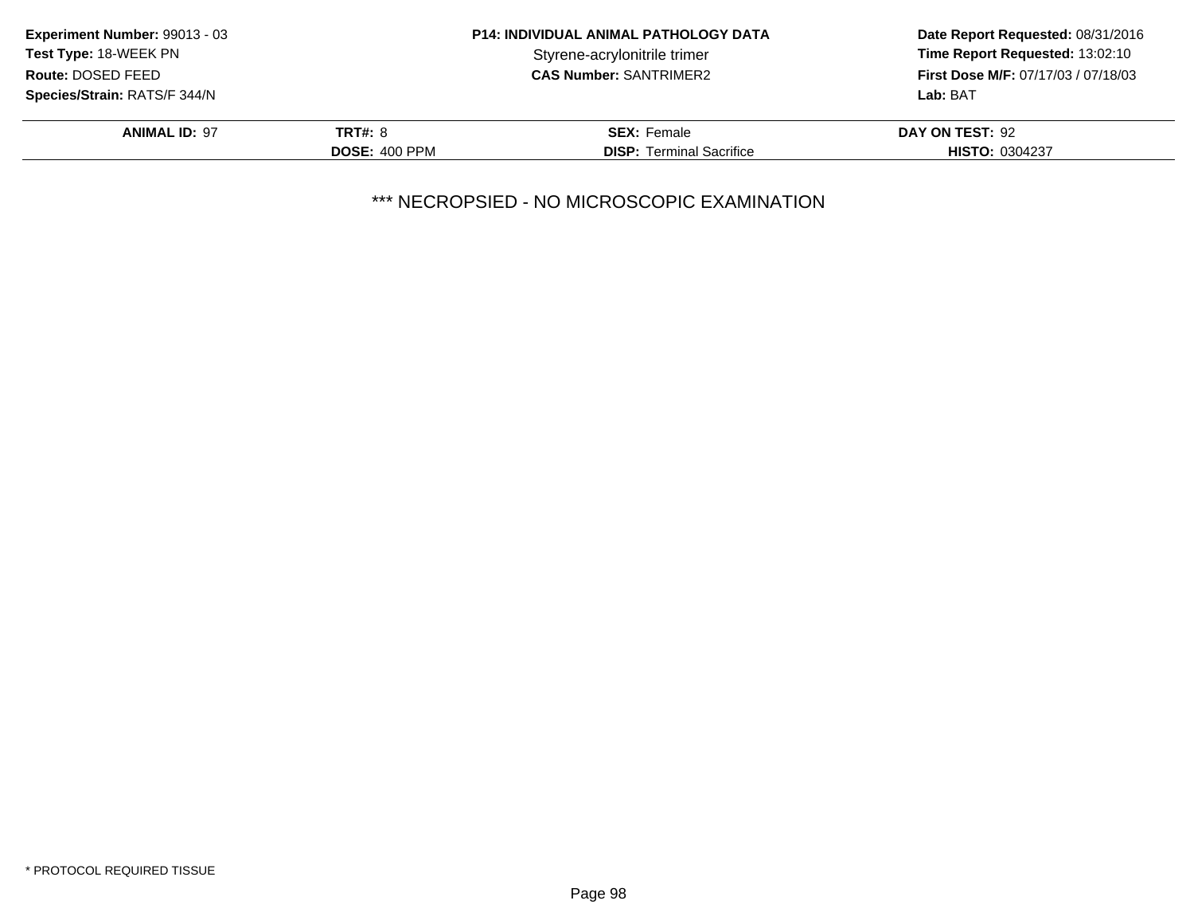**Experiment Number:** 99013 - 03
**Test Type:** 18-WEEK PN
**Route:** DOSED FEED
**Species/Strain:** RATS/F 344/N

**P14: INDIVIDUAL ANIMAL PATHOLOGY DATA**
Styrene-acrylonitrile trimer
**CAS Number:** SANTRIMER2

**Date Report Requested:** 08/31/2016
**Time Report Requested:** 13:02:10
**First Dose M/F:** 07/17/03 / 07/18/03
**Lab:** BAT

| **ANIMAL ID:** 97 | **TRT#:** 8 | **SEX:** Female | **DAY ON TEST:** 92 |
|---|---|---|---|
| | **DOSE:** 400 PPM | **DISP:** Terminal Sacrifice | **HISTO:** 0304237 |

*** NECROPSIED - NO MICROSCOPIC EXAMINATION

* PROTOCOL REQUIRED TISSUE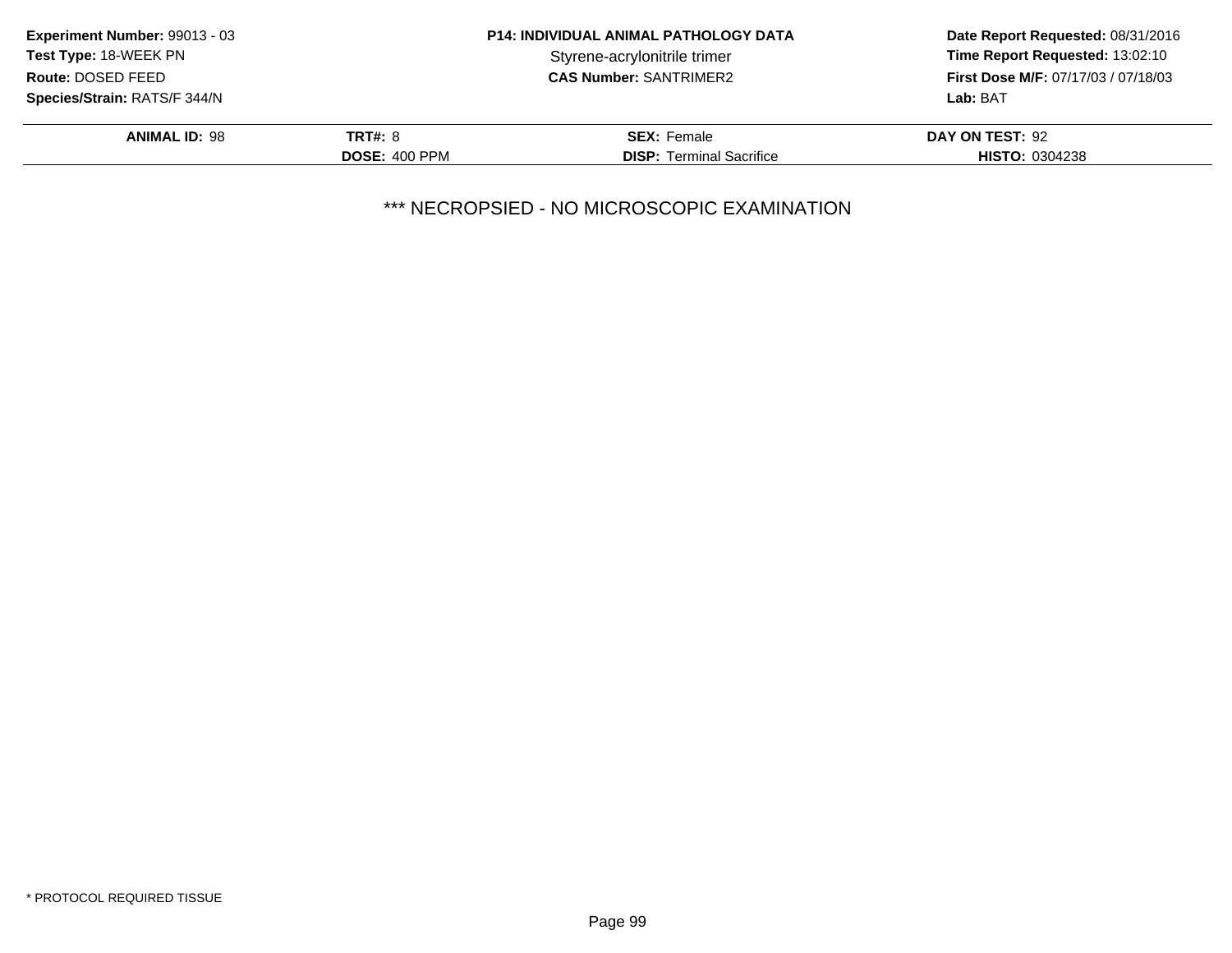**Experiment Number:** 99013 - 03
**Test Type:** 18-WEEK PN
**Route:** DOSED FEED
**Species/Strain:** RATS/F 344/N

**P14: INDIVIDUAL ANIMAL PATHOLOGY DATA**
Styrene-acrylonitrile trimer
**CAS Number:** SANTRIMER2

**Date Report Requested:** 08/31/2016
**Time Report Requested:** 13:02:10
**First Dose M/F:** 07/17/03 / 07/18/03
**Lab:** BAT

| **ANIMAL ID:** 98 | **TRT#:** 8 | **SEX:** Female | **DAY ON TEST:** 92 |
|---|---|---|---|
| | **DOSE:** 400 PPM | **DISP:** Terminal Sacrifice | **HISTO:** 0304238 |

*** NECROPSIED - NO MICROSCOPIC EXAMINATION

* PROTOCOL REQUIRED TISSUE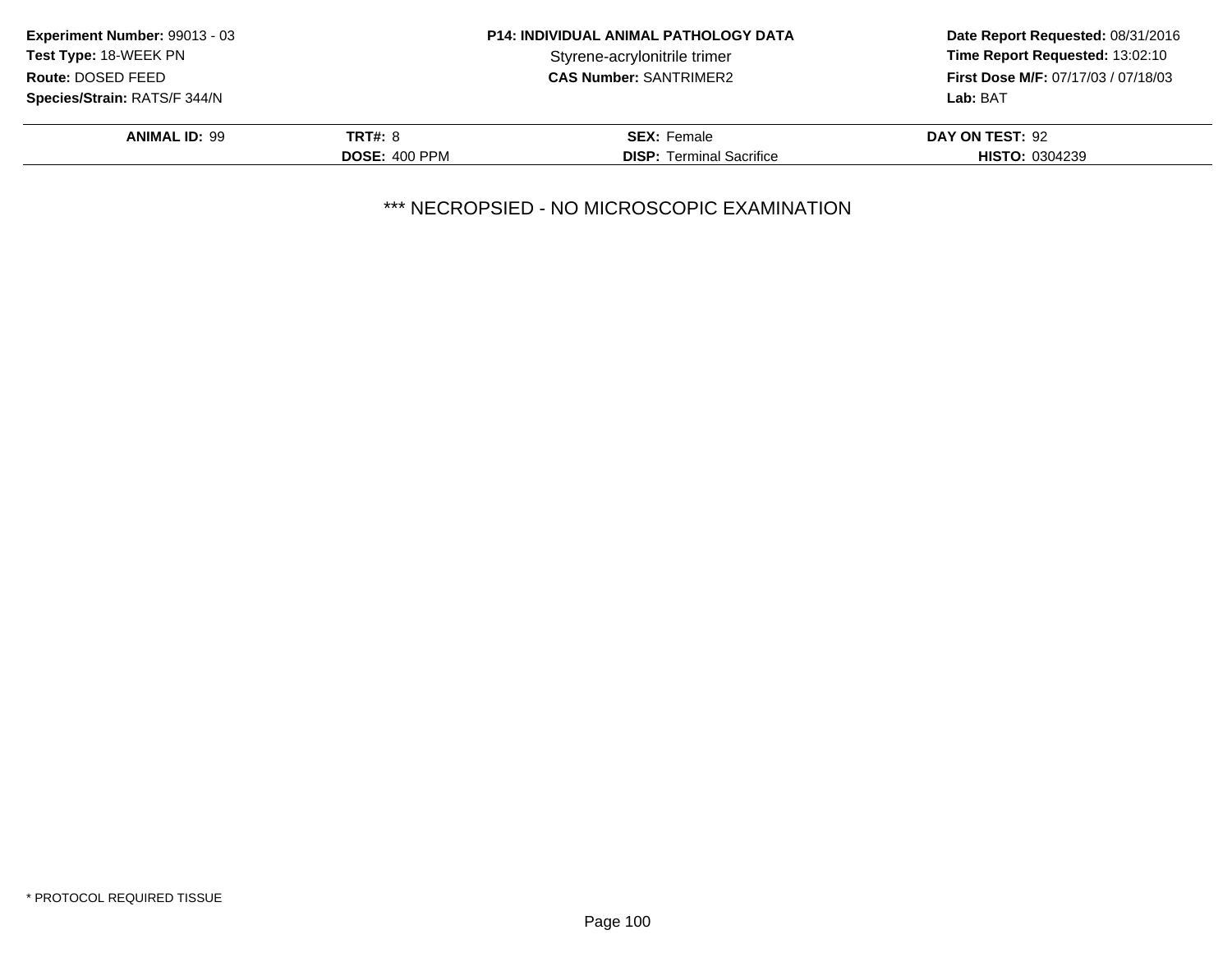**Experiment Number:** 99013 - 03
**Test Type:** 18-WEEK PN
**Route:** DOSED FEED
**Species/Strain:** RATS/F 344/N

**P14: INDIVIDUAL ANIMAL PATHOLOGY DATA**
Styrene-acrylonitrile trimer
**CAS Number:** SANTRIMER2

**Date Report Requested:** 08/31/2016
**Time Report Requested:** 13:02:10
**First Dose M/F:** 07/17/03 / 07/18/03
**Lab:** BAT

| **ANIMAL ID:** 99 | **TRT#:** 8 | **SEX:** Female | **DAY ON TEST:** 92 |
|---|---|---|---|
| | **DOSE:** 400 PPM | **DISP:** Terminal Sacrifice | **HISTO:** 0304239 |

*** NECROPSIED - NO MICROSCOPIC EXAMINATION

* PROTOCOL REQUIRED TISSUE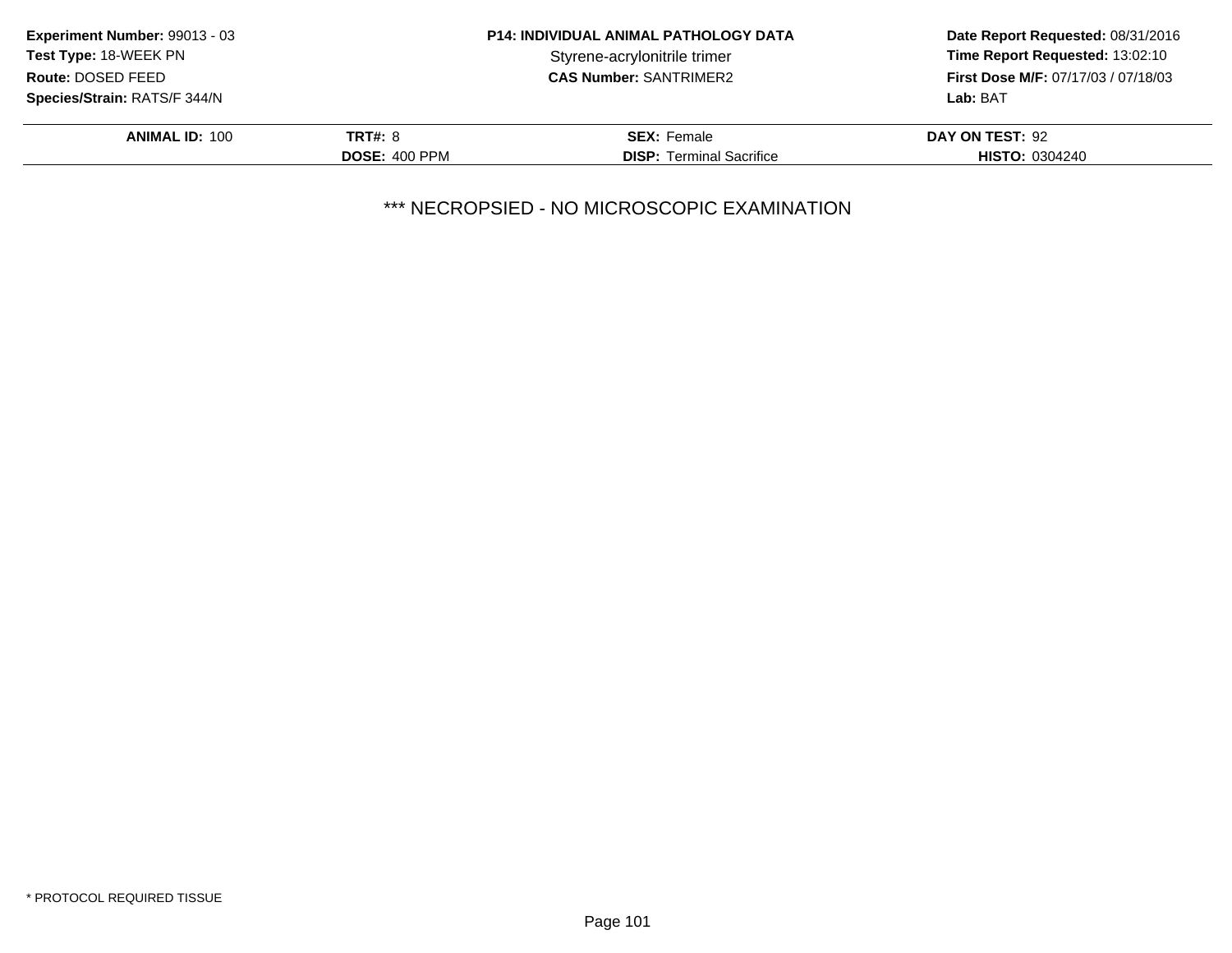**Experiment Number:** 99013 - 03
**Test Type:** 18-WEEK PN
**Route:** DOSED FEED
**Species/Strain:** RATS/F 344/N

**P14: INDIVIDUAL ANIMAL PATHOLOGY DATA**
Styrene-acrylonitrile trimer
**CAS Number:** SANTRIMER2

**Date Report Requested:** 08/31/2016
**Time Report Requested:** 13:02:10
**First Dose M/F:** 07/17/03 / 07/18/03
**Lab:** BAT

| | | | |
|---|---|---|---|
| **ANIMAL ID:** 100 | **TRT#:** 8 | **SEX:** Female | **DAY ON TEST:** 92 |
| | **DOSE:** 400 PPM | **DISP:** Terminal Sacrifice | **HISTO:** 0304240 |

*** NECROPSIED - NO MICROSCOPIC EXAMINATION

* PROTOCOL REQUIRED TISSUE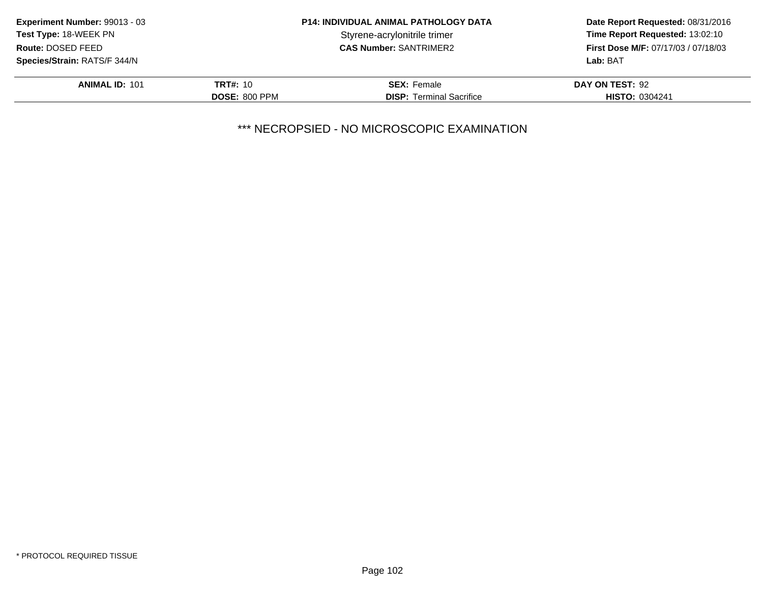**Experiment Number:** 99013 - 03
**Test Type:** 18-WEEK PN
**Route:** DOSED FEED
**Species/Strain:** RATS/F 344/N

**P14: INDIVIDUAL ANIMAL PATHOLOGY DATA**
Styrene-acrylonitrile trimer
**CAS Number:** SANTRIMER2

**Date Report Requested:** 08/31/2016
**Time Report Requested:** 13:02:10
**First Dose M/F:** 07/17/03 / 07/18/03
**Lab:** BAT

| **ANIMAL ID:** 101 | **TRT#:** 10 | **SEX:** Female | **DAY ON TEST:** 92 |
|---|---|---|---|
| | **DOSE:** 800 PPM | **DISP:** Terminal Sacrifice | **HISTO:** 0304241 |

*** NECROPSIED - NO MICROSCOPIC EXAMINATION

* PROTOCOL REQUIRED TISSUE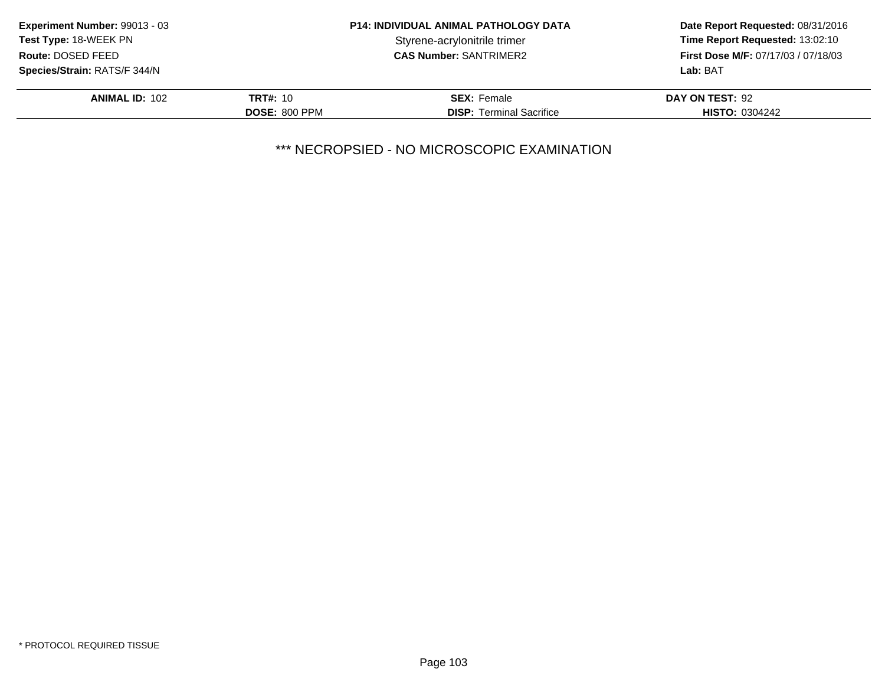**Experiment Number:** 99013 - 03
**Test Type:** 18-WEEK PN
**Route:** DOSED FEED
**Species/Strain:** RATS/F 344/N

**P14: INDIVIDUAL ANIMAL PATHOLOGY DATA**
Styrene-acrylonitrile trimer
**CAS Number:** SANTRIMER2

**Date Report Requested:** 08/31/2016
**Time Report Requested:** 13:02:10
**First Dose M/F:** 07/17/03 / 07/18/03
**Lab:** BAT

| **ANIMAL ID:** 102 | **TRT#:** 10 | **SEX:** Female | **DAY ON TEST:** 92 |
|---|---|---|---|
| | **DOSE:** 800 PPM | **DISP:** Terminal Sacrifice | **HISTO:** 0304242 |

*** NECROPSIED - NO MICROSCOPIC EXAMINATION

* PROTOCOL REQUIRED TISSUE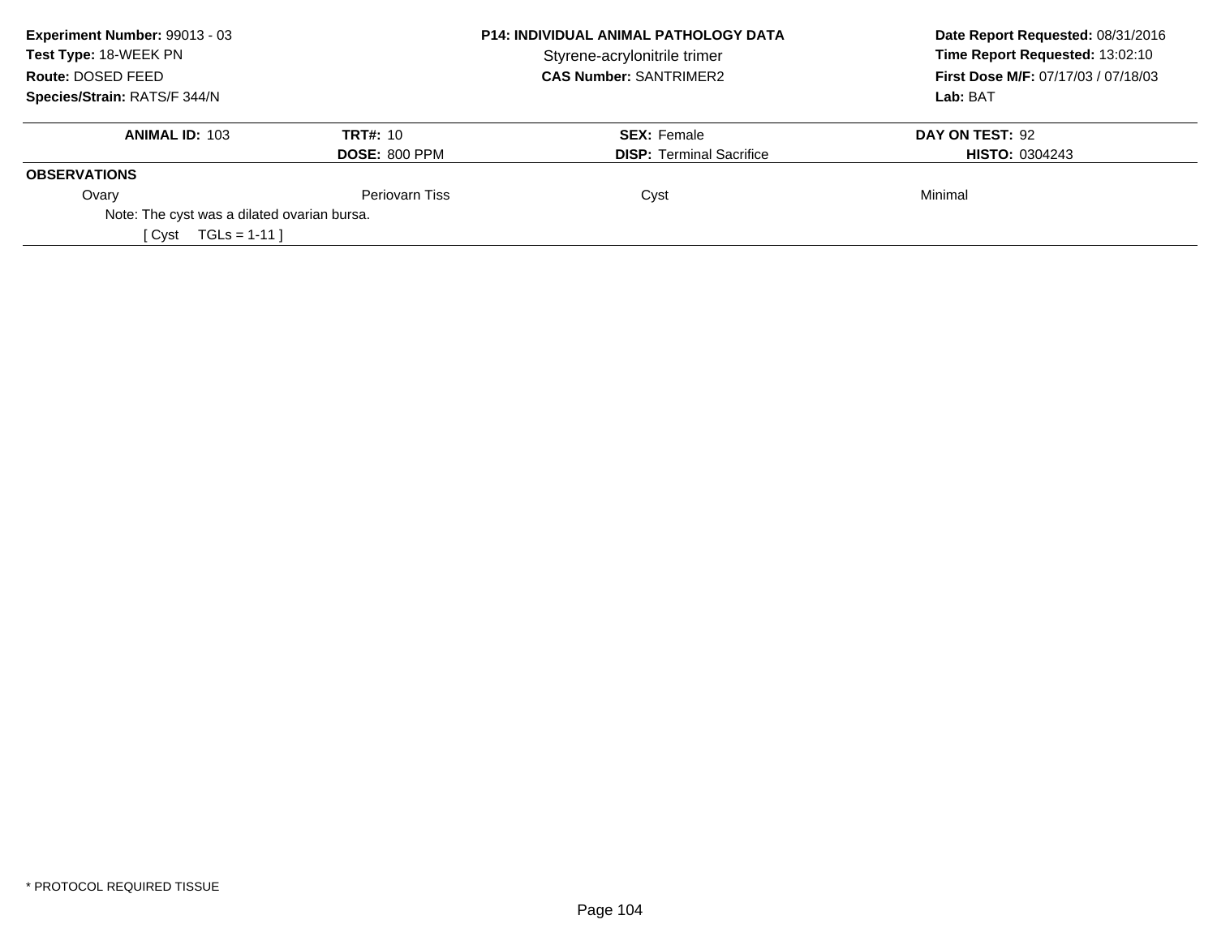**Experiment Number:** 99013 - 03
**Test Type:** 18-WEEK PN
**Route:** DOSED FEED
**Species/Strain:** RATS/F 344/N

**P14: INDIVIDUAL ANIMAL PATHOLOGY DATA**
Styrene-acrylonitrile trimer
**CAS Number:** SANTRIMER2

**Date Report Requested:** 08/31/2016
**Time Report Requested:** 13:02:10
**First Dose M/F:** 07/17/03 / 07/18/03
**Lab:** BAT

| **ANIMAL ID:** 103 | **TRT#:** 10 | **SEX:** Female | **DAY ON TEST:** 92 |
|---|---|---|---|
| | **DOSE:** 800 PPM | **DISP:** Terminal Sacrifice | **HISTO:** 0304243 |

**OBSERVATIONS**

| Ovary | Periovarn Tiss | Cyst | Minimal |
|---|---|---|---|

Note: The cyst was a dilated ovarian bursa.

[ Cyst TGLs = 1-11 ]

* PROTOCOL REQUIRED TISSUE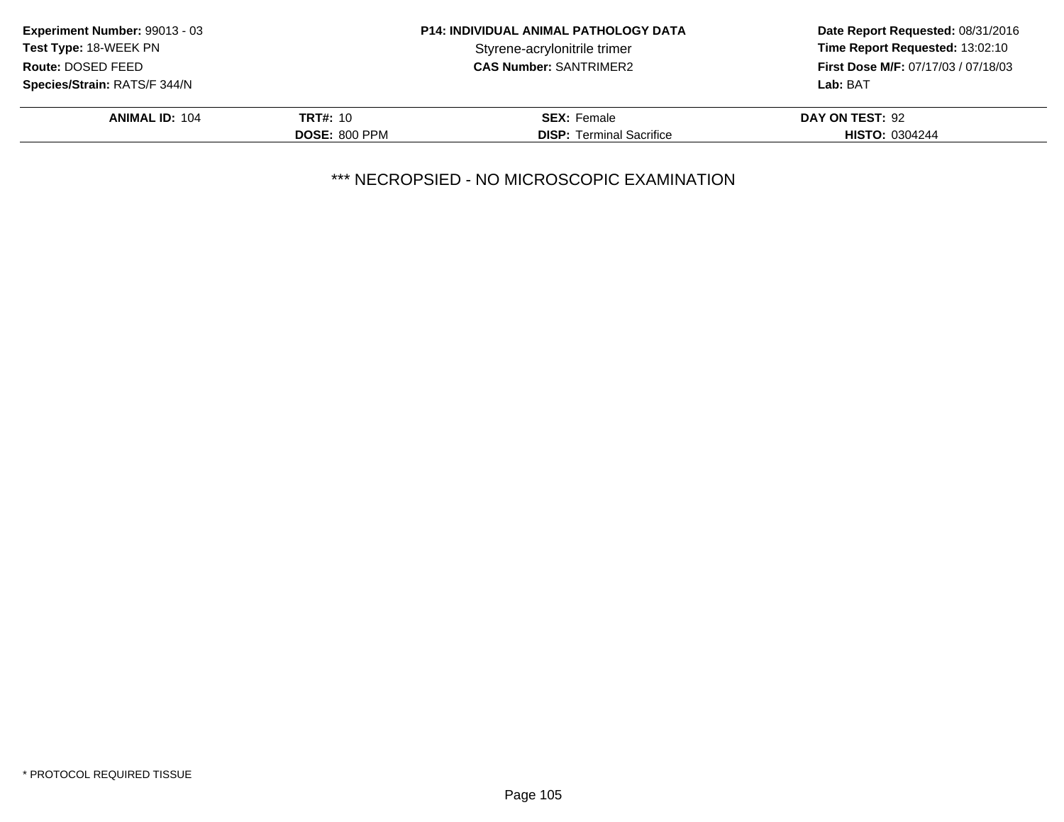**Experiment Number:** 99013 - 03
**Test Type:** 18-WEEK PN
**Route:** DOSED FEED
**Species/Strain:** RATS/F 344/N

**P14: INDIVIDUAL ANIMAL PATHOLOGY DATA**
Styrene-acrylonitrile trimer
**CAS Number:** SANTRIMER2

**Date Report Requested:** 08/31/2016
**Time Report Requested:** 13:02:10
**First Dose M/F:** 07/17/03 / 07/18/03
**Lab:** BAT

| **ANIMAL ID:** 104 | **TRT#:** 10 | **SEX:** Female | **DAY ON TEST:** 92 |
|---|---|---|---|
| | **DOSE:** 800 PPM | **DISP:** Terminal Sacrifice | **HISTO:** 0304244 |

*** NECROPSIED - NO MICROSCOPIC EXAMINATION

* PROTOCOL REQUIRED TISSUE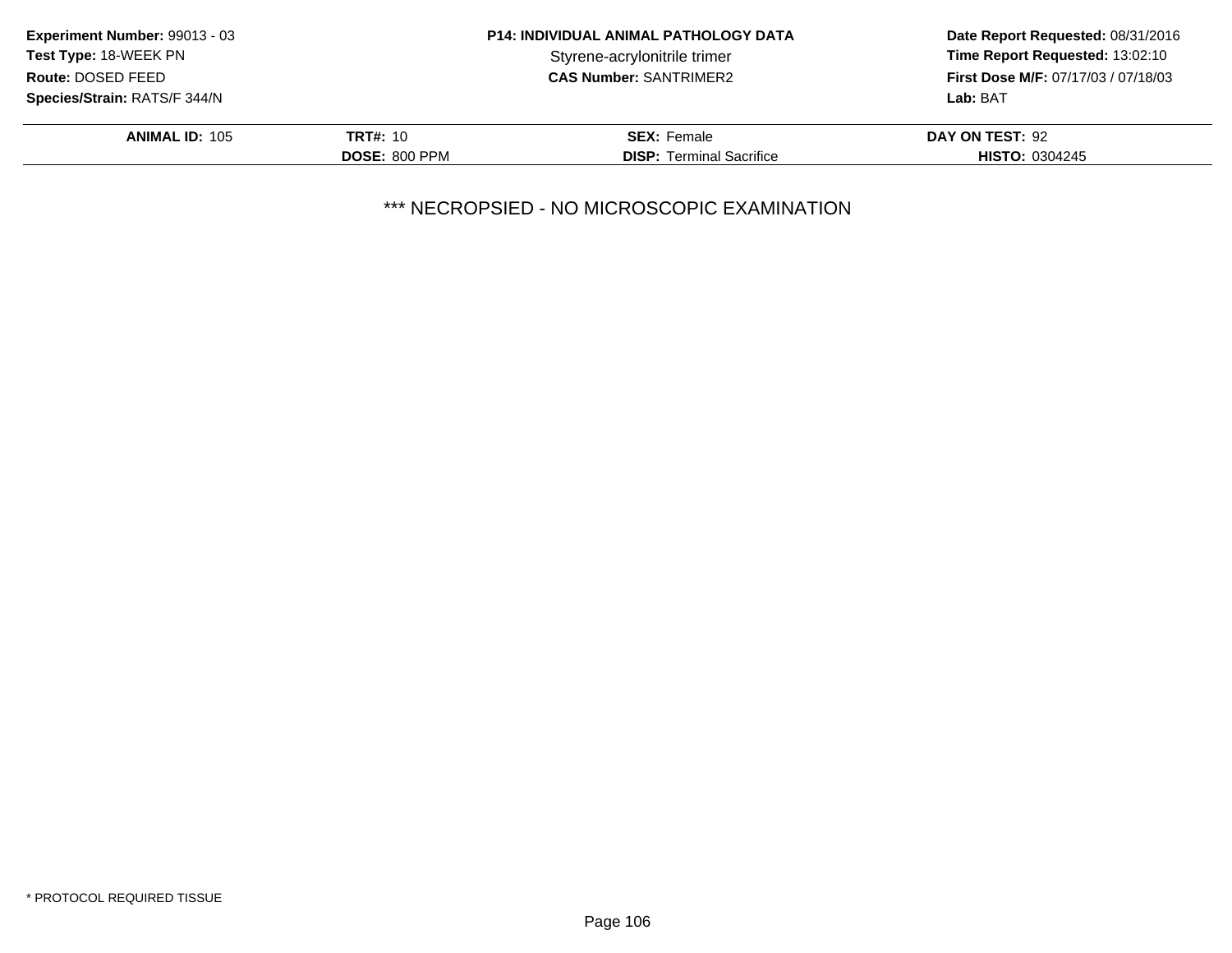**Experiment Number:** 99013 - 03
**Test Type:** 18-WEEK PN
**Route:** DOSED FEED
**Species/Strain:** RATS/F 344/N

**P14: INDIVIDUAL ANIMAL PATHOLOGY DATA**
Styrene-acrylonitrile trimer
**CAS Number:** SANTRIMER2

**Date Report Requested:** 08/31/2016
**Time Report Requested:** 13:02:10
**First Dose M/F:** 07/17/03 / 07/18/03
**Lab:** BAT

| **ANIMAL ID:** 105 | **TRT#:** 10 | **SEX:** Female | **DAY ON TEST:** 92 |
|---|---|---|---|
| | **DOSE:** 800 PPM | **DISP:** Terminal Sacrifice | **HISTO:** 0304245 |

*** NECROPSIED - NO MICROSCOPIC EXAMINATION

* PROTOCOL REQUIRED TISSUE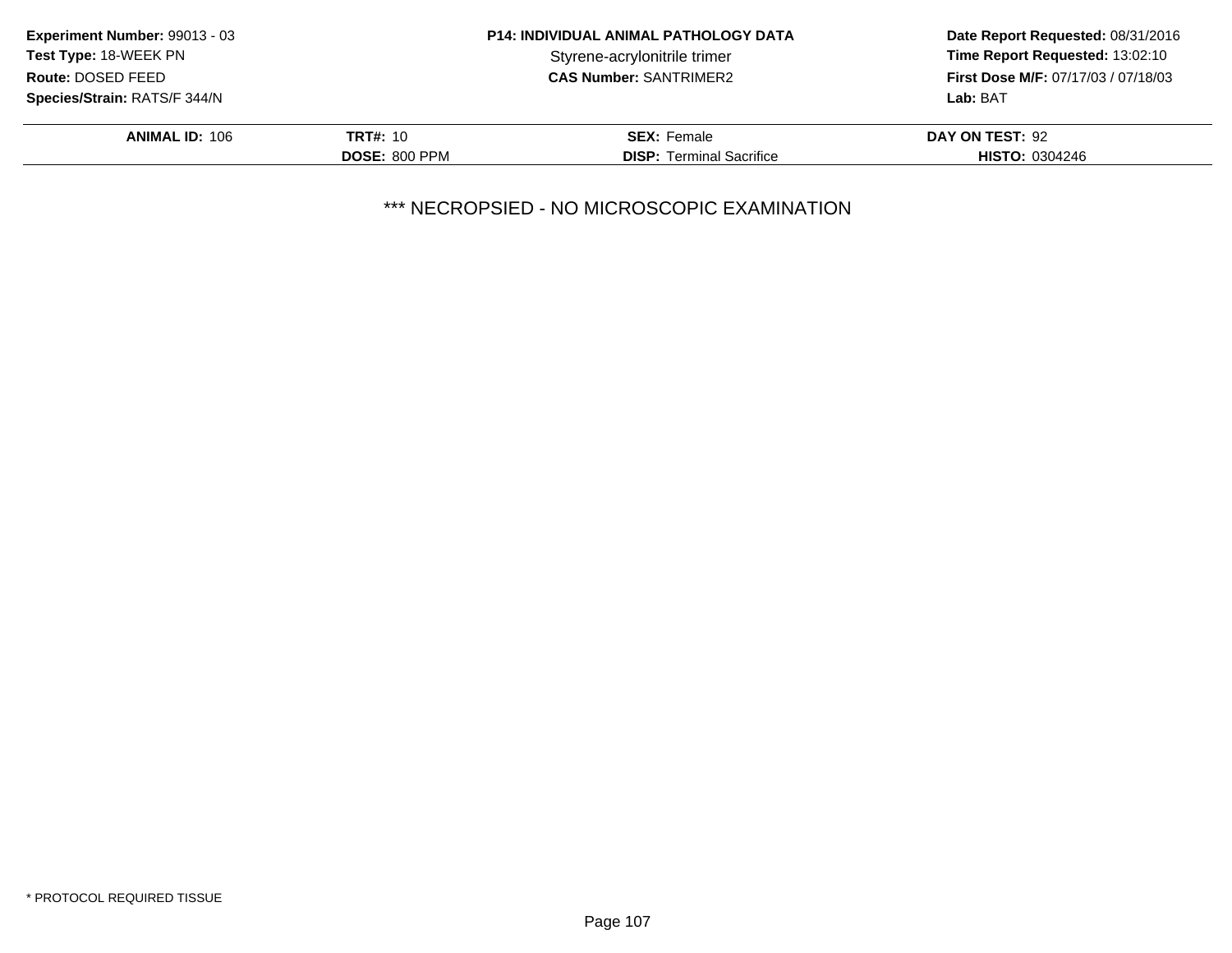**Experiment Number:** 99013 - 03
**Test Type:** 18-WEEK PN
**Route:** DOSED FEED
**Species/Strain:** RATS/F 344/N

**P14: INDIVIDUAL ANIMAL PATHOLOGY DATA**
Styrene-acrylonitrile trimer
**CAS Number:** SANTRIMER2

**Date Report Requested:** 08/31/2016
**Time Report Requested:** 13:02:10
**First Dose M/F:** 07/17/03 / 07/18/03
**Lab:** BAT

| **ANIMAL ID:** 106 | **TRT#:** 10 | **SEX:** Female | **DAY ON TEST:** 92 |
|---|---|---|---|
| | **DOSE:** 800 PPM | **DISP:** Terminal Sacrifice | **HISTO:** 0304246 |

*** NECROPSIED - NO MICROSCOPIC EXAMINATION

* PROTOCOL REQUIRED TISSUE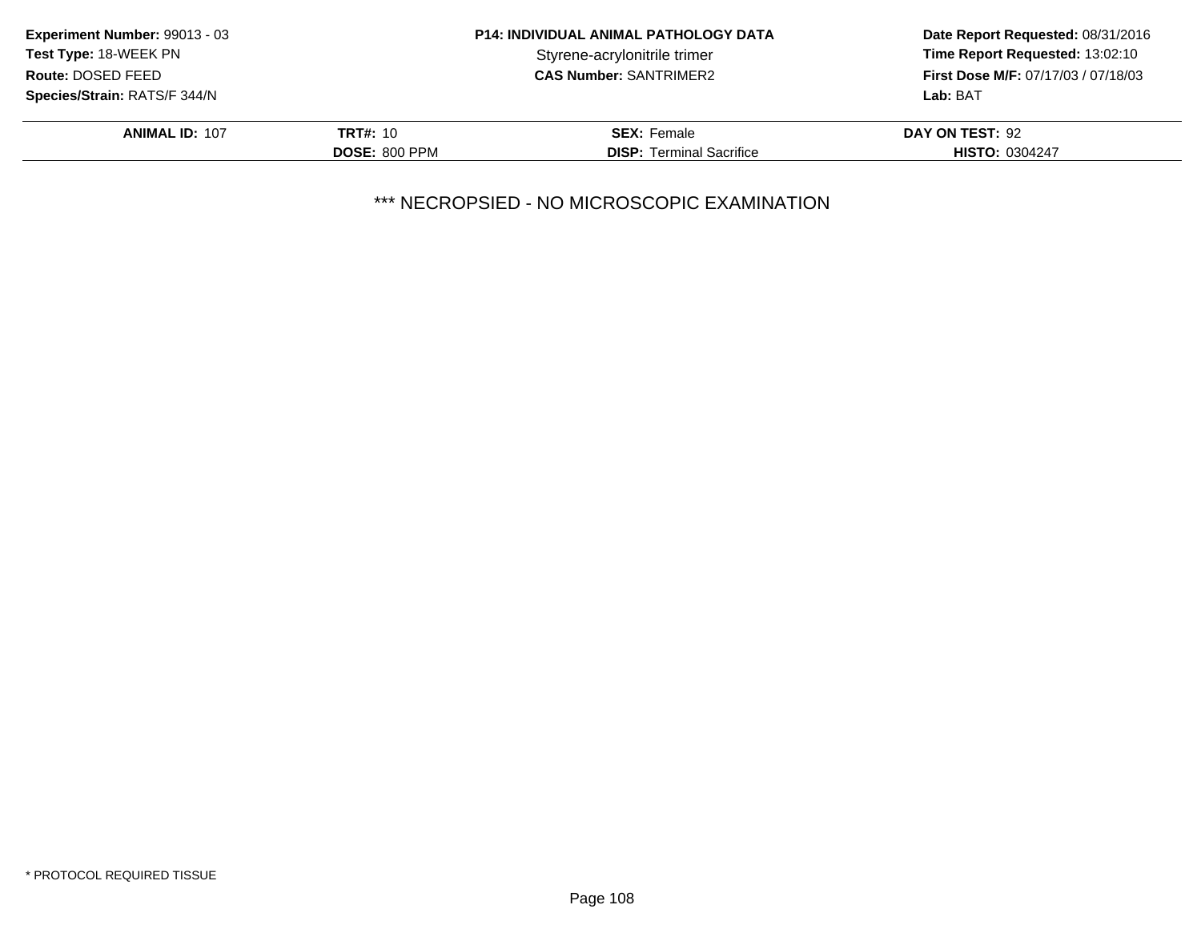**Experiment Number:** 99013 - 03
**Test Type:** 18-WEEK PN
**Route:** DOSED FEED
**Species/Strain:** RATS/F 344/N

**P14: INDIVIDUAL ANIMAL PATHOLOGY DATA**
Styrene-acrylonitrile trimer
**CAS Number:** SANTRIMER2

**Date Report Requested:** 08/31/2016
**Time Report Requested:** 13:02:10
**First Dose M/F:** 07/17/03 / 07/18/03
**Lab:** BAT

| **ANIMAL ID:** 107 | **TRT#:** 10 | **SEX:** Female | **DAY ON TEST:** 92 |
|---|---|---|---|
| | **DOSE:** 800 PPM | **DISP:** Terminal Sacrifice | **HISTO:** 0304247 |

*** NECROPSIED - NO MICROSCOPIC EXAMINATION

* PROTOCOL REQUIRED TISSUE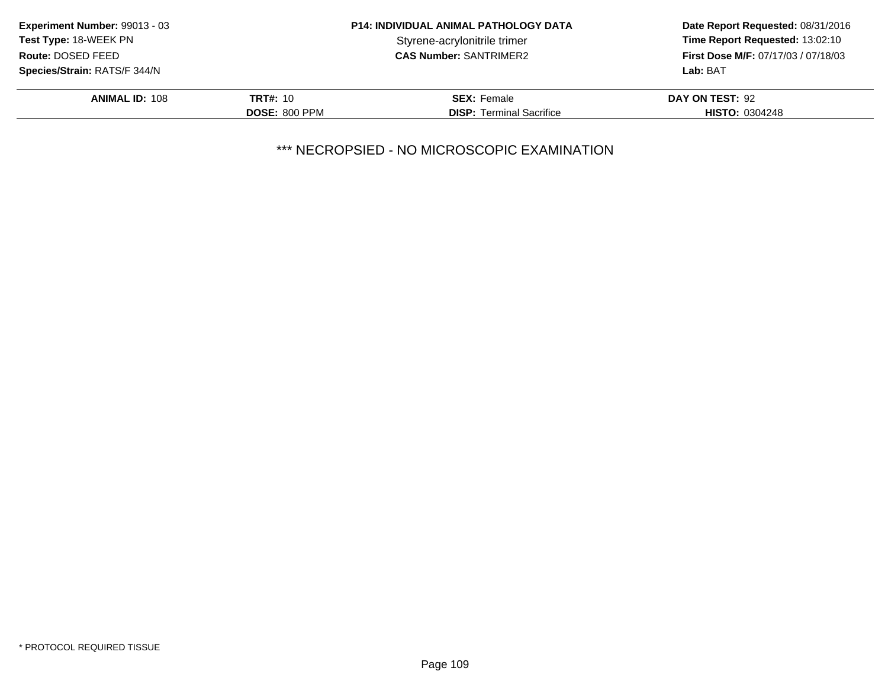**Experiment Number:** 99013 - 03
**Test Type:** 18-WEEK PN
**Route:** DOSED FEED
**Species/Strain:** RATS/F 344/N

**P14: INDIVIDUAL ANIMAL PATHOLOGY DATA**
Styrene-acrylonitrile trimer
**CAS Number:** SANTRIMER2

**Date Report Requested:** 08/31/2016
**Time Report Requested:** 13:02:10
**First Dose M/F:** 07/17/03 / 07/18/03
**Lab:** BAT

| **ANIMAL ID:** 108 | **TRT#:** 10 | **SEX:** Female | **DAY ON TEST:** 92 |
|---|---|---|---|
| | **DOSE:** 800 PPM | **DISP:** Terminal Sacrifice | **HISTO:** 0304248 |

*** NECROPSIED - NO MICROSCOPIC EXAMINATION

* PROTOCOL REQUIRED TISSUE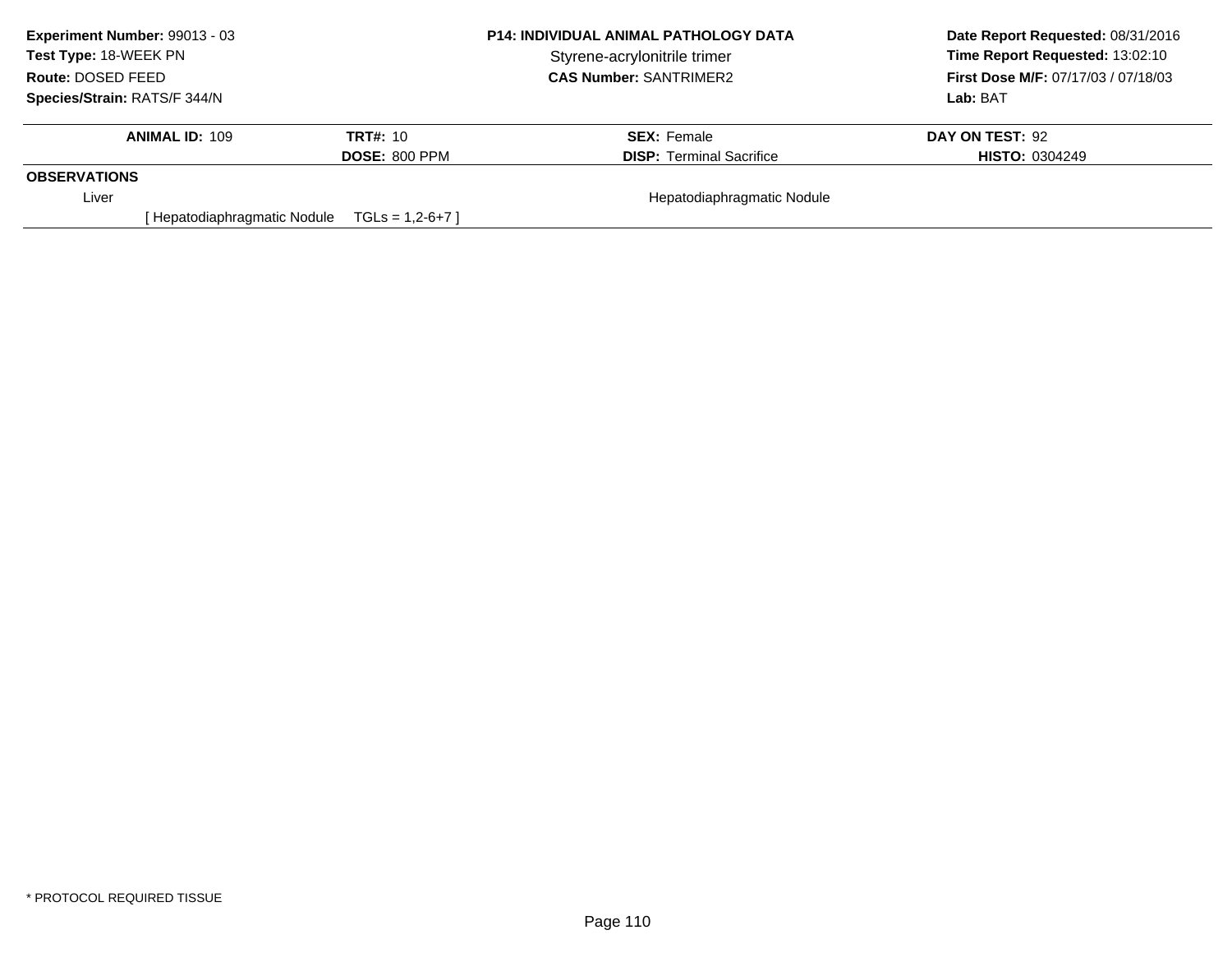**Experiment Number:** 99013 - 03
**Test Type:** 18-WEEK PN
**Route:** DOSED FEED
**Species/Strain:** RATS/F 344/N

**P14: INDIVIDUAL ANIMAL PATHOLOGY DATA**
Styrene-acrylonitrile trimer
**CAS Number:** SANTRIMER2

**Date Report Requested:** 08/31/2016
**Time Report Requested:** 13:02:10
**First Dose M/F:** 07/17/03 / 07/18/03
**Lab:** BAT

| **ANIMAL ID:** 109 | **TRT#:** 10 | **SEX:** Female | **DAY ON TEST:** 92 |
|---|---|---|---|
| | **DOSE:** 800 PPM | **DISP:** Terminal Sacrifice | **HISTO:** 0304249 |

**OBSERVATIONS**

Liver — Hepatodiaphragmatic Nodule

[ Hepatodiaphragmatic Nodule TGLs = 1,2-6+7 ]

* PROTOCOL REQUIRED TISSUE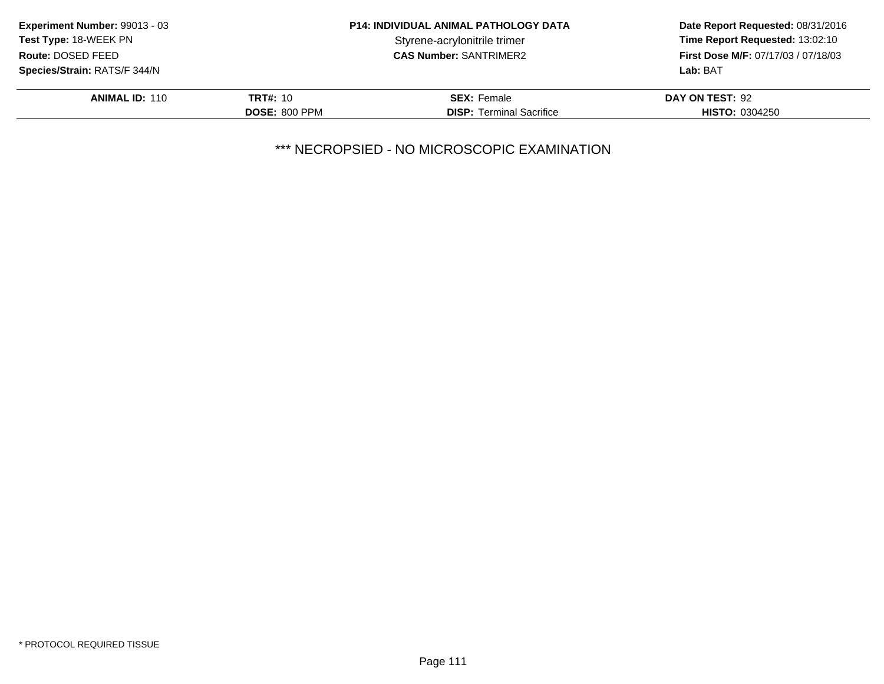**Experiment Number:** 99013 - 03
**Test Type:** 18-WEEK PN
**Route:** DOSED FEED
**Species/Strain:** RATS/F 344/N

**P14: INDIVIDUAL ANIMAL PATHOLOGY DATA**
Styrene-acrylonitrile trimer
**CAS Number:** SANTRIMER2

**Date Report Requested:** 08/31/2016
**Time Report Requested:** 13:02:10
**First Dose M/F:** 07/17/03 / 07/18/03
**Lab:** BAT

| **ANIMAL ID:** 110 | **TRT#:** 10 | **SEX:** Female | **DAY ON TEST:** 92 |
|---|---|---|---|
| | **DOSE:** 800 PPM | **DISP:** Terminal Sacrifice | **HISTO:** 0304250 |

*** NECROPSIED - NO MICROSCOPIC EXAMINATION

* PROTOCOL REQUIRED TISSUE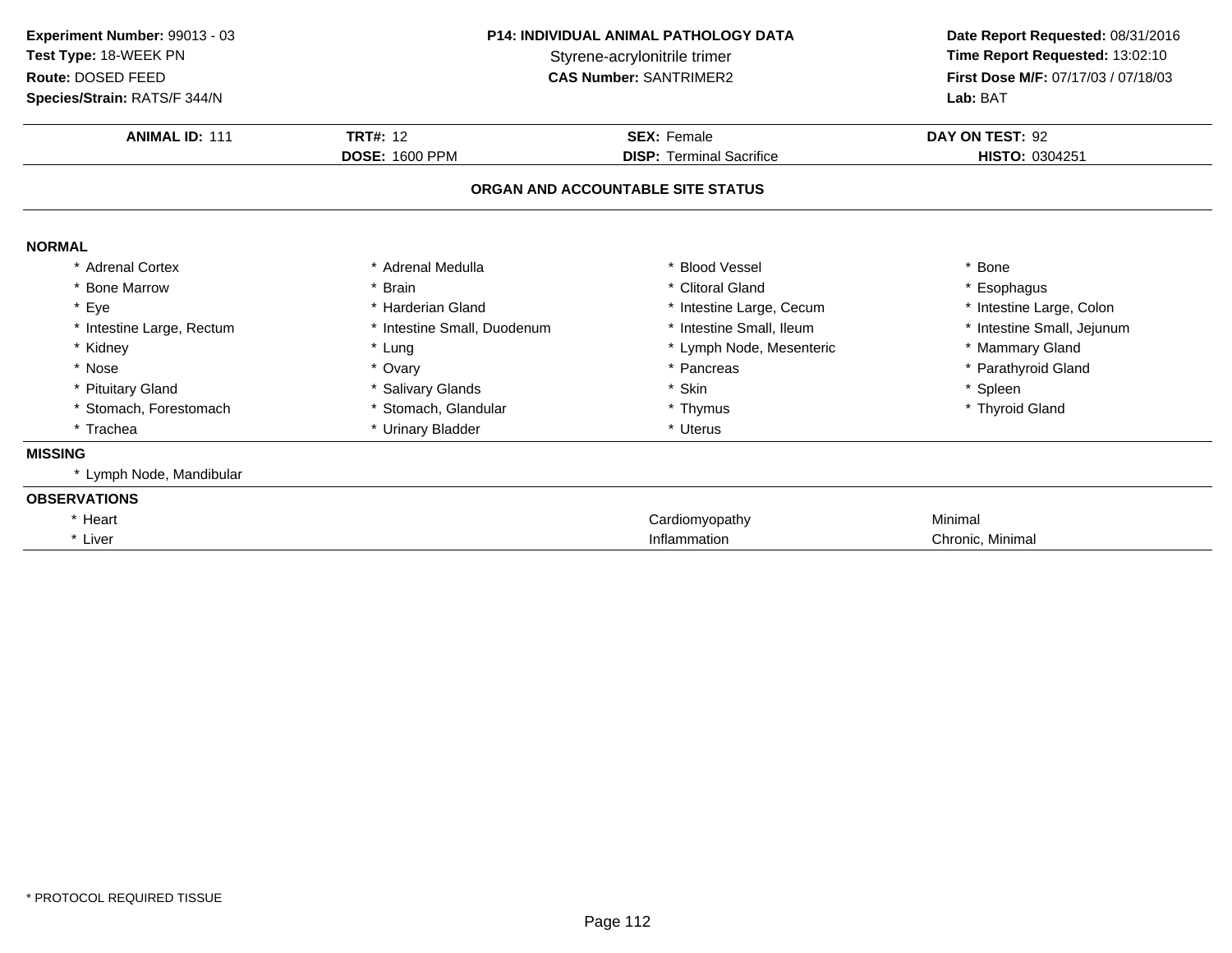**Experiment Number:** 99013 - 03
**Test Type:** 18-WEEK PN
**Route:** DOSED FEED
**Species/Strain:** RATS/F 344/N

**P14: INDIVIDUAL ANIMAL PATHOLOGY DATA**
Styrene-acrylonitrile trimer
**CAS Number:** SANTRIMER2

**Date Report Requested:** 08/31/2016
**Time Report Requested:** 13:02:10
**First Dose M/F:** 07/17/03 / 07/18/03
**Lab:** BAT

| **ANIMAL ID:** 111 | **TRT#:** 12 | **SEX:** Female | **DAY ON TEST:** 92 |
|---|---|---|---|
| | **DOSE:** 1600 PPM | **DISP:** Terminal Sacrifice | **HISTO:** 0304251 |

## ORGAN AND ACCOUNTABLE SITE STATUS

### NORMAL

| | | | |
|---|---|---|---|
| * Adrenal Cortex | * Adrenal Medulla | * Blood Vessel | * Bone |
| * Bone Marrow | * Brain | * Clitoral Gland | * Esophagus |
| * Eye | * Harderian Gland | * Intestine Large, Cecum | * Intestine Large, Colon |
| * Intestine Large, Rectum | * Intestine Small, Duodenum | * Intestine Small, Ileum | * Intestine Small, Jejunum |
| * Kidney | * Lung | * Lymph Node, Mesenteric | * Mammary Gland |
| * Nose | * Ovary | * Pancreas | * Parathyroid Gland |
| * Pituitary Gland | * Salivary Glands | * Skin | * Spleen |
| * Stomach, Forestomach | * Stomach, Glandular | * Thymus | * Thyroid Gland |
| * Trachea | * Urinary Bladder | * Uterus | |

### MISSING

* Lymph Node, Mandibular

### OBSERVATIONS

| | | |
|---|---|---|
| * Heart | Cardiomyopathy | Minimal |
| * Liver | Inflammation | Chronic, Minimal |

* PROTOCOL REQUIRED TISSUE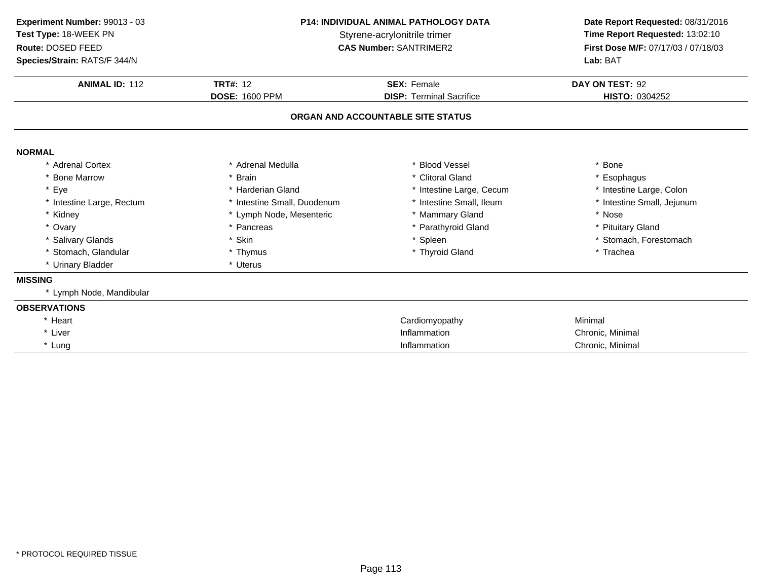**Experiment Number:** 99013 - 03
**Test Type:** 18-WEEK PN
**Route:** DOSED FEED
**Species/Strain:** RATS/F 344/N

**P14: INDIVIDUAL ANIMAL PATHOLOGY DATA**
Styrene-acrylonitrile trimer
**CAS Number:** SANTRIMER2

**Date Report Requested:** 08/31/2016
**Time Report Requested:** 13:02:10
**First Dose M/F:** 07/17/03 / 07/18/03
**Lab:** BAT

| **ANIMAL ID:** 112 | **TRT#:** 12 | **SEX:** Female | **DAY ON TEST:** 92 |
|---|---|---|---|
| | **DOSE:** 1600 PPM | **DISP:** Terminal Sacrifice | **HISTO:** 0304252 |

## ORGAN AND ACCOUNTABLE SITE STATUS

### NORMAL

| | | | |
|---|---|---|---|
| * Adrenal Cortex | * Adrenal Medulla | * Blood Vessel | * Bone |
| * Bone Marrow | * Brain | * Clitoral Gland | * Esophagus |
| * Eye | * Harderian Gland | * Intestine Large, Cecum | * Intestine Large, Colon |
| * Intestine Large, Rectum | * Intestine Small, Duodenum | * Intestine Small, Ileum | * Intestine Small, Jejunum |
| * Kidney | * Lymph Node, Mesenteric | * Mammary Gland | * Nose |
| * Ovary | * Pancreas | * Parathyroid Gland | * Pituitary Gland |
| * Salivary Glands | * Skin | * Spleen | * Stomach, Forestomach |
| * Stomach, Glandular | * Thymus | * Thyroid Gland | * Trachea |
| * Urinary Bladder | * Uterus | | |

### MISSING

* Lymph Node, Mandibular

### OBSERVATIONS

| | | |
|---|---|---|
| * Heart | Cardiomyopathy | Minimal |
| * Liver | Inflammation | Chronic, Minimal |
| * Lung | Inflammation | Chronic, Minimal |

* PROTOCOL REQUIRED TISSUE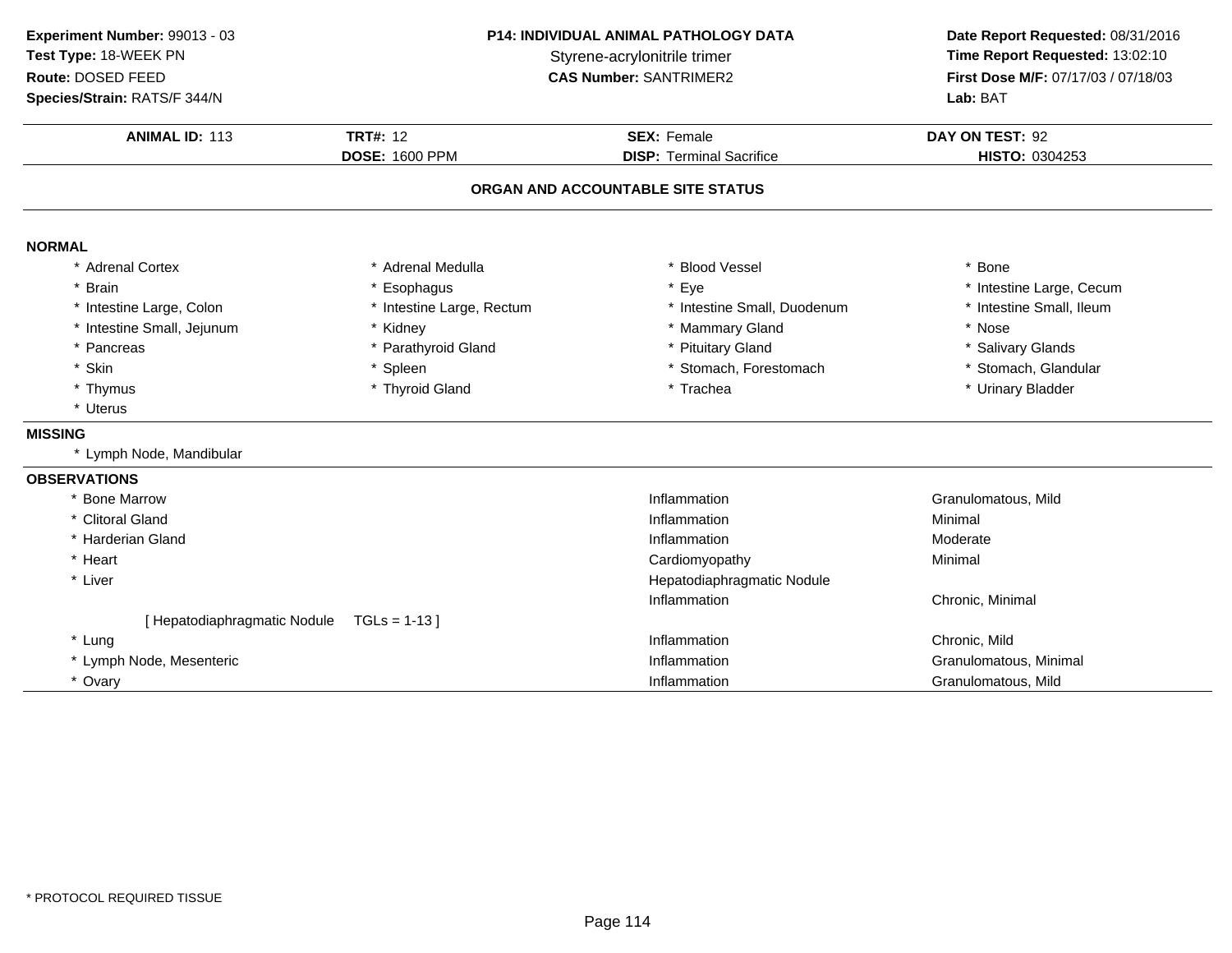**Experiment Number:** 99013 - 03
**Test Type:** 18-WEEK PN
**Route:** DOSED FEED
**Species/Strain:** RATS/F 344/N

**P14: INDIVIDUAL ANIMAL PATHOLOGY DATA**
Styrene-acrylonitrile trimer
**CAS Number:** SANTRIMER2

**Date Report Requested:** 08/31/2016
**Time Report Requested:** 13:02:10
**First Dose M/F:** 07/17/03 / 07/18/03
**Lab:** BAT

| **ANIMAL ID:** 113 | **TRT#:** 12 | **SEX:** Female | **DAY ON TEST:** 92 |
|---|---|---|---|
| | **DOSE:** 1600 PPM | **DISP:** Terminal Sacrifice | **HISTO:** 0304253 |

## ORGAN AND ACCOUNTABLE SITE STATUS

### NORMAL

| | | | |
|---|---|---|---|
| * Adrenal Cortex | * Adrenal Medulla | * Blood Vessel | * Bone |
| * Brain | * Esophagus | * Eye | * Intestine Large, Cecum |
| * Intestine Large, Colon | * Intestine Large, Rectum | * Intestine Small, Duodenum | * Intestine Small, Ileum |
| * Intestine Small, Jejunum | * Kidney | * Mammary Gland | * Nose |
| * Pancreas | * Parathyroid Gland | * Pituitary Gland | * Salivary Glands |
| * Skin | * Spleen | * Stomach, Forestomach | * Stomach, Glandular |
| * Thymus | * Thyroid Gland | * Trachea | * Urinary Bladder |
| * Uterus | | | |

### MISSING

* Lymph Node, Mandibular

### OBSERVATIONS

| | | |
|---|---|---|
| * Bone Marrow | Inflammation | Granulomatous, Mild |
| * Clitoral Gland | Inflammation | Minimal |
| * Harderian Gland | Inflammation | Moderate |
| * Heart | Cardiomyopathy | Minimal |
| * Liver | Hepatodiaphragmatic Nodule | |
| | Inflammation | Chronic, Minimal |
| [ Hepatodiaphragmatic Nodule TGLs = 1-13 ] | | |
| * Lung | Inflammation | Chronic, Mild |
| * Lymph Node, Mesenteric | Inflammation | Granulomatous, Minimal |
| * Ovary | Inflammation | Granulomatous, Mild |

* PROTOCOL REQUIRED TISSUE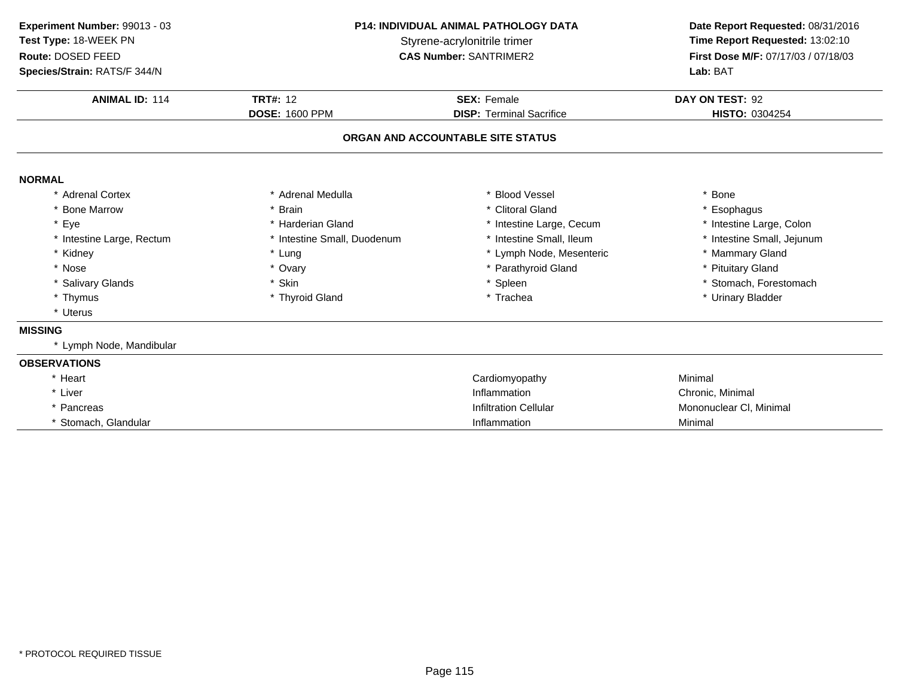**Experiment Number:** 99013 - 03
**Test Type:** 18-WEEK PN
**Route:** DOSED FEED
**Species/Strain:** RATS/F 344/N

**P14: INDIVIDUAL ANIMAL PATHOLOGY DATA**
Styrene-acrylonitrile trimer
**CAS Number:** SANTRIMER2

**Date Report Requested:** 08/31/2016
**Time Report Requested:** 13:02:10
**First Dose M/F:** 07/17/03 / 07/18/03
**Lab:** BAT

| **ANIMAL ID:** 114 | **TRT#:** 12 | **SEX:** Female | **DAY ON TEST:** 92 |
|---|---|---|---|
| | **DOSE:** 1600 PPM | **DISP:** Terminal Sacrifice | **HISTO:** 0304254 |

## ORGAN AND ACCOUNTABLE SITE STATUS

### NORMAL

| | | | |
|---|---|---|---|
| * Adrenal Cortex | * Adrenal Medulla | * Blood Vessel | * Bone |
| * Bone Marrow | * Brain | * Clitoral Gland | * Esophagus |
| * Eye | * Harderian Gland | * Intestine Large, Cecum | * Intestine Large, Colon |
| * Intestine Large, Rectum | * Intestine Small, Duodenum | * Intestine Small, Ileum | * Intestine Small, Jejunum |
| * Kidney | * Lung | * Lymph Node, Mesenteric | * Mammary Gland |
| * Nose | * Ovary | * Parathyroid Gland | * Pituitary Gland |
| * Salivary Glands | * Skin | * Spleen | * Stomach, Forestomach |
| * Thymus | * Thyroid Gland | * Trachea | * Urinary Bladder |
| * Uterus | | | |

### MISSING

* Lymph Node, Mandibular

### OBSERVATIONS

| | | |
|---|---|---|
| * Heart | Cardiomyopathy | Minimal |
| * Liver | Inflammation | Chronic, Minimal |
| * Pancreas | Infiltration Cellular | Mononuclear Cl, Minimal |
| * Stomach, Glandular | Inflammation | Minimal |

* PROTOCOL REQUIRED TISSUE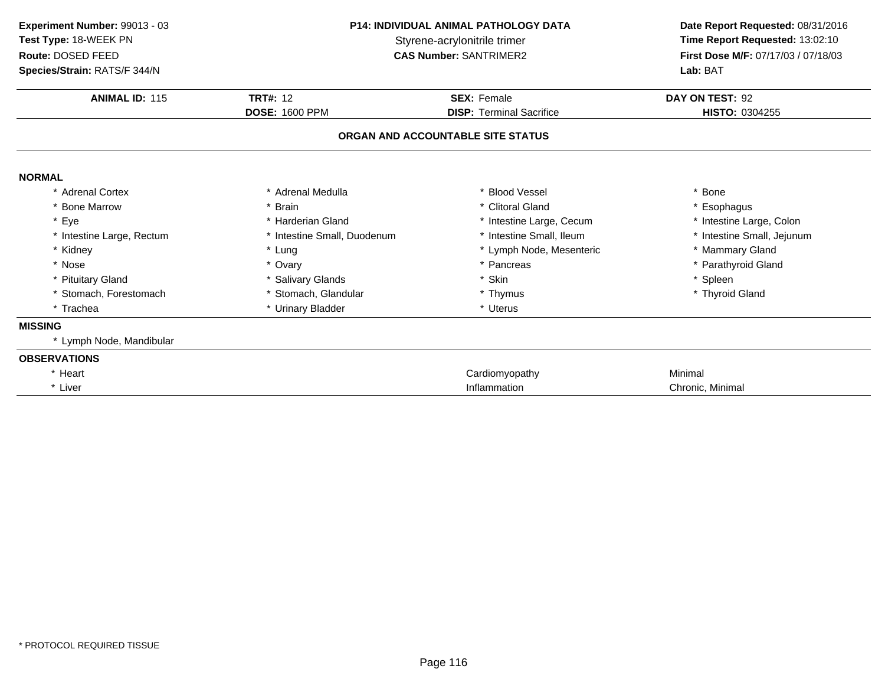**Experiment Number:** 99013 - 03
**Test Type:** 18-WEEK PN
**Route:** DOSED FEED
**Species/Strain:** RATS/F 344/N

**P14: INDIVIDUAL ANIMAL PATHOLOGY DATA**
Styrene-acrylonitrile trimer
**CAS Number:** SANTRIMER2

**Date Report Requested:** 08/31/2016
**Time Report Requested:** 13:02:10
**First Dose M/F:** 07/17/03 / 07/18/03
**Lab:** BAT

| **ANIMAL ID:** 115 | **TRT#:** 12 | **SEX:** Female | **DAY ON TEST:** 92 |
|---|---|---|---|
| | **DOSE:** 1600 PPM | **DISP:** Terminal Sacrifice | **HISTO:** 0304255 |

## ORGAN AND ACCOUNTABLE SITE STATUS

**NORMAL**

| | | | |
|---|---|---|---|
| * Adrenal Cortex | * Adrenal Medulla | * Blood Vessel | * Bone |
| * Bone Marrow | * Brain | * Clitoral Gland | * Esophagus |
| * Eye | * Harderian Gland | * Intestine Large, Cecum | * Intestine Large, Colon |
| * Intestine Large, Rectum | * Intestine Small, Duodenum | * Intestine Small, Ileum | * Intestine Small, Jejunum |
| * Kidney | * Lung | * Lymph Node, Mesenteric | * Mammary Gland |
| * Nose | * Ovary | * Pancreas | * Parathyroid Gland |
| * Pituitary Gland | * Salivary Glands | * Skin | * Spleen |
| * Stomach, Forestomach | * Stomach, Glandular | * Thymus | * Thyroid Gland |
| * Trachea | * Urinary Bladder | * Uterus | |

**MISSING**

* Lymph Node, Mandibular

**OBSERVATIONS**

| | | |
|---|---|---|
| * Heart | Cardiomyopathy | Minimal |
| * Liver | Inflammation | Chronic, Minimal |

* PROTOCOL REQUIRED TISSUE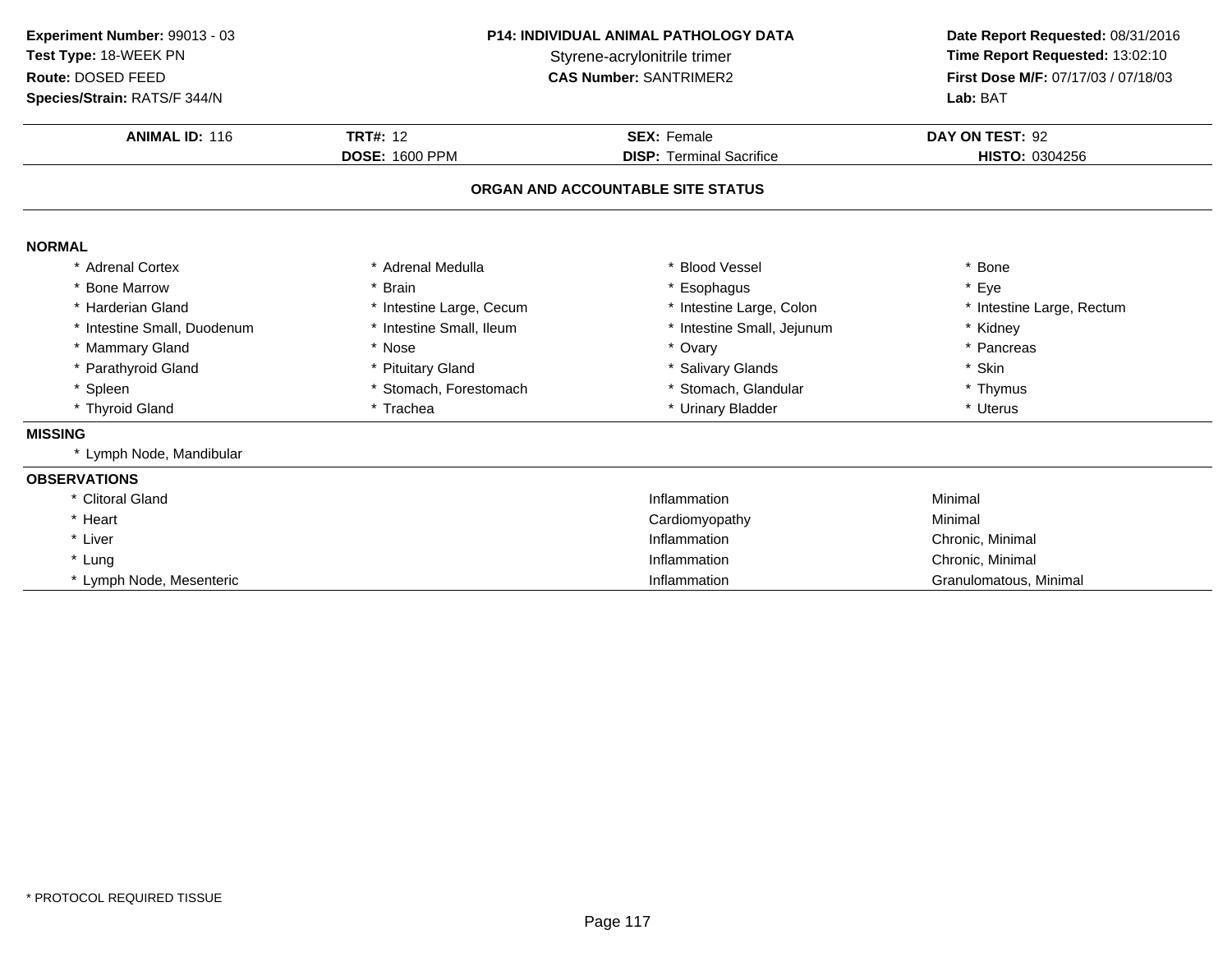**Experiment Number:** 99013 - 03
**Test Type:** 18-WEEK PN
**Route:** DOSED FEED
**Species/Strain:** RATS/F 344/N

**P14: INDIVIDUAL ANIMAL PATHOLOGY DATA**
Styrene-acrylonitrile trimer
**CAS Number:** SANTRIMER2

**Date Report Requested:** 08/31/2016
**Time Report Requested:** 13:02:10
**First Dose M/F:** 07/17/03 / 07/18/03
**Lab:** BAT

| **ANIMAL ID:** 116 | **TRT#:** 12 | **SEX:** Female | **DAY ON TEST:** 92 |
|---|---|---|---|
| | **DOSE:** 1600 PPM | **DISP:** Terminal Sacrifice | **HISTO:** 0304256 |

## ORGAN AND ACCOUNTABLE SITE STATUS

### NORMAL

| | | | |
|---|---|---|---|
| * Adrenal Cortex | * Adrenal Medulla | * Blood Vessel | * Bone |
| * Bone Marrow | * Brain | * Esophagus | * Eye |
| * Harderian Gland | * Intestine Large, Cecum | * Intestine Large, Colon | * Intestine Large, Rectum |
| * Intestine Small, Duodenum | * Intestine Small, Ileum | * Intestine Small, Jejunum | * Kidney |
| * Mammary Gland | * Nose | * Ovary | * Pancreas |
| * Parathyroid Gland | * Pituitary Gland | * Salivary Glands | * Skin |
| * Spleen | * Stomach, Forestomach | * Stomach, Glandular | * Thymus |
| * Thyroid Gland | * Trachea | * Urinary Bladder | * Uterus |

### MISSING

* Lymph Node, Mandibular

### OBSERVATIONS

| | | |
|---|---|---|
| * Clitoral Gland | Inflammation | Minimal |
| * Heart | Cardiomyopathy | Minimal |
| * Liver | Inflammation | Chronic, Minimal |
| * Lung | Inflammation | Chronic, Minimal |
| * Lymph Node, Mesenteric | Inflammation | Granulomatous, Minimal |

* PROTOCOL REQUIRED TISSUE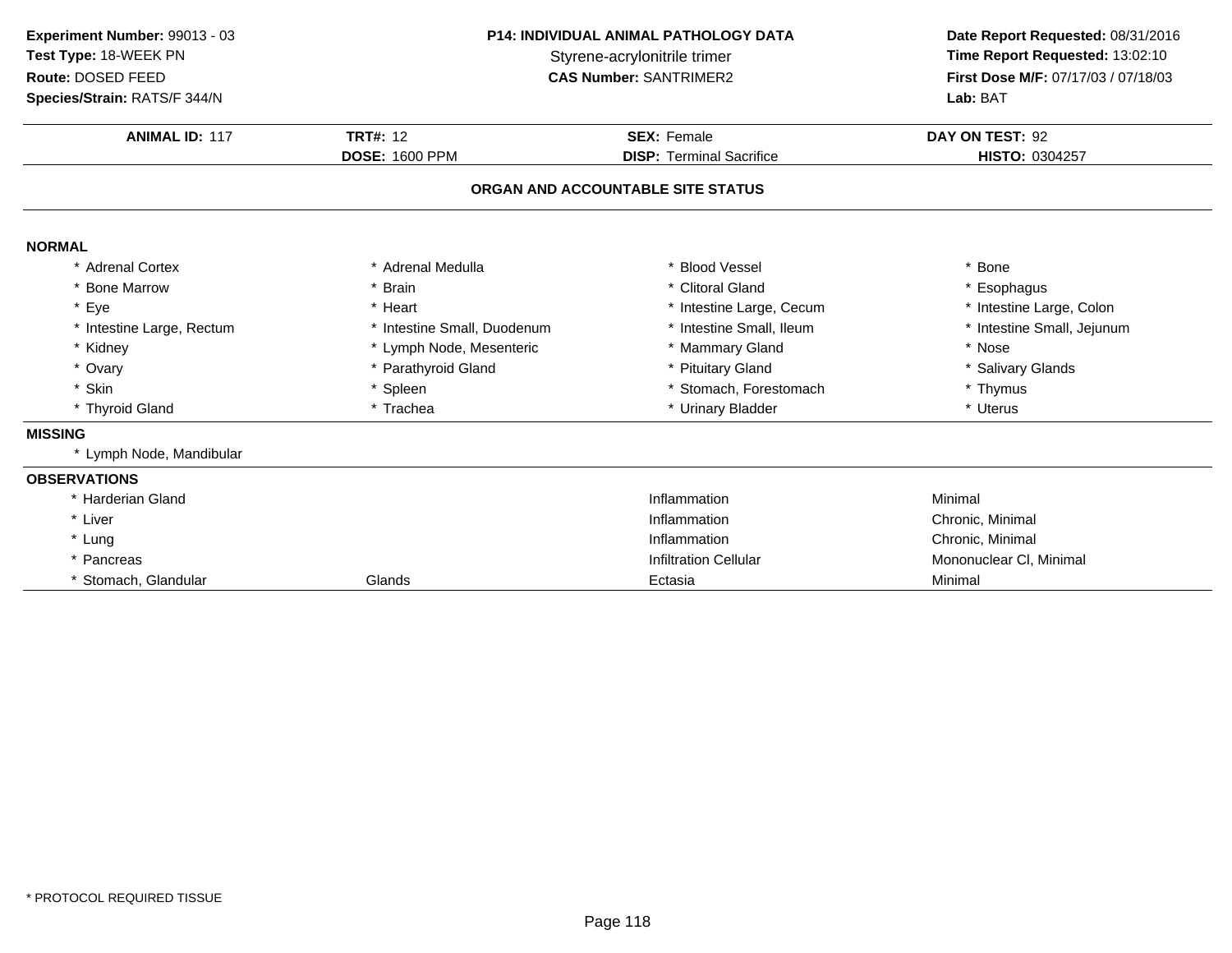**Experiment Number:** 99013 - 03
**Test Type:** 18-WEEK PN
**Route:** DOSED FEED
**Species/Strain:** RATS/F 344/N

**P14: INDIVIDUAL ANIMAL PATHOLOGY DATA**
Styrene-acrylonitrile trimer
**CAS Number:** SANTRIMER2

**Date Report Requested:** 08/31/2016
**Time Report Requested:** 13:02:10
**First Dose M/F:** 07/17/03 / 07/18/03
**Lab:** BAT

| **ANIMAL ID:** 117 | **TRT#:** 12 | **SEX:** Female | **DAY ON TEST:** 92 |
|---|---|---|---|
| | **DOSE:** 1600 PPM | **DISP:** Terminal Sacrifice | **HISTO:** 0304257 |

## ORGAN AND ACCOUNTABLE SITE STATUS

### NORMAL

| | | | |
|---|---|---|---|
| * Adrenal Cortex | * Adrenal Medulla | * Blood Vessel | * Bone |
| * Bone Marrow | * Brain | * Clitoral Gland | * Esophagus |
| * Eye | * Heart | * Intestine Large, Cecum | * Intestine Large, Colon |
| * Intestine Large, Rectum | * Intestine Small, Duodenum | * Intestine Small, Ileum | * Intestine Small, Jejunum |
| * Kidney | * Lymph Node, Mesenteric | * Mammary Gland | * Nose |
| * Ovary | * Parathyroid Gland | * Pituitary Gland | * Salivary Glands |
| * Skin | * Spleen | * Stomach, Forestomach | * Thymus |
| * Thyroid Gland | * Trachea | * Urinary Bladder | * Uterus |

### MISSING

* Lymph Node, Mandibular

### OBSERVATIONS

| | | | |
|---|---|---|---|
| * Harderian Gland | | Inflammation | Minimal |
| * Liver | | Inflammation | Chronic, Minimal |
| * Lung | | Inflammation | Chronic, Minimal |
| * Pancreas | | Infiltration Cellular | Mononuclear Cl, Minimal |
| * Stomach, Glandular | Glands | Ectasia | Minimal |

* PROTOCOL REQUIRED TISSUE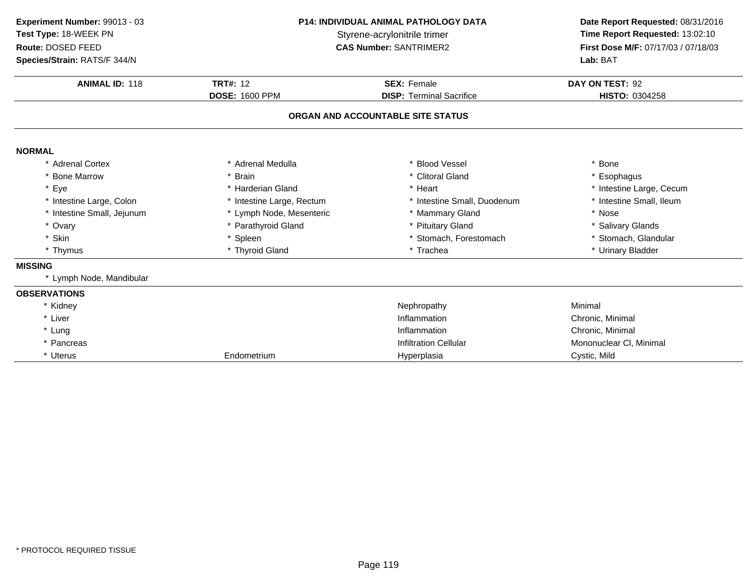**Experiment Number:** 99013 - 03
**Test Type:** 18-WEEK PN
**Route:** DOSED FEED
**Species/Strain:** RATS/F 344/N

**P14: INDIVIDUAL ANIMAL PATHOLOGY DATA**
Styrene-acrylonitrile trimer
**CAS Number:** SANTRIMER2

**Date Report Requested:** 08/31/2016
**Time Report Requested:** 13:02:10
**First Dose M/F:** 07/17/03 / 07/18/03
**Lab:** BAT

| **ANIMAL ID:** 118 | **TRT#:** 12 | **SEX:** Female | **DAY ON TEST:** 92 |
|---|---|---|---|
| | **DOSE:** 1600 PPM | **DISP:** Terminal Sacrifice | **HISTO:** 0304258 |

## ORGAN AND ACCOUNTABLE SITE STATUS

### NORMAL

| | | | |
|---|---|---|---|
| * Adrenal Cortex | * Adrenal Medulla | * Blood Vessel | * Bone |
| * Bone Marrow | * Brain | * Clitoral Gland | * Esophagus |
| * Eye | * Harderian Gland | * Heart | * Intestine Large, Cecum |
| * Intestine Large, Colon | * Intestine Large, Rectum | * Intestine Small, Duodenum | * Intestine Small, Ileum |
| * Intestine Small, Jejunum | * Lymph Node, Mesenteric | * Mammary Gland | * Nose |
| * Ovary | * Parathyroid Gland | * Pituitary Gland | * Salivary Glands |
| * Skin | * Spleen | * Stomach, Forestomach | * Stomach, Glandular |
| * Thymus | * Thyroid Gland | * Trachea | * Urinary Bladder |

### MISSING

* Lymph Node, Mandibular

### OBSERVATIONS

| | | | |
|---|---|---|---|
| * Kidney | | Nephropathy | Minimal |
| * Liver | | Inflammation | Chronic, Minimal |
| * Lung | | Inflammation | Chronic, Minimal |
| * Pancreas | | Infiltration Cellular | Mononuclear Cl, Minimal |
| * Uterus | Endometrium | Hyperplasia | Cystic, Mild |

* PROTOCOL REQUIRED TISSUE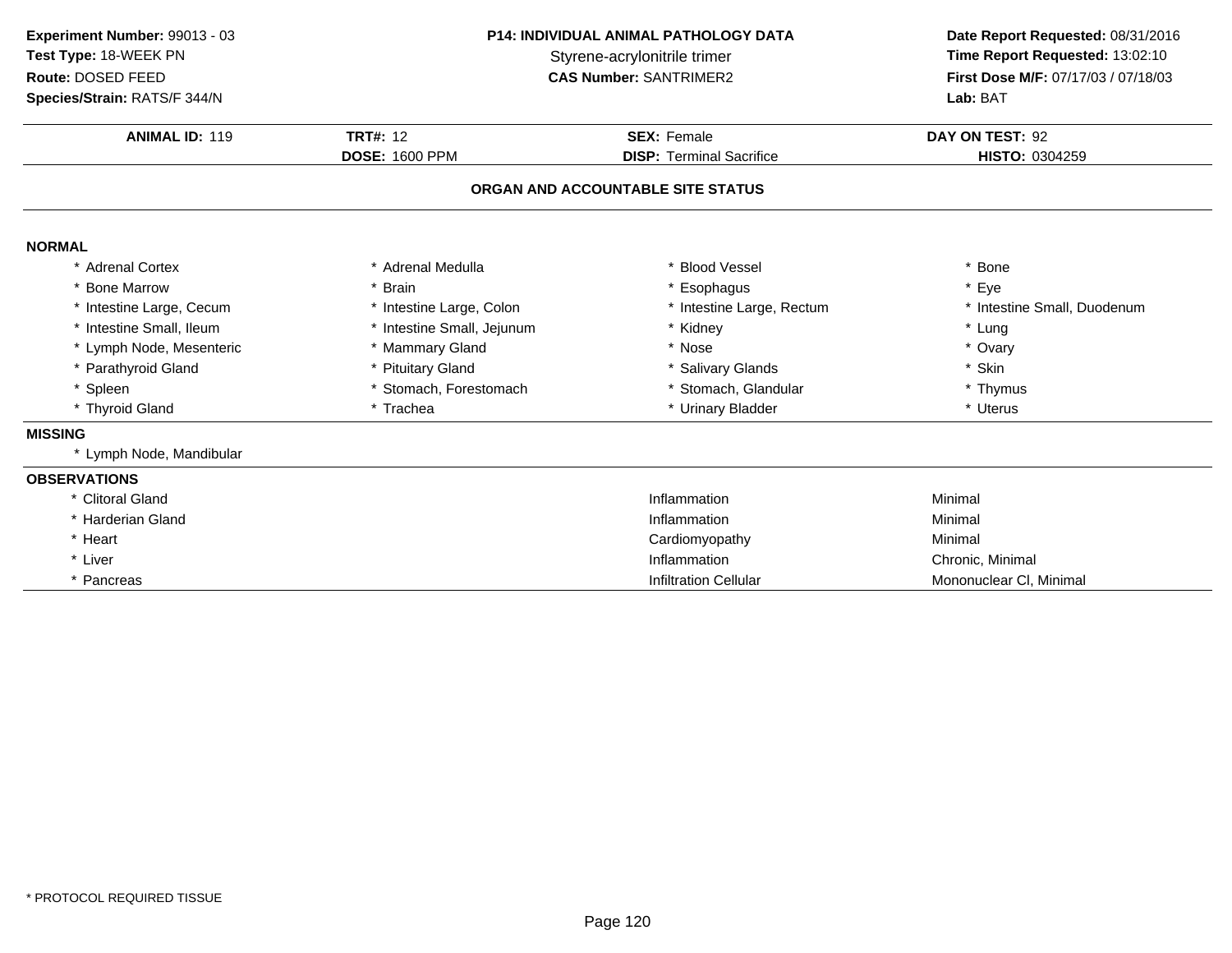**Experiment Number:** 99013 - 03
**Test Type:** 18-WEEK PN
**Route:** DOSED FEED
**Species/Strain:** RATS/F 344/N

**P14: INDIVIDUAL ANIMAL PATHOLOGY DATA**
Styrene-acrylonitrile trimer
**CAS Number:** SANTRIMER2

**Date Report Requested:** 08/31/2016
**Time Report Requested:** 13:02:10
**First Dose M/F:** 07/17/03 / 07/18/03
**Lab:** BAT

| **ANIMAL ID:** 119 | **TRT#:** 12 | **SEX:** Female | **DAY ON TEST:** 92 |
|---|---|---|---|
| | **DOSE:** 1600 PPM | **DISP:** Terminal Sacrifice | **HISTO:** 0304259 |

## ORGAN AND ACCOUNTABLE SITE STATUS

### NORMAL

| | | | |
|---|---|---|---|
| * Adrenal Cortex | * Adrenal Medulla | * Blood Vessel | * Bone |
| * Bone Marrow | * Brain | * Esophagus | * Eye |
| * Intestine Large, Cecum | * Intestine Large, Colon | * Intestine Large, Rectum | * Intestine Small, Duodenum |
| * Intestine Small, Ileum | * Intestine Small, Jejunum | * Kidney | * Lung |
| * Lymph Node, Mesenteric | * Mammary Gland | * Nose | * Ovary |
| * Parathyroid Gland | * Pituitary Gland | * Salivary Glands | * Skin |
| * Spleen | * Stomach, Forestomach | * Stomach, Glandular | * Thymus |
| * Thyroid Gland | * Trachea | * Urinary Bladder | * Uterus |

### MISSING

* Lymph Node, Mandibular

### OBSERVATIONS

| | | |
|---|---|---|
| * Clitoral Gland | Inflammation | Minimal |
| * Harderian Gland | Inflammation | Minimal |
| * Heart | Cardiomyopathy | Minimal |
| * Liver | Inflammation | Chronic, Minimal |
| * Pancreas | Infiltration Cellular | Mononuclear Cl, Minimal |

\* PROTOCOL REQUIRED TISSUE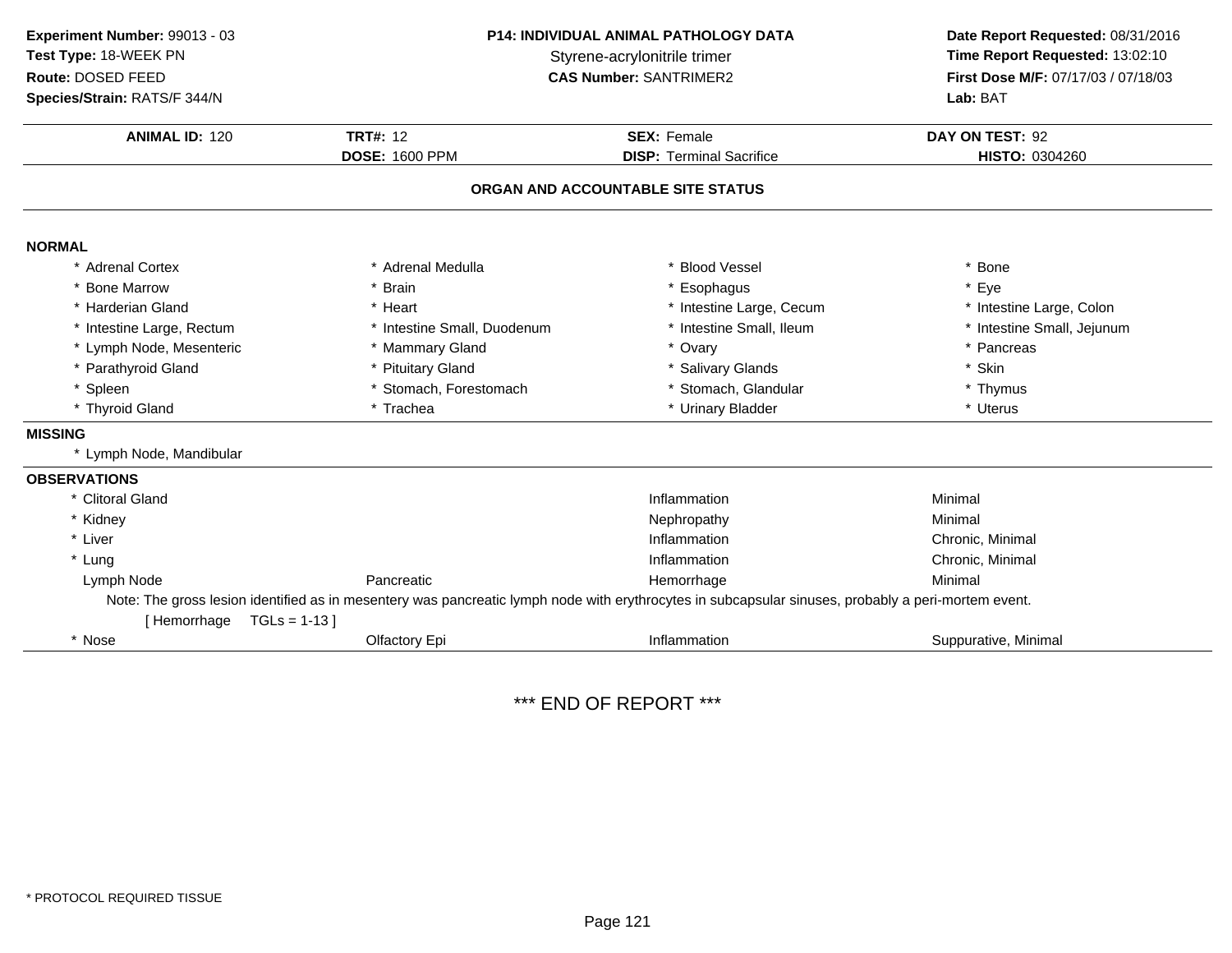**Experiment Number:** 99013 - 03
**Test Type:** 18-WEEK PN
**Route:** DOSED FEED
**Species/Strain:** RATS/F 344/N

**P14: INDIVIDUAL ANIMAL PATHOLOGY DATA**
Styrene-acrylonitrile trimer
**CAS Number:** SANTRIMER2

**Date Report Requested:** 08/31/2016
**Time Report Requested:** 13:02:10
**First Dose M/F:** 07/17/03 / 07/18/03
**Lab:** BAT

| **ANIMAL ID:** 120 | **TRT#:** 12 | **SEX:** Female | **DAY ON TEST:** 92 |
|---|---|---|---|
| | **DOSE:** 1600 PPM | **DISP:** Terminal Sacrifice | **HISTO:** 0304260 |

## ORGAN AND ACCOUNTABLE SITE STATUS

**NORMAL**

| | | | |
|---|---|---|---|
| * Adrenal Cortex | * Adrenal Medulla | * Blood Vessel | * Bone |
| * Bone Marrow | * Brain | * Esophagus | * Eye |
| * Harderian Gland | * Heart | * Intestine Large, Cecum | * Intestine Large, Colon |
| * Intestine Large, Rectum | * Intestine Small, Duodenum | * Intestine Small, Ileum | * Intestine Small, Jejunum |
| * Lymph Node, Mesenteric | * Mammary Gland | * Ovary | * Pancreas |
| * Parathyroid Gland | * Pituitary Gland | * Salivary Glands | * Skin |
| * Spleen | * Stomach, Forestomach | * Stomach, Glandular | * Thymus |
| * Thyroid Gland | * Trachea | * Urinary Bladder | * Uterus |

**MISSING**

* Lymph Node, Mandibular

**OBSERVATIONS**

| | | | |
|---|---|---|---|
| * Clitoral Gland | | Inflammation | Minimal |
| * Kidney | | Nephropathy | Minimal |
| * Liver | | Inflammation | Chronic, Minimal |
| * Lung | | Inflammation | Chronic, Minimal |
| Lymph Node | Pancreatic | Hemorrhage | Minimal |

Note: The gross lesion identified as in mesentery was pancreatic lymph node with erythrocytes in subcapsular sinuses, probably a peri-mortem event.
[ Hemorrhage TGLs = 1-13 ]

| | | | |
|---|---|---|---|
| * Nose | Olfactory Epi | Inflammation | Suppurative, Minimal |

*** END OF REPORT ***

* PROTOCOL REQUIRED TISSUE